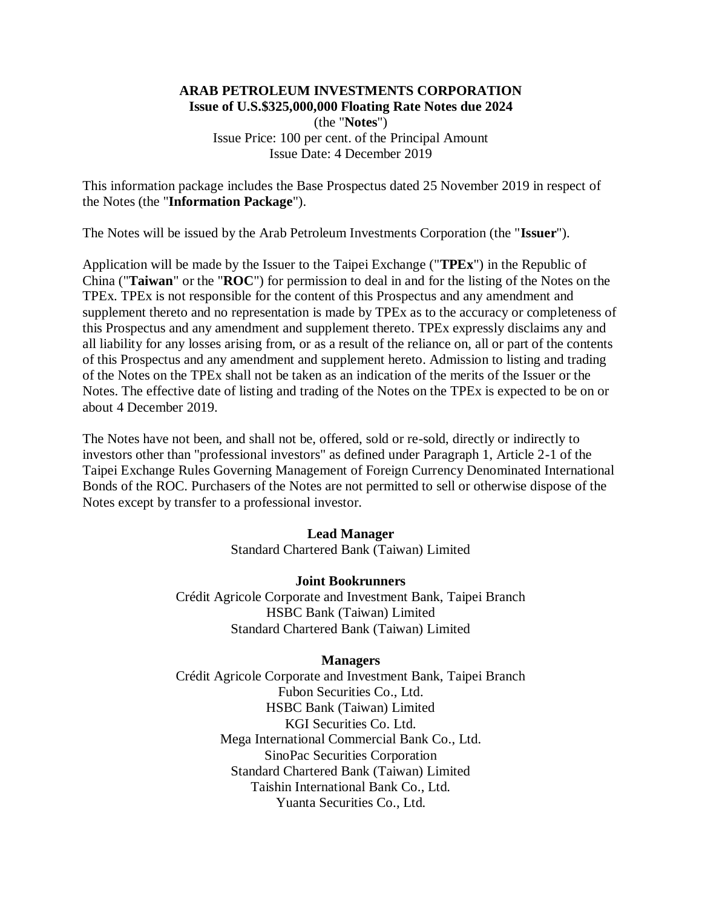**ARAB PETROLEUM INVESTMENTS CORPORATION**
**Issue of U.S.$325,000,000 Floating Rate Notes due 2024**
(the "**Notes**")
Issue Price: 100 per cent. of the Principal Amount
Issue Date: 4 December 2019

This information package includes the Base Prospectus dated 25 November 2019 in respect of the Notes (the "**Information Package**").

The Notes will be issued by the Arab Petroleum Investments Corporation (the "**Issuer**").

Application will be made by the Issuer to the Taipei Exchange ("**TPEx**") in the Republic of China ("**Taiwan**" or the "**ROC**") for permission to deal in and for the listing of the Notes on the TPEx. TPEx is not responsible for the content of this Prospectus and any amendment and supplement thereto and no representation is made by TPEx as to the accuracy or completeness of this Prospectus and any amendment and supplement thereto. TPEx expressly disclaims any and all liability for any losses arising from, or as a result of the reliance on, all or part of the contents of this Prospectus and any amendment and supplement hereto. Admission to listing and trading of the Notes on the TPEx shall not be taken as an indication of the merits of the Issuer or the Notes. The effective date of listing and trading of the Notes on the TPEx is expected to be on or about 4 December 2019.

The Notes have not been, and shall not be, offered, sold or re-sold, directly or indirectly to investors other than "professional investors" as defined under Paragraph 1, Article 2-1 of the Taipei Exchange Rules Governing Management of Foreign Currency Denominated International Bonds of the ROC. Purchasers of the Notes are not permitted to sell or otherwise dispose of the Notes except by transfer to a professional investor.

**Lead Manager**
Standard Chartered Bank (Taiwan) Limited

**Joint Bookrunners**
Crédit Agricole Corporate and Investment Bank, Taipei Branch
HSBC Bank (Taiwan) Limited
Standard Chartered Bank (Taiwan) Limited

**Managers**
Crédit Agricole Corporate and Investment Bank, Taipei Branch
Fubon Securities Co., Ltd.
HSBC Bank (Taiwan) Limited
KGI Securities Co. Ltd.
Mega International Commercial Bank Co., Ltd.
SinoPac Securities Corporation
Standard Chartered Bank (Taiwan) Limited
Taishin International Bank Co., Ltd.
Yuanta Securities Co., Ltd.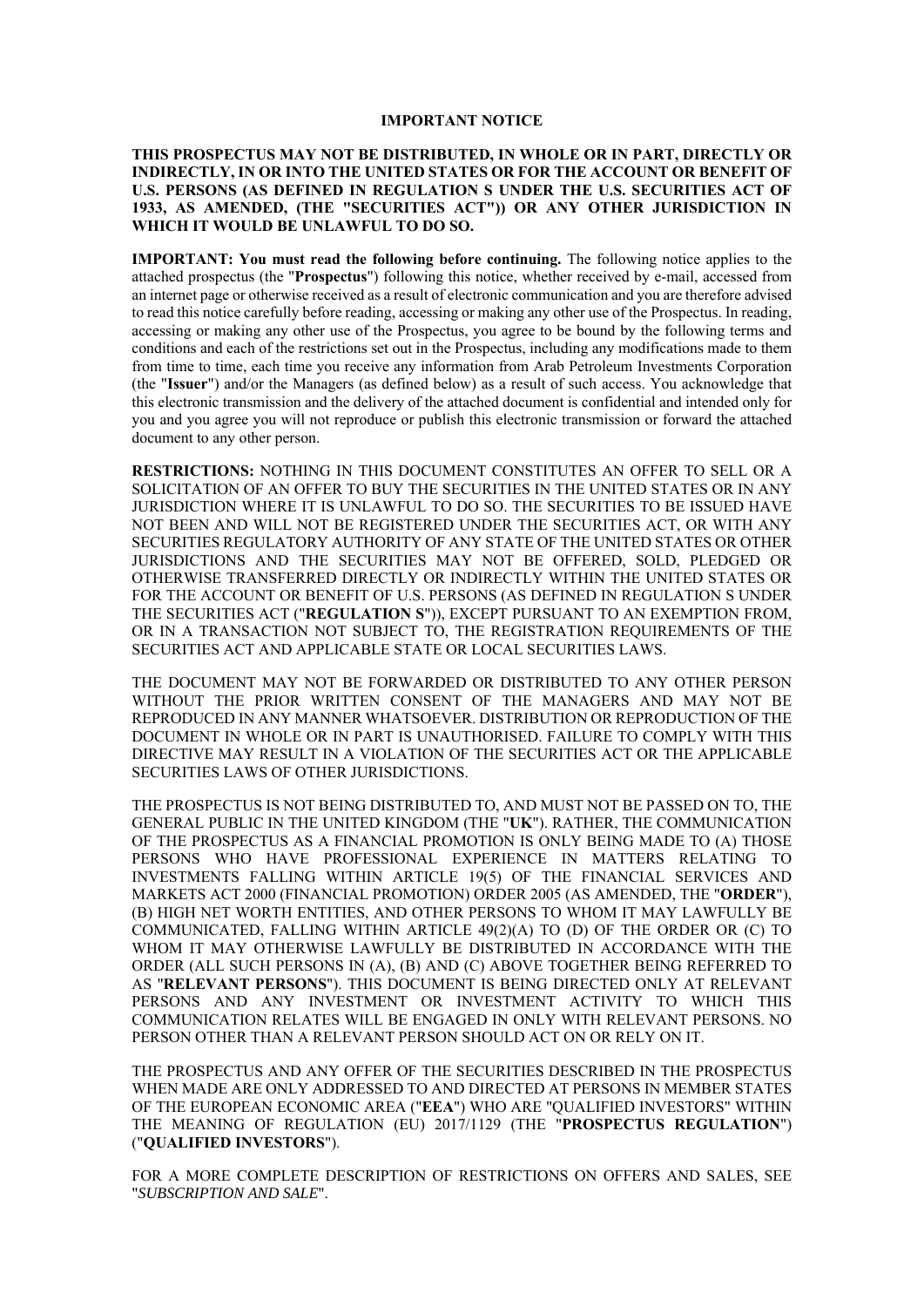**IMPORTANT NOTICE**

**THIS PROSPECTUS MAY NOT BE DISTRIBUTED, IN WHOLE OR IN PART, DIRECTLY OR INDIRECTLY, IN OR INTO THE UNITED STATES OR FOR THE ACCOUNT OR BENEFIT OF U.S. PERSONS (AS DEFINED IN REGULATION S UNDER THE U.S. SECURITIES ACT OF 1933, AS AMENDED, (THE "SECURITIES ACT")) OR ANY OTHER JURISDICTION IN WHICH IT WOULD BE UNLAWFUL TO DO SO.**

**IMPORTANT: You must read the following before continuing.** The following notice applies to the attached prospectus (the "**Prospectus**") following this notice, whether received by e-mail, accessed from an internet page or otherwise received as a result of electronic communication and you are therefore advised to read this notice carefully before reading, accessing or making any other use of the Prospectus. In reading, accessing or making any other use of the Prospectus, you agree to be bound by the following terms and conditions and each of the restrictions set out in the Prospectus, including any modifications made to them from time to time, each time you receive any information from Arab Petroleum Investments Corporation (the "**Issuer**") and/or the Managers (as defined below) as a result of such access. You acknowledge that this electronic transmission and the delivery of the attached document is confidential and intended only for you and you agree you will not reproduce or publish this electronic transmission or forward the attached document to any other person.

**RESTRICTIONS:** NOTHING IN THIS DOCUMENT CONSTITUTES AN OFFER TO SELL OR A SOLICITATION OF AN OFFER TO BUY THE SECURITIES IN THE UNITED STATES OR IN ANY JURISDICTION WHERE IT IS UNLAWFUL TO DO SO. THE SECURITIES TO BE ISSUED HAVE NOT BEEN AND WILL NOT BE REGISTERED UNDER THE SECURITIES ACT, OR WITH ANY SECURITIES REGULATORY AUTHORITY OF ANY STATE OF THE UNITED STATES OR OTHER JURISDICTIONS AND THE SECURITIES MAY NOT BE OFFERED, SOLD, PLEDGED OR OTHERWISE TRANSFERRED DIRECTLY OR INDIRECTLY WITHIN THE UNITED STATES OR FOR THE ACCOUNT OR BENEFIT OF U.S. PERSONS (AS DEFINED IN REGULATION S UNDER THE SECURITIES ACT ("**REGULATION S**")), EXCEPT PURSUANT TO AN EXEMPTION FROM, OR IN A TRANSACTION NOT SUBJECT TO, THE REGISTRATION REQUIREMENTS OF THE SECURITIES ACT AND APPLICABLE STATE OR LOCAL SECURITIES LAWS.

THE DOCUMENT MAY NOT BE FORWARDED OR DISTRIBUTED TO ANY OTHER PERSON WITHOUT THE PRIOR WRITTEN CONSENT OF THE MANAGERS AND MAY NOT BE REPRODUCED IN ANY MANNER WHATSOEVER. DISTRIBUTION OR REPRODUCTION OF THE DOCUMENT IN WHOLE OR IN PART IS UNAUTHORISED. FAILURE TO COMPLY WITH THIS DIRECTIVE MAY RESULT IN A VIOLATION OF THE SECURITIES ACT OR THE APPLICABLE SECURITIES LAWS OF OTHER JURISDICTIONS.

THE PROSPECTUS IS NOT BEING DISTRIBUTED TO, AND MUST NOT BE PASSED ON TO, THE GENERAL PUBLIC IN THE UNITED KINGDOM (THE "**UK**"). RATHER, THE COMMUNICATION OF THE PROSPECTUS AS A FINANCIAL PROMOTION IS ONLY BEING MADE TO (A) THOSE PERSONS WHO HAVE PROFESSIONAL EXPERIENCE IN MATTERS RELATING TO INVESTMENTS FALLING WITHIN ARTICLE 19(5) OF THE FINANCIAL SERVICES AND MARKETS ACT 2000 (FINANCIAL PROMOTION) ORDER 2005 (AS AMENDED, THE "**ORDER**"), (B) HIGH NET WORTH ENTITIES, AND OTHER PERSONS TO WHOM IT MAY LAWFULLY BE COMMUNICATED, FALLING WITHIN ARTICLE 49(2)(A) TO (D) OF THE ORDER OR (C) TO WHOM IT MAY OTHERWISE LAWFULLY BE DISTRIBUTED IN ACCORDANCE WITH THE ORDER (ALL SUCH PERSONS IN (A), (B) AND (C) ABOVE TOGETHER BEING REFERRED TO AS "**RELEVANT PERSONS**"). THIS DOCUMENT IS BEING DIRECTED ONLY AT RELEVANT PERSONS AND ANY INVESTMENT OR INVESTMENT ACTIVITY TO WHICH THIS COMMUNICATION RELATES WILL BE ENGAGED IN ONLY WITH RELEVANT PERSONS. NO PERSON OTHER THAN A RELEVANT PERSON SHOULD ACT ON OR RELY ON IT.

THE PROSPECTUS AND ANY OFFER OF THE SECURITIES DESCRIBED IN THE PROSPECTUS WHEN MADE ARE ONLY ADDRESSED TO AND DIRECTED AT PERSONS IN MEMBER STATES OF THE EUROPEAN ECONOMIC AREA ("**EEA**") WHO ARE "QUALIFIED INVESTORS" WITHIN THE MEANING OF REGULATION (EU) 2017/1129 (THE "**PROSPECTUS REGULATION**") ("**QUALIFIED INVESTORS**").

FOR A MORE COMPLETE DESCRIPTION OF RESTRICTIONS ON OFFERS AND SALES, SEE "*SUBSCRIPTION AND SALE*".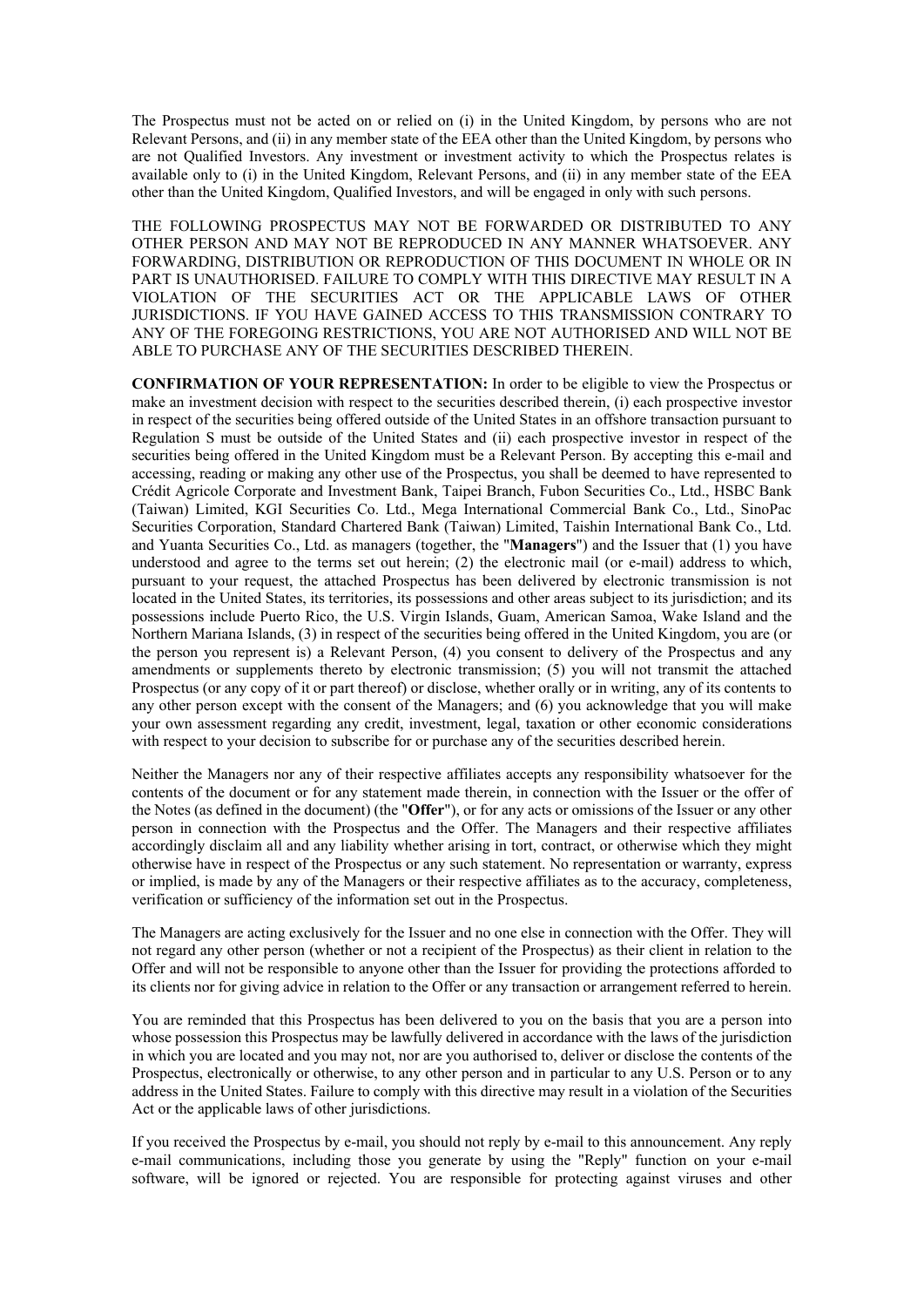The Prospectus must not be acted on or relied on (i) in the United Kingdom, by persons who are not Relevant Persons, and (ii) in any member state of the EEA other than the United Kingdom, by persons who are not Qualified Investors. Any investment or investment activity to which the Prospectus relates is available only to (i) in the United Kingdom, Relevant Persons, and (ii) in any member state of the EEA other than the United Kingdom, Qualified Investors, and will be engaged in only with such persons.

THE FOLLOWING PROSPECTUS MAY NOT BE FORWARDED OR DISTRIBUTED TO ANY OTHER PERSON AND MAY NOT BE REPRODUCED IN ANY MANNER WHATSOEVER. ANY FORWARDING, DISTRIBUTION OR REPRODUCTION OF THIS DOCUMENT IN WHOLE OR IN PART IS UNAUTHORISED. FAILURE TO COMPLY WITH THIS DIRECTIVE MAY RESULT IN A VIOLATION OF THE SECURITIES ACT OR THE APPLICABLE LAWS OF OTHER JURISDICTIONS. IF YOU HAVE GAINED ACCESS TO THIS TRANSMISSION CONTRARY TO ANY OF THE FOREGOING RESTRICTIONS, YOU ARE NOT AUTHORISED AND WILL NOT BE ABLE TO PURCHASE ANY OF THE SECURITIES DESCRIBED THEREIN.

**CONFIRMATION OF YOUR REPRESENTATION:** In order to be eligible to view the Prospectus or make an investment decision with respect to the securities described therein, (i) each prospective investor in respect of the securities being offered outside of the United States in an offshore transaction pursuant to Regulation S must be outside of the United States and (ii) each prospective investor in respect of the securities being offered in the United Kingdom must be a Relevant Person. By accepting this e-mail and accessing, reading or making any other use of the Prospectus, you shall be deemed to have represented to Crédit Agricole Corporate and Investment Bank, Taipei Branch, Fubon Securities Co., Ltd., HSBC Bank (Taiwan) Limited, KGI Securities Co. Ltd., Mega International Commercial Bank Co., Ltd., SinoPac Securities Corporation, Standard Chartered Bank (Taiwan) Limited, Taishin International Bank Co., Ltd. and Yuanta Securities Co., Ltd. as managers (together, the "**Managers**") and the Issuer that (1) you have understood and agree to the terms set out herein; (2) the electronic mail (or e-mail) address to which, pursuant to your request, the attached Prospectus has been delivered by electronic transmission is not located in the United States, its territories, its possessions and other areas subject to its jurisdiction; and its possessions include Puerto Rico, the U.S. Virgin Islands, Guam, American Samoa, Wake Island and the Northern Mariana Islands, (3) in respect of the securities being offered in the United Kingdom, you are (or the person you represent is) a Relevant Person, (4) you consent to delivery of the Prospectus and any amendments or supplements thereto by electronic transmission; (5) you will not transmit the attached Prospectus (or any copy of it or part thereof) or disclose, whether orally or in writing, any of its contents to any other person except with the consent of the Managers; and (6) you acknowledge that you will make your own assessment regarding any credit, investment, legal, taxation or other economic considerations with respect to your decision to subscribe for or purchase any of the securities described herein.

Neither the Managers nor any of their respective affiliates accepts any responsibility whatsoever for the contents of the document or for any statement made therein, in connection with the Issuer or the offer of the Notes (as defined in the document) (the "**Offer**"), or for any acts or omissions of the Issuer or any other person in connection with the Prospectus and the Offer. The Managers and their respective affiliates accordingly disclaim all and any liability whether arising in tort, contract, or otherwise which they might otherwise have in respect of the Prospectus or any such statement. No representation or warranty, express or implied, is made by any of the Managers or their respective affiliates as to the accuracy, completeness, verification or sufficiency of the information set out in the Prospectus.

The Managers are acting exclusively for the Issuer and no one else in connection with the Offer. They will not regard any other person (whether or not a recipient of the Prospectus) as their client in relation to the Offer and will not be responsible to anyone other than the Issuer for providing the protections afforded to its clients nor for giving advice in relation to the Offer or any transaction or arrangement referred to herein.

You are reminded that this Prospectus has been delivered to you on the basis that you are a person into whose possession this Prospectus may be lawfully delivered in accordance with the laws of the jurisdiction in which you are located and you may not, nor are you authorised to, deliver or disclose the contents of the Prospectus, electronically or otherwise, to any other person and in particular to any U.S. Person or to any address in the United States. Failure to comply with this directive may result in a violation of the Securities Act or the applicable laws of other jurisdictions.

If you received the Prospectus by e-mail, you should not reply by e-mail to this announcement. Any reply e-mail communications, including those you generate by using the "Reply" function on your e-mail software, will be ignored or rejected. You are responsible for protecting against viruses and other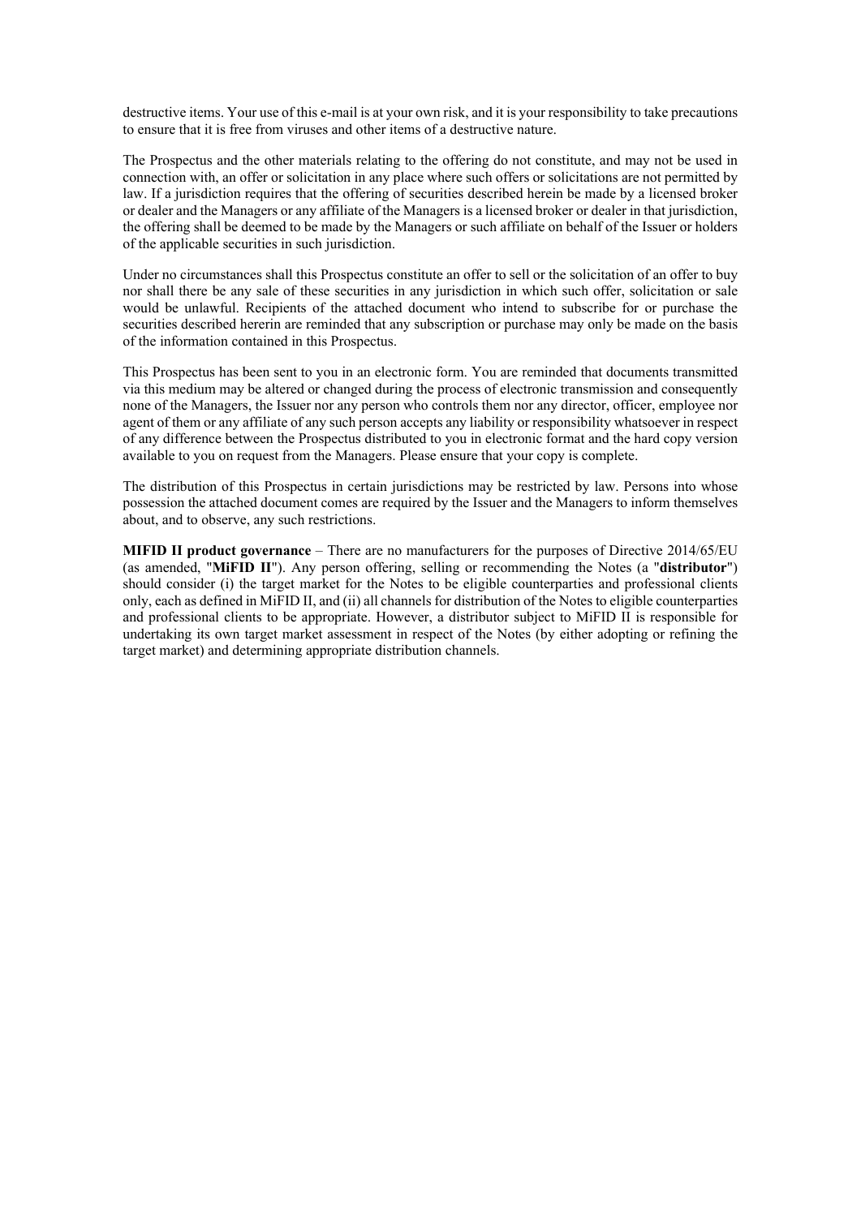destructive items. Your use of this e-mail is at your own risk, and it is your responsibility to take precautions to ensure that it is free from viruses and other items of a destructive nature.

The Prospectus and the other materials relating to the offering do not constitute, and may not be used in connection with, an offer or solicitation in any place where such offers or solicitations are not permitted by law. If a jurisdiction requires that the offering of securities described herein be made by a licensed broker or dealer and the Managers or any affiliate of the Managers is a licensed broker or dealer in that jurisdiction, the offering shall be deemed to be made by the Managers or such affiliate on behalf of the Issuer or holders of the applicable securities in such jurisdiction.

Under no circumstances shall this Prospectus constitute an offer to sell or the solicitation of an offer to buy nor shall there be any sale of these securities in any jurisdiction in which such offer, solicitation or sale would be unlawful. Recipients of the attached document who intend to subscribe for or purchase the securities described hererin are reminded that any subscription or purchase may only be made on the basis of the information contained in this Prospectus.

This Prospectus has been sent to you in an electronic form. You are reminded that documents transmitted via this medium may be altered or changed during the process of electronic transmission and consequently none of the Managers, the Issuer nor any person who controls them nor any director, officer, employee nor agent of them or any affiliate of any such person accepts any liability or responsibility whatsoever in respect of any difference between the Prospectus distributed to you in electronic format and the hard copy version available to you on request from the Managers. Please ensure that your copy is complete.

The distribution of this Prospectus in certain jurisdictions may be restricted by law. Persons into whose possession the attached document comes are required by the Issuer and the Managers to inform themselves about, and to observe, any such restrictions.

**MIFID II product governance** – There are no manufacturers for the purposes of Directive 2014/65/EU (as amended, "**MiFID II**"). Any person offering, selling or recommending the Notes (a "**distributor**") should consider (i) the target market for the Notes to be eligible counterparties and professional clients only, each as defined in MiFID II, and (ii) all channels for distribution of the Notes to eligible counterparties and professional clients to be appropriate. However, a distributor subject to MiFID II is responsible for undertaking its own target market assessment in respect of the Notes (by either adopting or refining the target market) and determining appropriate distribution channels.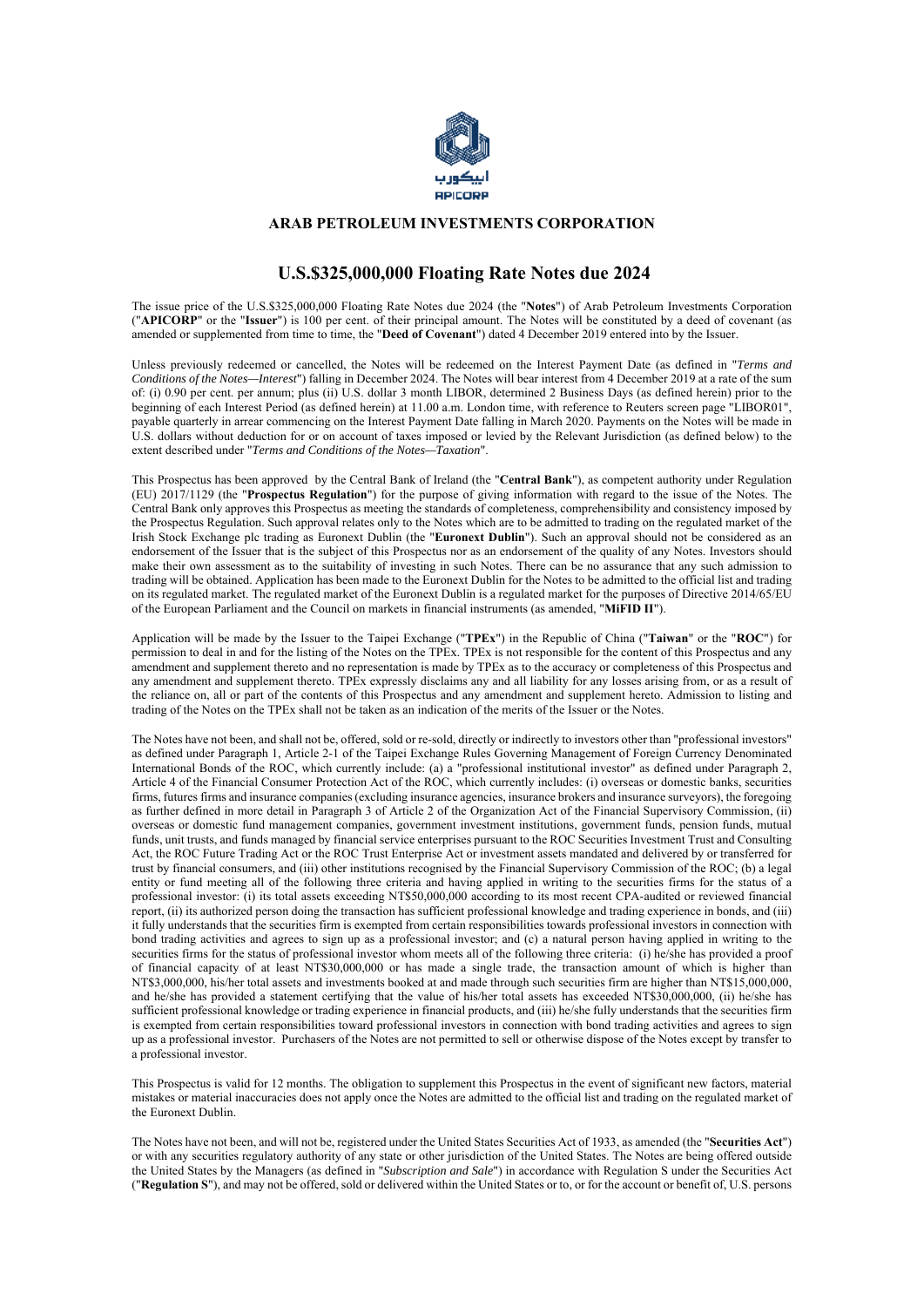ابيكورب
APICORP

## ARAB PETROLEUM INVESTMENTS CORPORATION

# U.S.$325,000,000 Floating Rate Notes due 2024

The issue price of the U.S.$325,000,000 Floating Rate Notes due 2024 (the "**Notes**") of Arab Petroleum Investments Corporation ("**APICORP**" or the "**Issuer**") is 100 per cent. of their principal amount. The Notes will be constituted by a deed of covenant (as amended or supplemented from time to time, the "**Deed of Covenant**") dated 4 December 2019 entered into by the Issuer.

Unless previously redeemed or cancelled, the Notes will be redeemed on the Interest Payment Date (as defined in "*Terms and Conditions of the Notes—Interest*") falling in December 2024. The Notes will bear interest from 4 December 2019 at a rate of the sum of: (i) 0.90 per cent. per annum; plus (ii) U.S. dollar 3 month LIBOR, determined 2 Business Days (as defined herein) prior to the beginning of each Interest Period (as defined herein) at 11.00 a.m. London time, with reference to Reuters screen page "LIBOR01", payable quarterly in arrear commencing on the Interest Payment Date falling in March 2020. Payments on the Notes will be made in U.S. dollars without deduction for or on account of taxes imposed or levied by the Relevant Jurisdiction (as defined below) to the extent described under "*Terms and Conditions of the Notes—Taxation*".

This Prospectus has been approved by the Central Bank of Ireland (the "**Central Bank**"), as competent authority under Regulation (EU) 2017/1129 (the "**Prospectus Regulation**") for the purpose of giving information with regard to the issue of the Notes. The Central Bank only approves this Prospectus as meeting the standards of completeness, comprehensibility and consistency imposed by the Prospectus Regulation. Such approval relates only to the Notes which are to be admitted to trading on the regulated market of the Irish Stock Exchange plc trading as Euronext Dublin (the "**Euronext Dublin**"). Such an approval should not be considered as an endorsement of the Issuer that is the subject of this Prospectus nor as an endorsement of the quality of any Notes. Investors should make their own assessment as to the suitability of investing in such Notes. There can be no assurance that any such admission to trading will be obtained. Application has been made to the Euronext Dublin for the Notes to be admitted to the official list and trading on its regulated market. The regulated market of the Euronext Dublin is a regulated market for the purposes of Directive 2014/65/EU of the European Parliament and the Council on markets in financial instruments (as amended, "**MiFID II**").

Application will be made by the Issuer to the Taipei Exchange ("**TPEx**") in the Republic of China ("**Taiwan**" or the "**ROC**") for permission to deal in and for the listing of the Notes on the TPEx. TPEx is not responsible for the content of this Prospectus and any amendment and supplement thereto and no representation is made by TPEx as to the accuracy or completeness of this Prospectus and any amendment and supplement thereto. TPEx expressly disclaims any and all liability for any losses arising from, or as a result of the reliance on, all or part of the contents of this Prospectus and any amendment and supplement hereto. Admission to listing and trading of the Notes on the TPEx shall not be taken as an indication of the merits of the Issuer or the Notes.

The Notes have not been, and shall not be, offered, sold or re-sold, directly or indirectly to investors other than "professional investors" as defined under Paragraph 1, Article 2-1 of the Taipei Exchange Rules Governing Management of Foreign Currency Denominated International Bonds of the ROC, which currently include: (a) a "professional institutional investor" as defined under Paragraph 2, Article 4 of the Financial Consumer Protection Act of the ROC, which currently includes: (i) overseas or domestic banks, securities firms, futures firms and insurance companies (excluding insurance agencies, insurance brokers and insurance surveyors), the foregoing as further defined in more detail in Paragraph 3 of Article 2 of the Organization Act of the Financial Supervisory Commission, (ii) overseas or domestic fund management companies, government investment institutions, government funds, pension funds, mutual funds, unit trusts, and funds managed by financial service enterprises pursuant to the ROC Securities Investment Trust and Consulting Act, the ROC Future Trading Act or the ROC Trust Enterprise Act or investment assets mandated and delivered by or transferred for trust by financial consumers, and (iii) other institutions recognised by the Financial Supervisory Commission of the ROC; (b) a legal entity or fund meeting all of the following three criteria and having applied in writing to the securities firms for the status of a professional investor: (i) its total assets exceeding NT$50,000,000 according to its most recent CPA-audited or reviewed financial report, (ii) its authorized person doing the transaction has sufficient professional knowledge and trading experience in bonds, and (iii) it fully understands that the securities firm is exempted from certain responsibilities towards professional investors in connection with bond trading activities and agrees to sign up as a professional investor; and (c) a natural person having applied in writing to the securities firms for the status of professional investor whom meets all of the following three criteria: (i) he/she has provided a proof of financial capacity of at least NT$30,000,000 or has made a single trade, the transaction amount of which is higher than NT$3,000,000, his/her total assets and investments booked at and made through such securities firm are higher than NT$15,000,000, and he/she has provided a statement certifying that the value of his/her total assets has exceeded NT$30,000,000, (ii) he/she has sufficient professional knowledge or trading experience in financial products, and (iii) he/she fully understands that the securities firm is exempted from certain responsibilities toward professional investors in connection with bond trading activities and agrees to sign up as a professional investor. Purchasers of the Notes are not permitted to sell or otherwise dispose of the Notes except by transfer to a professional investor.

This Prospectus is valid for 12 months. The obligation to supplement this Prospectus in the event of significant new factors, material mistakes or material inaccuracies does not apply once the Notes are admitted to the official list and trading on the regulated market of the Euronext Dublin.

The Notes have not been, and will not be, registered under the United States Securities Act of 1933, as amended (the "**Securities Act**") or with any securities regulatory authority of any state or other jurisdiction of the United States. The Notes are being offered outside the United States by the Managers (as defined in "*Subscription and Sale*") in accordance with Regulation S under the Securities Act ("**Regulation S**"), and may not be offered, sold or delivered within the United States or to, or for the account or benefit of, U.S. persons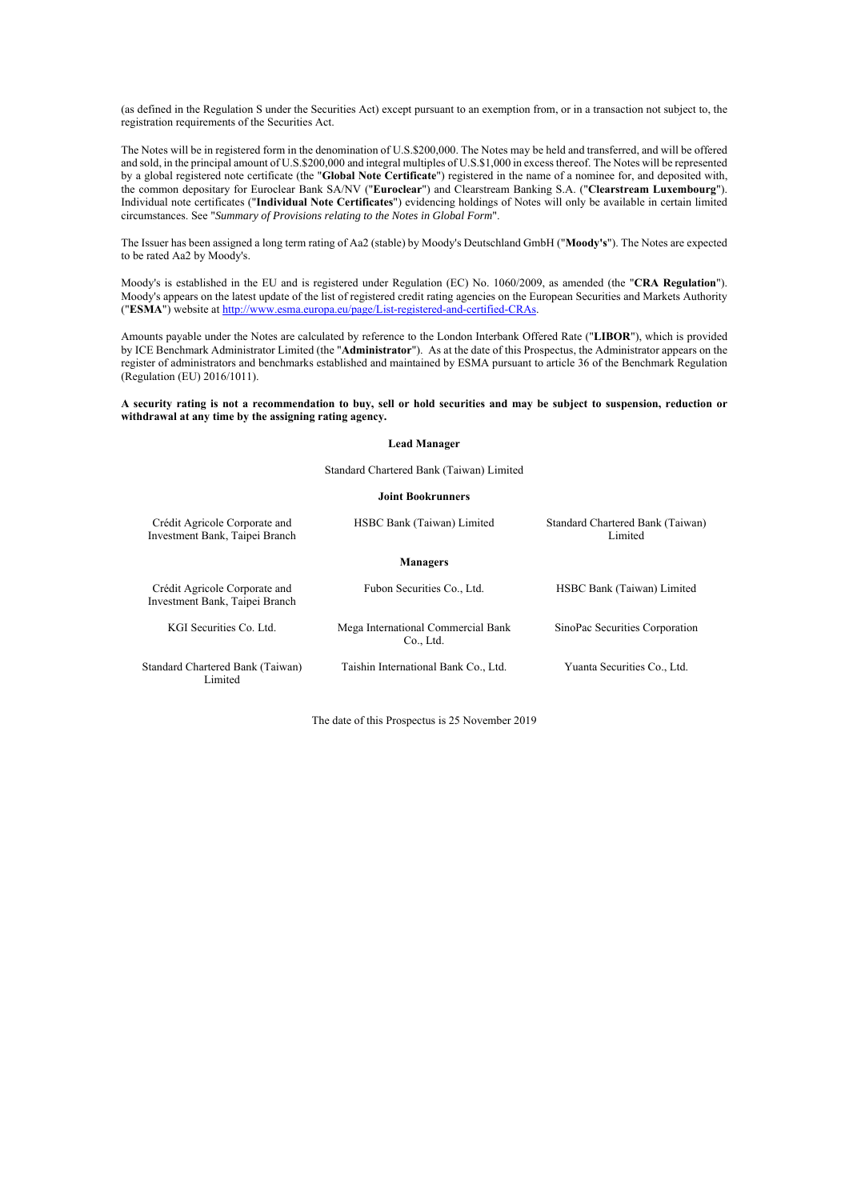(as defined in the Regulation S under the Securities Act) except pursuant to an exemption from, or in a transaction not subject to, the registration requirements of the Securities Act.

The Notes will be in registered form in the denomination of U.S.$200,000. The Notes may be held and transferred, and will be offered and sold, in the principal amount of U.S.$200,000 and integral multiples of U.S.$1,000 in excess thereof. The Notes will be represented by a global registered note certificate (the "**Global Note Certificate**") registered in the name of a nominee for, and deposited with, the common depositary for Euroclear Bank SA/NV ("**Euroclear**") and Clearstream Banking S.A. ("**Clearstream Luxembourg**"). Individual note certificates ("**Individual Note Certificates**") evidencing holdings of Notes will only be available in certain limited circumstances. See "*Summary of Provisions relating to the Notes in Global Form*".

The Issuer has been assigned a long term rating of Aa2 (stable) by Moody's Deutschland GmbH ("**Moody's**"). The Notes are expected to be rated Aa2 by Moody's.

Moody's is established in the EU and is registered under Regulation (EC) No. 1060/2009, as amended (the "**CRA Regulation**"). Moody's appears on the latest update of the list of registered credit rating agencies on the European Securities and Markets Authority ("**ESMA**") website at http://www.esma.europa.eu/page/List-registered-and-certified-CRAs.

Amounts payable under the Notes are calculated by reference to the London Interbank Offered Rate ("**LIBOR**"), which is provided by ICE Benchmark Administrator Limited (the "**Administrator**"). As at the date of this Prospectus, the Administrator appears on the register of administrators and benchmarks established and maintained by ESMA pursuant to article 36 of the Benchmark Regulation (Regulation (EU) 2016/1011).

**A security rating is not a recommendation to buy, sell or hold securities and may be subject to suspension, reduction or withdrawal at any time by the assigning rating agency.**

**Lead Manager**

Standard Chartered Bank (Taiwan) Limited

**Joint Bookrunners**

| | | |
|---|---|---|
| Crédit Agricole Corporate and Investment Bank, Taipei Branch | HSBC Bank (Taiwan) Limited | Standard Chartered Bank (Taiwan) Limited |

**Managers**

| | | |
|---|---|---|
| Crédit Agricole Corporate and Investment Bank, Taipei Branch | Fubon Securities Co., Ltd. | HSBC Bank (Taiwan) Limited |
| KGI Securities Co. Ltd. | Mega International Commercial Bank Co., Ltd. | SinoPac Securities Corporation |
| Standard Chartered Bank (Taiwan) Limited | Taishin International Bank Co., Ltd. | Yuanta Securities Co., Ltd. |

The date of this Prospectus is 25 November 2019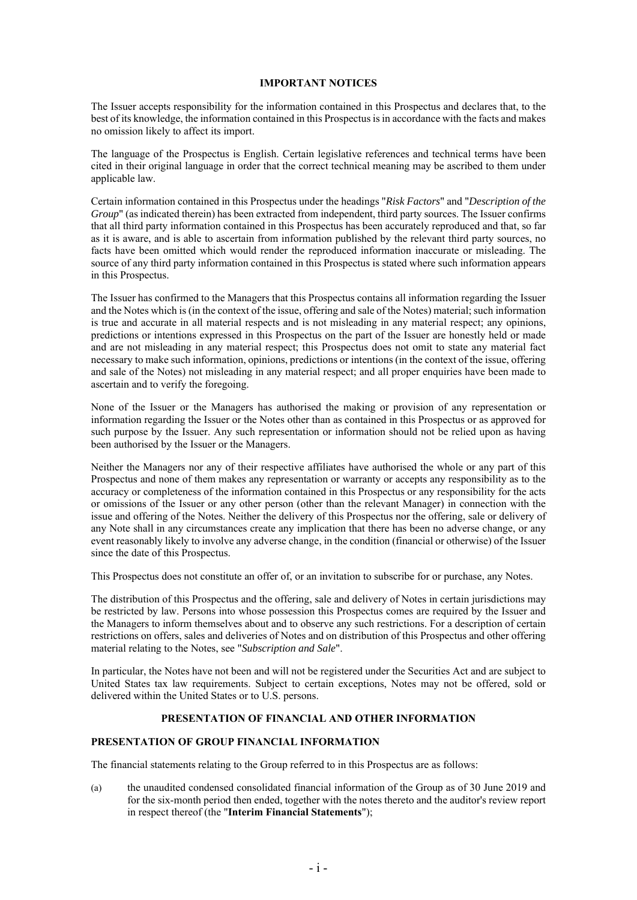## IMPORTANT NOTICES

The Issuer accepts responsibility for the information contained in this Prospectus and declares that, to the best of its knowledge, the information contained in this Prospectus is in accordance with the facts and makes no omission likely to affect its import.

The language of the Prospectus is English. Certain legislative references and technical terms have been cited in their original language in order that the correct technical meaning may be ascribed to them under applicable law.

Certain information contained in this Prospectus under the headings "*Risk Factors*" and "*Description of the Group*" (as indicated therein) has been extracted from independent, third party sources. The Issuer confirms that all third party information contained in this Prospectus has been accurately reproduced and that, so far as it is aware, and is able to ascertain from information published by the relevant third party sources, no facts have been omitted which would render the reproduced information inaccurate or misleading. The source of any third party information contained in this Prospectus is stated where such information appears in this Prospectus.

The Issuer has confirmed to the Managers that this Prospectus contains all information regarding the Issuer and the Notes which is (in the context of the issue, offering and sale of the Notes) material; such information is true and accurate in all material respects and is not misleading in any material respect; any opinions, predictions or intentions expressed in this Prospectus on the part of the Issuer are honestly held or made and are not misleading in any material respect; this Prospectus does not omit to state any material fact necessary to make such information, opinions, predictions or intentions (in the context of the issue, offering and sale of the Notes) not misleading in any material respect; and all proper enquiries have been made to ascertain and to verify the foregoing.

None of the Issuer or the Managers has authorised the making or provision of any representation or information regarding the Issuer or the Notes other than as contained in this Prospectus or as approved for such purpose by the Issuer. Any such representation or information should not be relied upon as having been authorised by the Issuer or the Managers.

Neither the Managers nor any of their respective affiliates have authorised the whole or any part of this Prospectus and none of them makes any representation or warranty or accepts any responsibility as to the accuracy or completeness of the information contained in this Prospectus or any responsibility for the acts or omissions of the Issuer or any other person (other than the relevant Manager) in connection with the issue and offering of the Notes. Neither the delivery of this Prospectus nor the offering, sale or delivery of any Note shall in any circumstances create any implication that there has been no adverse change, or any event reasonably likely to involve any adverse change, in the condition (financial or otherwise) of the Issuer since the date of this Prospectus.

This Prospectus does not constitute an offer of, or an invitation to subscribe for or purchase, any Notes.

The distribution of this Prospectus and the offering, sale and delivery of Notes in certain jurisdictions may be restricted by law. Persons into whose possession this Prospectus comes are required by the Issuer and the Managers to inform themselves about and to observe any such restrictions. For a description of certain restrictions on offers, sales and deliveries of Notes and on distribution of this Prospectus and other offering material relating to the Notes, see "*Subscription and Sale*".

In particular, the Notes have not been and will not be registered under the Securities Act and are subject to United States tax law requirements. Subject to certain exceptions, Notes may not be offered, sold or delivered within the United States or to U.S. persons.

## PRESENTATION OF FINANCIAL AND OTHER INFORMATION

### PRESENTATION OF GROUP FINANCIAL INFORMATION

The financial statements relating to the Group referred to in this Prospectus are as follows:

(a) the unaudited condensed consolidated financial information of the Group as of 30 June 2019 and for the six-month period then ended, together with the notes thereto and the auditor's review report in respect thereof (the "**Interim Financial Statements**");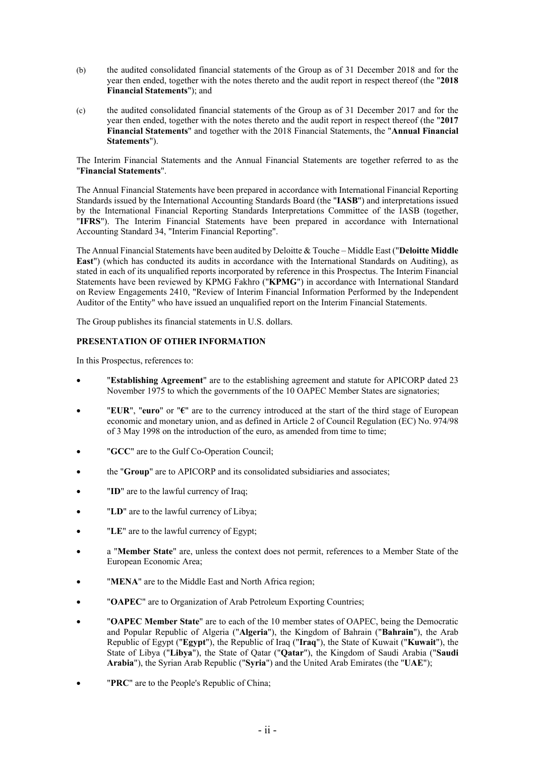(b) the audited consolidated financial statements of the Group as of 31 December 2018 and for the year then ended, together with the notes thereto and the audit report in respect thereof (the "**2018 Financial Statements**"); and

(c) the audited consolidated financial statements of the Group as of 31 December 2017 and for the year then ended, together with the notes thereto and the audit report in respect thereof (the "**2017 Financial Statements**" and together with the 2018 Financial Statements, the "**Annual Financial Statements**").

The Interim Financial Statements and the Annual Financial Statements are together referred to as the "**Financial Statements**".

The Annual Financial Statements have been prepared in accordance with International Financial Reporting Standards issued by the International Accounting Standards Board (the "**IASB**") and interpretations issued by the International Financial Reporting Standards Interpretations Committee of the IASB (together, "**IFRS**"). The Interim Financial Statements have been prepared in accordance with International Accounting Standard 34, "Interim Financial Reporting".

The Annual Financial Statements have been audited by Deloitte & Touche – Middle East ("**Deloitte Middle East**") (which has conducted its audits in accordance with the International Standards on Auditing), as stated in each of its unqualified reports incorporated by reference in this Prospectus. The Interim Financial Statements have been reviewed by KPMG Fakhro ("**KPMG**") in accordance with International Standard on Review Engagements 2410, "Review of Interim Financial Information Performed by the Independent Auditor of the Entity" who have issued an unqualified report on the Interim Financial Statements.

The Group publishes its financial statements in U.S. dollars.

## PRESENTATION OF OTHER INFORMATION

In this Prospectus, references to:

- "**Establishing Agreement**" are to the establishing agreement and statute for APICORP dated 23 November 1975 to which the governments of the 10 OAPEC Member States are signatories;
- "**EUR**", "**euro**" or "**€**" are to the currency introduced at the start of the third stage of European economic and monetary union, and as defined in Article 2 of Council Regulation (EC) No. 974/98 of 3 May 1998 on the introduction of the euro, as amended from time to time;
- "**GCC**" are to the Gulf Co-Operation Council;
- the "**Group**" are to APICORP and its consolidated subsidiaries and associates;
- "**ID**" are to the lawful currency of Iraq;
- "**LD**" are to the lawful currency of Libya;
- "**LE**" are to the lawful currency of Egypt;
- a "**Member State**" are, unless the context does not permit, references to a Member State of the European Economic Area;
- "**MENA**" are to the Middle East and North Africa region;
- "**OAPEC**" are to Organization of Arab Petroleum Exporting Countries;
- "**OAPEC Member State**" are to each of the 10 member states of OAPEC, being the Democratic and Popular Republic of Algeria ("**Algeria**"), the Kingdom of Bahrain ("**Bahrain**"), the Arab Republic of Egypt ("**Egypt**"), the Republic of Iraq ("**Iraq**"), the State of Kuwait ("**Kuwait**"), the State of Libya ("**Libya**"), the State of Qatar ("**Qatar**"), the Kingdom of Saudi Arabia ("**Saudi Arabia**"), the Syrian Arab Republic ("**Syria**") and the United Arab Emirates (the "**UAE**");
- "**PRC**" are to the People's Republic of China;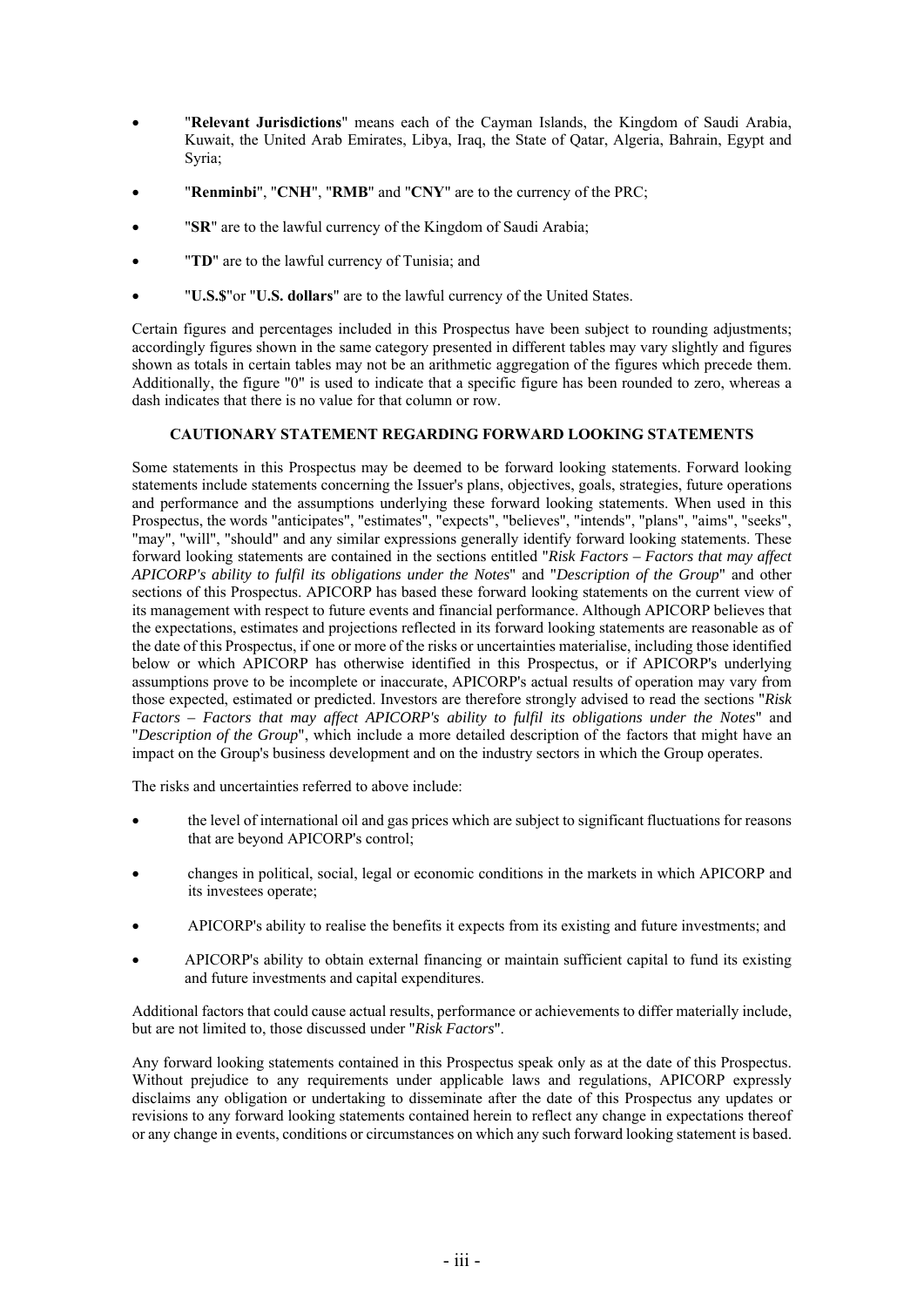- "**Relevant Jurisdictions**" means each of the Cayman Islands, the Kingdom of Saudi Arabia, Kuwait, the United Arab Emirates, Libya, Iraq, the State of Qatar, Algeria, Bahrain, Egypt and Syria;
- "**Renminbi**", "**CNH**", "**RMB**" and "**CNY**" are to the currency of the PRC;
- "**SR**" are to the lawful currency of the Kingdom of Saudi Arabia;
- "**TD**" are to the lawful currency of Tunisia; and
- "**U.S.$**"or "**U.S. dollars**" are to the lawful currency of the United States.

Certain figures and percentages included in this Prospectus have been subject to rounding adjustments; accordingly figures shown in the same category presented in different tables may vary slightly and figures shown as totals in certain tables may not be an arithmetic aggregation of the figures which precede them. Additionally, the figure "0" is used to indicate that a specific figure has been rounded to zero, whereas a dash indicates that there is no value for that column or row.

## CAUTIONARY STATEMENT REGARDING FORWARD LOOKING STATEMENTS

Some statements in this Prospectus may be deemed to be forward looking statements. Forward looking statements include statements concerning the Issuer's plans, objectives, goals, strategies, future operations and performance and the assumptions underlying these forward looking statements. When used in this Prospectus, the words "anticipates", "estimates", "expects", "believes", "intends", "plans", "aims", "seeks", "may", "will", "should" and any similar expressions generally identify forward looking statements. These forward looking statements are contained in the sections entitled "*Risk Factors – Factors that may affect APICORP's ability to fulfil its obligations under the Notes*" and "*Description of the Group*" and other sections of this Prospectus. APICORP has based these forward looking statements on the current view of its management with respect to future events and financial performance. Although APICORP believes that the expectations, estimates and projections reflected in its forward looking statements are reasonable as of the date of this Prospectus, if one or more of the risks or uncertainties materialise, including those identified below or which APICORP has otherwise identified in this Prospectus, or if APICORP's underlying assumptions prove to be incomplete or inaccurate, APICORP's actual results of operation may vary from those expected, estimated or predicted. Investors are therefore strongly advised to read the sections "*Risk Factors – Factors that may affect APICORP's ability to fulfil its obligations under the Notes*" and "*Description of the Group*", which include a more detailed description of the factors that might have an impact on the Group's business development and on the industry sectors in which the Group operates.

The risks and uncertainties referred to above include:

- the level of international oil and gas prices which are subject to significant fluctuations for reasons that are beyond APICORP's control;
- changes in political, social, legal or economic conditions in the markets in which APICORP and its investees operate;
- APICORP's ability to realise the benefits it expects from its existing and future investments; and
- APICORP's ability to obtain external financing or maintain sufficient capital to fund its existing and future investments and capital expenditures.

Additional factors that could cause actual results, performance or achievements to differ materially include, but are not limited to, those discussed under "*Risk Factors*".

Any forward looking statements contained in this Prospectus speak only as at the date of this Prospectus. Without prejudice to any requirements under applicable laws and regulations, APICORP expressly disclaims any obligation or undertaking to disseminate after the date of this Prospectus any updates or revisions to any forward looking statements contained herein to reflect any change in expectations thereof or any change in events, conditions or circumstances on which any such forward looking statement is based.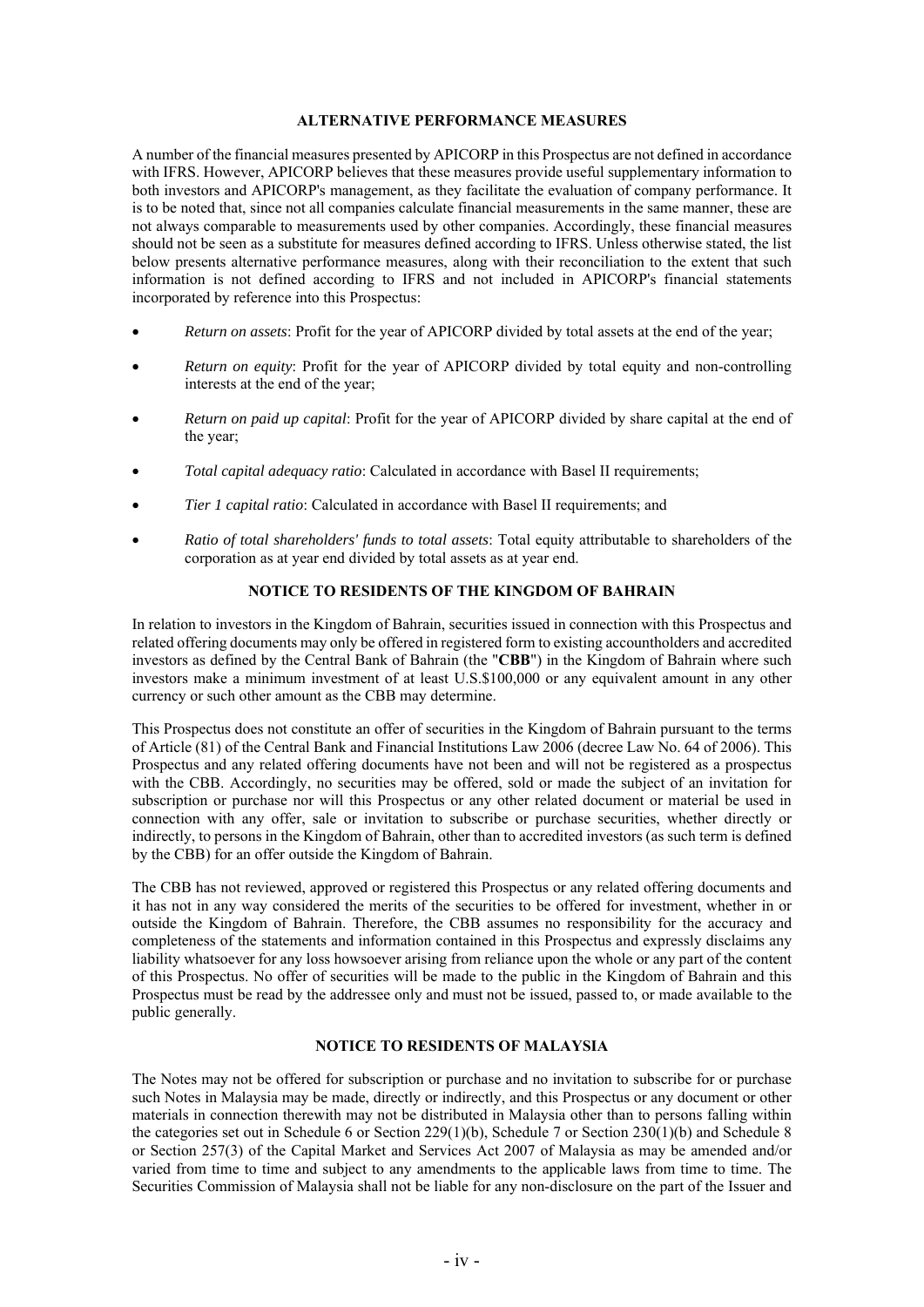## ALTERNATIVE PERFORMANCE MEASURES

A number of the financial measures presented by APICORP in this Prospectus are not defined in accordance with IFRS. However, APICORP believes that these measures provide useful supplementary information to both investors and APICORP's management, as they facilitate the evaluation of company performance. It is to be noted that, since not all companies calculate financial measurements in the same manner, these are not always comparable to measurements used by other companies. Accordingly, these financial measures should not be seen as a substitute for measures defined according to IFRS. Unless otherwise stated, the list below presents alternative performance measures, along with their reconciliation to the extent that such information is not defined according to IFRS and not included in APICORP's financial statements incorporated by reference into this Prospectus:

- *Return on assets*: Profit for the year of APICORP divided by total assets at the end of the year;
- *Return on equity*: Profit for the year of APICORP divided by total equity and non-controlling interests at the end of the year;
- *Return on paid up capital*: Profit for the year of APICORP divided by share capital at the end of the year;
- *Total capital adequacy ratio*: Calculated in accordance with Basel II requirements;
- *Tier 1 capital ratio*: Calculated in accordance with Basel II requirements; and
- *Ratio of total shareholders' funds to total assets*: Total equity attributable to shareholders of the corporation as at year end divided by total assets as at year end.

## NOTICE TO RESIDENTS OF THE KINGDOM OF BAHRAIN

In relation to investors in the Kingdom of Bahrain, securities issued in connection with this Prospectus and related offering documents may only be offered in registered form to existing accountholders and accredited investors as defined by the Central Bank of Bahrain (the "**CBB**") in the Kingdom of Bahrain where such investors make a minimum investment of at least U.S.$100,000 or any equivalent amount in any other currency or such other amount as the CBB may determine.

This Prospectus does not constitute an offer of securities in the Kingdom of Bahrain pursuant to the terms of Article (81) of the Central Bank and Financial Institutions Law 2006 (decree Law No. 64 of 2006). This Prospectus and any related offering documents have not been and will not be registered as a prospectus with the CBB. Accordingly, no securities may be offered, sold or made the subject of an invitation for subscription or purchase nor will this Prospectus or any other related document or material be used in connection with any offer, sale or invitation to subscribe or purchase securities, whether directly or indirectly, to persons in the Kingdom of Bahrain, other than to accredited investors (as such term is defined by the CBB) for an offer outside the Kingdom of Bahrain.

The CBB has not reviewed, approved or registered this Prospectus or any related offering documents and it has not in any way considered the merits of the securities to be offered for investment, whether in or outside the Kingdom of Bahrain. Therefore, the CBB assumes no responsibility for the accuracy and completeness of the statements and information contained in this Prospectus and expressly disclaims any liability whatsoever for any loss howsoever arising from reliance upon the whole or any part of the content of this Prospectus. No offer of securities will be made to the public in the Kingdom of Bahrain and this Prospectus must be read by the addressee only and must not be issued, passed to, or made available to the public generally.

## NOTICE TO RESIDENTS OF MALAYSIA

The Notes may not be offered for subscription or purchase and no invitation to subscribe for or purchase such Notes in Malaysia may be made, directly or indirectly, and this Prospectus or any document or other materials in connection therewith may not be distributed in Malaysia other than to persons falling within the categories set out in Schedule 6 or Section 229(1)(b), Schedule 7 or Section 230(1)(b) and Schedule 8 or Section 257(3) of the Capital Market and Services Act 2007 of Malaysia as may be amended and/or varied from time to time and subject to any amendments to the applicable laws from time to time. The Securities Commission of Malaysia shall not be liable for any non-disclosure on the part of the Issuer and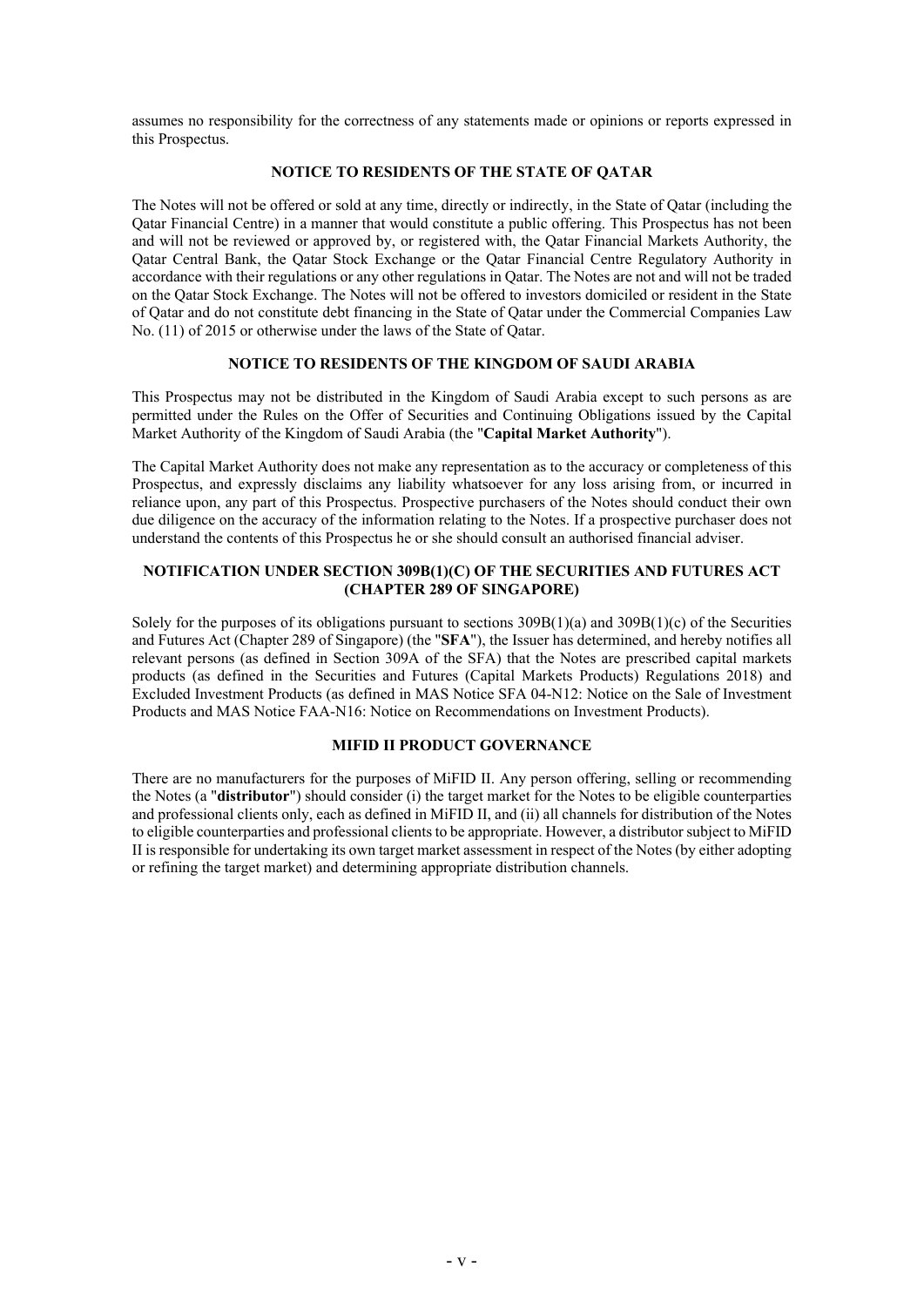assumes no responsibility for the correctness of any statements made or opinions or reports expressed in this Prospectus.

## NOTICE TO RESIDENTS OF THE STATE OF QATAR

The Notes will not be offered or sold at any time, directly or indirectly, in the State of Qatar (including the Qatar Financial Centre) in a manner that would constitute a public offering. This Prospectus has not been and will not be reviewed or approved by, or registered with, the Qatar Financial Markets Authority, the Qatar Central Bank, the Qatar Stock Exchange or the Qatar Financial Centre Regulatory Authority in accordance with their regulations or any other regulations in Qatar. The Notes are not and will not be traded on the Qatar Stock Exchange. The Notes will not be offered to investors domiciled or resident in the State of Qatar and do not constitute debt financing in the State of Qatar under the Commercial Companies Law No. (11) of 2015 or otherwise under the laws of the State of Qatar.

## NOTICE TO RESIDENTS OF THE KINGDOM OF SAUDI ARABIA

This Prospectus may not be distributed in the Kingdom of Saudi Arabia except to such persons as are permitted under the Rules on the Offer of Securities and Continuing Obligations issued by the Capital Market Authority of the Kingdom of Saudi Arabia (the "**Capital Market Authority**").

The Capital Market Authority does not make any representation as to the accuracy or completeness of this Prospectus, and expressly disclaims any liability whatsoever for any loss arising from, or incurred in reliance upon, any part of this Prospectus. Prospective purchasers of the Notes should conduct their own due diligence on the accuracy of the information relating to the Notes. If a prospective purchaser does not understand the contents of this Prospectus he or she should consult an authorised financial adviser.

## NOTIFICATION UNDER SECTION 309B(1)(C) OF THE SECURITIES AND FUTURES ACT (CHAPTER 289 OF SINGAPORE)

Solely for the purposes of its obligations pursuant to sections 309B(1)(a) and 309B(1)(c) of the Securities and Futures Act (Chapter 289 of Singapore) (the "**SFA**"), the Issuer has determined, and hereby notifies all relevant persons (as defined in Section 309A of the SFA) that the Notes are prescribed capital markets products (as defined in the Securities and Futures (Capital Markets Products) Regulations 2018) and Excluded Investment Products (as defined in MAS Notice SFA 04-N12: Notice on the Sale of Investment Products and MAS Notice FAA-N16: Notice on Recommendations on Investment Products).

## MIFID II PRODUCT GOVERNANCE

There are no manufacturers for the purposes of MiFID II. Any person offering, selling or recommending the Notes (a "**distributor**") should consider (i) the target market for the Notes to be eligible counterparties and professional clients only, each as defined in MiFID II, and (ii) all channels for distribution of the Notes to eligible counterparties and professional clients to be appropriate. However, a distributor subject to MiFID II is responsible for undertaking its own target market assessment in respect of the Notes (by either adopting or refining the target market) and determining appropriate distribution channels.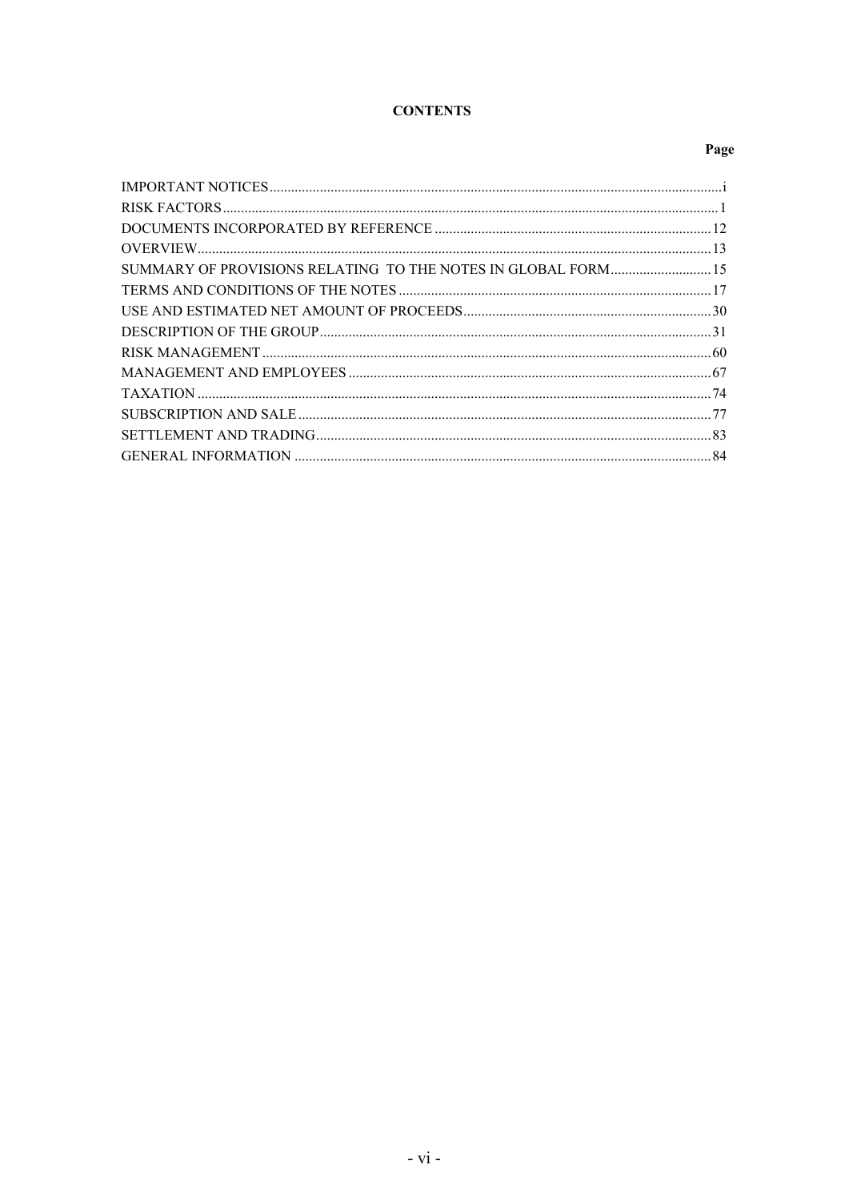# CONTENTS

| | Page |
|---|---|
| IMPORTANT NOTICES | i |
| RISK FACTORS | 1 |
| DOCUMENTS INCORPORATED BY REFERENCE | 12 |
| OVERVIEW | 13 |
| SUMMARY OF PROVISIONS RELATING TO THE NOTES IN GLOBAL FORM | 15 |
| TERMS AND CONDITIONS OF THE NOTES | 17 |
| USE AND ESTIMATED NET AMOUNT OF PROCEEDS | 30 |
| DESCRIPTION OF THE GROUP | 31 |
| RISK MANAGEMENT | 60 |
| MANAGEMENT AND EMPLOYEES | 67 |
| TAXATION | 74 |
| SUBSCRIPTION AND SALE | 77 |
| SETTLEMENT AND TRADING | 83 |
| GENERAL INFORMATION | 84 |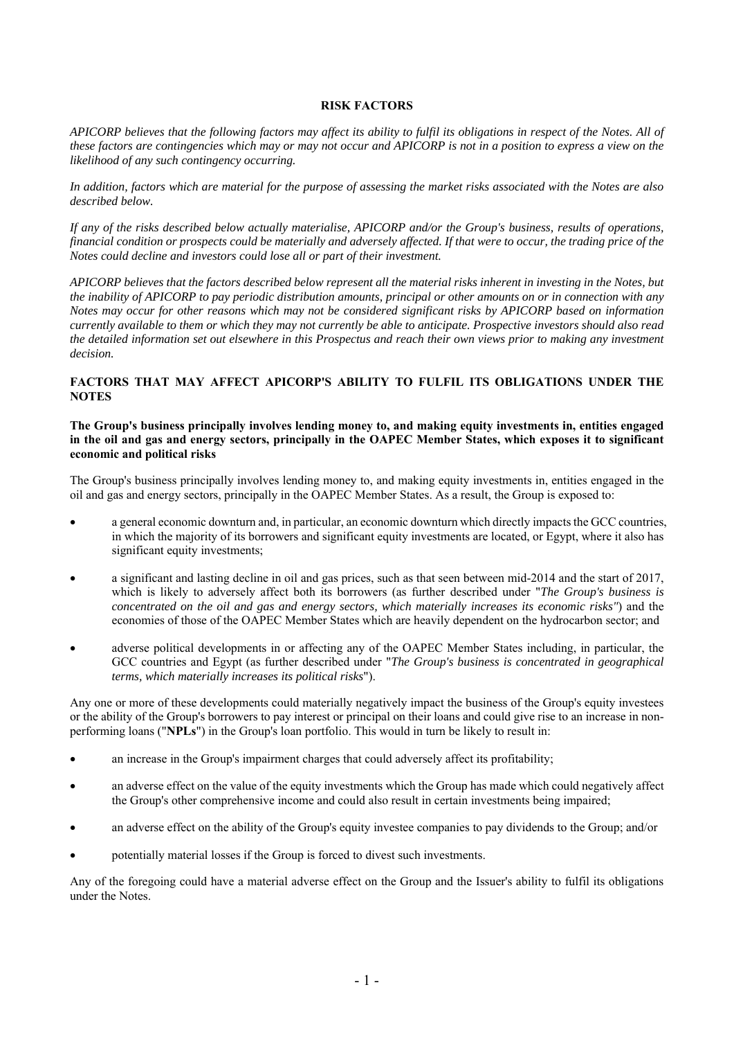# RISK FACTORS

*APICORP believes that the following factors may affect its ability to fulfil its obligations in respect of the Notes. All of these factors are contingencies which may or may not occur and APICORP is not in a position to express a view on the likelihood of any such contingency occurring.*

*In addition, factors which are material for the purpose of assessing the market risks associated with the Notes are also described below.*

*If any of the risks described below actually materialise, APICORP and/or the Group's business, results of operations, financial condition or prospects could be materially and adversely affected. If that were to occur, the trading price of the Notes could decline and investors could lose all or part of their investment.*

*APICORP believes that the factors described below represent all the material risks inherent in investing in the Notes, but the inability of APICORP to pay periodic distribution amounts, principal or other amounts on or in connection with any Notes may occur for other reasons which may not be considered significant risks by APICORP based on information currently available to them or which they may not currently be able to anticipate. Prospective investors should also read the detailed information set out elsewhere in this Prospectus and reach their own views prior to making any investment decision.*

## FACTORS THAT MAY AFFECT APICORP'S ABILITY TO FULFIL ITS OBLIGATIONS UNDER THE NOTES

**The Group's business principally involves lending money to, and making equity investments in, entities engaged in the oil and gas and energy sectors, principally in the OAPEC Member States, which exposes it to significant economic and political risks**

The Group's business principally involves lending money to, and making equity investments in, entities engaged in the oil and gas and energy sectors, principally in the OAPEC Member States. As a result, the Group is exposed to:

- a general economic downturn and, in particular, an economic downturn which directly impacts the GCC countries, in which the majority of its borrowers and significant equity investments are located, or Egypt, where it also has significant equity investments;
- a significant and lasting decline in oil and gas prices, such as that seen between mid-2014 and the start of 2017, which is likely to adversely affect both its borrowers (as further described under "*The Group's business is concentrated on the oil and gas and energy sectors, which materially increases its economic risks"*) and the economies of those of the OAPEC Member States which are heavily dependent on the hydrocarbon sector; and
- adverse political developments in or affecting any of the OAPEC Member States including, in particular, the GCC countries and Egypt (as further described under "*The Group's business is concentrated in geographical terms, which materially increases its political risks*").

Any one or more of these developments could materially negatively impact the business of the Group's equity investees or the ability of the Group's borrowers to pay interest or principal on their loans and could give rise to an increase in non-performing loans ("**NPLs**") in the Group's loan portfolio. This would in turn be likely to result in:

- an increase in the Group's impairment charges that could adversely affect its profitability;
- an adverse effect on the value of the equity investments which the Group has made which could negatively affect the Group's other comprehensive income and could also result in certain investments being impaired;
- an adverse effect on the ability of the Group's equity investee companies to pay dividends to the Group; and/or
- potentially material losses if the Group is forced to divest such investments.

Any of the foregoing could have a material adverse effect on the Group and the Issuer's ability to fulfil its obligations under the Notes.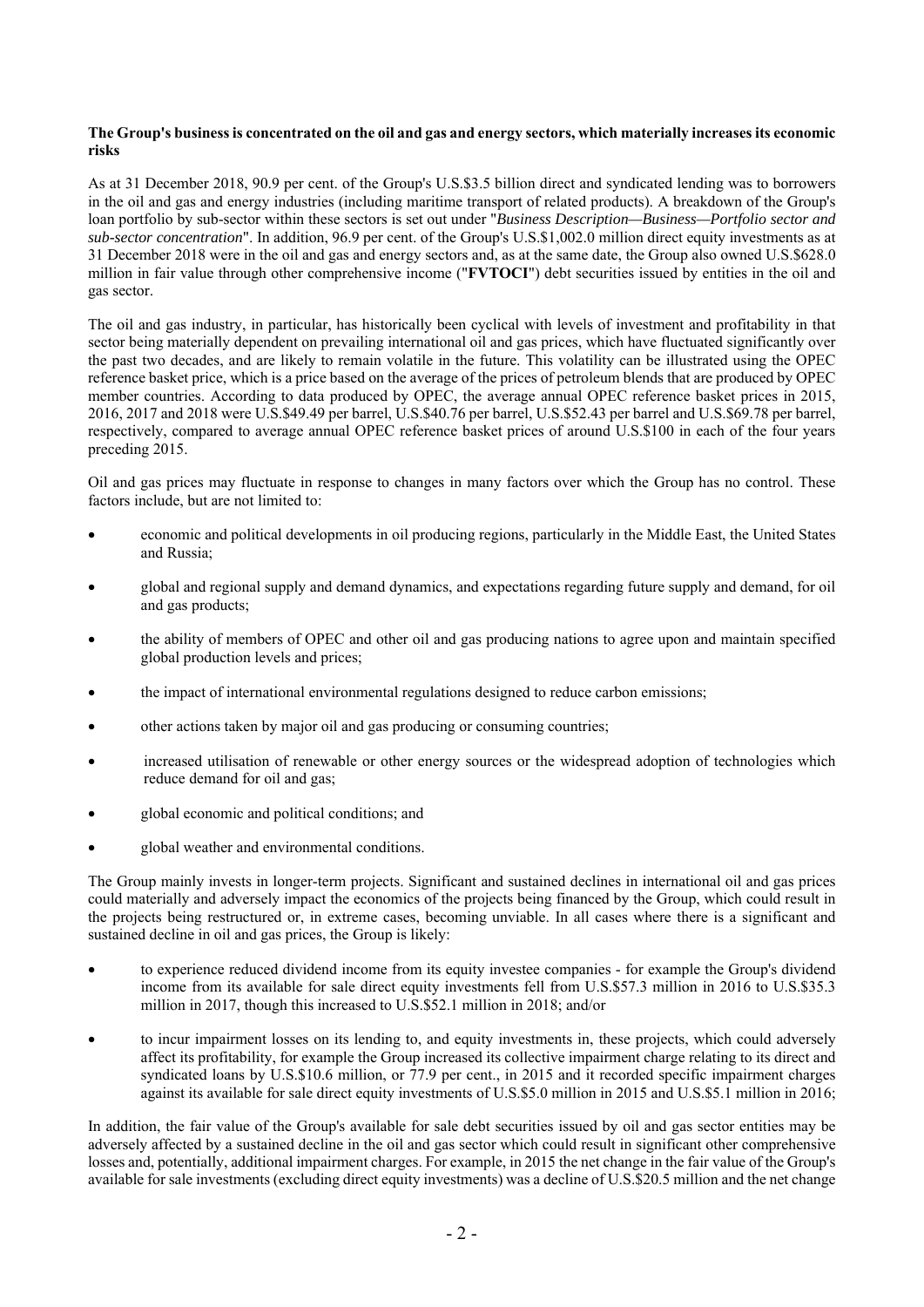**The Group's business is concentrated on the oil and gas and energy sectors, which materially increases its economic risks**

As at 31 December 2018, 90.9 per cent. of the Group's U.S.$3.5 billion direct and syndicated lending was to borrowers in the oil and gas and energy industries (including maritime transport of related products). A breakdown of the Group's loan portfolio by sub-sector within these sectors is set out under "*Business Description—Business—Portfolio sector and sub-sector concentration*". In addition, 96.9 per cent. of the Group's U.S.$1,002.0 million direct equity investments as at 31 December 2018 were in the oil and gas and energy sectors and, as at the same date, the Group also owned U.S.$628.0 million in fair value through other comprehensive income ("**FVTOCI**") debt securities issued by entities in the oil and gas sector.

The oil and gas industry, in particular, has historically been cyclical with levels of investment and profitability in that sector being materially dependent on prevailing international oil and gas prices, which have fluctuated significantly over the past two decades, and are likely to remain volatile in the future. This volatility can be illustrated using the OPEC reference basket price, which is a price based on the average of the prices of petroleum blends that are produced by OPEC member countries. According to data produced by OPEC, the average annual OPEC reference basket prices in 2015, 2016, 2017 and 2018 were U.S.$49.49 per barrel, U.S.$40.76 per barrel, U.S.$52.43 per barrel and U.S.$69.78 per barrel, respectively, compared to average annual OPEC reference basket prices of around U.S.$100 in each of the four years preceding 2015.

Oil and gas prices may fluctuate in response to changes in many factors over which the Group has no control. These factors include, but are not limited to:

- economic and political developments in oil producing regions, particularly in the Middle East, the United States and Russia;
- global and regional supply and demand dynamics, and expectations regarding future supply and demand, for oil and gas products;
- the ability of members of OPEC and other oil and gas producing nations to agree upon and maintain specified global production levels and prices;
- the impact of international environmental regulations designed to reduce carbon emissions;
- other actions taken by major oil and gas producing or consuming countries;
- increased utilisation of renewable or other energy sources or the widespread adoption of technologies which reduce demand for oil and gas;
- global economic and political conditions; and
- global weather and environmental conditions.

The Group mainly invests in longer-term projects. Significant and sustained declines in international oil and gas prices could materially and adversely impact the economics of the projects being financed by the Group, which could result in the projects being restructured or, in extreme cases, becoming unviable. In all cases where there is a significant and sustained decline in oil and gas prices, the Group is likely:

- to experience reduced dividend income from its equity investee companies - for example the Group's dividend income from its available for sale direct equity investments fell from U.S.$57.3 million in 2016 to U.S.$35.3 million in 2017, though this increased to U.S.$52.1 million in 2018; and/or
- to incur impairment losses on its lending to, and equity investments in, these projects, which could adversely affect its profitability, for example the Group increased its collective impairment charge relating to its direct and syndicated loans by U.S.$10.6 million, or 77.9 per cent., in 2015 and it recorded specific impairment charges against its available for sale direct equity investments of U.S.$5.0 million in 2015 and U.S.$5.1 million in 2016;

In addition, the fair value of the Group's available for sale debt securities issued by oil and gas sector entities may be adversely affected by a sustained decline in the oil and gas sector which could result in significant other comprehensive losses and, potentially, additional impairment charges. For example, in 2015 the net change in the fair value of the Group's available for sale investments (excluding direct equity investments) was a decline of U.S.$20.5 million and the net change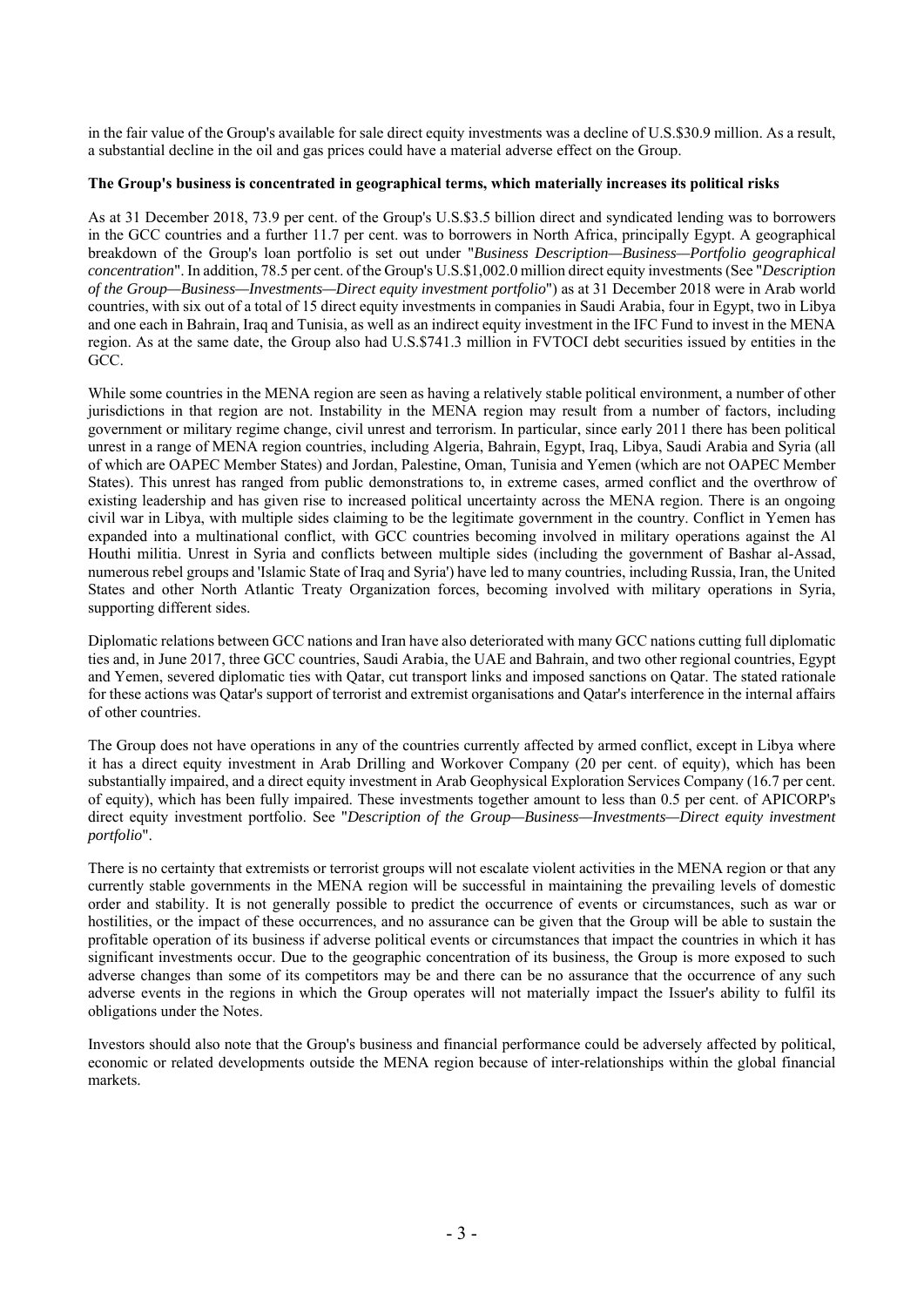in the fair value of the Group's available for sale direct equity investments was a decline of U.S.$30.9 million. As a result, a substantial decline in the oil and gas prices could have a material adverse effect on the Group.

**The Group's business is concentrated in geographical terms, which materially increases its political risks**

As at 31 December 2018, 73.9 per cent. of the Group's U.S.$3.5 billion direct and syndicated lending was to borrowers in the GCC countries and a further 11.7 per cent. was to borrowers in North Africa, principally Egypt. A geographical breakdown of the Group's loan portfolio is set out under "*Business Description—Business—Portfolio geographical concentration*". In addition, 78.5 per cent. of the Group's U.S.$1,002.0 million direct equity investments (See "*Description of the Group—Business—Investments—Direct equity investment portfolio*") as at 31 December 2018 were in Arab world countries, with six out of a total of 15 direct equity investments in companies in Saudi Arabia, four in Egypt, two in Libya and one each in Bahrain, Iraq and Tunisia, as well as an indirect equity investment in the IFC Fund to invest in the MENA region. As at the same date, the Group also had U.S.$741.3 million in FVTOCI debt securities issued by entities in the GCC.

While some countries in the MENA region are seen as having a relatively stable political environment, a number of other jurisdictions in that region are not. Instability in the MENA region may result from a number of factors, including government or military regime change, civil unrest and terrorism. In particular, since early 2011 there has been political unrest in a range of MENA region countries, including Algeria, Bahrain, Egypt, Iraq, Libya, Saudi Arabia and Syria (all of which are OAPEC Member States) and Jordan, Palestine, Oman, Tunisia and Yemen (which are not OAPEC Member States). This unrest has ranged from public demonstrations to, in extreme cases, armed conflict and the overthrow of existing leadership and has given rise to increased political uncertainty across the MENA region. There is an ongoing civil war in Libya, with multiple sides claiming to be the legitimate government in the country. Conflict in Yemen has expanded into a multinational conflict, with GCC countries becoming involved in military operations against the Al Houthi militia. Unrest in Syria and conflicts between multiple sides (including the government of Bashar al-Assad, numerous rebel groups and 'Islamic State of Iraq and Syria') have led to many countries, including Russia, Iran, the United States and other North Atlantic Treaty Organization forces, becoming involved with military operations in Syria, supporting different sides.

Diplomatic relations between GCC nations and Iran have also deteriorated with many GCC nations cutting full diplomatic ties and, in June 2017, three GCC countries, Saudi Arabia, the UAE and Bahrain, and two other regional countries, Egypt and Yemen, severed diplomatic ties with Qatar, cut transport links and imposed sanctions on Qatar. The stated rationale for these actions was Qatar's support of terrorist and extremist organisations and Qatar's interference in the internal affairs of other countries.

The Group does not have operations in any of the countries currently affected by armed conflict, except in Libya where it has a direct equity investment in Arab Drilling and Workover Company (20 per cent. of equity), which has been substantially impaired, and a direct equity investment in Arab Geophysical Exploration Services Company (16.7 per cent. of equity), which has been fully impaired. These investments together amount to less than 0.5 per cent. of APICORP's direct equity investment portfolio. See "*Description of the Group—Business—Investments—Direct equity investment portfolio*".

There is no certainty that extremists or terrorist groups will not escalate violent activities in the MENA region or that any currently stable governments in the MENA region will be successful in maintaining the prevailing levels of domestic order and stability. It is not generally possible to predict the occurrence of events or circumstances, such as war or hostilities, or the impact of these occurrences, and no assurance can be given that the Group will be able to sustain the profitable operation of its business if adverse political events or circumstances that impact the countries in which it has significant investments occur. Due to the geographic concentration of its business, the Group is more exposed to such adverse changes than some of its competitors may be and there can be no assurance that the occurrence of any such adverse events in the regions in which the Group operates will not materially impact the Issuer's ability to fulfil its obligations under the Notes.

Investors should also note that the Group's business and financial performance could be adversely affected by political, economic or related developments outside the MENA region because of inter-relationships within the global financial markets.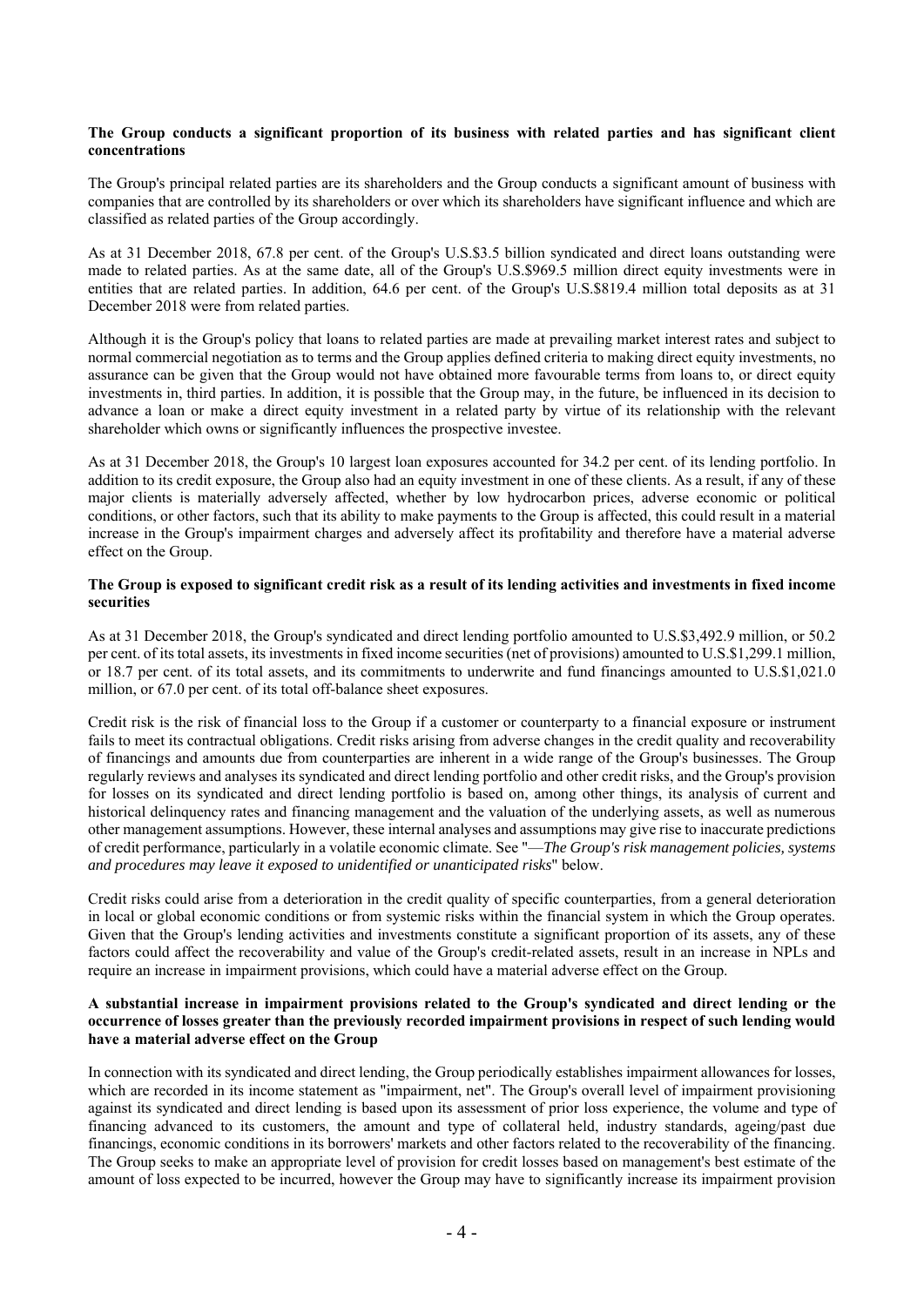**The Group conducts a significant proportion of its business with related parties and has significant client concentrations**

The Group's principal related parties are its shareholders and the Group conducts a significant amount of business with companies that are controlled by its shareholders or over which its shareholders have significant influence and which are classified as related parties of the Group accordingly.

As at 31 December 2018, 67.8 per cent. of the Group's U.S.$3.5 billion syndicated and direct loans outstanding were made to related parties. As at the same date, all of the Group's U.S.$969.5 million direct equity investments were in entities that are related parties. In addition, 64.6 per cent. of the Group's U.S.$819.4 million total deposits as at 31 December 2018 were from related parties.

Although it is the Group's policy that loans to related parties are made at prevailing market interest rates and subject to normal commercial negotiation as to terms and the Group applies defined criteria to making direct equity investments, no assurance can be given that the Group would not have obtained more favourable terms from loans to, or direct equity investments in, third parties. In addition, it is possible that the Group may, in the future, be influenced in its decision to advance a loan or make a direct equity investment in a related party by virtue of its relationship with the relevant shareholder which owns or significantly influences the prospective investee.

As at 31 December 2018, the Group's 10 largest loan exposures accounted for 34.2 per cent. of its lending portfolio. In addition to its credit exposure, the Group also had an equity investment in one of these clients. As a result, if any of these major clients is materially adversely affected, whether by low hydrocarbon prices, adverse economic or political conditions, or other factors, such that its ability to make payments to the Group is affected, this could result in a material increase in the Group's impairment charges and adversely affect its profitability and therefore have a material adverse effect on the Group.

**The Group is exposed to significant credit risk as a result of its lending activities and investments in fixed income securities**

As at 31 December 2018, the Group's syndicated and direct lending portfolio amounted to U.S.$3,492.9 million, or 50.2 per cent. of its total assets, its investments in fixed income securities (net of provisions) amounted to U.S.$1,299.1 million, or 18.7 per cent. of its total assets, and its commitments to underwrite and fund financings amounted to U.S.$1,021.0 million, or 67.0 per cent. of its total off-balance sheet exposures.

Credit risk is the risk of financial loss to the Group if a customer or counterparty to a financial exposure or instrument fails to meet its contractual obligations. Credit risks arising from adverse changes in the credit quality and recoverability of financings and amounts due from counterparties are inherent in a wide range of the Group's businesses. The Group regularly reviews and analyses its syndicated and direct lending portfolio and other credit risks, and the Group's provision for losses on its syndicated and direct lending portfolio is based on, among other things, its analysis of current and historical delinquency rates and financing management and the valuation of the underlying assets, as well as numerous other management assumptions. However, these internal analyses and assumptions may give rise to inaccurate predictions of credit performance, particularly in a volatile economic climate. See "—*The Group's risk management policies, systems and procedures may leave it exposed to unidentified or unanticipated risks*" below.

Credit risks could arise from a deterioration in the credit quality of specific counterparties, from a general deterioration in local or global economic conditions or from systemic risks within the financial system in which the Group operates. Given that the Group's lending activities and investments constitute a significant proportion of its assets, any of these factors could affect the recoverability and value of the Group's credit-related assets, result in an increase in NPLs and require an increase in impairment provisions, which could have a material adverse effect on the Group.

**A substantial increase in impairment provisions related to the Group's syndicated and direct lending or the occurrence of losses greater than the previously recorded impairment provisions in respect of such lending would have a material adverse effect on the Group**

In connection with its syndicated and direct lending, the Group periodically establishes impairment allowances for losses, which are recorded in its income statement as "impairment, net". The Group's overall level of impairment provisioning against its syndicated and direct lending is based upon its assessment of prior loss experience, the volume and type of financing advanced to its customers, the amount and type of collateral held, industry standards, ageing/past due financings, economic conditions in its borrowers' markets and other factors related to the recoverability of the financing. The Group seeks to make an appropriate level of provision for credit losses based on management's best estimate of the amount of loss expected to be incurred, however the Group may have to significantly increase its impairment provision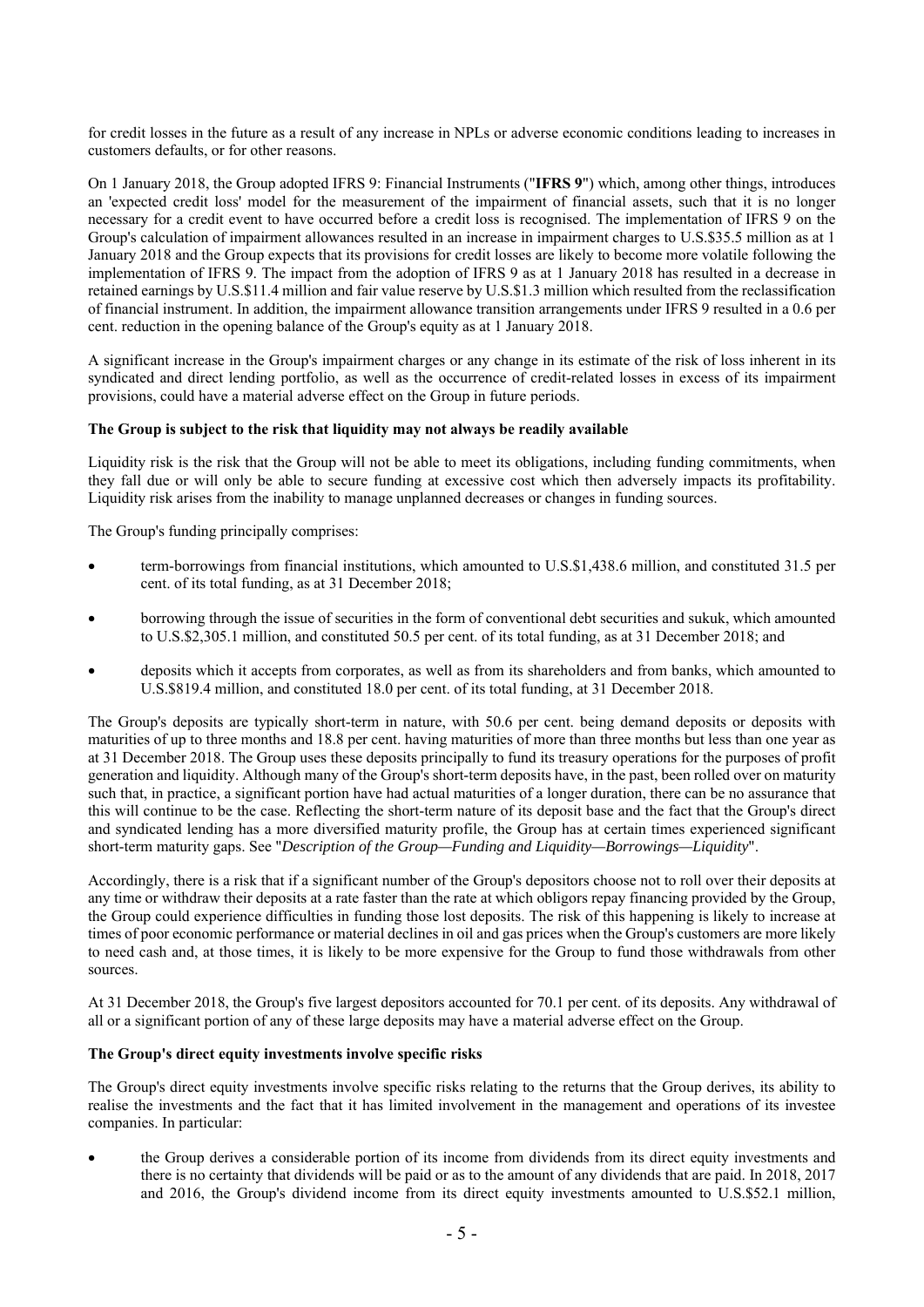for credit losses in the future as a result of any increase in NPLs or adverse economic conditions leading to increases in customers defaults, or for other reasons.

On 1 January 2018, the Group adopted IFRS 9: Financial Instruments ("**IFRS 9**") which, among other things, introduces an 'expected credit loss' model for the measurement of the impairment of financial assets, such that it is no longer necessary for a credit event to have occurred before a credit loss is recognised. The implementation of IFRS 9 on the Group's calculation of impairment allowances resulted in an increase in impairment charges to U.S.$35.5 million as at 1 January 2018 and the Group expects that its provisions for credit losses are likely to become more volatile following the implementation of IFRS 9. The impact from the adoption of IFRS 9 as at 1 January 2018 has resulted in a decrease in retained earnings by U.S.$11.4 million and fair value reserve by U.S.$1.3 million which resulted from the reclassification of financial instrument. In addition, the impairment allowance transition arrangements under IFRS 9 resulted in a 0.6 per cent. reduction in the opening balance of the Group's equity as at 1 January 2018.

A significant increase in the Group's impairment charges or any change in its estimate of the risk of loss inherent in its syndicated and direct lending portfolio, as well as the occurrence of credit-related losses in excess of its impairment provisions, could have a material adverse effect on the Group in future periods.

**The Group is subject to the risk that liquidity may not always be readily available**

Liquidity risk is the risk that the Group will not be able to meet its obligations, including funding commitments, when they fall due or will only be able to secure funding at excessive cost which then adversely impacts its profitability. Liquidity risk arises from the inability to manage unplanned decreases or changes in funding sources.

The Group's funding principally comprises:

- term-borrowings from financial institutions, which amounted to U.S.$1,438.6 million, and constituted 31.5 per cent. of its total funding, as at 31 December 2018;
- borrowing through the issue of securities in the form of conventional debt securities and sukuk, which amounted to U.S.$2,305.1 million, and constituted 50.5 per cent. of its total funding, as at 31 December 2018; and
- deposits which it accepts from corporates, as well as from its shareholders and from banks, which amounted to U.S.$819.4 million, and constituted 18.0 per cent. of its total funding, at 31 December 2018.

The Group's deposits are typically short-term in nature, with 50.6 per cent. being demand deposits or deposits with maturities of up to three months and 18.8 per cent. having maturities of more than three months but less than one year as at 31 December 2018. The Group uses these deposits principally to fund its treasury operations for the purposes of profit generation and liquidity. Although many of the Group's short-term deposits have, in the past, been rolled over on maturity such that, in practice, a significant portion have had actual maturities of a longer duration, there can be no assurance that this will continue to be the case. Reflecting the short-term nature of its deposit base and the fact that the Group's direct and syndicated lending has a more diversified maturity profile, the Group has at certain times experienced significant short-term maturity gaps. See "*Description of the Group—Funding and Liquidity—Borrowings—Liquidity*".

Accordingly, there is a risk that if a significant number of the Group's depositors choose not to roll over their deposits at any time or withdraw their deposits at a rate faster than the rate at which obligors repay financing provided by the Group, the Group could experience difficulties in funding those lost deposits. The risk of this happening is likely to increase at times of poor economic performance or material declines in oil and gas prices when the Group's customers are more likely to need cash and, at those times, it is likely to be more expensive for the Group to fund those withdrawals from other sources.

At 31 December 2018, the Group's five largest depositors accounted for 70.1 per cent. of its deposits. Any withdrawal of all or a significant portion of any of these large deposits may have a material adverse effect on the Group.

**The Group's direct equity investments involve specific risks**

The Group's direct equity investments involve specific risks relating to the returns that the Group derives, its ability to realise the investments and the fact that it has limited involvement in the management and operations of its investee companies. In particular:

- the Group derives a considerable portion of its income from dividends from its direct equity investments and there is no certainty that dividends will be paid or as to the amount of any dividends that are paid. In 2018, 2017 and 2016, the Group's dividend income from its direct equity investments amounted to U.S.$52.1 million,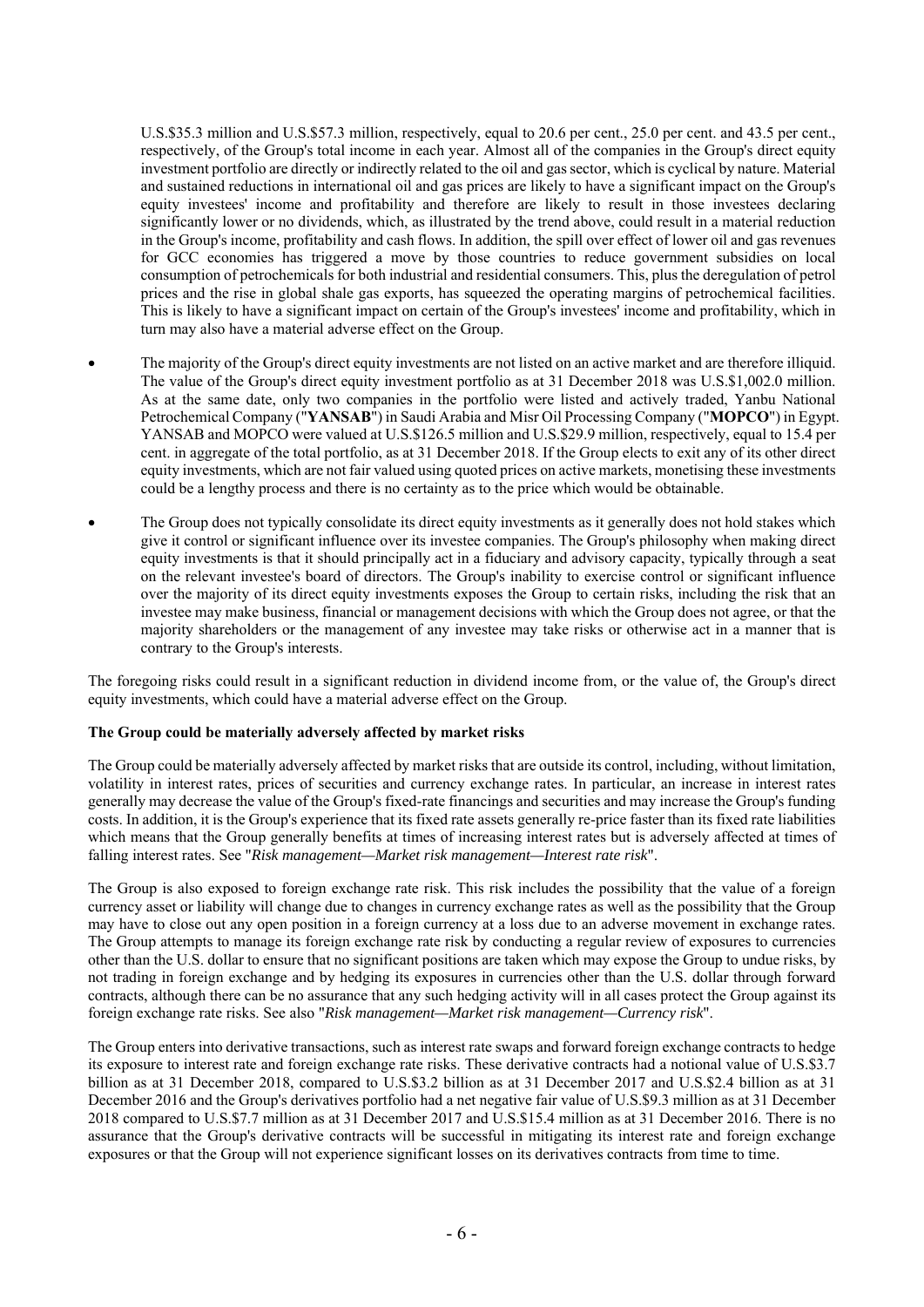U.S.$35.3 million and U.S.$57.3 million, respectively, equal to 20.6 per cent., 25.0 per cent. and 43.5 per cent., respectively, of the Group's total income in each year. Almost all of the companies in the Group's direct equity investment portfolio are directly or indirectly related to the oil and gas sector, which is cyclical by nature. Material and sustained reductions in international oil and gas prices are likely to have a significant impact on the Group's equity investees' income and profitability and therefore are likely to result in those investees declaring significantly lower or no dividends, which, as illustrated by the trend above, could result in a material reduction in the Group's income, profitability and cash flows. In addition, the spill over effect of lower oil and gas revenues for GCC economies has triggered a move by those countries to reduce government subsidies on local consumption of petrochemicals for both industrial and residential consumers. This, plus the deregulation of petrol prices and the rise in global shale gas exports, has squeezed the operating margins of petrochemical facilities. This is likely to have a significant impact on certain of the Group's investees' income and profitability, which in turn may also have a material adverse effect on the Group.

- The majority of the Group's direct equity investments are not listed on an active market and are therefore illiquid. The value of the Group's direct equity investment portfolio as at 31 December 2018 was U.S.$1,002.0 million. As at the same date, only two companies in the portfolio were listed and actively traded, Yanbu National Petrochemical Company ("**YANSAB**") in Saudi Arabia and Misr Oil Processing Company ("**MOPCO**") in Egypt. YANSAB and MOPCO were valued at U.S.$126.5 million and U.S.$29.9 million, respectively, equal to 15.4 per cent. in aggregate of the total portfolio, as at 31 December 2018. If the Group elects to exit any of its other direct equity investments, which are not fair valued using quoted prices on active markets, monetising these investments could be a lengthy process and there is no certainty as to the price which would be obtainable.

- The Group does not typically consolidate its direct equity investments as it generally does not hold stakes which give it control or significant influence over its investee companies. The Group's philosophy when making direct equity investments is that it should principally act in a fiduciary and advisory capacity, typically through a seat on the relevant investee's board of directors. The Group's inability to exercise control or significant influence over the majority of its direct equity investments exposes the Group to certain risks, including the risk that an investee may make business, financial or management decisions with which the Group does not agree, or that the majority shareholders or the management of any investee may take risks or otherwise act in a manner that is contrary to the Group's interests.

The foregoing risks could result in a significant reduction in dividend income from, or the value of, the Group's direct equity investments, which could have a material adverse effect on the Group.

**The Group could be materially adversely affected by market risks**

The Group could be materially adversely affected by market risks that are outside its control, including, without limitation, volatility in interest rates, prices of securities and currency exchange rates. In particular, an increase in interest rates generally may decrease the value of the Group's fixed-rate financings and securities and may increase the Group's funding costs. In addition, it is the Group's experience that its fixed rate assets generally re-price faster than its fixed rate liabilities which means that the Group generally benefits at times of increasing interest rates but is adversely affected at times of falling interest rates. See "*Risk management—Market risk management—Interest rate risk*".

The Group is also exposed to foreign exchange rate risk. This risk includes the possibility that the value of a foreign currency asset or liability will change due to changes in currency exchange rates as well as the possibility that the Group may have to close out any open position in a foreign currency at a loss due to an adverse movement in exchange rates. The Group attempts to manage its foreign exchange rate risk by conducting a regular review of exposures to currencies other than the U.S. dollar to ensure that no significant positions are taken which may expose the Group to undue risks, by not trading in foreign exchange and by hedging its exposures in currencies other than the U.S. dollar through forward contracts, although there can be no assurance that any such hedging activity will in all cases protect the Group against its foreign exchange rate risks. See also "*Risk management—Market risk management—Currency risk*".

The Group enters into derivative transactions, such as interest rate swaps and forward foreign exchange contracts to hedge its exposure to interest rate and foreign exchange rate risks. These derivative contracts had a notional value of U.S.$3.7 billion as at 31 December 2018, compared to U.S.$3.2 billion as at 31 December 2017 and U.S.$2.4 billion as at 31 December 2016 and the Group's derivatives portfolio had a net negative fair value of U.S.$9.3 million as at 31 December 2018 compared to U.S.$7.7 million as at 31 December 2017 and U.S.$15.4 million as at 31 December 2016. There is no assurance that the Group's derivative contracts will be successful in mitigating its interest rate and foreign exchange exposures or that the Group will not experience significant losses on its derivatives contracts from time to time.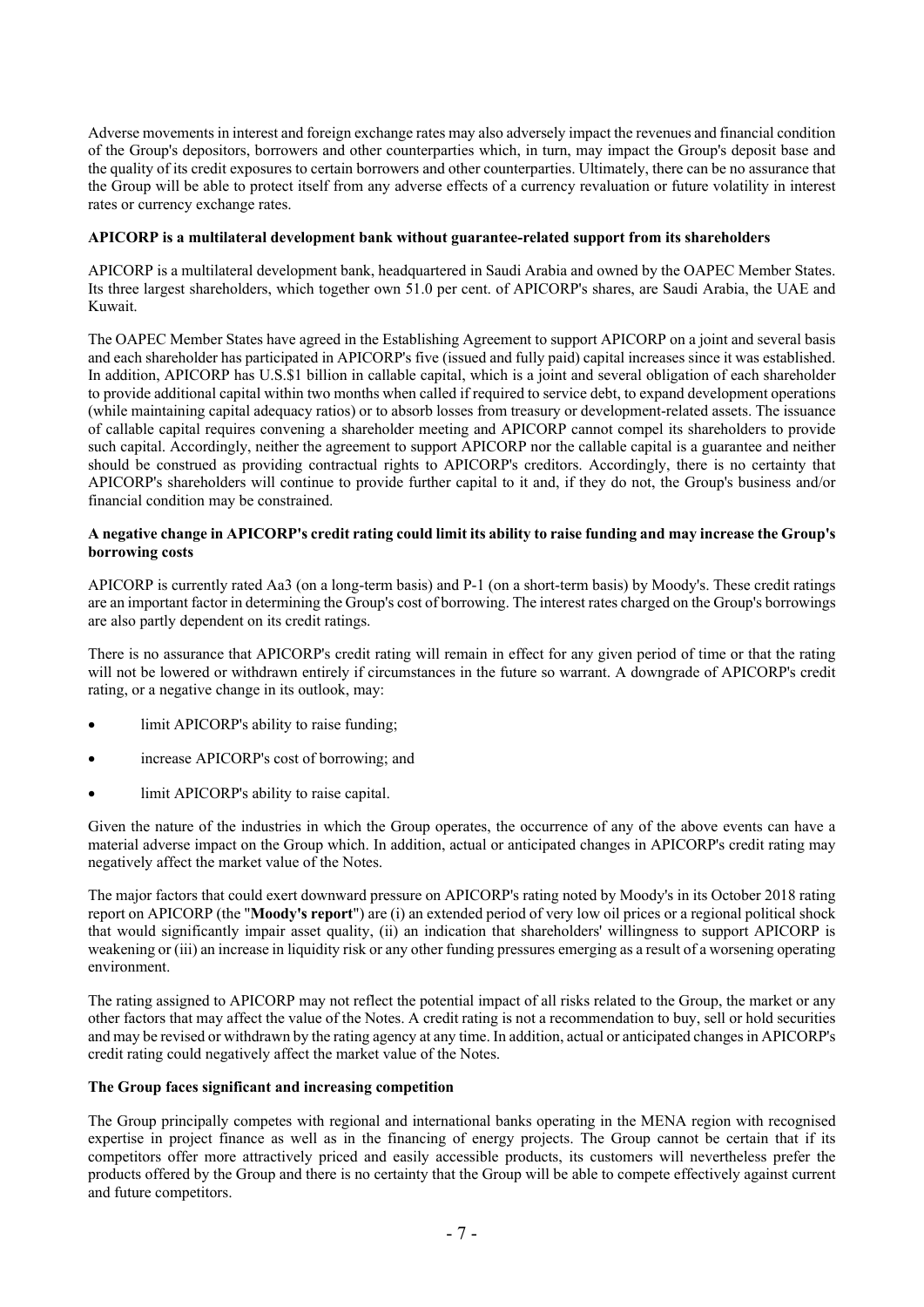Adverse movements in interest and foreign exchange rates may also adversely impact the revenues and financial condition of the Group's depositors, borrowers and other counterparties which, in turn, may impact the Group's deposit base and the quality of its credit exposures to certain borrowers and other counterparties. Ultimately, there can be no assurance that the Group will be able to protect itself from any adverse effects of a currency revaluation or future volatility in interest rates or currency exchange rates.

**APICORP is a multilateral development bank without guarantee-related support from its shareholders**

APICORP is a multilateral development bank, headquartered in Saudi Arabia and owned by the OAPEC Member States. Its three largest shareholders, which together own 51.0 per cent. of APICORP's shares, are Saudi Arabia, the UAE and Kuwait.

The OAPEC Member States have agreed in the Establishing Agreement to support APICORP on a joint and several basis and each shareholder has participated in APICORP's five (issued and fully paid) capital increases since it was established. In addition, APICORP has U.S.$1 billion in callable capital, which is a joint and several obligation of each shareholder to provide additional capital within two months when called if required to service debt, to expand development operations (while maintaining capital adequacy ratios) or to absorb losses from treasury or development-related assets. The issuance of callable capital requires convening a shareholder meeting and APICORP cannot compel its shareholders to provide such capital. Accordingly, neither the agreement to support APICORP nor the callable capital is a guarantee and neither should be construed as providing contractual rights to APICORP's creditors. Accordingly, there is no certainty that APICORP's shareholders will continue to provide further capital to it and, if they do not, the Group's business and/or financial condition may be constrained.

**A negative change in APICORP's credit rating could limit its ability to raise funding and may increase the Group's borrowing costs**

APICORP is currently rated Aa3 (on a long-term basis) and P-1 (on a short-term basis) by Moody's. These credit ratings are an important factor in determining the Group's cost of borrowing. The interest rates charged on the Group's borrowings are also partly dependent on its credit ratings.

There is no assurance that APICORP's credit rating will remain in effect for any given period of time or that the rating will not be lowered or withdrawn entirely if circumstances in the future so warrant. A downgrade of APICORP's credit rating, or a negative change in its outlook, may:

- limit APICORP's ability to raise funding;
- increase APICORP's cost of borrowing; and
- limit APICORP's ability to raise capital.

Given the nature of the industries in which the Group operates, the occurrence of any of the above events can have a material adverse impact on the Group which. In addition, actual or anticipated changes in APICORP's credit rating may negatively affect the market value of the Notes.

The major factors that could exert downward pressure on APICORP's rating noted by Moody's in its October 2018 rating report on APICORP (the "**Moody's report**") are (i) an extended period of very low oil prices or a regional political shock that would significantly impair asset quality, (ii) an indication that shareholders' willingness to support APICORP is weakening or (iii) an increase in liquidity risk or any other funding pressures emerging as a result of a worsening operating environment.

The rating assigned to APICORP may not reflect the potential impact of all risks related to the Group, the market or any other factors that may affect the value of the Notes. A credit rating is not a recommendation to buy, sell or hold securities and may be revised or withdrawn by the rating agency at any time. In addition, actual or anticipated changes in APICORP's credit rating could negatively affect the market value of the Notes.

**The Group faces significant and increasing competition**

The Group principally competes with regional and international banks operating in the MENA region with recognised expertise in project finance as well as in the financing of energy projects. The Group cannot be certain that if its competitors offer more attractively priced and easily accessible products, its customers will nevertheless prefer the products offered by the Group and there is no certainty that the Group will be able to compete effectively against current and future competitors.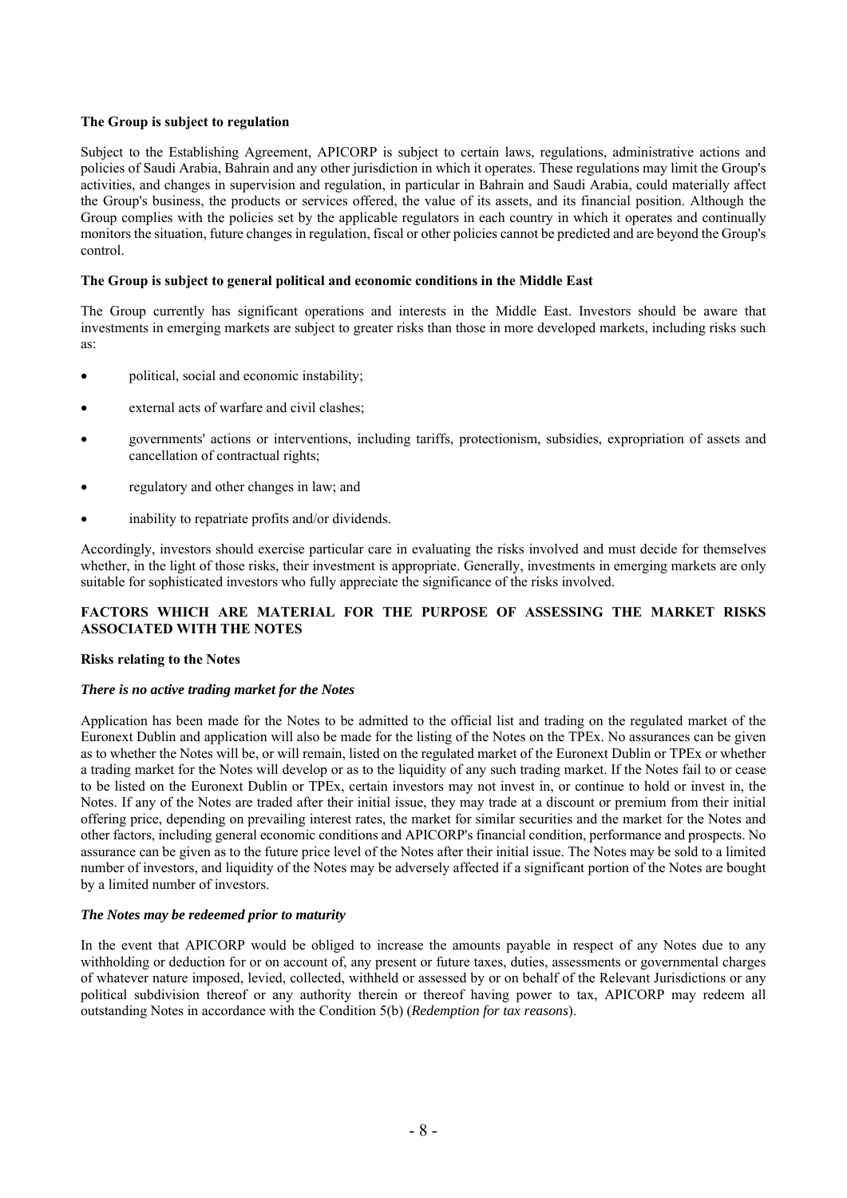**The Group is subject to regulation**

Subject to the Establishing Agreement, APICORP is subject to certain laws, regulations, administrative actions and policies of Saudi Arabia, Bahrain and any other jurisdiction in which it operates. These regulations may limit the Group's activities, and changes in supervision and regulation, in particular in Bahrain and Saudi Arabia, could materially affect the Group's business, the products or services offered, the value of its assets, and its financial position. Although the Group complies with the policies set by the applicable regulators in each country in which it operates and continually monitors the situation, future changes in regulation, fiscal or other policies cannot be predicted and are beyond the Group's control.

**The Group is subject to general political and economic conditions in the Middle East**

The Group currently has significant operations and interests in the Middle East. Investors should be aware that investments in emerging markets are subject to greater risks than those in more developed markets, including risks such as:

- political, social and economic instability;
- external acts of warfare and civil clashes;
- governments' actions or interventions, including tariffs, protectionism, subsidies, expropriation of assets and cancellation of contractual rights;
- regulatory and other changes in law; and
- inability to repatriate profits and/or dividends.

Accordingly, investors should exercise particular care in evaluating the risks involved and must decide for themselves whether, in the light of those risks, their investment is appropriate. Generally, investments in emerging markets are only suitable for sophisticated investors who fully appreciate the significance of the risks involved.

## FACTORS WHICH ARE MATERIAL FOR THE PURPOSE OF ASSESSING THE MARKET RISKS ASSOCIATED WITH THE NOTES

**Risks relating to the Notes**

***There is no active trading market for the Notes***

Application has been made for the Notes to be admitted to the official list and trading on the regulated market of the Euronext Dublin and application will also be made for the listing of the Notes on the TPEx. No assurances can be given as to whether the Notes will be, or will remain, listed on the regulated market of the Euronext Dublin or TPEx or whether a trading market for the Notes will develop or as to the liquidity of any such trading market. If the Notes fail to or cease to be listed on the Euronext Dublin or TPEx, certain investors may not invest in, or continue to hold or invest in, the Notes. If any of the Notes are traded after their initial issue, they may trade at a discount or premium from their initial offering price, depending on prevailing interest rates, the market for similar securities and the market for the Notes and other factors, including general economic conditions and APICORP's financial condition, performance and prospects. No assurance can be given as to the future price level of the Notes after their initial issue. The Notes may be sold to a limited number of investors, and liquidity of the Notes may be adversely affected if a significant portion of the Notes are bought by a limited number of investors.

***The Notes may be redeemed prior to maturity***

In the event that APICORP would be obliged to increase the amounts payable in respect of any Notes due to any withholding or deduction for or on account of, any present or future taxes, duties, assessments or governmental charges of whatever nature imposed, levied, collected, withheld or assessed by or on behalf of the Relevant Jurisdictions or any political subdivision thereof or any authority therein or thereof having power to tax, APICORP may redeem all outstanding Notes in accordance with the Condition 5(b) (*Redemption for tax reasons*).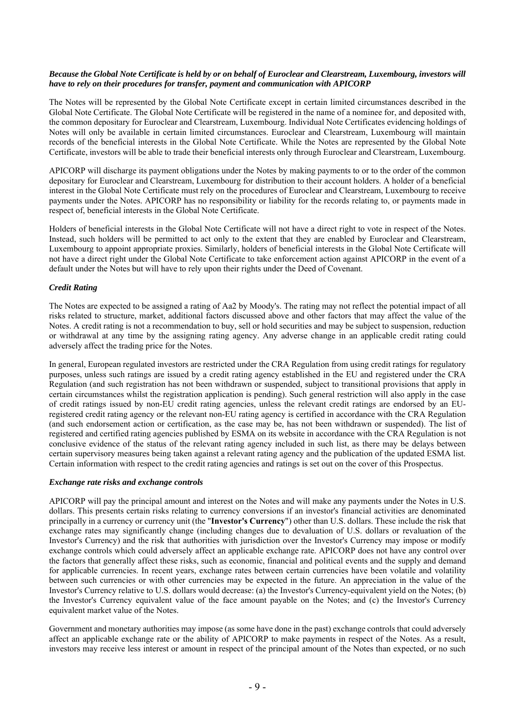***Because the Global Note Certificate is held by or on behalf of Euroclear and Clearstream, Luxembourg, investors will have to rely on their procedures for transfer, payment and communication with APICORP***

The Notes will be represented by the Global Note Certificate except in certain limited circumstances described in the Global Note Certificate. The Global Note Certificate will be registered in the name of a nominee for, and deposited with, the common depositary for Euroclear and Clearstream, Luxembourg. Individual Note Certificates evidencing holdings of Notes will only be available in certain limited circumstances. Euroclear and Clearstream, Luxembourg will maintain records of the beneficial interests in the Global Note Certificate. While the Notes are represented by the Global Note Certificate, investors will be able to trade their beneficial interests only through Euroclear and Clearstream, Luxembourg.

APICORP will discharge its payment obligations under the Notes by making payments to or to the order of the common depositary for Euroclear and Clearstream, Luxembourg for distribution to their account holders. A holder of a beneficial interest in the Global Note Certificate must rely on the procedures of Euroclear and Clearstream, Luxembourg to receive payments under the Notes. APICORP has no responsibility or liability for the records relating to, or payments made in respect of, beneficial interests in the Global Note Certificate.

Holders of beneficial interests in the Global Note Certificate will not have a direct right to vote in respect of the Notes. Instead, such holders will be permitted to act only to the extent that they are enabled by Euroclear and Clearstream, Luxembourg to appoint appropriate proxies. Similarly, holders of beneficial interests in the Global Note Certificate will not have a direct right under the Global Note Certificate to take enforcement action against APICORP in the event of a default under the Notes but will have to rely upon their rights under the Deed of Covenant.

***Credit Rating***

The Notes are expected to be assigned a rating of Aa2 by Moody's. The rating may not reflect the potential impact of all risks related to structure, market, additional factors discussed above and other factors that may affect the value of the Notes. A credit rating is not a recommendation to buy, sell or hold securities and may be subject to suspension, reduction or withdrawal at any time by the assigning rating agency. Any adverse change in an applicable credit rating could adversely affect the trading price for the Notes.

In general, European regulated investors are restricted under the CRA Regulation from using credit ratings for regulatory purposes, unless such ratings are issued by a credit rating agency established in the EU and registered under the CRA Regulation (and such registration has not been withdrawn or suspended), subject to transitional provisions that apply in certain circumstances whilst the registration application is pending). Such general restriction will also apply in the case of credit ratings issued by non-EU credit rating agencies, unless the relevant credit ratings are endorsed by an EU-registered credit rating agency or the relevant non-EU rating agency is certified in accordance with the CRA Regulation (and such endorsement action or certification, as the case may be, has not been withdrawn or suspended). The list of registered and certified rating agencies published by ESMA on its website in accordance with the CRA Regulation is not conclusive evidence of the status of the relevant rating agency included in such list, as there may be delays between certain supervisory measures being taken against a relevant rating agency and the publication of the updated ESMA list. Certain information with respect to the credit rating agencies and ratings is set out on the cover of this Prospectus.

***Exchange rate risks and exchange controls***

APICORP will pay the principal amount and interest on the Notes and will make any payments under the Notes in U.S. dollars. This presents certain risks relating to currency conversions if an investor's financial activities are denominated principally in a currency or currency unit (the "**Investor's Currency**") other than U.S. dollars. These include the risk that exchange rates may significantly change (including changes due to devaluation of U.S. dollars or revaluation of the Investor's Currency) and the risk that authorities with jurisdiction over the Investor's Currency may impose or modify exchange controls which could adversely affect an applicable exchange rate. APICORP does not have any control over the factors that generally affect these risks, such as economic, financial and political events and the supply and demand for applicable currencies. In recent years, exchange rates between certain currencies have been volatile and volatility between such currencies or with other currencies may be expected in the future. An appreciation in the value of the Investor's Currency relative to U.S. dollars would decrease: (a) the Investor's Currency-equivalent yield on the Notes; (b) the Investor's Currency equivalent value of the face amount payable on the Notes; and (c) the Investor's Currency equivalent market value of the Notes.

Government and monetary authorities may impose (as some have done in the past) exchange controls that could adversely affect an applicable exchange rate or the ability of APICORP to make payments in respect of the Notes. As a result, investors may receive less interest or amount in respect of the principal amount of the Notes than expected, or no such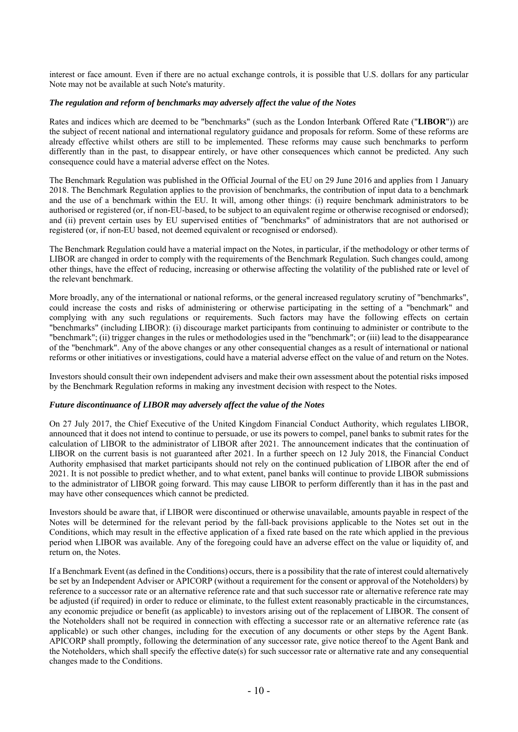interest or face amount. Even if there are no actual exchange controls, it is possible that U.S. dollars for any particular Note may not be available at such Note's maturity.

***The regulation and reform of benchmarks may adversely affect the value of the Notes***

Rates and indices which are deemed to be "benchmarks" (such as the London Interbank Offered Rate ("**LIBOR**")) are the subject of recent national and international regulatory guidance and proposals for reform. Some of these reforms are already effective whilst others are still to be implemented. These reforms may cause such benchmarks to perform differently than in the past, to disappear entirely, or have other consequences which cannot be predicted. Any such consequence could have a material adverse effect on the Notes.

The Benchmark Regulation was published in the Official Journal of the EU on 29 June 2016 and applies from 1 January 2018. The Benchmark Regulation applies to the provision of benchmarks, the contribution of input data to a benchmark and the use of a benchmark within the EU. It will, among other things: (i) require benchmark administrators to be authorised or registered (or, if non-EU-based, to be subject to an equivalent regime or otherwise recognised or endorsed); and (ii) prevent certain uses by EU supervised entities of "benchmarks" of administrators that are not authorised or registered (or, if non-EU based, not deemed equivalent or recognised or endorsed).

The Benchmark Regulation could have a material impact on the Notes, in particular, if the methodology or other terms of LIBOR are changed in order to comply with the requirements of the Benchmark Regulation. Such changes could, among other things, have the effect of reducing, increasing or otherwise affecting the volatility of the published rate or level of the relevant benchmark.

More broadly, any of the international or national reforms, or the general increased regulatory scrutiny of "benchmarks", could increase the costs and risks of administering or otherwise participating in the setting of a "benchmark" and complying with any such regulations or requirements. Such factors may have the following effects on certain "benchmarks" (including LIBOR): (i) discourage market participants from continuing to administer or contribute to the "benchmark"; (ii) trigger changes in the rules or methodologies used in the "benchmark"; or (iii) lead to the disappearance of the "benchmark". Any of the above changes or any other consequential changes as a result of international or national reforms or other initiatives or investigations, could have a material adverse effect on the value of and return on the Notes.

Investors should consult their own independent advisers and make their own assessment about the potential risks imposed by the Benchmark Regulation reforms in making any investment decision with respect to the Notes.

***Future discontinuance of LIBOR may adversely affect the value of the Notes***

On 27 July 2017, the Chief Executive of the United Kingdom Financial Conduct Authority, which regulates LIBOR, announced that it does not intend to continue to persuade, or use its powers to compel, panel banks to submit rates for the calculation of LIBOR to the administrator of LIBOR after 2021. The announcement indicates that the continuation of LIBOR on the current basis is not guaranteed after 2021. In a further speech on 12 July 2018, the Financial Conduct Authority emphasised that market participants should not rely on the continued publication of LIBOR after the end of 2021. It is not possible to predict whether, and to what extent, panel banks will continue to provide LIBOR submissions to the administrator of LIBOR going forward. This may cause LIBOR to perform differently than it has in the past and may have other consequences which cannot be predicted.

Investors should be aware that, if LIBOR were discontinued or otherwise unavailable, amounts payable in respect of the Notes will be determined for the relevant period by the fall-back provisions applicable to the Notes set out in the Conditions, which may result in the effective application of a fixed rate based on the rate which applied in the previous period when LIBOR was available. Any of the foregoing could have an adverse effect on the value or liquidity of, and return on, the Notes.

If a Benchmark Event (as defined in the Conditions) occurs, there is a possibility that the rate of interest could alternatively be set by an Independent Adviser or APICORP (without a requirement for the consent or approval of the Noteholders) by reference to a successor rate or an alternative reference rate and that such successor rate or alternative reference rate may be adjusted (if required) in order to reduce or eliminate, to the fullest extent reasonably practicable in the circumstances, any economic prejudice or benefit (as applicable) to investors arising out of the replacement of LIBOR. The consent of the Noteholders shall not be required in connection with effecting a successor rate or an alternative reference rate (as applicable) or such other changes, including for the execution of any documents or other steps by the Agent Bank. APICORP shall promptly, following the determination of any successor rate, give notice thereof to the Agent Bank and the Noteholders, which shall specify the effective date(s) for such successor rate or alternative rate and any consequential changes made to the Conditions.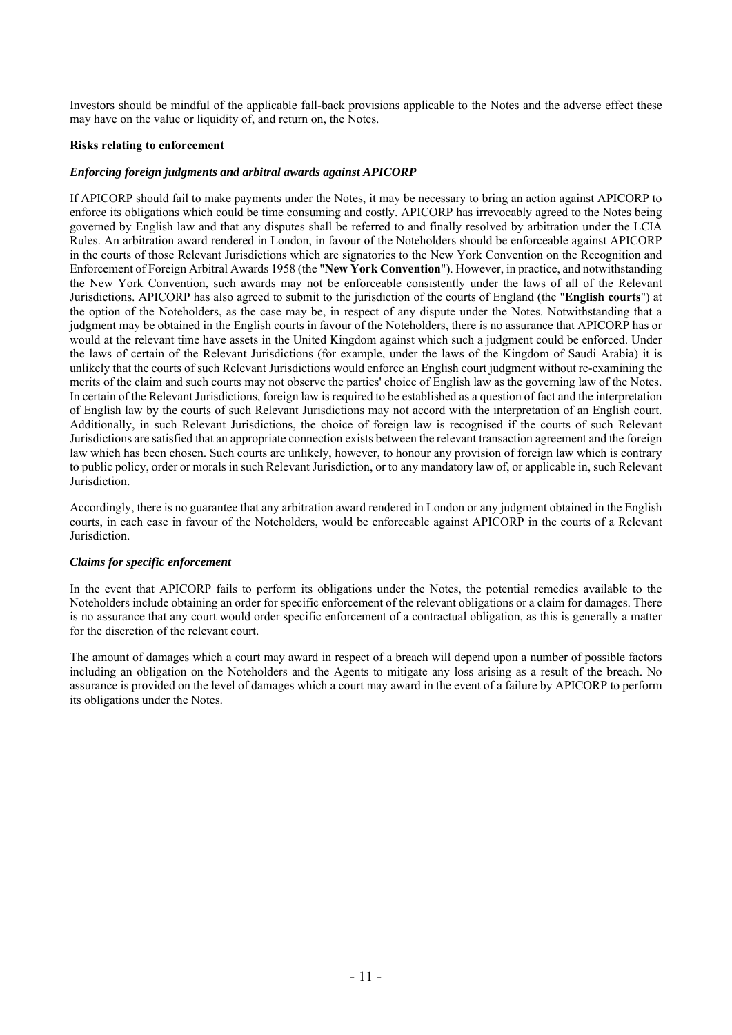Investors should be mindful of the applicable fall-back provisions applicable to the Notes and the adverse effect these may have on the value or liquidity of, and return on, the Notes.

**Risks relating to enforcement**

***Enforcing foreign judgments and arbitral awards against APICORP***

If APICORP should fail to make payments under the Notes, it may be necessary to bring an action against APICORP to enforce its obligations which could be time consuming and costly. APICORP has irrevocably agreed to the Notes being governed by English law and that any disputes shall be referred to and finally resolved by arbitration under the LCIA Rules. An arbitration award rendered in London, in favour of the Noteholders should be enforceable against APICORP in the courts of those Relevant Jurisdictions which are signatories to the New York Convention on the Recognition and Enforcement of Foreign Arbitral Awards 1958 (the "**New York Convention**"). However, in practice, and notwithstanding the New York Convention, such awards may not be enforceable consistently under the laws of all of the Relevant Jurisdictions. APICORP has also agreed to submit to the jurisdiction of the courts of England (the "**English courts**") at the option of the Noteholders, as the case may be, in respect of any dispute under the Notes. Notwithstanding that a judgment may be obtained in the English courts in favour of the Noteholders, there is no assurance that APICORP has or would at the relevant time have assets in the United Kingdom against which such a judgment could be enforced. Under the laws of certain of the Relevant Jurisdictions (for example, under the laws of the Kingdom of Saudi Arabia) it is unlikely that the courts of such Relevant Jurisdictions would enforce an English court judgment without re-examining the merits of the claim and such courts may not observe the parties' choice of English law as the governing law of the Notes. In certain of the Relevant Jurisdictions, foreign law is required to be established as a question of fact and the interpretation of English law by the courts of such Relevant Jurisdictions may not accord with the interpretation of an English court. Additionally, in such Relevant Jurisdictions, the choice of foreign law is recognised if the courts of such Relevant Jurisdictions are satisfied that an appropriate connection exists between the relevant transaction agreement and the foreign law which has been chosen. Such courts are unlikely, however, to honour any provision of foreign law which is contrary to public policy, order or morals in such Relevant Jurisdiction, or to any mandatory law of, or applicable in, such Relevant Jurisdiction.

Accordingly, there is no guarantee that any arbitration award rendered in London or any judgment obtained in the English courts, in each case in favour of the Noteholders, would be enforceable against APICORP in the courts of a Relevant Jurisdiction.

***Claims for specific enforcement***

In the event that APICORP fails to perform its obligations under the Notes, the potential remedies available to the Noteholders include obtaining an order for specific enforcement of the relevant obligations or a claim for damages. There is no assurance that any court would order specific enforcement of a contractual obligation, as this is generally a matter for the discretion of the relevant court.

The amount of damages which a court may award in respect of a breach will depend upon a number of possible factors including an obligation on the Noteholders and the Agents to mitigate any loss arising as a result of the breach. No assurance is provided on the level of damages which a court may award in the event of a failure by APICORP to perform its obligations under the Notes.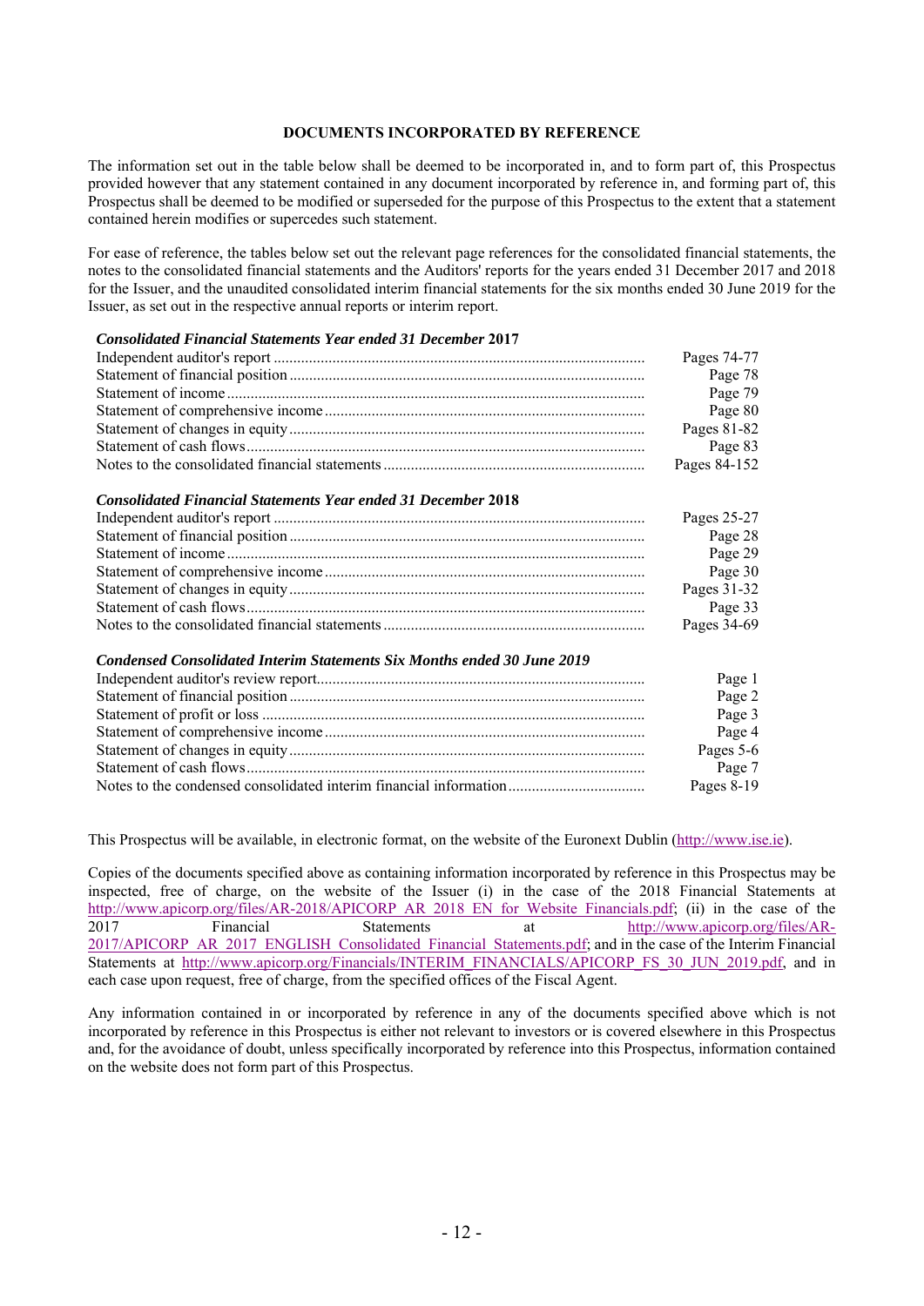## DOCUMENTS INCORPORATED BY REFERENCE

The information set out in the table below shall be deemed to be incorporated in, and to form part of, this Prospectus provided however that any statement contained in any document incorporated by reference in, and forming part of, this Prospectus shall be deemed to be modified or superseded for the purpose of this Prospectus to the extent that a statement contained herein modifies or supercedes such statement.

For ease of reference, the tables below set out the relevant page references for the consolidated financial statements, the notes to the consolidated financial statements and the Auditors' reports for the years ended 31 December 2017 and 2018 for the Issuer, and the unaudited consolidated interim financial statements for the six months ended 30 June 2019 for the Issuer, as set out in the respective annual reports or interim report.

***Consolidated Financial Statements Year ended 31 December* 2017**

| | |
|---|---|
| Independent auditor's report | Pages 74-77 |
| Statement of financial position | Page 78 |
| Statement of income | Page 79 |
| Statement of comprehensive income | Page 80 |
| Statement of changes in equity | Pages 81-82 |
| Statement of cash flows | Page 83 |
| Notes to the consolidated financial statements | Pages 84-152 |

***Consolidated Financial Statements Year ended 31 December* 2018**

| | |
|---|---|
| Independent auditor's report | Pages 25-27 |
| Statement of financial position | Page 28 |
| Statement of income | Page 29 |
| Statement of comprehensive income | Page 30 |
| Statement of changes in equity | Pages 31-32 |
| Statement of cash flows | Page 33 |
| Notes to the consolidated financial statements | Pages 34-69 |

***Condensed Consolidated Interim Statements Six Months ended 30 June 2019***

| | |
|---|---|
| Independent auditor's review report | Page 1 |
| Statement of financial position | Page 2 |
| Statement of profit or loss | Page 3 |
| Statement of comprehensive income | Page 4 |
| Statement of changes in equity | Pages 5-6 |
| Statement of cash flows | Page 7 |
| Notes to the condensed consolidated interim financial information | Pages 8-19 |

This Prospectus will be available, in electronic format, on the website of the Euronext Dublin (http://www.ise.ie).

Copies of the documents specified above as containing information incorporated by reference in this Prospectus may be inspected, free of charge, on the website of the Issuer (i) in the case of the 2018 Financial Statements at http://www.apicorp.org/files/AR-2018/APICORP_AR_2018_EN_for_Website_Financials.pdf; (ii) in the case of the 2017 Financial Statements at http://www.apicorp.org/files/AR-2017/APICORP_AR_2017_ENGLISH_Consolidated_Financial_Statements.pdf; and in the case of the Interim Financial Statements at http://www.apicorp.org/Financials/INTERIM_FINANCIALS/APICORP_FS_30_JUN_2019.pdf, and in each case upon request, free of charge, from the specified offices of the Fiscal Agent.

Any information contained in or incorporated by reference in any of the documents specified above which is not incorporated by reference in this Prospectus is either not relevant to investors or is covered elsewhere in this Prospectus and, for the avoidance of doubt, unless specifically incorporated by reference into this Prospectus, information contained on the website does not form part of this Prospectus.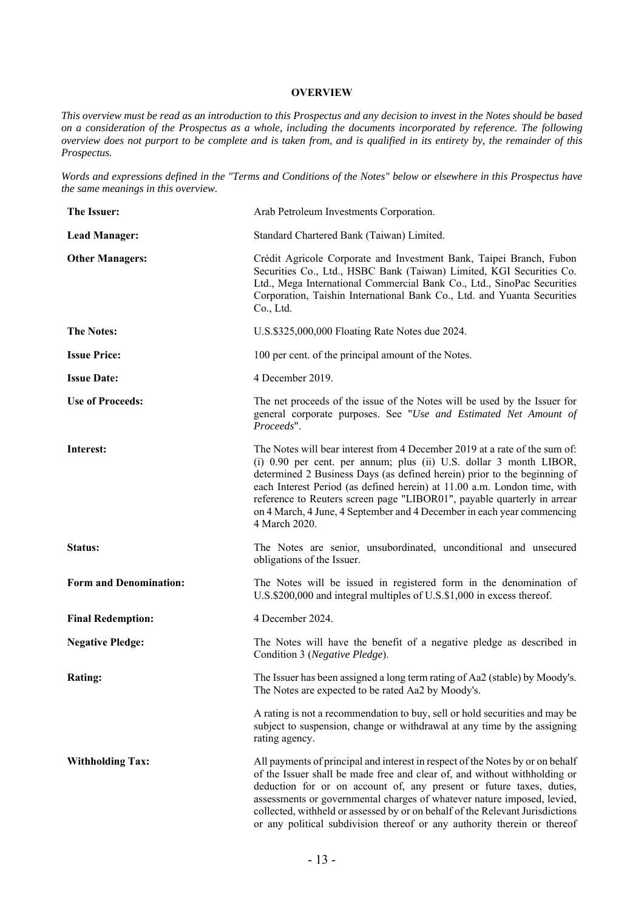## OVERVIEW

*This overview must be read as an introduction to this Prospectus and any decision to invest in the Notes should be based on a consideration of the Prospectus as a whole, including the documents incorporated by reference. The following overview does not purport to be complete and is taken from, and is qualified in its entirety by, the remainder of this Prospectus.*

*Words and expressions defined in the "Terms and Conditions of the Notes" below or elsewhere in this Prospectus have the same meanings in this overview.*

| | |
|---|---|
| **The Issuer:** | Arab Petroleum Investments Corporation. |
| **Lead Manager:** | Standard Chartered Bank (Taiwan) Limited. |
| **Other Managers:** | Crédit Agricole Corporate and Investment Bank, Taipei Branch, Fubon Securities Co., Ltd., HSBC Bank (Taiwan) Limited, KGI Securities Co. Ltd., Mega International Commercial Bank Co., Ltd., SinoPac Securities Corporation, Taishin International Bank Co., Ltd. and Yuanta Securities Co., Ltd. |
| **The Notes:** | U.S.$325,000,000 Floating Rate Notes due 2024. |
| **Issue Price:** | 100 per cent. of the principal amount of the Notes. |
| **Issue Date:** | 4 December 2019. |
| **Use of Proceeds:** | The net proceeds of the issue of the Notes will be used by the Issuer for general corporate purposes. See "*Use and Estimated Net Amount of Proceeds*". |
| **Interest:** | The Notes will bear interest from 4 December 2019 at a rate of the sum of: (i) 0.90 per cent. per annum; plus (ii) U.S. dollar 3 month LIBOR, determined 2 Business Days (as defined herein) prior to the beginning of each Interest Period (as defined herein) at 11.00 a.m. London time, with reference to Reuters screen page "LIBOR01", payable quarterly in arrear on 4 March, 4 June, 4 September and 4 December in each year commencing 4 March 2020. |
| **Status:** | The Notes are senior, unsubordinated, unconditional and unsecured obligations of the Issuer. |
| **Form and Denomination:** | The Notes will be issued in registered form in the denomination of U.S.$200,000 and integral multiples of U.S.$1,000 in excess thereof. |
| **Final Redemption:** | 4 December 2024. |
| **Negative Pledge:** | The Notes will have the benefit of a negative pledge as described in Condition 3 (*Negative Pledge*). |
| **Rating:** | The Issuer has been assigned a long term rating of Aa2 (stable) by Moody's. The Notes are expected to be rated Aa2 by Moody's.<br><br>A rating is not a recommendation to buy, sell or hold securities and may be subject to suspension, change or withdrawal at any time by the assigning rating agency. |
| **Withholding Tax:** | All payments of principal and interest in respect of the Notes by or on behalf of the Issuer shall be made free and clear of, and without withholding or deduction for or on account of, any present or future taxes, duties, assessments or governmental charges of whatever nature imposed, levied, collected, withheld or assessed by or on behalf of the Relevant Jurisdictions or any political subdivision thereof or any authority therein or thereof |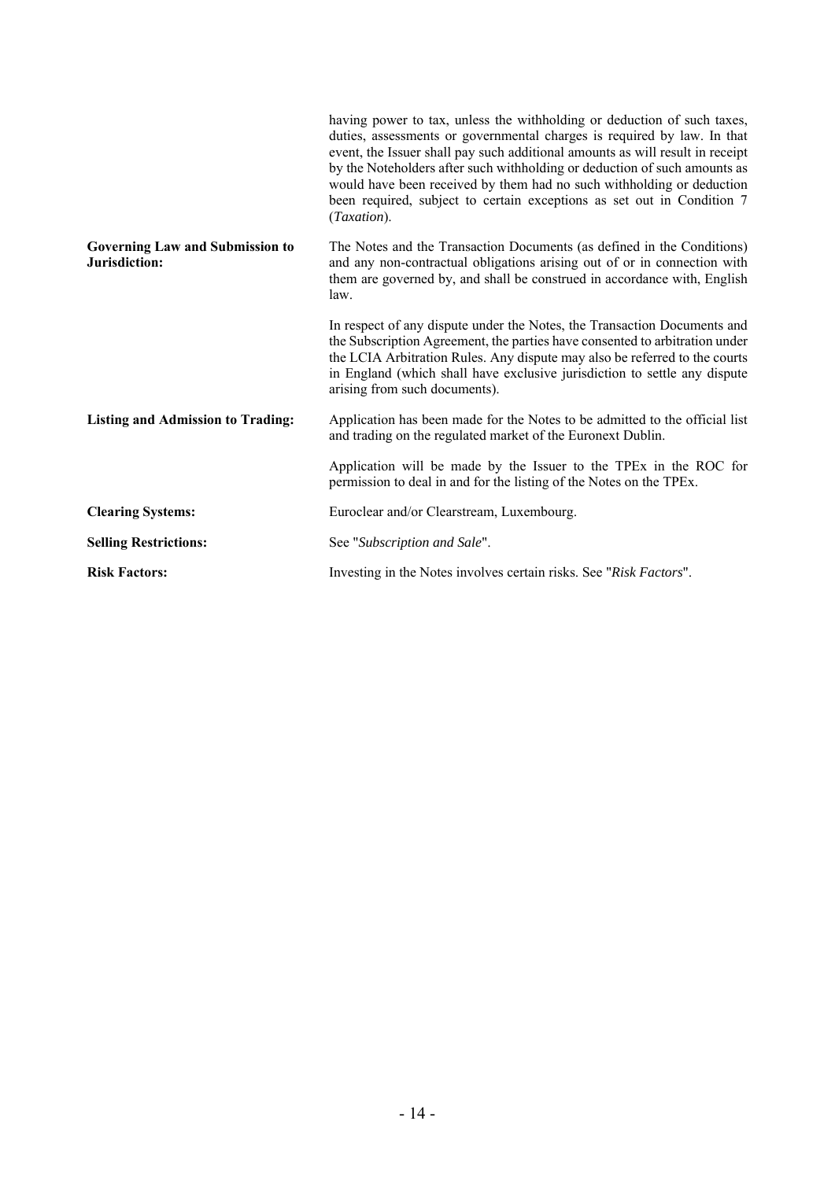| | |
|---|---|
| | having power to tax, unless the withholding or deduction of such taxes, duties, assessments or governmental charges is required by law. In that event, the Issuer shall pay such additional amounts as will result in receipt by the Noteholders after such withholding or deduction of such amounts as would have been received by them had no such withholding or deduction been required, subject to certain exceptions as set out in Condition 7 (*Taxation*). |
| **Governing Law and Submission to Jurisdiction:** | The Notes and the Transaction Documents (as defined in the Conditions) and any non-contractual obligations arising out of or in connection with them are governed by, and shall be construed in accordance with, English law. |
| | In respect of any dispute under the Notes, the Transaction Documents and the Subscription Agreement, the parties have consented to arbitration under the LCIA Arbitration Rules. Any dispute may also be referred to the courts in England (which shall have exclusive jurisdiction to settle any dispute arising from such documents). |
| **Listing and Admission to Trading:** | Application has been made for the Notes to be admitted to the official list and trading on the regulated market of the Euronext Dublin. |
| | Application will be made by the Issuer to the TPEx in the ROC for permission to deal in and for the listing of the Notes on the TPEx. |
| **Clearing Systems:** | Euroclear and/or Clearstream, Luxembourg. |
| **Selling Restrictions:** | See "*Subscription and Sale*". |
| **Risk Factors:** | Investing in the Notes involves certain risks. See "*Risk Factors*". |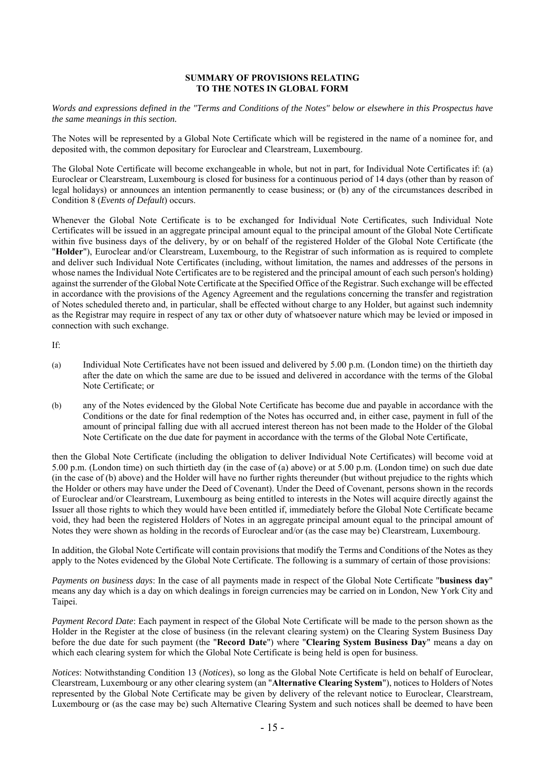## SUMMARY OF PROVISIONS RELATING TO THE NOTES IN GLOBAL FORM

*Words and expressions defined in the "Terms and Conditions of the Notes" below or elsewhere in this Prospectus have the same meanings in this section.*

The Notes will be represented by a Global Note Certificate which will be registered in the name of a nominee for, and deposited with, the common depositary for Euroclear and Clearstream, Luxembourg.

The Global Note Certificate will become exchangeable in whole, but not in part, for Individual Note Certificates if: (a) Euroclear or Clearstream, Luxembourg is closed for business for a continuous period of 14 days (other than by reason of legal holidays) or announces an intention permanently to cease business; or (b) any of the circumstances described in Condition 8 (*Events of Default*) occurs.

Whenever the Global Note Certificate is to be exchanged for Individual Note Certificates, such Individual Note Certificates will be issued in an aggregate principal amount equal to the principal amount of the Global Note Certificate within five business days of the delivery, by or on behalf of the registered Holder of the Global Note Certificate (the "**Holder**"), Euroclear and/or Clearstream, Luxembourg, to the Registrar of such information as is required to complete and deliver such Individual Note Certificates (including, without limitation, the names and addresses of the persons in whose names the Individual Note Certificates are to be registered and the principal amount of each such person's holding) against the surrender of the Global Note Certificate at the Specified Office of the Registrar. Such exchange will be effected in accordance with the provisions of the Agency Agreement and the regulations concerning the transfer and registration of Notes scheduled thereto and, in particular, shall be effected without charge to any Holder, but against such indemnity as the Registrar may require in respect of any tax or other duty of whatsoever nature which may be levied or imposed in connection with such exchange.

If:

(a) Individual Note Certificates have not been issued and delivered by 5.00 p.m. (London time) on the thirtieth day after the date on which the same are due to be issued and delivered in accordance with the terms of the Global Note Certificate; or

(b) any of the Notes evidenced by the Global Note Certificate has become due and payable in accordance with the Conditions or the date for final redemption of the Notes has occurred and, in either case, payment in full of the amount of principal falling due with all accrued interest thereon has not been made to the Holder of the Global Note Certificate on the due date for payment in accordance with the terms of the Global Note Certificate,

then the Global Note Certificate (including the obligation to deliver Individual Note Certificates) will become void at 5.00 p.m. (London time) on such thirtieth day (in the case of (a) above) or at 5.00 p.m. (London time) on such due date (in the case of (b) above) and the Holder will have no further rights thereunder (but without prejudice to the rights which the Holder or others may have under the Deed of Covenant). Under the Deed of Covenant, persons shown in the records of Euroclear and/or Clearstream, Luxembourg as being entitled to interests in the Notes will acquire directly against the Issuer all those rights to which they would have been entitled if, immediately before the Global Note Certificate became void, they had been the registered Holders of Notes in an aggregate principal amount equal to the principal amount of Notes they were shown as holding in the records of Euroclear and/or (as the case may be) Clearstream, Luxembourg.

In addition, the Global Note Certificate will contain provisions that modify the Terms and Conditions of the Notes as they apply to the Notes evidenced by the Global Note Certificate. The following is a summary of certain of those provisions:

*Payments on business days*: In the case of all payments made in respect of the Global Note Certificate "**business day**" means any day which is a day on which dealings in foreign currencies may be carried on in London, New York City and Taipei.

*Payment Record Date*: Each payment in respect of the Global Note Certificate will be made to the person shown as the Holder in the Register at the close of business (in the relevant clearing system) on the Clearing System Business Day before the due date for such payment (the "**Record Date**") where "**Clearing System Business Day**" means a day on which each clearing system for which the Global Note Certificate is being held is open for business.

*Notices*: Notwithstanding Condition 13 (*Notices*), so long as the Global Note Certificate is held on behalf of Euroclear, Clearstream, Luxembourg or any other clearing system (an "**Alternative Clearing System**"), notices to Holders of Notes represented by the Global Note Certificate may be given by delivery of the relevant notice to Euroclear, Clearstream, Luxembourg or (as the case may be) such Alternative Clearing System and such notices shall be deemed to have been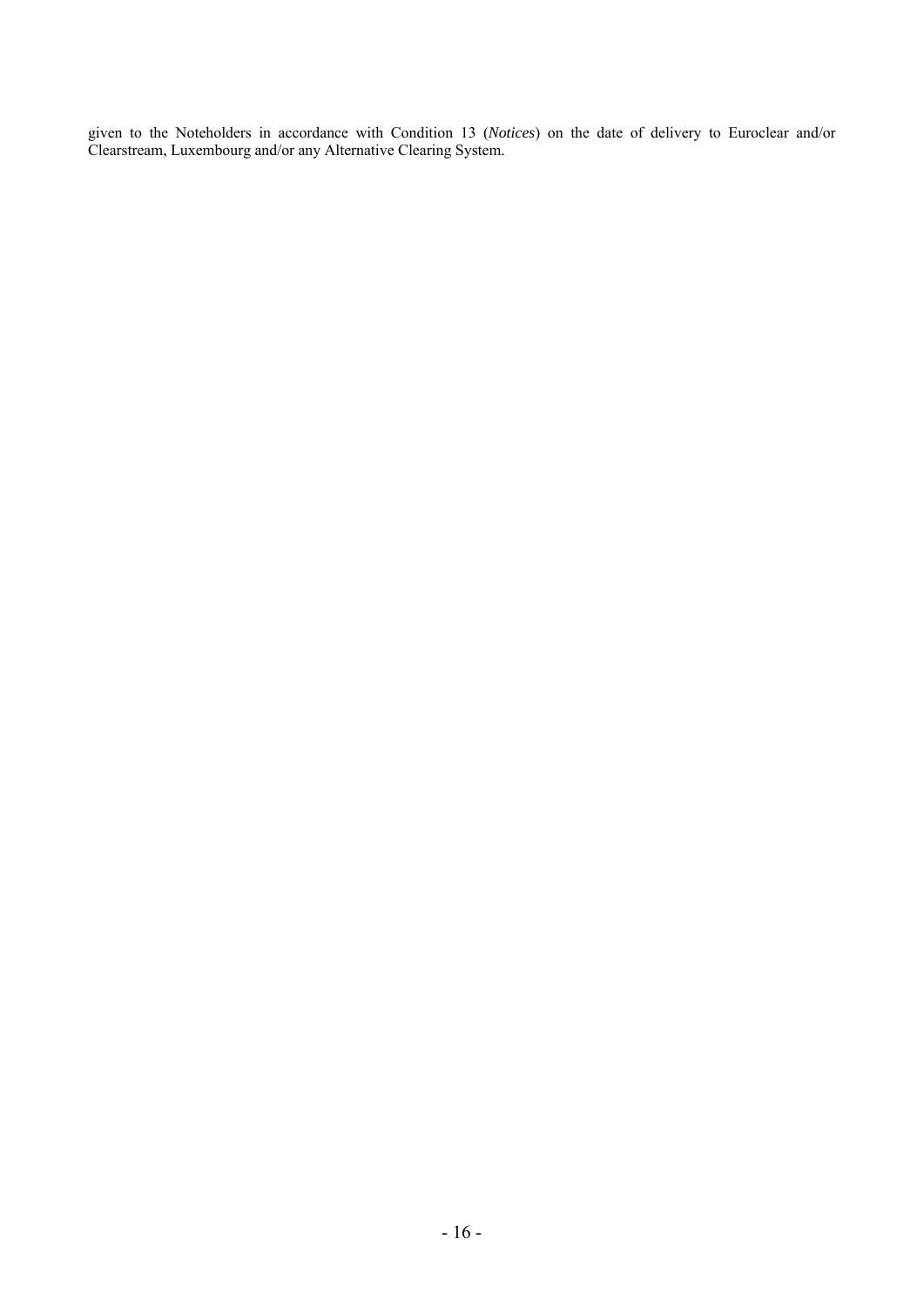given to the Noteholders in accordance with Condition 13 (*Notices*) on the date of delivery to Euroclear and/or Clearstream, Luxembourg and/or any Alternative Clearing System.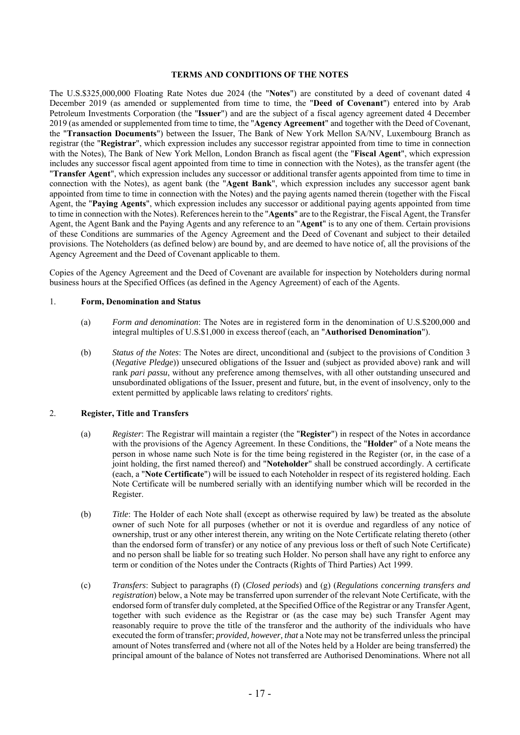## TERMS AND CONDITIONS OF THE NOTES

The U.S.$325,000,000 Floating Rate Notes due 2024 (the "**Notes**") are constituted by a deed of covenant dated 4 December 2019 (as amended or supplemented from time to time, the "**Deed of Covenant**") entered into by Arab Petroleum Investments Corporation (the "**Issuer**") and are the subject of a fiscal agency agreement dated 4 December 2019 (as amended or supplemented from time to time, the "**Agency Agreement**" and together with the Deed of Covenant, the "**Transaction Documents**") between the Issuer, The Bank of New York Mellon SA/NV, Luxembourg Branch as registrar (the "**Registrar**", which expression includes any successor registrar appointed from time to time in connection with the Notes), The Bank of New York Mellon, London Branch as fiscal agent (the "**Fiscal Agent**", which expression includes any successor fiscal agent appointed from time to time in connection with the Notes), as the transfer agent (the "**Transfer Agent**", which expression includes any successor or additional transfer agents appointed from time to time in connection with the Notes), as agent bank (the "**Agent Bank**", which expression includes any successor agent bank appointed from time to time in connection with the Notes) and the paying agents named therein (together with the Fiscal Agent, the "**Paying Agents**", which expression includes any successor or additional paying agents appointed from time to time in connection with the Notes). References herein to the "**Agents**" are to the Registrar, the Fiscal Agent, the Transfer Agent, the Agent Bank and the Paying Agents and any reference to an "**Agent**" is to any one of them. Certain provisions of these Conditions are summaries of the Agency Agreement and the Deed of Covenant and subject to their detailed provisions. The Noteholders (as defined below) are bound by, and are deemed to have notice of, all the provisions of the Agency Agreement and the Deed of Covenant applicable to them.

Copies of the Agency Agreement and the Deed of Covenant are available for inspection by Noteholders during normal business hours at the Specified Offices (as defined in the Agency Agreement) of each of the Agents.

### 1. Form, Denomination and Status

(a) *Form and denomination*: The Notes are in registered form in the denomination of U.S.$200,000 and integral multiples of U.S.$1,000 in excess thereof (each, an "**Authorised Denomination**").

(b) *Status of the Notes*: The Notes are direct, unconditional and (subject to the provisions of Condition 3 (*Negative Pledge*)) unsecured obligations of the Issuer and (subject as provided above) rank and will rank *pari passu*, without any preference among themselves, with all other outstanding unsecured and unsubordinated obligations of the Issuer, present and future, but, in the event of insolvency, only to the extent permitted by applicable laws relating to creditors' rights.

### 2. Register, Title and Transfers

(a) *Register*: The Registrar will maintain a register (the "**Register**") in respect of the Notes in accordance with the provisions of the Agency Agreement. In these Conditions, the "**Holder**" of a Note means the person in whose name such Note is for the time being registered in the Register (or, in the case of a joint holding, the first named thereof) and "**Noteholder**" shall be construed accordingly. A certificate (each, a "**Note Certificate**") will be issued to each Noteholder in respect of its registered holding. Each Note Certificate will be numbered serially with an identifying number which will be recorded in the Register.

(b) *Title*: The Holder of each Note shall (except as otherwise required by law) be treated as the absolute owner of such Note for all purposes (whether or not it is overdue and regardless of any notice of ownership, trust or any other interest therein, any writing on the Note Certificate relating thereto (other than the endorsed form of transfer) or any notice of any previous loss or theft of such Note Certificate) and no person shall be liable for so treating such Holder. No person shall have any right to enforce any term or condition of the Notes under the Contracts (Rights of Third Parties) Act 1999.

(c) *Transfers*: Subject to paragraphs (f) (*Closed periods*) and (g) (*Regulations concerning transfers and registration*) below, a Note may be transferred upon surrender of the relevant Note Certificate, with the endorsed form of transfer duly completed, at the Specified Office of the Registrar or any Transfer Agent, together with such evidence as the Registrar or (as the case may be) such Transfer Agent may reasonably require to prove the title of the transferor and the authority of the individuals who have executed the form of transfer; *provided, however, that* a Note may not be transferred unless the principal amount of Notes transferred and (where not all of the Notes held by a Holder are being transferred) the principal amount of the balance of Notes not transferred are Authorised Denominations. Where not all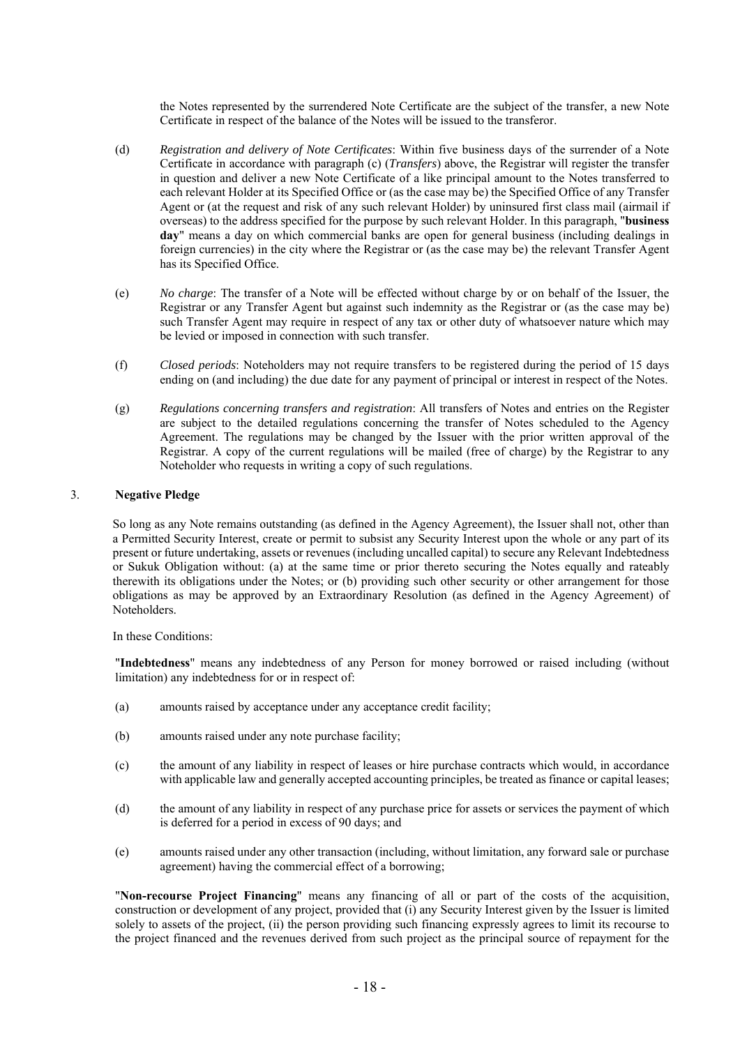the Notes represented by the surrendered Note Certificate are the subject of the transfer, a new Note Certificate in respect of the balance of the Notes will be issued to the transferor.

(d) *Registration and delivery of Note Certificates*: Within five business days of the surrender of a Note Certificate in accordance with paragraph (c) (*Transfers*) above, the Registrar will register the transfer in question and deliver a new Note Certificate of a like principal amount to the Notes transferred to each relevant Holder at its Specified Office or (as the case may be) the Specified Office of any Transfer Agent or (at the request and risk of any such relevant Holder) by uninsured first class mail (airmail if overseas) to the address specified for the purpose by such relevant Holder. In this paragraph, "**business day**" means a day on which commercial banks are open for general business (including dealings in foreign currencies) in the city where the Registrar or (as the case may be) the relevant Transfer Agent has its Specified Office.

(e) *No charge*: The transfer of a Note will be effected without charge by or on behalf of the Issuer, the Registrar or any Transfer Agent but against such indemnity as the Registrar or (as the case may be) such Transfer Agent may require in respect of any tax or other duty of whatsoever nature which may be levied or imposed in connection with such transfer.

(f) *Closed periods*: Noteholders may not require transfers to be registered during the period of 15 days ending on (and including) the due date for any payment of principal or interest in respect of the Notes.

(g) *Regulations concerning transfers and registration*: All transfers of Notes and entries on the Register are subject to the detailed regulations concerning the transfer of Notes scheduled to the Agency Agreement. The regulations may be changed by the Issuer with the prior written approval of the Registrar. A copy of the current regulations will be mailed (free of charge) by the Registrar to any Noteholder who requests in writing a copy of such regulations.

## 3. Negative Pledge

So long as any Note remains outstanding (as defined in the Agency Agreement), the Issuer shall not, other than a Permitted Security Interest, create or permit to subsist any Security Interest upon the whole or any part of its present or future undertaking, assets or revenues (including uncalled capital) to secure any Relevant Indebtedness or Sukuk Obligation without: (a) at the same time or prior thereto securing the Notes equally and rateably therewith its obligations under the Notes; or (b) providing such other security or other arrangement for those obligations as may be approved by an Extraordinary Resolution (as defined in the Agency Agreement) of Noteholders.

In these Conditions:

"**Indebtedness**" means any indebtedness of any Person for money borrowed or raised including (without limitation) any indebtedness for or in respect of:

(a) amounts raised by acceptance under any acceptance credit facility;

(b) amounts raised under any note purchase facility;

(c) the amount of any liability in respect of leases or hire purchase contracts which would, in accordance with applicable law and generally accepted accounting principles, be treated as finance or capital leases;

(d) the amount of any liability in respect of any purchase price for assets or services the payment of which is deferred for a period in excess of 90 days; and

(e) amounts raised under any other transaction (including, without limitation, any forward sale or purchase agreement) having the commercial effect of a borrowing;

"**Non-recourse Project Financing**" means any financing of all or part of the costs of the acquisition, construction or development of any project, provided that (i) any Security Interest given by the Issuer is limited solely to assets of the project, (ii) the person providing such financing expressly agrees to limit its recourse to the project financed and the revenues derived from such project as the principal source of repayment for the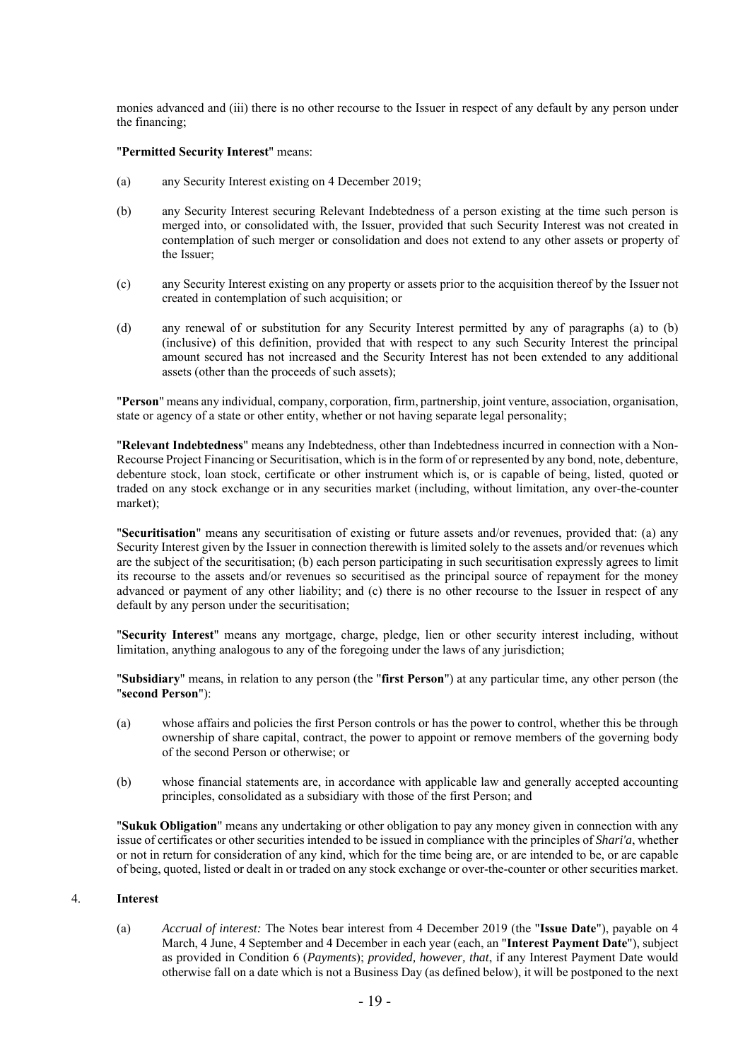monies advanced and (iii) there is no other recourse to the Issuer in respect of any default by any person under the financing;

"**Permitted Security Interest**" means:

(a) any Security Interest existing on 4 December 2019;

(b) any Security Interest securing Relevant Indebtedness of a person existing at the time such person is merged into, or consolidated with, the Issuer, provided that such Security Interest was not created in contemplation of such merger or consolidation and does not extend to any other assets or property of the Issuer;

(c) any Security Interest existing on any property or assets prior to the acquisition thereof by the Issuer not created in contemplation of such acquisition; or

(d) any renewal of or substitution for any Security Interest permitted by any of paragraphs (a) to (b) (inclusive) of this definition, provided that with respect to any such Security Interest the principal amount secured has not increased and the Security Interest has not been extended to any additional assets (other than the proceeds of such assets);

"**Person**" means any individual, company, corporation, firm, partnership, joint venture, association, organisation, state or agency of a state or other entity, whether or not having separate legal personality;

"**Relevant Indebtedness**" means any Indebtedness, other than Indebtedness incurred in connection with a Non-Recourse Project Financing or Securitisation, which is in the form of or represented by any bond, note, debenture, debenture stock, loan stock, certificate or other instrument which is, or is capable of being, listed, quoted or traded on any stock exchange or in any securities market (including, without limitation, any over-the-counter market);

"**Securitisation**" means any securitisation of existing or future assets and/or revenues, provided that: (a) any Security Interest given by the Issuer in connection therewith is limited solely to the assets and/or revenues which are the subject of the securitisation; (b) each person participating in such securitisation expressly agrees to limit its recourse to the assets and/or revenues so securitised as the principal source of repayment for the money advanced or payment of any other liability; and (c) there is no other recourse to the Issuer in respect of any default by any person under the securitisation;

"**Security Interest**" means any mortgage, charge, pledge, lien or other security interest including, without limitation, anything analogous to any of the foregoing under the laws of any jurisdiction;

"**Subsidiary**" means, in relation to any person (the "**first Person**") at any particular time, any other person (the "**second Person**"):

(a) whose affairs and policies the first Person controls or has the power to control, whether this be through ownership of share capital, contract, the power to appoint or remove members of the governing body of the second Person or otherwise; or

(b) whose financial statements are, in accordance with applicable law and generally accepted accounting principles, consolidated as a subsidiary with those of the first Person; and

"**Sukuk Obligation**" means any undertaking or other obligation to pay any money given in connection with any issue of certificates or other securities intended to be issued in compliance with the principles of *Shari'a*, whether or not in return for consideration of any kind, which for the time being are, or are intended to be, or are capable of being, quoted, listed or dealt in or traded on any stock exchange or over-the-counter or other securities market.

## 4. Interest

(a) *Accrual of interest:* The Notes bear interest from 4 December 2019 (the "**Issue Date**"), payable on 4 March, 4 June, 4 September and 4 December in each year (each, an "**Interest Payment Date**"), subject as provided in Condition 6 (*Payments*); *provided, however, that*, if any Interest Payment Date would otherwise fall on a date which is not a Business Day (as defined below), it will be postponed to the next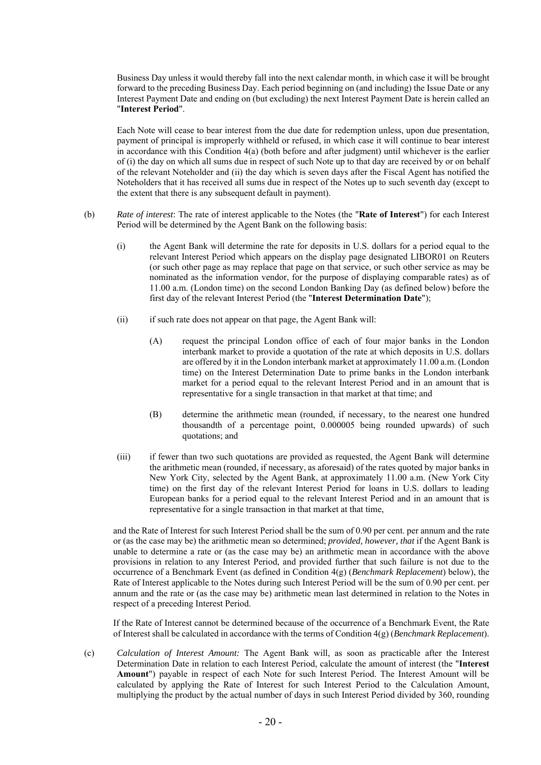Business Day unless it would thereby fall into the next calendar month, in which case it will be brought forward to the preceding Business Day. Each period beginning on (and including) the Issue Date or any Interest Payment Date and ending on (but excluding) the next Interest Payment Date is herein called an "**Interest Period**".

Each Note will cease to bear interest from the due date for redemption unless, upon due presentation, payment of principal is improperly withheld or refused, in which case it will continue to bear interest in accordance with this Condition 4(a) (both before and after judgment) until whichever is the earlier of (i) the day on which all sums due in respect of such Note up to that day are received by or on behalf of the relevant Noteholder and (ii) the day which is seven days after the Fiscal Agent has notified the Noteholders that it has received all sums due in respect of the Notes up to such seventh day (except to the extent that there is any subsequent default in payment).

(b) *Rate of interest*: The rate of interest applicable to the Notes (the "**Rate of Interest**") for each Interest Period will be determined by the Agent Bank on the following basis:

(i) the Agent Bank will determine the rate for deposits in U.S. dollars for a period equal to the relevant Interest Period which appears on the display page designated LIBOR01 on Reuters (or such other page as may replace that page on that service, or such other service as may be nominated as the information vendor, for the purpose of displaying comparable rates) as of 11.00 a.m. (London time) on the second London Banking Day (as defined below) before the first day of the relevant Interest Period (the "**Interest Determination Date**");

(ii) if such rate does not appear on that page, the Agent Bank will:

(A) request the principal London office of each of four major banks in the London interbank market to provide a quotation of the rate at which deposits in U.S. dollars are offered by it in the London interbank market at approximately 11.00 a.m. (London time) on the Interest Determination Date to prime banks in the London interbank market for a period equal to the relevant Interest Period and in an amount that is representative for a single transaction in that market at that time; and

(B) determine the arithmetic mean (rounded, if necessary, to the nearest one hundred thousandth of a percentage point, 0.000005 being rounded upwards) of such quotations; and

(iii) if fewer than two such quotations are provided as requested, the Agent Bank will determine the arithmetic mean (rounded, if necessary, as aforesaid) of the rates quoted by major banks in New York City, selected by the Agent Bank, at approximately 11.00 a.m. (New York City time) on the first day of the relevant Interest Period for loans in U.S. dollars to leading European banks for a period equal to the relevant Interest Period and in an amount that is representative for a single transaction in that market at that time,

and the Rate of Interest for such Interest Period shall be the sum of 0.90 per cent. per annum and the rate or (as the case may be) the arithmetic mean so determined; *provided, however, that* if the Agent Bank is unable to determine a rate or (as the case may be) an arithmetic mean in accordance with the above provisions in relation to any Interest Period, and provided further that such failure is not due to the occurrence of a Benchmark Event (as defined in Condition 4(g) (*Benchmark Replacement*) below), the Rate of Interest applicable to the Notes during such Interest Period will be the sum of 0.90 per cent. per annum and the rate or (as the case may be) arithmetic mean last determined in relation to the Notes in respect of a preceding Interest Period.

If the Rate of Interest cannot be determined because of the occurrence of a Benchmark Event, the Rate of Interest shall be calculated in accordance with the terms of Condition 4(g) (*Benchmark Replacement*).

(c) *Calculation of Interest Amount:* The Agent Bank will, as soon as practicable after the Interest Determination Date in relation to each Interest Period, calculate the amount of interest (the "**Interest Amount**") payable in respect of each Note for such Interest Period. The Interest Amount will be calculated by applying the Rate of Interest for such Interest Period to the Calculation Amount, multiplying the product by the actual number of days in such Interest Period divided by 360, rounding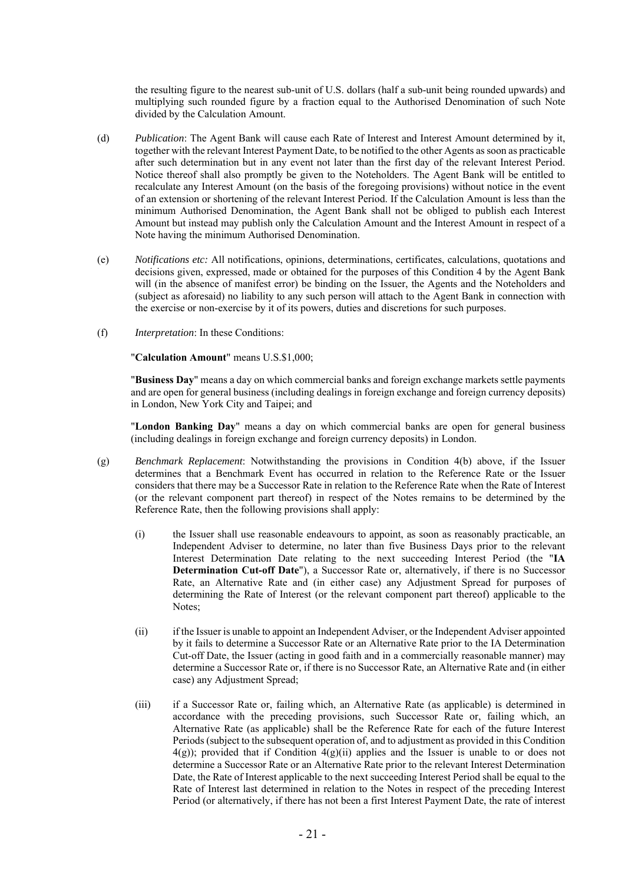the resulting figure to the nearest sub-unit of U.S. dollars (half a sub-unit being rounded upwards) and multiplying such rounded figure by a fraction equal to the Authorised Denomination of such Note divided by the Calculation Amount.

(d) *Publication*: The Agent Bank will cause each Rate of Interest and Interest Amount determined by it, together with the relevant Interest Payment Date, to be notified to the other Agents as soon as practicable after such determination but in any event not later than the first day of the relevant Interest Period. Notice thereof shall also promptly be given to the Noteholders. The Agent Bank will be entitled to recalculate any Interest Amount (on the basis of the foregoing provisions) without notice in the event of an extension or shortening of the relevant Interest Period. If the Calculation Amount is less than the minimum Authorised Denomination, the Agent Bank shall not be obliged to publish each Interest Amount but instead may publish only the Calculation Amount and the Interest Amount in respect of a Note having the minimum Authorised Denomination.

(e) *Notifications etc:* All notifications, opinions, determinations, certificates, calculations, quotations and decisions given, expressed, made or obtained for the purposes of this Condition 4 by the Agent Bank will (in the absence of manifest error) be binding on the Issuer, the Agents and the Noteholders and (subject as aforesaid) no liability to any such person will attach to the Agent Bank in connection with the exercise or non-exercise by it of its powers, duties and discretions for such purposes.

(f) *Interpretation*: In these Conditions:

"**Calculation Amount**" means U.S.$1,000;

"**Business Day**" means a day on which commercial banks and foreign exchange markets settle payments and are open for general business (including dealings in foreign exchange and foreign currency deposits) in London, New York City and Taipei; and

"**London Banking Day**" means a day on which commercial banks are open for general business (including dealings in foreign exchange and foreign currency deposits) in London.

(g) *Benchmark Replacement*: Notwithstanding the provisions in Condition 4(b) above, if the Issuer determines that a Benchmark Event has occurred in relation to the Reference Rate or the Issuer considers that there may be a Successor Rate in relation to the Reference Rate when the Rate of Interest (or the relevant component part thereof) in respect of the Notes remains to be determined by the Reference Rate, then the following provisions shall apply:

(i) the Issuer shall use reasonable endeavours to appoint, as soon as reasonably practicable, an Independent Adviser to determine, no later than five Business Days prior to the relevant Interest Determination Date relating to the next succeeding Interest Period (the "**IA Determination Cut-off Date**"), a Successor Rate or, alternatively, if there is no Successor Rate, an Alternative Rate and (in either case) any Adjustment Spread for purposes of determining the Rate of Interest (or the relevant component part thereof) applicable to the Notes;

(ii) if the Issuer is unable to appoint an Independent Adviser, or the Independent Adviser appointed by it fails to determine a Successor Rate or an Alternative Rate prior to the IA Determination Cut-off Date, the Issuer (acting in good faith and in a commercially reasonable manner) may determine a Successor Rate or, if there is no Successor Rate, an Alternative Rate and (in either case) any Adjustment Spread;

(iii) if a Successor Rate or, failing which, an Alternative Rate (as applicable) is determined in accordance with the preceding provisions, such Successor Rate or, failing which, an Alternative Rate (as applicable) shall be the Reference Rate for each of the future Interest Periods (subject to the subsequent operation of, and to adjustment as provided in this Condition 4(g)); provided that if Condition 4(g)(ii) applies and the Issuer is unable to or does not determine a Successor Rate or an Alternative Rate prior to the relevant Interest Determination Date, the Rate of Interest applicable to the next succeeding Interest Period shall be equal to the Rate of Interest last determined in relation to the Notes in respect of the preceding Interest Period (or alternatively, if there has not been a first Interest Payment Date, the rate of interest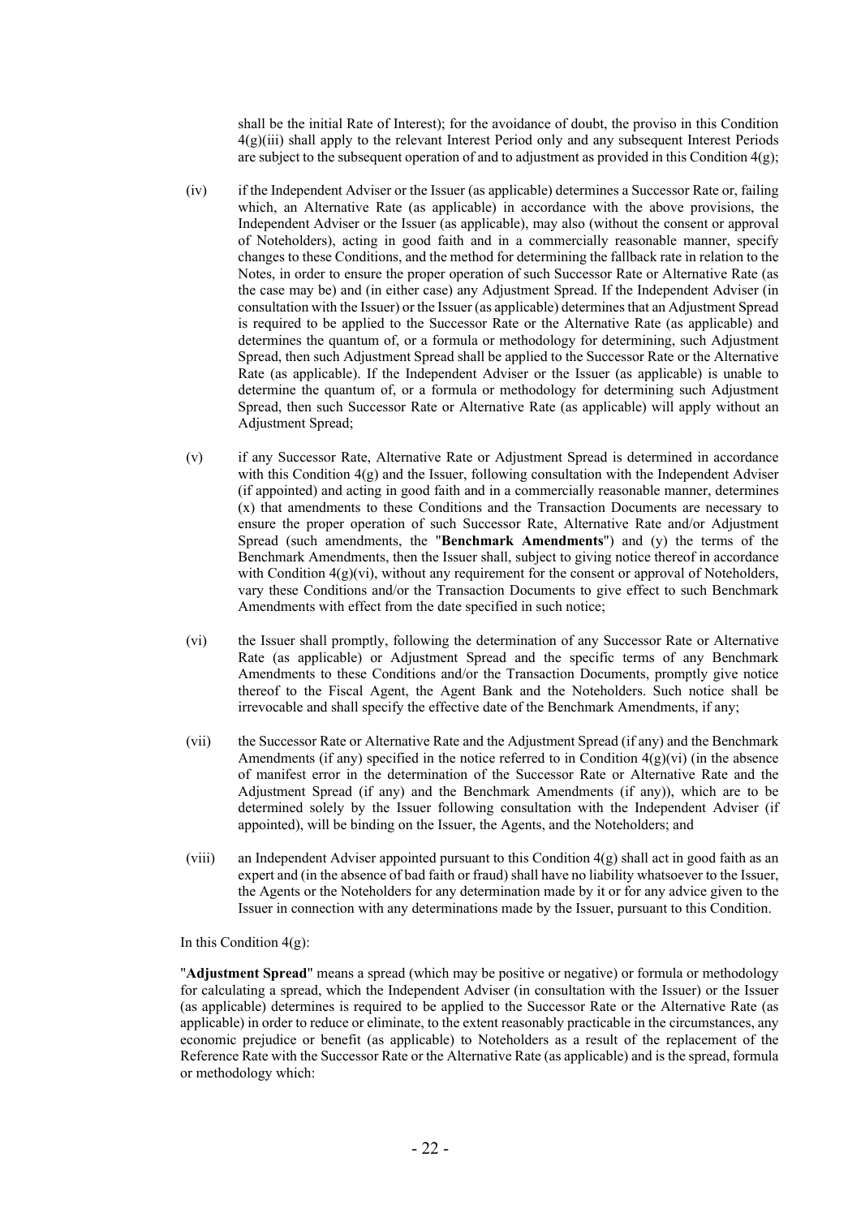shall be the initial Rate of Interest); for the avoidance of doubt, the proviso in this Condition 4(g)(iii) shall apply to the relevant Interest Period only and any subsequent Interest Periods are subject to the subsequent operation of and to adjustment as provided in this Condition 4(g);

(iv) if the Independent Adviser or the Issuer (as applicable) determines a Successor Rate or, failing which, an Alternative Rate (as applicable) in accordance with the above provisions, the Independent Adviser or the Issuer (as applicable), may also (without the consent or approval of Noteholders), acting in good faith and in a commercially reasonable manner, specify changes to these Conditions, and the method for determining the fallback rate in relation to the Notes, in order to ensure the proper operation of such Successor Rate or Alternative Rate (as the case may be) and (in either case) any Adjustment Spread. If the Independent Adviser (in consultation with the Issuer) or the Issuer (as applicable) determines that an Adjustment Spread is required to be applied to the Successor Rate or the Alternative Rate (as applicable) and determines the quantum of, or a formula or methodology for determining, such Adjustment Spread, then such Adjustment Spread shall be applied to the Successor Rate or the Alternative Rate (as applicable). If the Independent Adviser or the Issuer (as applicable) is unable to determine the quantum of, or a formula or methodology for determining such Adjustment Spread, then such Successor Rate or Alternative Rate (as applicable) will apply without an Adjustment Spread;

(v) if any Successor Rate, Alternative Rate or Adjustment Spread is determined in accordance with this Condition 4(g) and the Issuer, following consultation with the Independent Adviser (if appointed) and acting in good faith and in a commercially reasonable manner, determines (x) that amendments to these Conditions and the Transaction Documents are necessary to ensure the proper operation of such Successor Rate, Alternative Rate and/or Adjustment Spread (such amendments, the "**Benchmark Amendments**") and (y) the terms of the Benchmark Amendments, then the Issuer shall, subject to giving notice thereof in accordance with Condition 4(g)(vi), without any requirement for the consent or approval of Noteholders, vary these Conditions and/or the Transaction Documents to give effect to such Benchmark Amendments with effect from the date specified in such notice;

(vi) the Issuer shall promptly, following the determination of any Successor Rate or Alternative Rate (as applicable) or Adjustment Spread and the specific terms of any Benchmark Amendments to these Conditions and/or the Transaction Documents, promptly give notice thereof to the Fiscal Agent, the Agent Bank and the Noteholders. Such notice shall be irrevocable and shall specify the effective date of the Benchmark Amendments, if any;

(vii) the Successor Rate or Alternative Rate and the Adjustment Spread (if any) and the Benchmark Amendments (if any) specified in the notice referred to in Condition 4(g)(vi) (in the absence of manifest error in the determination of the Successor Rate or Alternative Rate and the Adjustment Spread (if any) and the Benchmark Amendments (if any)), which are to be determined solely by the Issuer following consultation with the Independent Adviser (if appointed), will be binding on the Issuer, the Agents, and the Noteholders; and

(viii) an Independent Adviser appointed pursuant to this Condition 4(g) shall act in good faith as an expert and (in the absence of bad faith or fraud) shall have no liability whatsoever to the Issuer, the Agents or the Noteholders for any determination made by it or for any advice given to the Issuer in connection with any determinations made by the Issuer, pursuant to this Condition.

In this Condition 4(g):

"**Adjustment Spread**" means a spread (which may be positive or negative) or formula or methodology for calculating a spread, which the Independent Adviser (in consultation with the Issuer) or the Issuer (as applicable) determines is required to be applied to the Successor Rate or the Alternative Rate (as applicable) in order to reduce or eliminate, to the extent reasonably practicable in the circumstances, any economic prejudice or benefit (as applicable) to Noteholders as a result of the replacement of the Reference Rate with the Successor Rate or the Alternative Rate (as applicable) and is the spread, formula or methodology which: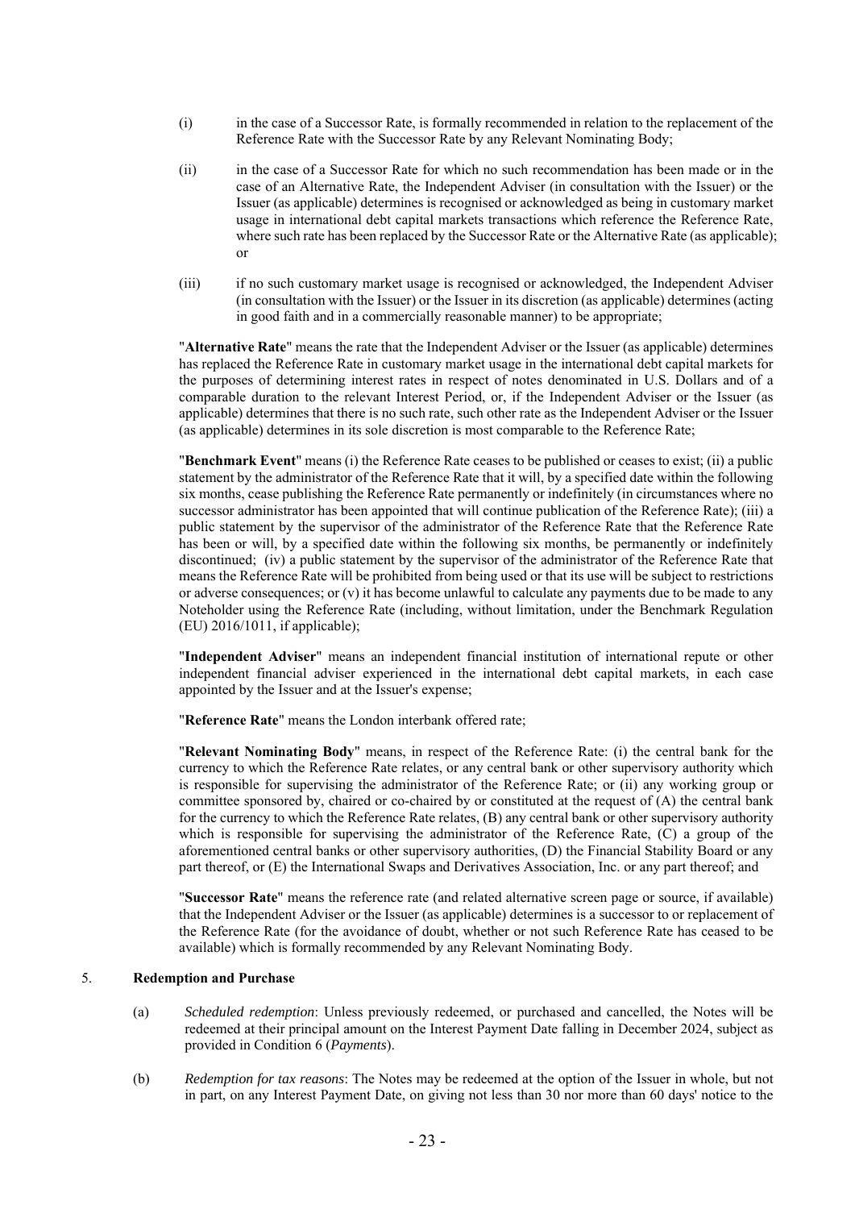(i) in the case of a Successor Rate, is formally recommended in relation to the replacement of the Reference Rate with the Successor Rate by any Relevant Nominating Body;

(ii) in the case of a Successor Rate for which no such recommendation has been made or in the case of an Alternative Rate, the Independent Adviser (in consultation with the Issuer) or the Issuer (as applicable) determines is recognised or acknowledged as being in customary market usage in international debt capital markets transactions which reference the Reference Rate, where such rate has been replaced by the Successor Rate or the Alternative Rate (as applicable); or

(iii) if no such customary market usage is recognised or acknowledged, the Independent Adviser (in consultation with the Issuer) or the Issuer in its discretion (as applicable) determines (acting in good faith and in a commercially reasonable manner) to be appropriate;

"**Alternative Rate**" means the rate that the Independent Adviser or the Issuer (as applicable) determines has replaced the Reference Rate in customary market usage in the international debt capital markets for the purposes of determining interest rates in respect of notes denominated in U.S. Dollars and of a comparable duration to the relevant Interest Period, or, if the Independent Adviser or the Issuer (as applicable) determines that there is no such rate, such other rate as the Independent Adviser or the Issuer (as applicable) determines in its sole discretion is most comparable to the Reference Rate;

"**Benchmark Event**" means (i) the Reference Rate ceases to be published or ceases to exist; (ii) a public statement by the administrator of the Reference Rate that it will, by a specified date within the following six months, cease publishing the Reference Rate permanently or indefinitely (in circumstances where no successor administrator has been appointed that will continue publication of the Reference Rate); (iii) a public statement by the supervisor of the administrator of the Reference Rate that the Reference Rate has been or will, by a specified date within the following six months, be permanently or indefinitely discontinued; (iv) a public statement by the supervisor of the administrator of the Reference Rate that means the Reference Rate will be prohibited from being used or that its use will be subject to restrictions or adverse consequences; or (v) it has become unlawful to calculate any payments due to be made to any Noteholder using the Reference Rate (including, without limitation, under the Benchmark Regulation (EU) 2016/1011, if applicable);

"**Independent Adviser**" means an independent financial institution of international repute or other independent financial adviser experienced in the international debt capital markets, in each case appointed by the Issuer and at the Issuer's expense;

"**Reference Rate**" means the London interbank offered rate;

"**Relevant Nominating Body**" means, in respect of the Reference Rate: (i) the central bank for the currency to which the Reference Rate relates, or any central bank or other supervisory authority which is responsible for supervising the administrator of the Reference Rate; or (ii) any working group or committee sponsored by, chaired or co-chaired by or constituted at the request of (A) the central bank for the currency to which the Reference Rate relates, (B) any central bank or other supervisory authority which is responsible for supervising the administrator of the Reference Rate, (C) a group of the aforementioned central banks or other supervisory authorities, (D) the Financial Stability Board or any part thereof, or (E) the International Swaps and Derivatives Association, Inc. or any part thereof; and

"**Successor Rate**" means the reference rate (and related alternative screen page or source, if available) that the Independent Adviser or the Issuer (as applicable) determines is a successor to or replacement of the Reference Rate (for the avoidance of doubt, whether or not such Reference Rate has ceased to be available) which is formally recommended by any Relevant Nominating Body.

## 5. Redemption and Purchase

(a) *Scheduled redemption*: Unless previously redeemed, or purchased and cancelled, the Notes will be redeemed at their principal amount on the Interest Payment Date falling in December 2024, subject as provided in Condition 6 (*Payments*).

(b) *Redemption for tax reasons*: The Notes may be redeemed at the option of the Issuer in whole, but not in part, on any Interest Payment Date, on giving not less than 30 nor more than 60 days' notice to the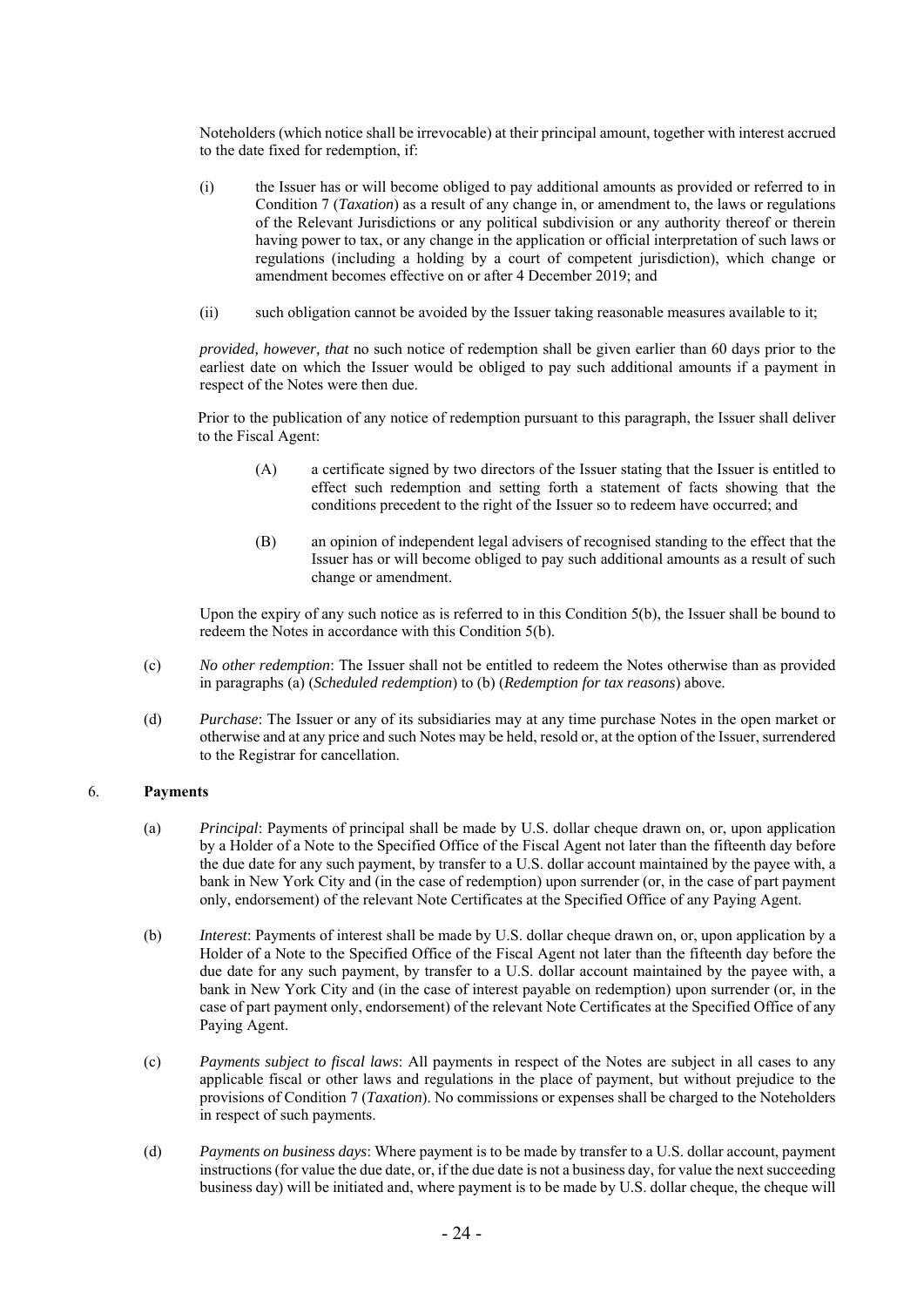Noteholders (which notice shall be irrevocable) at their principal amount, together with interest accrued to the date fixed for redemption, if:

(i) the Issuer has or will become obliged to pay additional amounts as provided or referred to in Condition 7 (*Taxation*) as a result of any change in, or amendment to, the laws or regulations of the Relevant Jurisdictions or any political subdivision or any authority thereof or therein having power to tax, or any change in the application or official interpretation of such laws or regulations (including a holding by a court of competent jurisdiction), which change or amendment becomes effective on or after 4 December 2019; and

(ii) such obligation cannot be avoided by the Issuer taking reasonable measures available to it;

*provided, however, that* no such notice of redemption shall be given earlier than 60 days prior to the earliest date on which the Issuer would be obliged to pay such additional amounts if a payment in respect of the Notes were then due.

Prior to the publication of any notice of redemption pursuant to this paragraph, the Issuer shall deliver to the Fiscal Agent:

(A) a certificate signed by two directors of the Issuer stating that the Issuer is entitled to effect such redemption and setting forth a statement of facts showing that the conditions precedent to the right of the Issuer so to redeem have occurred; and

(B) an opinion of independent legal advisers of recognised standing to the effect that the Issuer has or will become obliged to pay such additional amounts as a result of such change or amendment.

Upon the expiry of any such notice as is referred to in this Condition 5(b), the Issuer shall be bound to redeem the Notes in accordance with this Condition 5(b).

(c) *No other redemption*: The Issuer shall not be entitled to redeem the Notes otherwise than as provided in paragraphs (a) (*Scheduled redemption*) to (b) (*Redemption for tax reasons*) above.

(d) *Purchase*: The Issuer or any of its subsidiaries may at any time purchase Notes in the open market or otherwise and at any price and such Notes may be held, resold or, at the option of the Issuer, surrendered to the Registrar for cancellation.

## 6. Payments

(a) *Principal*: Payments of principal shall be made by U.S. dollar cheque drawn on, or, upon application by a Holder of a Note to the Specified Office of the Fiscal Agent not later than the fifteenth day before the due date for any such payment, by transfer to a U.S. dollar account maintained by the payee with, a bank in New York City and (in the case of redemption) upon surrender (or, in the case of part payment only, endorsement) of the relevant Note Certificates at the Specified Office of any Paying Agent.

(b) *Interest*: Payments of interest shall be made by U.S. dollar cheque drawn on, or, upon application by a Holder of a Note to the Specified Office of the Fiscal Agent not later than the fifteenth day before the due date for any such payment, by transfer to a U.S. dollar account maintained by the payee with, a bank in New York City and (in the case of interest payable on redemption) upon surrender (or, in the case of part payment only, endorsement) of the relevant Note Certificates at the Specified Office of any Paying Agent.

(c) *Payments subject to fiscal laws*: All payments in respect of the Notes are subject in all cases to any applicable fiscal or other laws and regulations in the place of payment, but without prejudice to the provisions of Condition 7 (*Taxation*). No commissions or expenses shall be charged to the Noteholders in respect of such payments.

(d) *Payments on business days*: Where payment is to be made by transfer to a U.S. dollar account, payment instructions (for value the due date, or, if the due date is not a business day, for value the next succeeding business day) will be initiated and, where payment is to be made by U.S. dollar cheque, the cheque will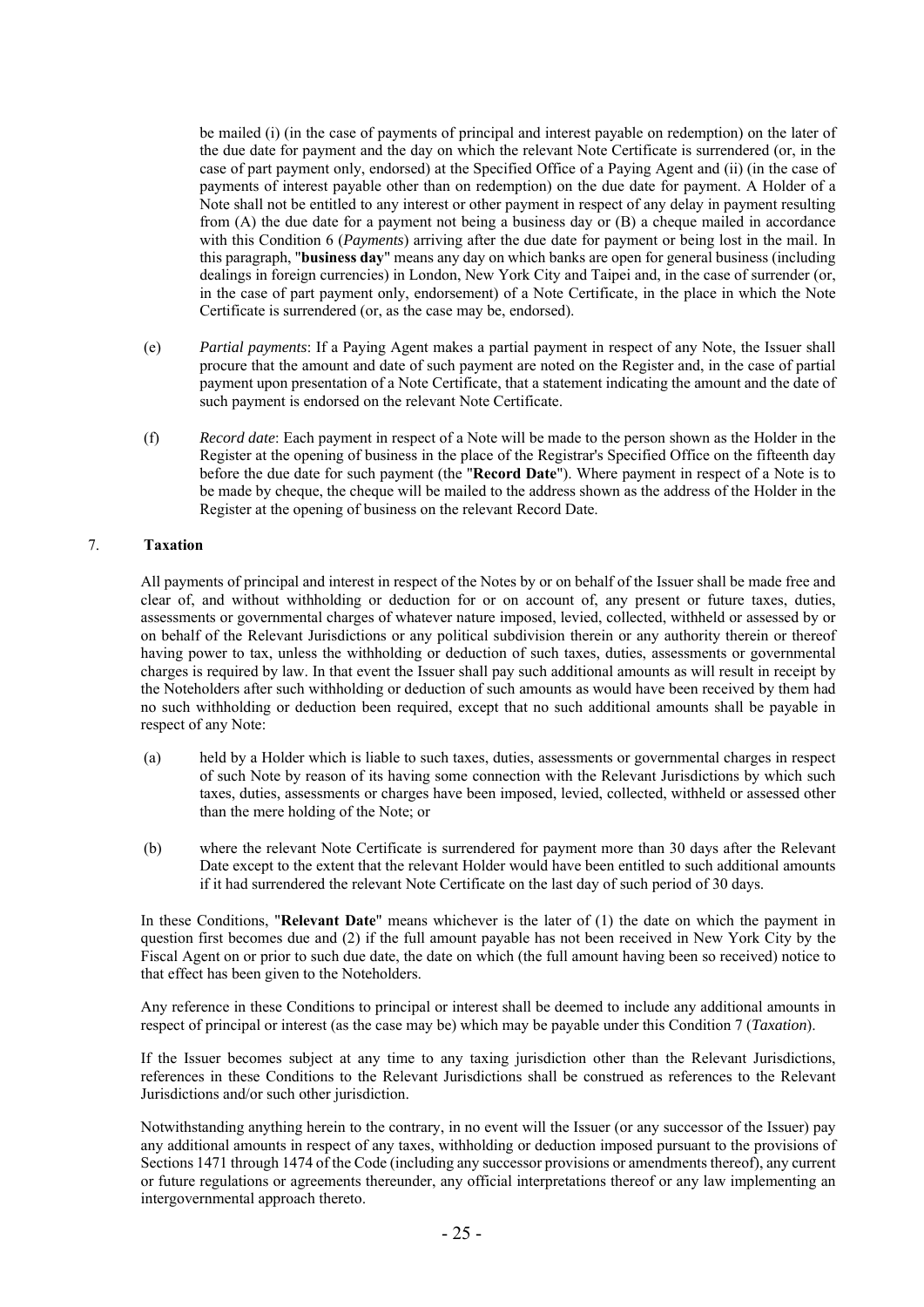be mailed (i) (in the case of payments of principal and interest payable on redemption) on the later of the due date for payment and the day on which the relevant Note Certificate is surrendered (or, in the case of part payment only, endorsed) at the Specified Office of a Paying Agent and (ii) (in the case of payments of interest payable other than on redemption) on the due date for payment. A Holder of a Note shall not be entitled to any interest or other payment in respect of any delay in payment resulting from (A) the due date for a payment not being a business day or (B) a cheque mailed in accordance with this Condition 6 (*Payments*) arriving after the due date for payment or being lost in the mail. In this paragraph, "**business day**" means any day on which banks are open for general business (including dealings in foreign currencies) in London, New York City and Taipei and, in the case of surrender (or, in the case of part payment only, endorsement) of a Note Certificate, in the place in which the Note Certificate is surrendered (or, as the case may be, endorsed).

(e) *Partial payments*: If a Paying Agent makes a partial payment in respect of any Note, the Issuer shall procure that the amount and date of such payment are noted on the Register and, in the case of partial payment upon presentation of a Note Certificate, that a statement indicating the amount and the date of such payment is endorsed on the relevant Note Certificate.

(f) *Record date*: Each payment in respect of a Note will be made to the person shown as the Holder in the Register at the opening of business in the place of the Registrar's Specified Office on the fifteenth day before the due date for such payment (the "**Record Date**"). Where payment in respect of a Note is to be made by cheque, the cheque will be mailed to the address shown as the address of the Holder in the Register at the opening of business on the relevant Record Date.

## 7. Taxation

All payments of principal and interest in respect of the Notes by or on behalf of the Issuer shall be made free and clear of, and without withholding or deduction for or on account of, any present or future taxes, duties, assessments or governmental charges of whatever nature imposed, levied, collected, withheld or assessed by or on behalf of the Relevant Jurisdictions or any political subdivision therein or any authority therein or thereof having power to tax, unless the withholding or deduction of such taxes, duties, assessments or governmental charges is required by law. In that event the Issuer shall pay such additional amounts as will result in receipt by the Noteholders after such withholding or deduction of such amounts as would have been received by them had no such withholding or deduction been required, except that no such additional amounts shall be payable in respect of any Note:

(a) held by a Holder which is liable to such taxes, duties, assessments or governmental charges in respect of such Note by reason of its having some connection with the Relevant Jurisdictions by which such taxes, duties, assessments or charges have been imposed, levied, collected, withheld or assessed other than the mere holding of the Note; or

(b) where the relevant Note Certificate is surrendered for payment more than 30 days after the Relevant Date except to the extent that the relevant Holder would have been entitled to such additional amounts if it had surrendered the relevant Note Certificate on the last day of such period of 30 days.

In these Conditions, "**Relevant Date**" means whichever is the later of (1) the date on which the payment in question first becomes due and (2) if the full amount payable has not been received in New York City by the Fiscal Agent on or prior to such due date, the date on which (the full amount having been so received) notice to that effect has been given to the Noteholders.

Any reference in these Conditions to principal or interest shall be deemed to include any additional amounts in respect of principal or interest (as the case may be) which may be payable under this Condition 7 (*Taxation*).

If the Issuer becomes subject at any time to any taxing jurisdiction other than the Relevant Jurisdictions, references in these Conditions to the Relevant Jurisdictions shall be construed as references to the Relevant Jurisdictions and/or such other jurisdiction.

Notwithstanding anything herein to the contrary, in no event will the Issuer (or any successor of the Issuer) pay any additional amounts in respect of any taxes, withholding or deduction imposed pursuant to the provisions of Sections 1471 through 1474 of the Code (including any successor provisions or amendments thereof), any current or future regulations or agreements thereunder, any official interpretations thereof or any law implementing an intergovernmental approach thereto.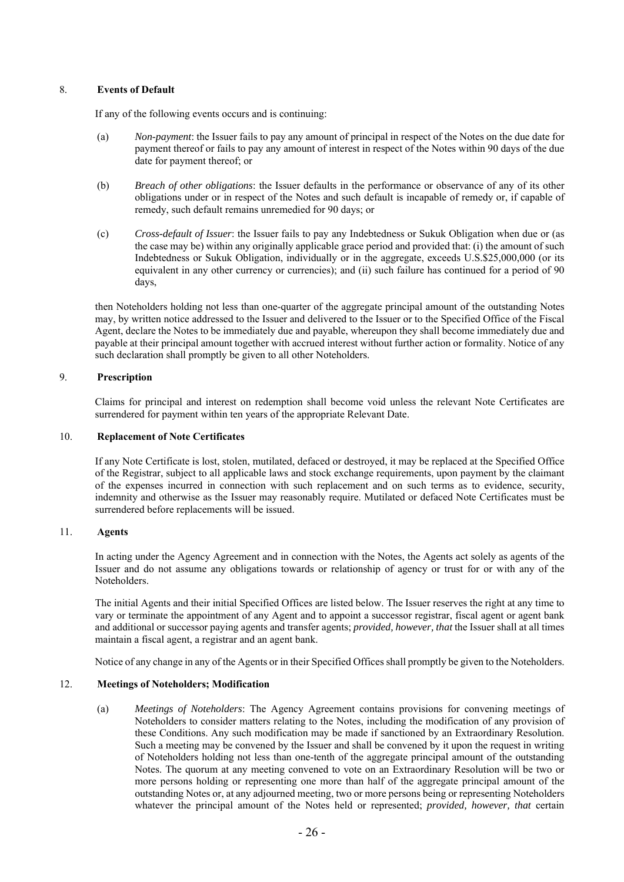## 8. Events of Default

If any of the following events occurs and is continuing:

(a) *Non-payment*: the Issuer fails to pay any amount of principal in respect of the Notes on the due date for payment thereof or fails to pay any amount of interest in respect of the Notes within 90 days of the due date for payment thereof; or

(b) *Breach of other obligations*: the Issuer defaults in the performance or observance of any of its other obligations under or in respect of the Notes and such default is incapable of remedy or, if capable of remedy, such default remains unremedied for 90 days; or

(c) *Cross-default of Issuer*: the Issuer fails to pay any Indebtedness or Sukuk Obligation when due or (as the case may be) within any originally applicable grace period and provided that: (i) the amount of such Indebtedness or Sukuk Obligation, individually or in the aggregate, exceeds U.S.$25,000,000 (or its equivalent in any other currency or currencies); and (ii) such failure has continued for a period of 90 days,

then Noteholders holding not less than one-quarter of the aggregate principal amount of the outstanding Notes may, by written notice addressed to the Issuer and delivered to the Issuer or to the Specified Office of the Fiscal Agent, declare the Notes to be immediately due and payable, whereupon they shall become immediately due and payable at their principal amount together with accrued interest without further action or formality. Notice of any such declaration shall promptly be given to all other Noteholders.

## 9. Prescription

Claims for principal and interest on redemption shall become void unless the relevant Note Certificates are surrendered for payment within ten years of the appropriate Relevant Date.

## 10. Replacement of Note Certificates

If any Note Certificate is lost, stolen, mutilated, defaced or destroyed, it may be replaced at the Specified Office of the Registrar, subject to all applicable laws and stock exchange requirements, upon payment by the claimant of the expenses incurred in connection with such replacement and on such terms as to evidence, security, indemnity and otherwise as the Issuer may reasonably require. Mutilated or defaced Note Certificates must be surrendered before replacements will be issued.

## 11. Agents

In acting under the Agency Agreement and in connection with the Notes, the Agents act solely as agents of the Issuer and do not assume any obligations towards or relationship of agency or trust for or with any of the Noteholders.

The initial Agents and their initial Specified Offices are listed below. The Issuer reserves the right at any time to vary or terminate the appointment of any Agent and to appoint a successor registrar, fiscal agent or agent bank and additional or successor paying agents and transfer agents; *provided, however, that* the Issuer shall at all times maintain a fiscal agent, a registrar and an agent bank.

Notice of any change in any of the Agents or in their Specified Offices shall promptly be given to the Noteholders.

## 12. Meetings of Noteholders; Modification

(a) *Meetings of Noteholders*: The Agency Agreement contains provisions for convening meetings of Noteholders to consider matters relating to the Notes, including the modification of any provision of these Conditions. Any such modification may be made if sanctioned by an Extraordinary Resolution. Such a meeting may be convened by the Issuer and shall be convened by it upon the request in writing of Noteholders holding not less than one-tenth of the aggregate principal amount of the outstanding Notes. The quorum at any meeting convened to vote on an Extraordinary Resolution will be two or more persons holding or representing one more than half of the aggregate principal amount of the outstanding Notes or, at any adjourned meeting, two or more persons being or representing Noteholders whatever the principal amount of the Notes held or represented; *provided, however, that* certain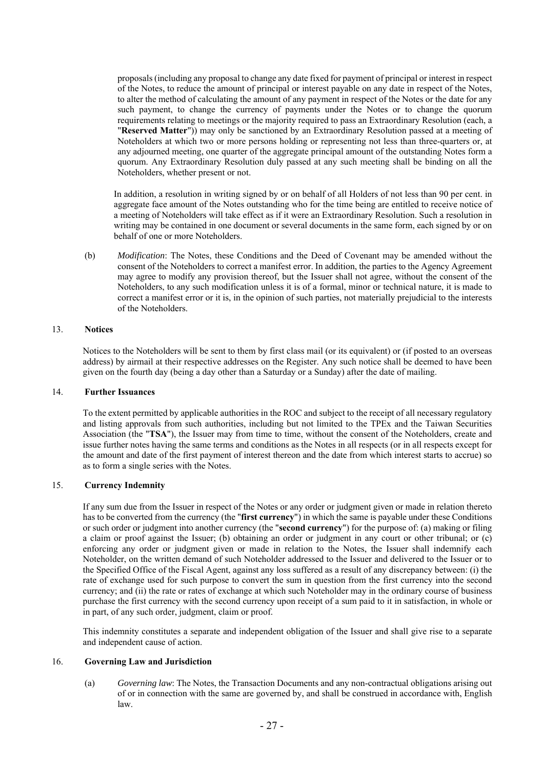proposals (including any proposal to change any date fixed for payment of principal or interest in respect of the Notes, to reduce the amount of principal or interest payable on any date in respect of the Notes, to alter the method of calculating the amount of any payment in respect of the Notes or the date for any such payment, to change the currency of payments under the Notes or to change the quorum requirements relating to meetings or the majority required to pass an Extraordinary Resolution (each, a "**Reserved Matter**")) may only be sanctioned by an Extraordinary Resolution passed at a meeting of Noteholders at which two or more persons holding or representing not less than three-quarters or, at any adjourned meeting, one quarter of the aggregate principal amount of the outstanding Notes form a quorum. Any Extraordinary Resolution duly passed at any such meeting shall be binding on all the Noteholders, whether present or not.

In addition, a resolution in writing signed by or on behalf of all Holders of not less than 90 per cent. in aggregate face amount of the Notes outstanding who for the time being are entitled to receive notice of a meeting of Noteholders will take effect as if it were an Extraordinary Resolution. Such a resolution in writing may be contained in one document or several documents in the same form, each signed by or on behalf of one or more Noteholders.

(b) *Modification*: The Notes, these Conditions and the Deed of Covenant may be amended without the consent of the Noteholders to correct a manifest error. In addition, the parties to the Agency Agreement may agree to modify any provision thereof, but the Issuer shall not agree, without the consent of the Noteholders, to any such modification unless it is of a formal, minor or technical nature, it is made to correct a manifest error or it is, in the opinion of such parties, not materially prejudicial to the interests of the Noteholders.

## 13. Notices

Notices to the Noteholders will be sent to them by first class mail (or its equivalent) or (if posted to an overseas address) by airmail at their respective addresses on the Register. Any such notice shall be deemed to have been given on the fourth day (being a day other than a Saturday or a Sunday) after the date of mailing.

## 14. Further Issuances

To the extent permitted by applicable authorities in the ROC and subject to the receipt of all necessary regulatory and listing approvals from such authorities, including but not limited to the TPEx and the Taiwan Securities Association (the "**TSA**"), the Issuer may from time to time, without the consent of the Noteholders, create and issue further notes having the same terms and conditions as the Notes in all respects (or in all respects except for the amount and date of the first payment of interest thereon and the date from which interest starts to accrue) so as to form a single series with the Notes.

## 15. Currency Indemnity

If any sum due from the Issuer in respect of the Notes or any order or judgment given or made in relation thereto has to be converted from the currency (the "**first currency**") in which the same is payable under these Conditions or such order or judgment into another currency (the "**second currency**") for the purpose of: (a) making or filing a claim or proof against the Issuer; (b) obtaining an order or judgment in any court or other tribunal; or (c) enforcing any order or judgment given or made in relation to the Notes, the Issuer shall indemnify each Noteholder, on the written demand of such Noteholder addressed to the Issuer and delivered to the Issuer or to the Specified Office of the Fiscal Agent, against any loss suffered as a result of any discrepancy between: (i) the rate of exchange used for such purpose to convert the sum in question from the first currency into the second currency; and (ii) the rate or rates of exchange at which such Noteholder may in the ordinary course of business purchase the first currency with the second currency upon receipt of a sum paid to it in satisfaction, in whole or in part, of any such order, judgment, claim or proof.

This indemnity constitutes a separate and independent obligation of the Issuer and shall give rise to a separate and independent cause of action.

## 16. Governing Law and Jurisdiction

(a) *Governing law*: The Notes, the Transaction Documents and any non-contractual obligations arising out of or in connection with the same are governed by, and shall be construed in accordance with, English law.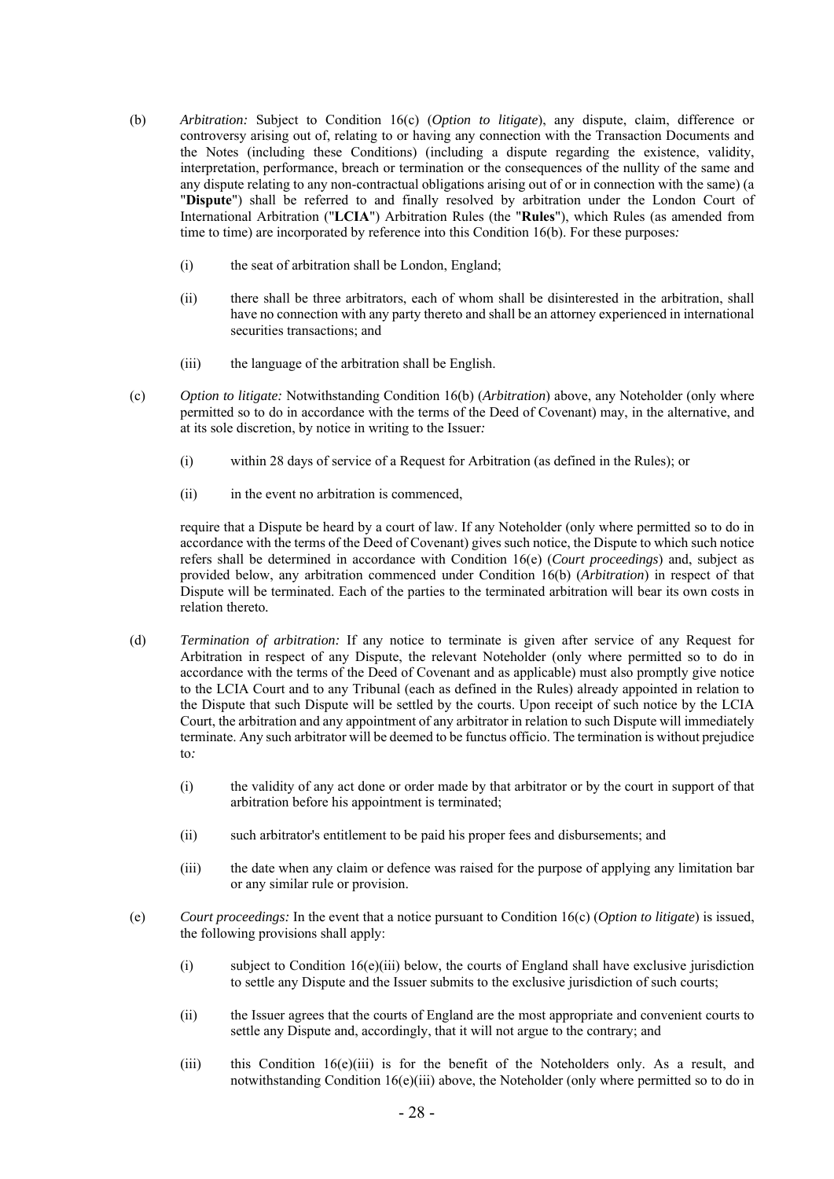(b) *Arbitration:* Subject to Condition 16(c) (*Option to litigate*), any dispute, claim, difference or controversy arising out of, relating to or having any connection with the Transaction Documents and the Notes (including these Conditions) (including a dispute regarding the existence, validity, interpretation, performance, breach or termination or the consequences of the nullity of the same and any dispute relating to any non-contractual obligations arising out of or in connection with the same) (a "**Dispute**") shall be referred to and finally resolved by arbitration under the London Court of International Arbitration ("**LCIA**") Arbitration Rules (the "**Rules**"), which Rules (as amended from time to time) are incorporated by reference into this Condition 16(b). For these purposes*:*

   (i) the seat of arbitration shall be London, England;

   (ii) there shall be three arbitrators, each of whom shall be disinterested in the arbitration, shall have no connection with any party thereto and shall be an attorney experienced in international securities transactions; and

   (iii) the language of the arbitration shall be English.

(c) *Option to litigate:* Notwithstanding Condition 16(b) (*Arbitration*) above, any Noteholder (only where permitted so to do in accordance with the terms of the Deed of Covenant) may, in the alternative, and at its sole discretion, by notice in writing to the Issuer*:*

   (i) within 28 days of service of a Request for Arbitration (as defined in the Rules); or

   (ii) in the event no arbitration is commenced,

   require that a Dispute be heard by a court of law. If any Noteholder (only where permitted so to do in accordance with the terms of the Deed of Covenant) gives such notice, the Dispute to which such notice refers shall be determined in accordance with Condition 16(e) (*Court proceedings*) and, subject as provided below, any arbitration commenced under Condition 16(b) (*Arbitration*) in respect of that Dispute will be terminated. Each of the parties to the terminated arbitration will bear its own costs in relation thereto.

(d) *Termination of arbitration:* If any notice to terminate is given after service of any Request for Arbitration in respect of any Dispute, the relevant Noteholder (only where permitted so to do in accordance with the terms of the Deed of Covenant and as applicable) must also promptly give notice to the LCIA Court and to any Tribunal (each as defined in the Rules) already appointed in relation to the Dispute that such Dispute will be settled by the courts. Upon receipt of such notice by the LCIA Court, the arbitration and any appointment of any arbitrator in relation to such Dispute will immediately terminate. Any such arbitrator will be deemed to be functus officio. The termination is without prejudice to*:*

   (i) the validity of any act done or order made by that arbitrator or by the court in support of that arbitration before his appointment is terminated;

   (ii) such arbitrator's entitlement to be paid his proper fees and disbursements; and

   (iii) the date when any claim or defence was raised for the purpose of applying any limitation bar or any similar rule or provision.

(e) *Court proceedings:* In the event that a notice pursuant to Condition 16(c) (*Option to litigate*) is issued, the following provisions shall apply:

   (i) subject to Condition 16(e)(iii) below, the courts of England shall have exclusive jurisdiction to settle any Dispute and the Issuer submits to the exclusive jurisdiction of such courts;

   (ii) the Issuer agrees that the courts of England are the most appropriate and convenient courts to settle any Dispute and, accordingly, that it will not argue to the contrary; and

   (iii) this Condition 16(e)(iii) is for the benefit of the Noteholders only. As a result, and notwithstanding Condition 16(e)(iii) above, the Noteholder (only where permitted so to do in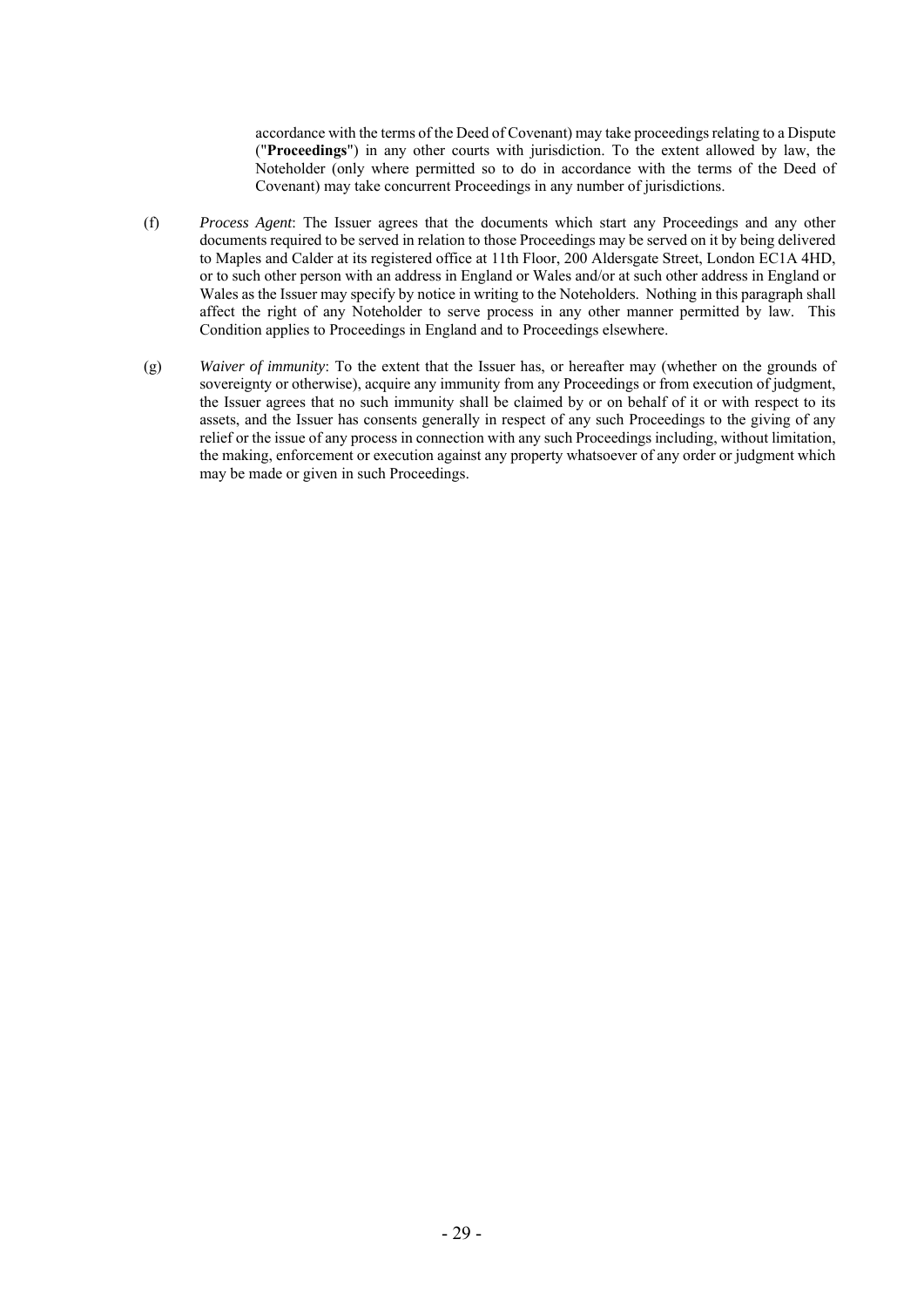accordance with the terms of the Deed of Covenant) may take proceedings relating to a Dispute ("**Proceedings**") in any other courts with jurisdiction. To the extent allowed by law, the Noteholder (only where permitted so to do in accordance with the terms of the Deed of Covenant) may take concurrent Proceedings in any number of jurisdictions.

(f) *Process Agent*: The Issuer agrees that the documents which start any Proceedings and any other documents required to be served in relation to those Proceedings may be served on it by being delivered to Maples and Calder at its registered office at 11th Floor, 200 Aldersgate Street, London EC1A 4HD, or to such other person with an address in England or Wales and/or at such other address in England or Wales as the Issuer may specify by notice in writing to the Noteholders. Nothing in this paragraph shall affect the right of any Noteholder to serve process in any other manner permitted by law. This Condition applies to Proceedings in England and to Proceedings elsewhere.

(g) *Waiver of immunity*: To the extent that the Issuer has, or hereafter may (whether on the grounds of sovereignty or otherwise), acquire any immunity from any Proceedings or from execution of judgment, the Issuer agrees that no such immunity shall be claimed by or on behalf of it or with respect to its assets, and the Issuer has consents generally in respect of any such Proceedings to the giving of any relief or the issue of any process in connection with any such Proceedings including, without limitation, the making, enforcement or execution against any property whatsoever of any order or judgment which may be made or given in such Proceedings.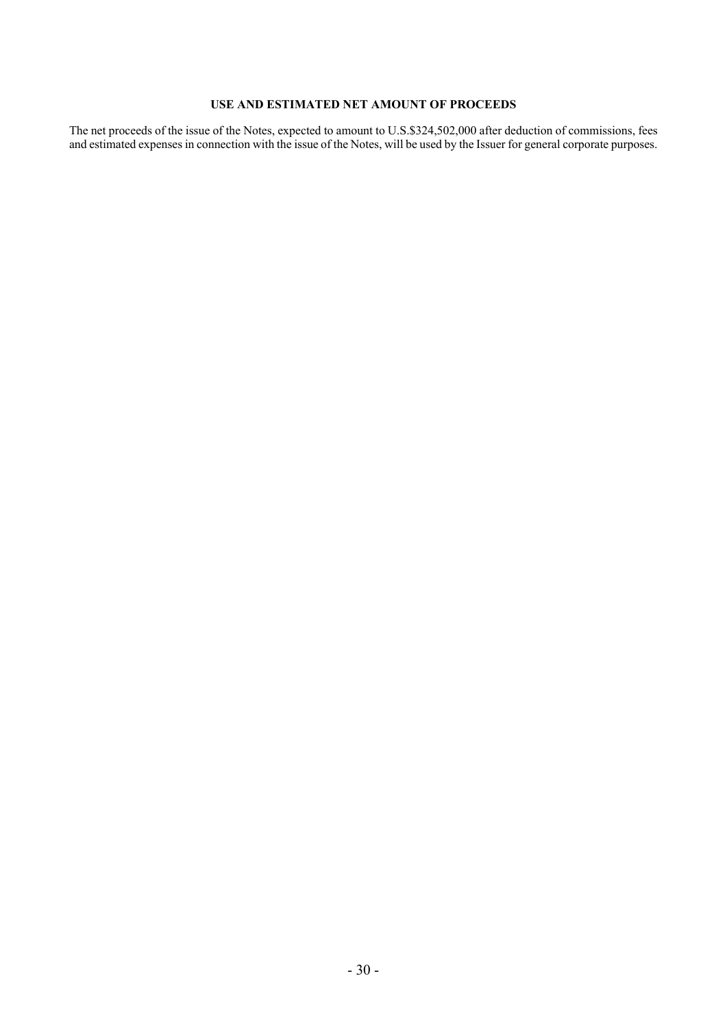## USE AND ESTIMATED NET AMOUNT OF PROCEEDS

The net proceeds of the issue of the Notes, expected to amount to U.S.$324,502,000 after deduction of commissions, fees and estimated expenses in connection with the issue of the Notes, will be used by the Issuer for general corporate purposes.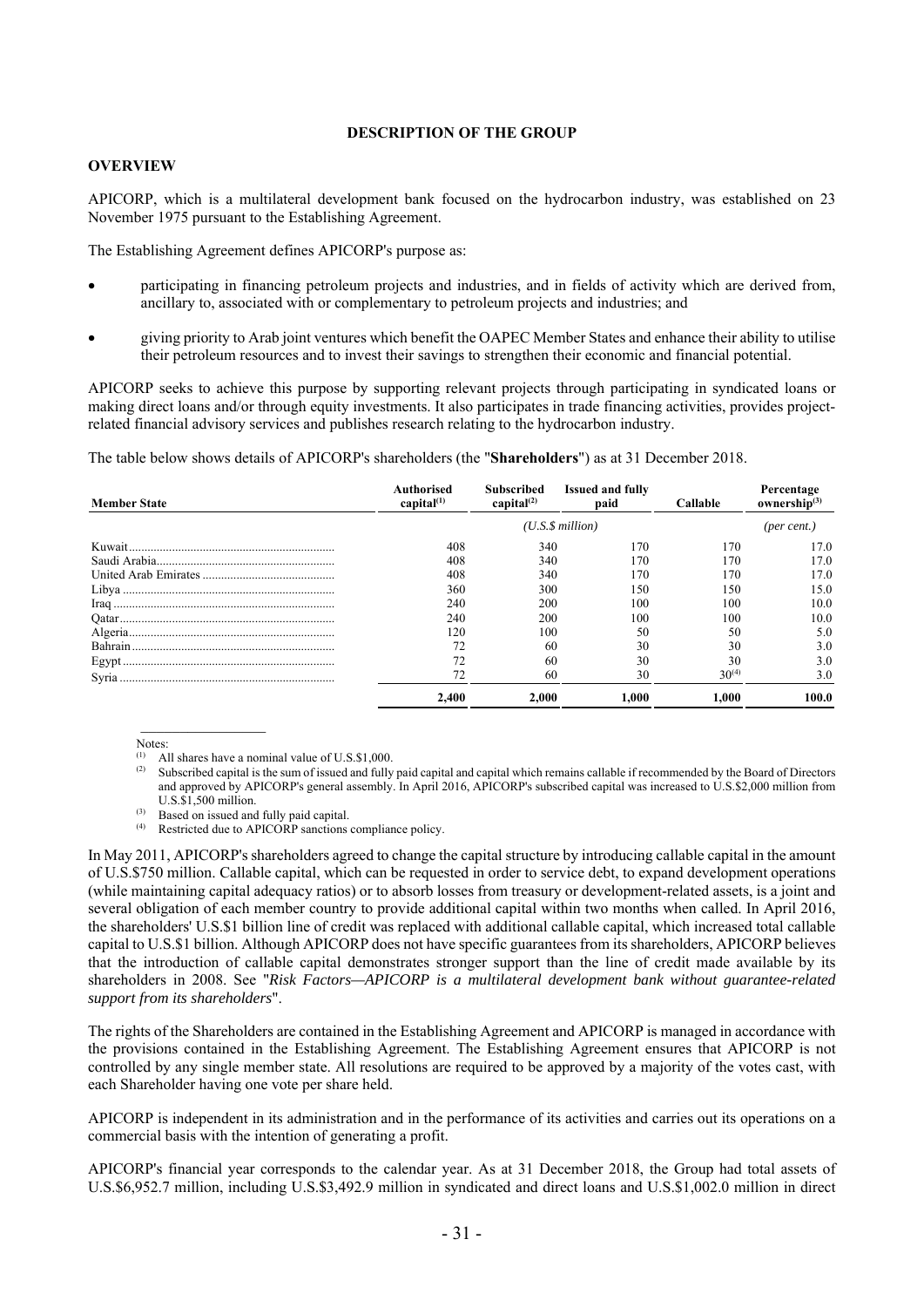# DESCRIPTION OF THE GROUP

## OVERVIEW

APICORP, which is a multilateral development bank focused on the hydrocarbon industry, was established on 23 November 1975 pursuant to the Establishing Agreement.

The Establishing Agreement defines APICORP's purpose as:

- participating in financing petroleum projects and industries, and in fields of activity which are derived from, ancillary to, associated with or complementary to petroleum projects and industries; and
- giving priority to Arab joint ventures which benefit the OAPEC Member States and enhance their ability to utilise their petroleum resources and to invest their savings to strengthen their economic and financial potential.

APICORP seeks to achieve this purpose by supporting relevant projects through participating in syndicated loans or making direct loans and/or through equity investments. It also participates in trade financing activities, provides project-related financial advisory services and publishes research relating to the hydrocarbon industry.

The table below shows details of APICORP's shareholders (the "**Shareholders**") as at 31 December 2018.

| Member State | Authorised capital[(1)] | Subscribed capital[(2)] | Issued and fully paid | Callable | Percentage ownership[(3)] |
|---|---|---|---|---|---|
| | *(U.S.$ million)* | | | | *(per cent.)* |
| Kuwait | 408 | 340 | 170 | 170 | 17.0 |
| Saudi Arabia | 408 | 340 | 170 | 170 | 17.0 |
| United Arab Emirates | 408 | 340 | 170 | 170 | 17.0 |
| Libya | 360 | 300 | 150 | 150 | 15.0 |
| Iraq | 240 | 200 | 100 | 100 | 10.0 |
| Qatar | 240 | 200 | 100 | 100 | 10.0 |
| Algeria | 120 | 100 | 50 | 50 | 5.0 |
| Bahrain | 72 | 60 | 30 | 30 | 3.0 |
| Egypt | 72 | 60 | 30 | 30 | 3.0 |
| Syria | 72 | 60 | 30 | 30[(4)] | 3.0 |
| | **2,400** | **2,000** | **1,000** | **1,000** | **100.0** |

Notes:

(1) All shares have a nominal value of U.S.$1,000.

(2) Subscribed capital is the sum of issued and fully paid capital and capital which remains callable if recommended by the Board of Directors and approved by APICORP's general assembly. In April 2016, APICORP's subscribed capital was increased to U.S.$2,000 million from U.S.$1,500 million.

(3) Based on issued and fully paid capital.

(4) Restricted due to APICORP sanctions compliance policy.

In May 2011, APICORP's shareholders agreed to change the capital structure by introducing callable capital in the amount of U.S.$750 million. Callable capital, which can be requested in order to service debt, to expand development operations (while maintaining capital adequacy ratios) or to absorb losses from treasury or development-related assets, is a joint and several obligation of each member country to provide additional capital within two months when called. In April 2016, the shareholders' U.S.$1 billion line of credit was replaced with additional callable capital, which increased total callable capital to U.S.$1 billion. Although APICORP does not have specific guarantees from its shareholders, APICORP believes that the introduction of callable capital demonstrates stronger support than the line of credit made available by its shareholders in 2008. See "*Risk Factors—APICORP is a multilateral development bank without guarantee-related support from its shareholders*".

The rights of the Shareholders are contained in the Establishing Agreement and APICORP is managed in accordance with the provisions contained in the Establishing Agreement. The Establishing Agreement ensures that APICORP is not controlled by any single member state. All resolutions are required to be approved by a majority of the votes cast, with each Shareholder having one vote per share held.

APICORP is independent in its administration and in the performance of its activities and carries out its operations on a commercial basis with the intention of generating a profit.

APICORP's financial year corresponds to the calendar year. As at 31 December 2018, the Group had total assets of U.S.$6,952.7 million, including U.S.$3,492.9 million in syndicated and direct loans and U.S.$1,002.0 million in direct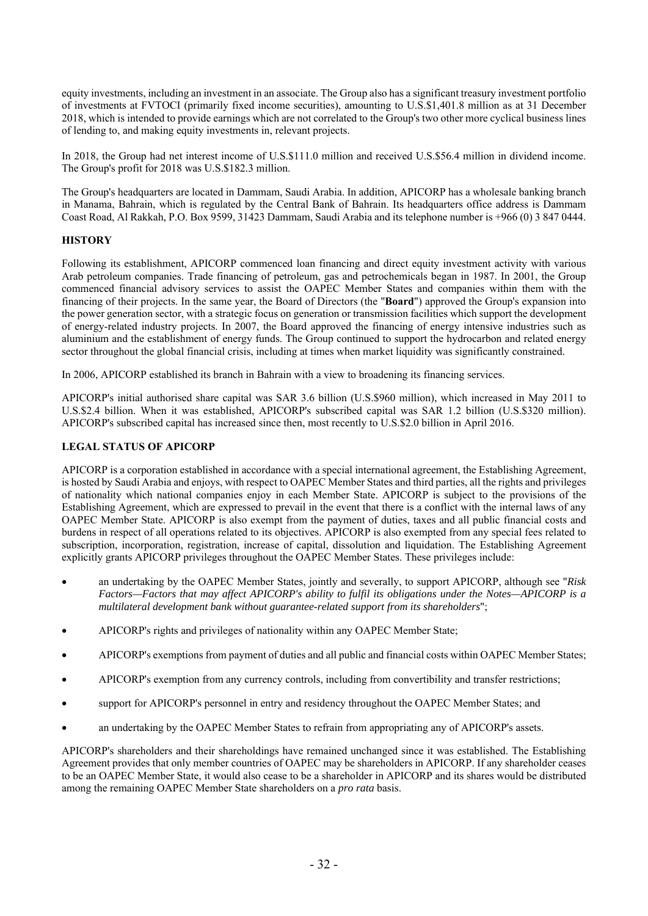equity investments, including an investment in an associate. The Group also has a significant treasury investment portfolio of investments at FVTOCI (primarily fixed income securities), amounting to U.S.$1,401.8 million as at 31 December 2018, which is intended to provide earnings which are not correlated to the Group's two other more cyclical business lines of lending to, and making equity investments in, relevant projects.

In 2018, the Group had net interest income of U.S.$111.0 million and received U.S.$56.4 million in dividend income. The Group's profit for 2018 was U.S.$182.3 million.

The Group's headquarters are located in Dammam, Saudi Arabia. In addition, APICORP has a wholesale banking branch in Manama, Bahrain, which is regulated by the Central Bank of Bahrain. Its headquarters office address is Dammam Coast Road, Al Rakkah, P.O. Box 9599, 31423 Dammam, Saudi Arabia and its telephone number is +966 (0) 3 847 0444.

## HISTORY

Following its establishment, APICORP commenced loan financing and direct equity investment activity with various Arab petroleum companies. Trade financing of petroleum, gas and petrochemicals began in 1987. In 2001, the Group commenced financial advisory services to assist the OAPEC Member States and companies within them with the financing of their projects. In the same year, the Board of Directors (the "**Board**") approved the Group's expansion into the power generation sector, with a strategic focus on generation or transmission facilities which support the development of energy-related industry projects. In 2007, the Board approved the financing of energy intensive industries such as aluminium and the establishment of energy funds. The Group continued to support the hydrocarbon and related energy sector throughout the global financial crisis, including at times when market liquidity was significantly constrained.

In 2006, APICORP established its branch in Bahrain with a view to broadening its financing services.

APICORP's initial authorised share capital was SAR 3.6 billion (U.S.$960 million), which increased in May 2011 to U.S.$2.4 billion. When it was established, APICORP's subscribed capital was SAR 1.2 billion (U.S.$320 million). APICORP's subscribed capital has increased since then, most recently to U.S.$2.0 billion in April 2016.

## LEGAL STATUS OF APICORP

APICORP is a corporation established in accordance with a special international agreement, the Establishing Agreement, is hosted by Saudi Arabia and enjoys, with respect to OAPEC Member States and third parties, all the rights and privileges of nationality which national companies enjoy in each Member State. APICORP is subject to the provisions of the Establishing Agreement, which are expressed to prevail in the event that there is a conflict with the internal laws of any OAPEC Member State. APICORP is also exempt from the payment of duties, taxes and all public financial costs and burdens in respect of all operations related to its objectives. APICORP is also exempted from any special fees related to subscription, incorporation, registration, increase of capital, dissolution and liquidation. The Establishing Agreement explicitly grants APICORP privileges throughout the OAPEC Member States. These privileges include:

- an undertaking by the OAPEC Member States, jointly and severally, to support APICORP, although see "*Risk Factors—Factors that may affect APICORP's ability to fulfil its obligations under the Notes—APICORP is a multilateral development bank without guarantee-related support from its shareholders*";
- APICORP's rights and privileges of nationality within any OAPEC Member State;
- APICORP's exemptions from payment of duties and all public and financial costs within OAPEC Member States;
- APICORP's exemption from any currency controls, including from convertibility and transfer restrictions;
- support for APICORP's personnel in entry and residency throughout the OAPEC Member States; and
- an undertaking by the OAPEC Member States to refrain from appropriating any of APICORP's assets.

APICORP's shareholders and their shareholdings have remained unchanged since it was established. The Establishing Agreement provides that only member countries of OAPEC may be shareholders in APICORP. If any shareholder ceases to be an OAPEC Member State, it would also cease to be a shareholder in APICORP and its shares would be distributed among the remaining OAPEC Member State shareholders on a *pro rata* basis.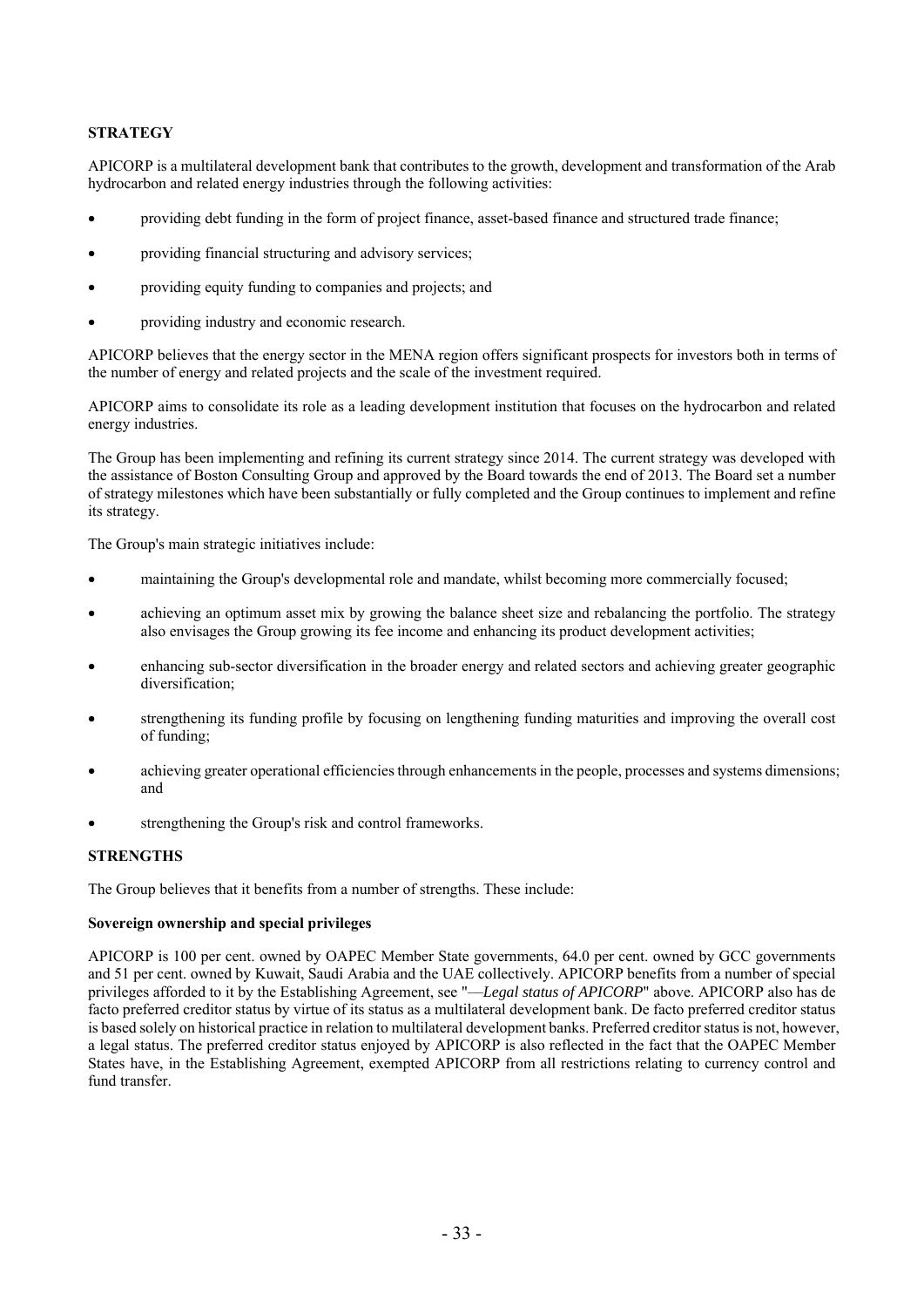## STRATEGY

APICORP is a multilateral development bank that contributes to the growth, development and transformation of the Arab hydrocarbon and related energy industries through the following activities:

- providing debt funding in the form of project finance, asset-based finance and structured trade finance;
- providing financial structuring and advisory services;
- providing equity funding to companies and projects; and
- providing industry and economic research.

APICORP believes that the energy sector in the MENA region offers significant prospects for investors both in terms of the number of energy and related projects and the scale of the investment required.

APICORP aims to consolidate its role as a leading development institution that focuses on the hydrocarbon and related energy industries.

The Group has been implementing and refining its current strategy since 2014. The current strategy was developed with the assistance of Boston Consulting Group and approved by the Board towards the end of 2013. The Board set a number of strategy milestones which have been substantially or fully completed and the Group continues to implement and refine its strategy.

The Group's main strategic initiatives include:

- maintaining the Group's developmental role and mandate, whilst becoming more commercially focused;
- achieving an optimum asset mix by growing the balance sheet size and rebalancing the portfolio. The strategy also envisages the Group growing its fee income and enhancing its product development activities;
- enhancing sub-sector diversification in the broader energy and related sectors and achieving greater geographic diversification;
- strengthening its funding profile by focusing on lengthening funding maturities and improving the overall cost of funding;
- achieving greater operational efficiencies through enhancements in the people, processes and systems dimensions; and
- strengthening the Group's risk and control frameworks.

## STRENGTHS

The Group believes that it benefits from a number of strengths. These include:

### Sovereign ownership and special privileges

APICORP is 100 per cent. owned by OAPEC Member State governments, 64.0 per cent. owned by GCC governments and 51 per cent. owned by Kuwait, Saudi Arabia and the UAE collectively. APICORP benefits from a number of special privileges afforded to it by the Establishing Agreement, see "*—Legal status of APICORP*" above. APICORP also has de facto preferred creditor status by virtue of its status as a multilateral development bank. De facto preferred creditor status is based solely on historical practice in relation to multilateral development banks. Preferred creditor status is not, however, a legal status. The preferred creditor status enjoyed by APICORP is also reflected in the fact that the OAPEC Member States have, in the Establishing Agreement, exempted APICORP from all restrictions relating to currency control and fund transfer.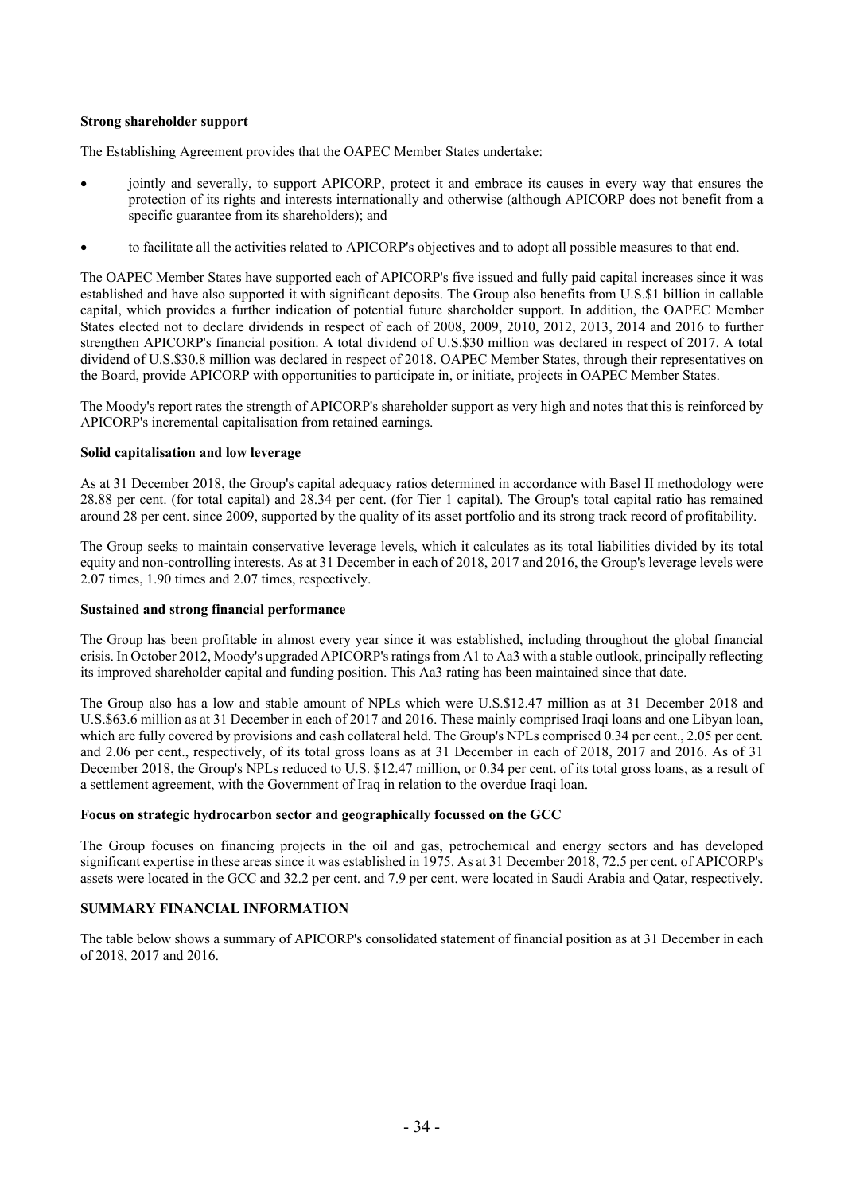**Strong shareholder support**

The Establishing Agreement provides that the OAPEC Member States undertake:

- jointly and severally, to support APICORP, protect it and embrace its causes in every way that ensures the protection of its rights and interests internationally and otherwise (although APICORP does not benefit from a specific guarantee from its shareholders); and
- to facilitate all the activities related to APICORP's objectives and to adopt all possible measures to that end.

The OAPEC Member States have supported each of APICORP's five issued and fully paid capital increases since it was established and have also supported it with significant deposits. The Group also benefits from U.S.$1 billion in callable capital, which provides a further indication of potential future shareholder support. In addition, the OAPEC Member States elected not to declare dividends in respect of each of 2008, 2009, 2010, 2012, 2013, 2014 and 2016 to further strengthen APICORP's financial position. A total dividend of U.S.$30 million was declared in respect of 2017. A total dividend of U.S.$30.8 million was declared in respect of 2018. OAPEC Member States, through their representatives on the Board, provide APICORP with opportunities to participate in, or initiate, projects in OAPEC Member States.

The Moody's report rates the strength of APICORP's shareholder support as very high and notes that this is reinforced by APICORP's incremental capitalisation from retained earnings.

**Solid capitalisation and low leverage**

As at 31 December 2018, the Group's capital adequacy ratios determined in accordance with Basel II methodology were 28.88 per cent. (for total capital) and 28.34 per cent. (for Tier 1 capital). The Group's total capital ratio has remained around 28 per cent. since 2009, supported by the quality of its asset portfolio and its strong track record of profitability.

The Group seeks to maintain conservative leverage levels, which it calculates as its total liabilities divided by its total equity and non-controlling interests. As at 31 December in each of 2018, 2017 and 2016, the Group's leverage levels were 2.07 times, 1.90 times and 2.07 times, respectively.

**Sustained and strong financial performance**

The Group has been profitable in almost every year since it was established, including throughout the global financial crisis. In October 2012, Moody's upgraded APICORP's ratings from A1 to Aa3 with a stable outlook, principally reflecting its improved shareholder capital and funding position. This Aa3 rating has been maintained since that date.

The Group also has a low and stable amount of NPLs which were U.S.$12.47 million as at 31 December 2018 and U.S.$63.6 million as at 31 December in each of 2017 and 2016. These mainly comprised Iraqi loans and one Libyan loan, which are fully covered by provisions and cash collateral held. The Group's NPLs comprised 0.34 per cent., 2.05 per cent. and 2.06 per cent., respectively, of its total gross loans as at 31 December in each of 2018, 2017 and 2016. As of 31 December 2018, the Group's NPLs reduced to U.S. $12.47 million, or 0.34 per cent. of its total gross loans, as a result of a settlement agreement, with the Government of Iraq in relation to the overdue Iraqi loan.

**Focus on strategic hydrocarbon sector and geographically focussed on the GCC**

The Group focuses on financing projects in the oil and gas, petrochemical and energy sectors and has developed significant expertise in these areas since it was established in 1975. As at 31 December 2018, 72.5 per cent. of APICORP's assets were located in the GCC and 32.2 per cent. and 7.9 per cent. were located in Saudi Arabia and Qatar, respectively.

## SUMMARY FINANCIAL INFORMATION

The table below shows a summary of APICORP's consolidated statement of financial position as at 31 December in each of 2018, 2017 and 2016.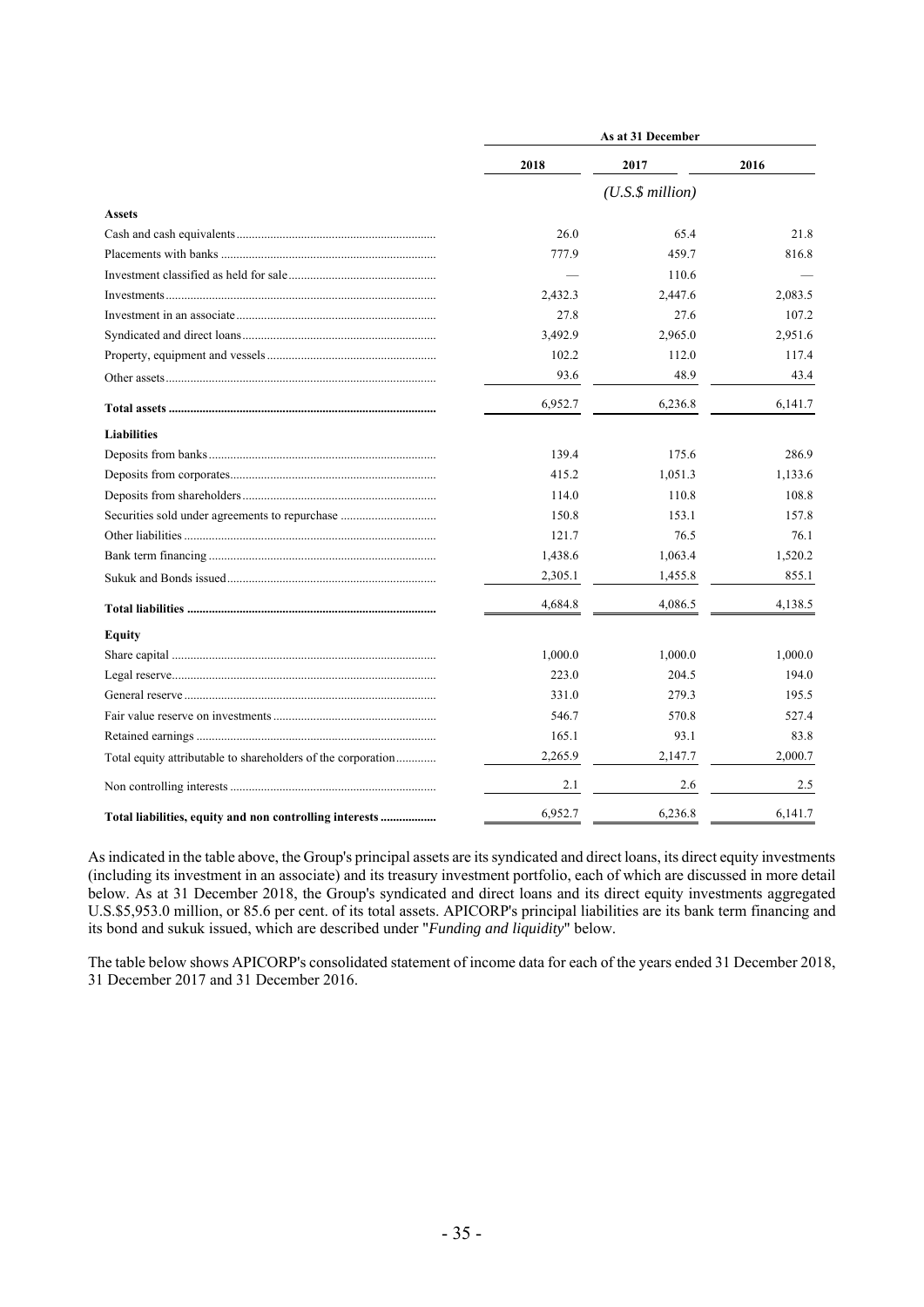| | As at 31 December | | |
|---|---|---|---|
| | 2018 | 2017 | 2016 |
| | *(U.S.$ million)* | | |
| **Assets** | | | |
| Cash and cash equivalents | 26.0 | 65.4 | 21.8 |
| Placements with banks | 777.9 | 459.7 | 816.8 |
| Investment classified as held for sale | — | 110.6 | — |
| Investments | 2,432.3 | 2,447.6 | 2,083.5 |
| Investment in an associate | 27.8 | 27.6 | 107.2 |
| Syndicated and direct loans | 3,492.9 | 2,965.0 | 2,951.6 |
| Property, equipment and vessels | 102.2 | 112.0 | 117.4 |
| Other assets | 93.6 | 48.9 | 43.4 |
| **Total assets** | 6,952.7 | 6,236.8 | 6,141.7 |
| **Liabilities** | | | |
| Deposits from banks | 139.4 | 175.6 | 286.9 |
| Deposits from corporates | 415.2 | 1,051.3 | 1,133.6 |
| Deposits from shareholders | 114.0 | 110.8 | 108.8 |
| Securities sold under agreements to repurchase | 150.8 | 153.1 | 157.8 |
| Other liabilities | 121.7 | 76.5 | 76.1 |
| Bank term financing | 1,438.6 | 1,063.4 | 1,520.2 |
| Sukuk and Bonds issued | 2,305.1 | 1,455.8 | 855.1 |
| **Total liabilities** | 4,684.8 | 4,086.5 | 4,138.5 |
| **Equity** | | | |
| Share capital | 1,000.0 | 1,000.0 | 1,000.0 |
| Legal reserve | 223.0 | 204.5 | 194.0 |
| General reserve | 331.0 | 279.3 | 195.5 |
| Fair value reserve on investments | 546.7 | 570.8 | 527.4 |
| Retained earnings | 165.1 | 93.1 | 83.8 |
| Total equity attributable to shareholders of the corporation | 2,265.9 | 2,147.7 | 2,000.7 |
| Non controlling interests | 2.1 | 2.6 | 2.5 |
| **Total liabilities, equity and non controlling interests** | 6,952.7 | 6,236.8 | 6,141.7 |

As indicated in the table above, the Group's principal assets are its syndicated and direct loans, its direct equity investments (including its investment in an associate) and its treasury investment portfolio, each of which are discussed in more detail below. As at 31 December 2018, the Group's syndicated and direct loans and its direct equity investments aggregated U.S.$5,953.0 million, or 85.6 per cent. of its total assets. APICORP's principal liabilities are its bank term financing and its bond and sukuk issued, which are described under "*Funding and liquidity*" below.

The table below shows APICORP's consolidated statement of income data for each of the years ended 31 December 2018, 31 December 2017 and 31 December 2016.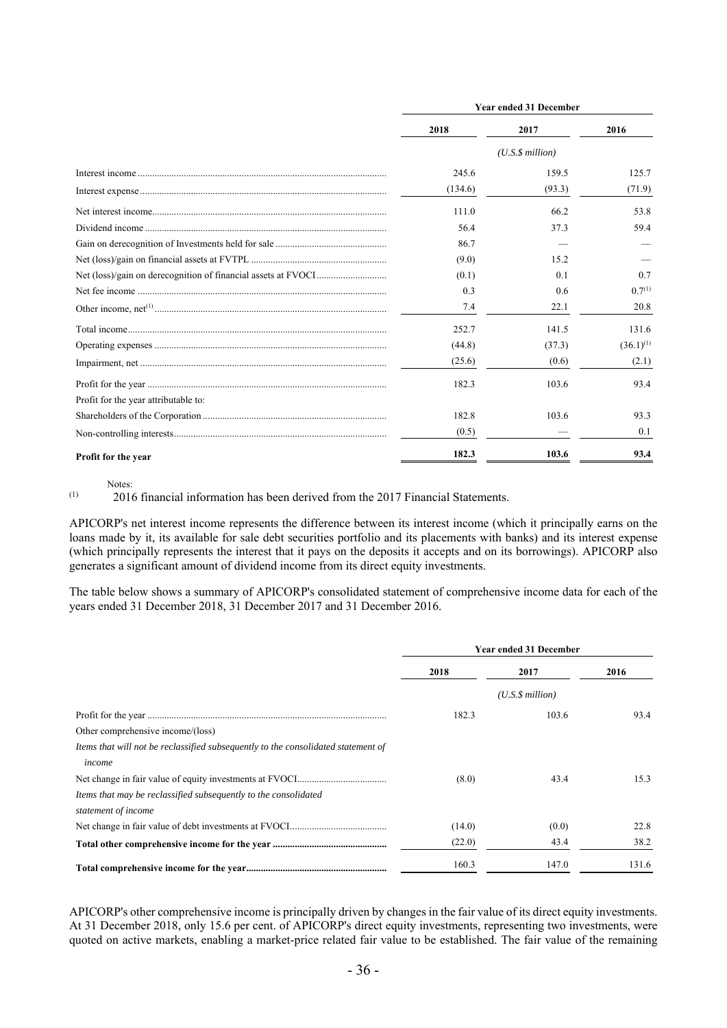| | Year ended 31 December | | |
|---|---|---|---|
| | 2018 | 2017 | 2016 |
| | (U.S.$ million) | | |
| Interest income | 245.6 | 159.5 | 125.7 |
| Interest expense | (134.6) | (93.3) | (71.9) |
| Net interest income | 111.0 | 66.2 | 53.8 |
| Dividend income | 56.4 | 37.3 | 59.4 |
| Gain on derecognition of Investments held for sale | 86.7 | — | — |
| Net (loss)/gain on financial assets at FVTPL | (9.0) | 15.2 | — |
| Net (loss)/gain on derecognition of financial assets at FVOCI | (0.1) | 0.1 | 0.7 |
| Net fee income | 0.3 | 0.6 | 0.7[1] |
| Other income, net[1] | 7.4 | 22.1 | 20.8 |
| Total income | 252.7 | 141.5 | 131.6 |
| Operating expenses | (44.8) | (37.3) | (36.1)[1] |
| Impairment, net | (25.6) | (0.6) | (2.1) |
| Profit for the year | 182.3 | 103.6 | 93.4 |
| Profit for the year attributable to: | | | |
| Shareholders of the Corporation | 182.8 | 103.6 | 93.3 |
| Non-controlling interests | (0.5) | — | 0.1 |
| **Profit for the year** | **182.3** | **103.6** | **93.4** |

Notes:

(1) 2016 financial information has been derived from the 2017 Financial Statements.

APICORP's net interest income represents the difference between its interest income (which it principally earns on the loans made by it, its available for sale debt securities portfolio and its placements with banks) and its interest expense (which principally represents the interest that it pays on the deposits it accepts and on its borrowings). APICORP also generates a significant amount of dividend income from its direct equity investments.

The table below shows a summary of APICORP's consolidated statement of comprehensive income data for each of the years ended 31 December 2018, 31 December 2017 and 31 December 2016.

| | Year ended 31 December | | |
|---|---|---|---|
| | 2018 | 2017 | 2016 |
| | (U.S.$ million) | | |
| Profit for the year | 182.3 | 103.6 | 93.4 |
| Other comprehensive income/(loss) | | | |
| *Items that will not be reclassified subsequently to the consolidated statement of income* | | | |
| Net change in fair value of equity investments at FVOCI | (8.0) | 43.4 | 15.3 |
| *Items that may be reclassified subsequently to the consolidated statement of income* | | | |
| Net change in fair value of debt investments at FVOCI | (14.0) | (0.0) | 22.8 |
| **Total other comprehensive income for the year** | (22.0) | 43.4 | 38.2 |
| **Total comprehensive income for the year** | 160.3 | 147.0 | 131.6 |

APICORP's other comprehensive income is principally driven by changes in the fair value of its direct equity investments. At 31 December 2018, only 15.6 per cent. of APICORP's direct equity investments, representing two investments, were quoted on active markets, enabling a market-price related fair value to be established. The fair value of the remaining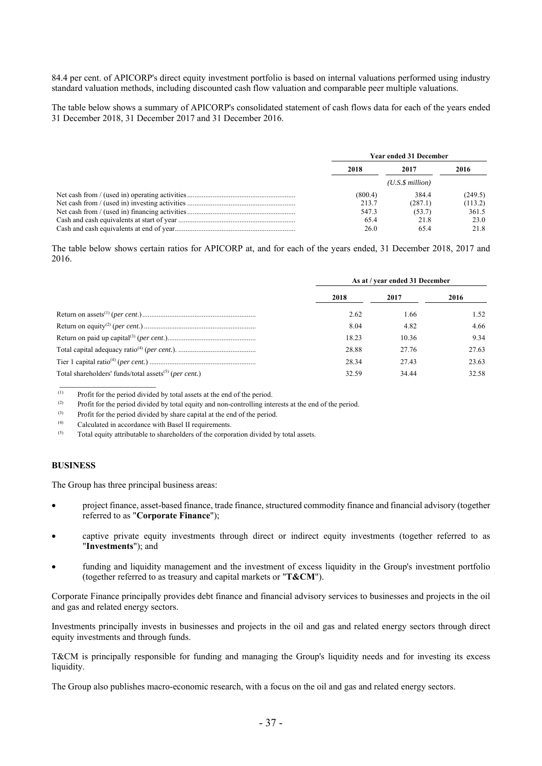84.4 per cent. of APICORP's direct equity investment portfolio is based on internal valuations performed using industry standard valuation methods, including discounted cash flow valuation and comparable peer multiple valuations.

The table below shows a summary of APICORP's consolidated statement of cash flows data for each of the years ended 31 December 2018, 31 December 2017 and 31 December 2016.

| | Year ended 31 December | | |
|---|---|---|---|
| | 2018 | 2017 | 2016 |
| | | *(U.S.$ million)* | |
| Net cash from / (used in) operating activities | (800.4) | 384.4 | (249.5) |
| Net cash from / (used in) investing activities | 213.7 | (287.1) | (113.2) |
| Net cash from / (used in) financing activities | 547.3 | (53.7) | 361.5 |
| Cash and cash equivalents at start of year | 65.4 | 21.8 | 23.0 |
| Cash and cash equivalents at end of year | 26.0 | 65.4 | 21.8 |

The table below shows certain ratios for APICORP at, and for each of the years ended, 31 December 2018, 2017 and 2016.

| | As at / year ended 31 December | | |
|---|---|---|---|
| | 2018 | 2017 | 2016 |
| Return on assets[(1)] (*per cent.*) | 2.62 | 1.66 | 1.52 |
| Return on equity[(2)] (*per cent.*) | 8.04 | 4.82 | 4.66 |
| Return on paid up capital[(3)] (*per cent.*) | 18.23 | 10.36 | 9.34 |
| Total capital adequacy ratio[(4)] (*per cent.*) | 28.88 | 27.76 | 27.63 |
| Tier 1 capital ratio[(4)] (*per cent.*) | 28.34 | 27.43 | 23.63 |
| Total shareholders' funds/total assets[(5)] (*per cent.*) | 32.59 | 34.44 | 32.58 |

(1) Profit for the period divided by total assets at the end of the period.

(2) Profit for the period divided by total equity and non-controlling interests at the end of the period.

(3) Profit for the period divided by share capital at the end of the period.

(4) Calculated in accordance with Basel II requirements.

(5) Total equity attributable to shareholders of the corporation divided by total assets.

## BUSINESS

The Group has three principal business areas:

- project finance, asset-based finance, trade finance, structured commodity finance and financial advisory (together referred to as "**Corporate Finance**");
- captive private equity investments through direct or indirect equity investments (together referred to as "**Investments**"); and
- funding and liquidity management and the investment of excess liquidity in the Group's investment portfolio (together referred to as treasury and capital markets or "**T&CM**").

Corporate Finance principally provides debt finance and financial advisory services to businesses and projects in the oil and gas and related energy sectors.

Investments principally invests in businesses and projects in the oil and gas and related energy sectors through direct equity investments and through funds.

T&CM is principally responsible for funding and managing the Group's liquidity needs and for investing its excess liquidity.

The Group also publishes macro-economic research, with a focus on the oil and gas and related energy sectors.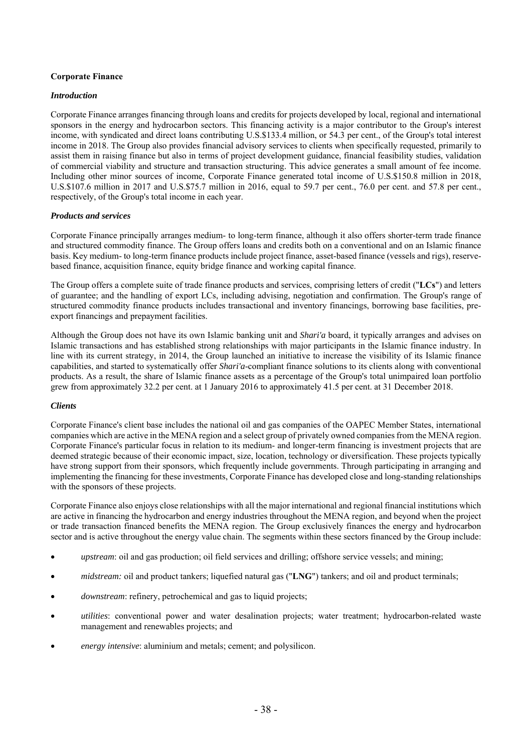**Corporate Finance**

***Introduction***

Corporate Finance arranges financing through loans and credits for projects developed by local, regional and international sponsors in the energy and hydrocarbon sectors. This financing activity is a major contributor to the Group's interest income, with syndicated and direct loans contributing U.S.$133.4 million, or 54.3 per cent., of the Group's total interest income in 2018. The Group also provides financial advisory services to clients when specifically requested, primarily to assist them in raising finance but also in terms of project development guidance, financial feasibility studies, validation of commercial viability and structure and transaction structuring. This advice generates a small amount of fee income. Including other minor sources of income, Corporate Finance generated total income of U.S.$150.8 million in 2018, U.S.$107.6 million in 2017 and U.S.$75.7 million in 2016, equal to 59.7 per cent., 76.0 per cent. and 57.8 per cent., respectively, of the Group's total income in each year.

***Products and services***

Corporate Finance principally arranges medium- to long-term finance, although it also offers shorter-term trade finance and structured commodity finance. The Group offers loans and credits both on a conventional and on an Islamic finance basis. Key medium- to long-term finance products include project finance, asset-based finance (vessels and rigs), reserve-based finance, acquisition finance, equity bridge finance and working capital finance.

The Group offers a complete suite of trade finance products and services, comprising letters of credit ("**LCs**") and letters of guarantee; and the handling of export LCs, including advising, negotiation and confirmation. The Group's range of structured commodity finance products includes transactional and inventory financings, borrowing base facilities, pre-export financings and prepayment facilities.

Although the Group does not have its own Islamic banking unit and *Shari'a* board, it typically arranges and advises on Islamic transactions and has established strong relationships with major participants in the Islamic finance industry. In line with its current strategy, in 2014, the Group launched an initiative to increase the visibility of its Islamic finance capabilities, and started to systematically offer *Shari'a*-compliant finance solutions to its clients along with conventional products. As a result, the share of Islamic finance assets as a percentage of the Group's total unimpaired loan portfolio grew from approximately 32.2 per cent. at 1 January 2016 to approximately 41.5 per cent. at 31 December 2018.

***Clients***

Corporate Finance's client base includes the national oil and gas companies of the OAPEC Member States, international companies which are active in the MENA region and a select group of privately owned companies from the MENA region. Corporate Finance's particular focus in relation to its medium- and longer-term financing is investment projects that are deemed strategic because of their economic impact, size, location, technology or diversification. These projects typically have strong support from their sponsors, which frequently include governments. Through participating in arranging and implementing the financing for these investments, Corporate Finance has developed close and long-standing relationships with the sponsors of these projects.

Corporate Finance also enjoys close relationships with all the major international and regional financial institutions which are active in financing the hydrocarbon and energy industries throughout the MENA region, and beyond when the project or trade transaction financed benefits the MENA region. The Group exclusively finances the energy and hydrocarbon sector and is active throughout the energy value chain. The segments within these sectors financed by the Group include:

- *upstream*: oil and gas production; oil field services and drilling; offshore service vessels; and mining;
- *midstream:* oil and product tankers; liquefied natural gas ("**LNG**") tankers; and oil and product terminals;
- *downstream*: refinery, petrochemical and gas to liquid projects;
- *utilities*: conventional power and water desalination projects; water treatment; hydrocarbon-related waste management and renewables projects; and
- *energy intensive*: aluminium and metals; cement; and polysilicon.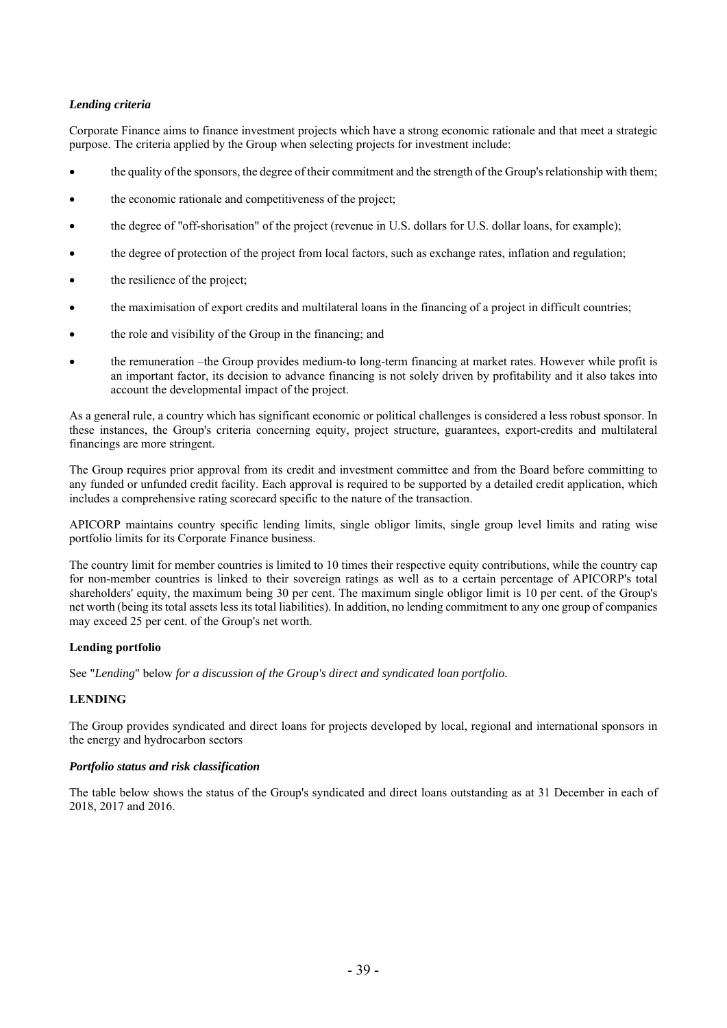### *Lending criteria*

Corporate Finance aims to finance investment projects which have a strong economic rationale and that meet a strategic purpose. The criteria applied by the Group when selecting projects for investment include:

- the quality of the sponsors, the degree of their commitment and the strength of the Group's relationship with them;
- the economic rationale and competitiveness of the project;
- the degree of "off-shorisation" of the project (revenue in U.S. dollars for U.S. dollar loans, for example);
- the degree of protection of the project from local factors, such as exchange rates, inflation and regulation;
- the resilience of the project;
- the maximisation of export credits and multilateral loans in the financing of a project in difficult countries;
- the role and visibility of the Group in the financing; and
- the remuneration –the Group provides medium-to long-term financing at market rates. However while profit is an important factor, its decision to advance financing is not solely driven by profitability and it also takes into account the developmental impact of the project.

As a general rule, a country which has significant economic or political challenges is considered a less robust sponsor. In these instances, the Group's criteria concerning equity, project structure, guarantees, export-credits and multilateral financings are more stringent.

The Group requires prior approval from its credit and investment committee and from the Board before committing to any funded or unfunded credit facility. Each approval is required to be supported by a detailed credit application, which includes a comprehensive rating scorecard specific to the nature of the transaction.

APICORP maintains country specific lending limits, single obligor limits, single group level limits and rating wise portfolio limits for its Corporate Finance business.

The country limit for member countries is limited to 10 times their respective equity contributions, while the country cap for non-member countries is linked to their sovereign ratings as well as to a certain percentage of APICORP's total shareholders' equity, the maximum being 30 per cent. The maximum single obligor limit is 10 per cent. of the Group's net worth (being its total assets less its total liabilities). In addition, no lending commitment to any one group of companies may exceed 25 per cent. of the Group's net worth.

**Lending portfolio**

See "*Lending*" below *for a discussion of the Group's direct and syndicated loan portfolio.*

## LENDING

The Group provides syndicated and direct loans for projects developed by local, regional and international sponsors in the energy and hydrocarbon sectors

### *Portfolio status and risk classification*

The table below shows the status of the Group's syndicated and direct loans outstanding as at 31 December in each of 2018, 2017 and 2016.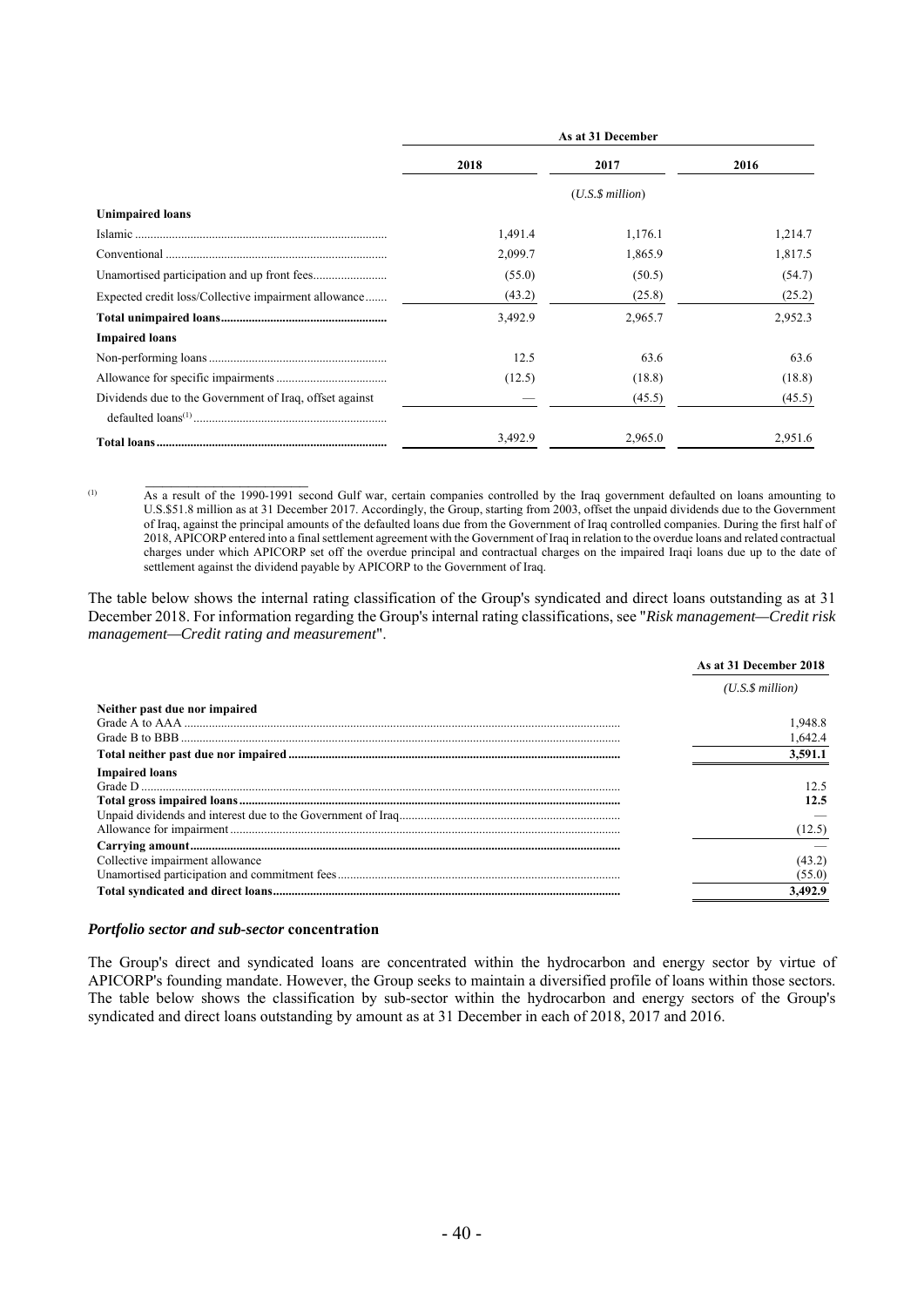| | As at 31 December | | |
|---|---|---|---|
| | 2018 | 2017 | 2016 |
| | (U.S.$ million) | | |
| **Unimpaired loans** | | | |
| Islamic | 1,491.4 | 1,176.1 | 1,214.7 |
| Conventional | 2,099.7 | 1,865.9 | 1,817.5 |
| Unamortised participation and up front fees | (55.0) | (50.5) | (54.7) |
| Expected credit loss/Collective impairment allowance | (43.2) | (25.8) | (25.2) |
| **Total unimpaired loans** | 3,492.9 | 2,965.7 | 2,952.3 |
| **Impaired loans** | | | |
| Non-performing loans | 12.5 | 63.6 | 63.6 |
| Allowance for specific impairments | (12.5) | (18.8) | (18.8) |
| Dividends due to the Government of Iraq, offset against defaulted loans[(1)] | — | (45.5) | (45.5) |
| **Total loans** | 3,492.9 | 2,965.0 | 2,951.6 |

(1) As a result of the 1990-1991 second Gulf war, certain companies controlled by the Iraq government defaulted on loans amounting to U.S.$51.8 million as at 31 December 2017. Accordingly, the Group, starting from 2003, offset the unpaid dividends due to the Government of Iraq, against the principal amounts of the defaulted loans due from the Government of Iraq controlled companies. During the first half of 2018, APICORP entered into a final settlement agreement with the Government of Iraq in relation to the overdue loans and related contractual charges under which APICORP set off the overdue principal and contractual charges on the impaired Iraqi loans due up to the date of settlement against the dividend payable by APICORP to the Government of Iraq.

The table below shows the internal rating classification of the Group's syndicated and direct loans outstanding as at 31 December 2018. For information regarding the Group's internal rating classifications, see "*Risk management—Credit risk management—Credit rating and measurement*".

| | As at 31 December 2018 |
|---|---|
| | (U.S.$ million) |
| **Neither past due nor impaired** | |
| Grade A to AAA | 1,948.8 |
| Grade B to BBB | 1,642.4 |
| **Total neither past due nor impaired** | **3,591.1** |
| **Impaired loans** | |
| Grade D | 12.5 |
| **Total gross impaired loans** | **12.5** |
| Unpaid dividends and interest due to the Government of Iraq | — |
| Allowance for impairment | (12.5) |
| **Carrying amount** | — |
| Collective impairment allowance | (43.2) |
| Unamortised participation and commitment fees | (55.0) |
| **Total syndicated and direct loans** | **3,492.9** |

### *Portfolio sector and sub-sector* concentration

The Group's direct and syndicated loans are concentrated within the hydrocarbon and energy sector by virtue of APICORP's founding mandate. However, the Group seeks to maintain a diversified profile of loans within those sectors. The table below shows the classification by sub-sector within the hydrocarbon and energy sectors of the Group's syndicated and direct loans outstanding by amount as at 31 December in each of 2018, 2017 and 2016.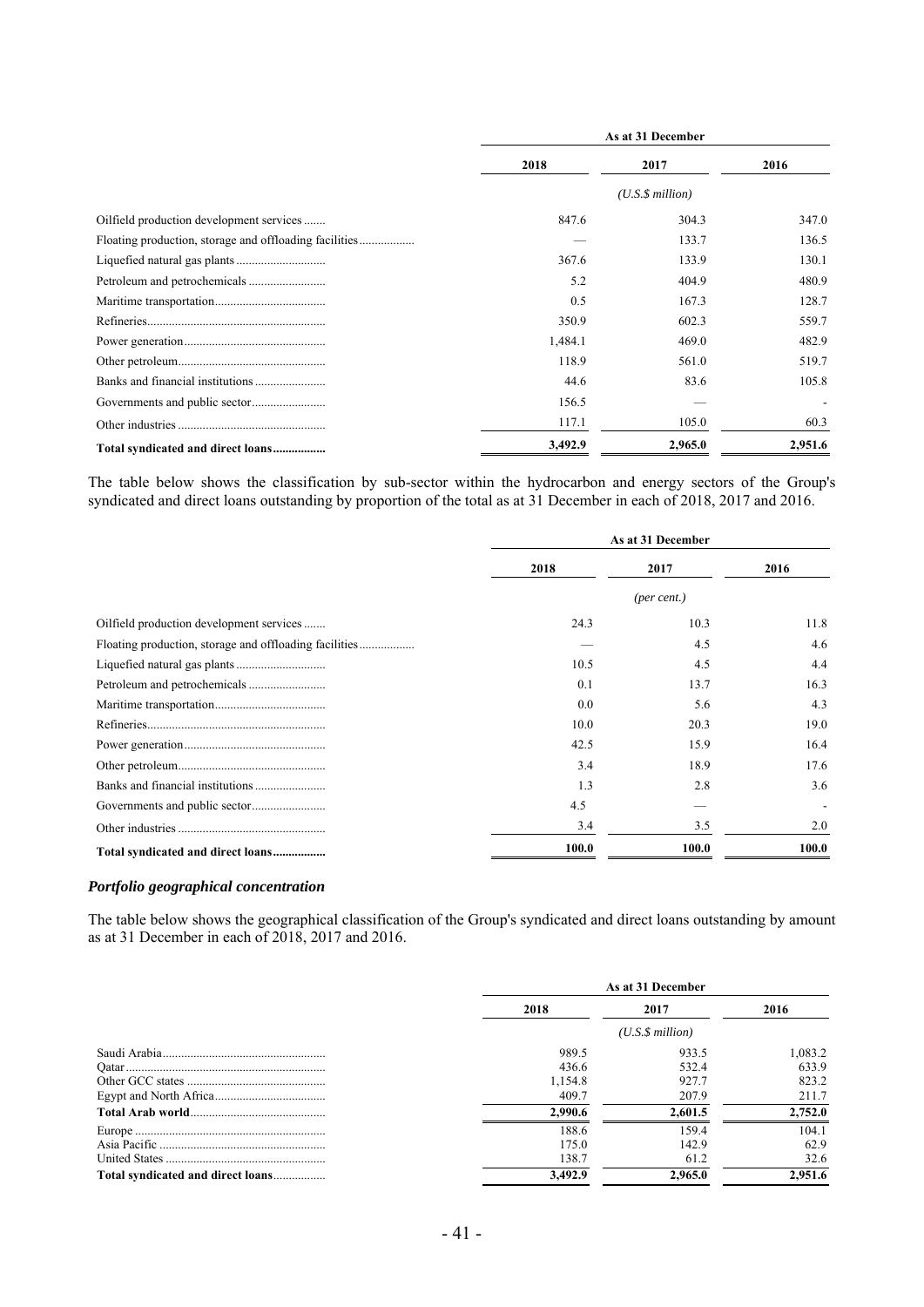| | As at 31 December | | |
|---|---|---|---|
| | 2018 | 2017 | 2016 |
| | | (U.S.$ million) | |
| Oilfield production development services | 847.6 | 304.3 | 347.0 |
| Floating production, storage and offloading facilities | — | 133.7 | 136.5 |
| Liquefied natural gas plants | 367.6 | 133.9 | 130.1 |
| Petroleum and petrochemicals | 5.2 | 404.9 | 480.9 |
| Maritime transportation | 0.5 | 167.3 | 128.7 |
| Refineries | 350.9 | 602.3 | 559.7 |
| Power generation | 1,484.1 | 469.0 | 482.9 |
| Other petroleum | 118.9 | 561.0 | 519.7 |
| Banks and financial institutions | 44.6 | 83.6 | 105.8 |
| Governments and public sector | 156.5 | — | - |
| Other industries | 117.1 | 105.0 | 60.3 |
| **Total syndicated and direct loans** | **3,492.9** | **2,965.0** | **2,951.6** |

The table below shows the classification by sub-sector within the hydrocarbon and energy sectors of the Group's syndicated and direct loans outstanding by proportion of the total as at 31 December in each of 2018, 2017 and 2016.

| | As at 31 December | | |
|---|---|---|---|
| | 2018 | 2017 | 2016 |
| | | (per cent.) | |
| Oilfield production development services | 24.3 | 10.3 | 11.8 |
| Floating production, storage and offloading facilities | — | 4.5 | 4.6 |
| Liquefied natural gas plants | 10.5 | 4.5 | 4.4 |
| Petroleum and petrochemicals | 0.1 | 13.7 | 16.3 |
| Maritime transportation | 0.0 | 5.6 | 4.3 |
| Refineries | 10.0 | 20.3 | 19.0 |
| Power generation | 42.5 | 15.9 | 16.4 |
| Other petroleum | 3.4 | 18.9 | 17.6 |
| Banks and financial institutions | 1.3 | 2.8 | 3.6 |
| Governments and public sector | 4.5 | — | - |
| Other industries | 3.4 | 3.5 | 2.0 |
| **Total syndicated and direct loans** | **100.0** | **100.0** | **100.0** |

### *Portfolio geographical concentration*

The table below shows the geographical classification of the Group's syndicated and direct loans outstanding by amount as at 31 December in each of 2018, 2017 and 2016.

| | As at 31 December | | |
|---|---|---|---|
| | 2018 | 2017 | 2016 |
| | | (U.S.$ million) | |
| Saudi Arabia | 989.5 | 933.5 | 1,083.2 |
| Qatar | 436.6 | 532.4 | 633.9 |
| Other GCC states | 1,154.8 | 927.7 | 823.2 |
| Egypt and North Africa | 409.7 | 207.9 | 211.7 |
| **Total Arab world** | **2,990.6** | **2,601.5** | **2,752.0** |
| Europe | 188.6 | 159.4 | 104.1 |
| Asia Pacific | 175.0 | 142.9 | 62.9 |
| United States | 138.7 | 61.2 | 32.6 |
| **Total syndicated and direct loans** | **3,492.9** | **2,965.0** | **2,951.6** |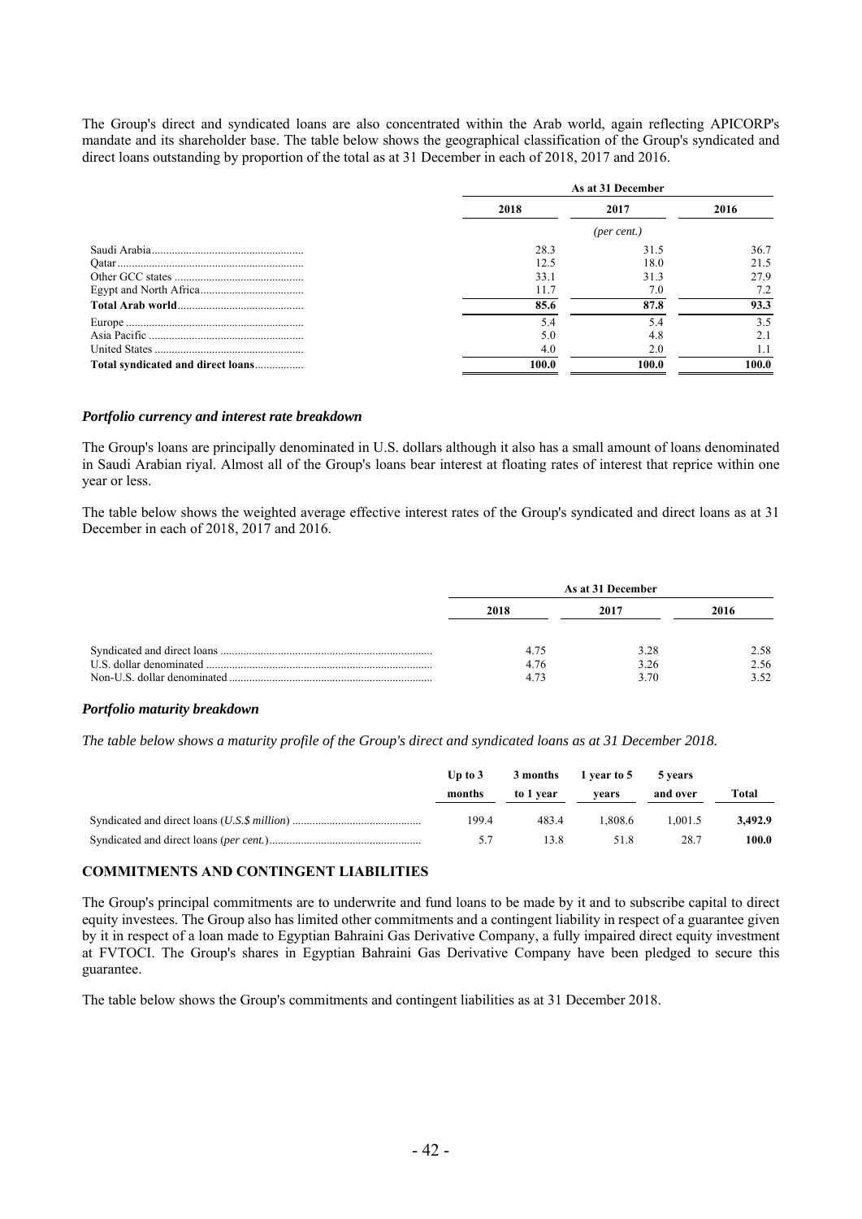The Group's direct and syndicated loans are also concentrated within the Arab world, again reflecting APICORP's mandate and its shareholder base. The table below shows the geographical classification of the Group's syndicated and direct loans outstanding by proportion of the total as at 31 December in each of 2018, 2017 and 2016.

| | As at 31 December | | |
|---|---|---|---|
| | 2018 | 2017 | 2016 |
| | | *(per cent.)* | |
| Saudi Arabia | 28.3 | 31.5 | 36.7 |
| Qatar | 12.5 | 18.0 | 21.5 |
| Other GCC states | 33.1 | 31.3 | 27.9 |
| Egypt and North Africa | 11.7 | 7.0 | 7.2 |
| **Total Arab world** | **85.6** | **87.8** | **93.3** |
| Europe | 5.4 | 5.4 | 3.5 |
| Asia Pacific | 5.0 | 4.8 | 2.1 |
| United States | 4.0 | 2.0 | 1.1 |
| **Total syndicated and direct loans** | **100.0** | **100.0** | **100.0** |

### *Portfolio currency and interest rate breakdown*

The Group's loans are principally denominated in U.S. dollars although it also has a small amount of loans denominated in Saudi Arabian riyal. Almost all of the Group's loans bear interest at floating rates of interest that reprice within one year or less.

The table below shows the weighted average effective interest rates of the Group's syndicated and direct loans as at 31 December in each of 2018, 2017 and 2016.

| | As at 31 December | | |
|---|---|---|---|
| | 2018 | 2017 | 2016 |
| Syndicated and direct loans | 4.75 | 3.28 | 2.58 |
| U.S. dollar denominated | 4.76 | 3.26 | 2.56 |
| Non-U.S. dollar denominated | 4.73 | 3.70 | 3.52 |

### *Portfolio maturity breakdown*

*The table below shows a maturity profile of the Group's direct and syndicated loans as at 31 December 2018.*

| | Up to 3 months | 3 months to 1 year | 1 year to 5 years | 5 years and over | Total |
|---|---|---|---|---|---|
| Syndicated and direct loans (*U.S.$ million*) | 199.4 | 483.4 | 1,808.6 | 1,001.5 | **3,492.9** |
| Syndicated and direct loans (*per cent.*) | 5.7 | 13.8 | 51.8 | 28.7 | **100.0** |

## COMMITMENTS AND CONTINGENT LIABILITIES

The Group's principal commitments are to underwrite and fund loans to be made by it and to subscribe capital to direct equity investees. The Group also has limited other commitments and a contingent liability in respect of a guarantee given by it in respect of a loan made to Egyptian Bahraini Gas Derivative Company, a fully impaired direct equity investment at FVTOCI. The Group's shares in Egyptian Bahraini Gas Derivative Company have been pledged to secure this guarantee.

The table below shows the Group's commitments and contingent liabilities as at 31 December 2018.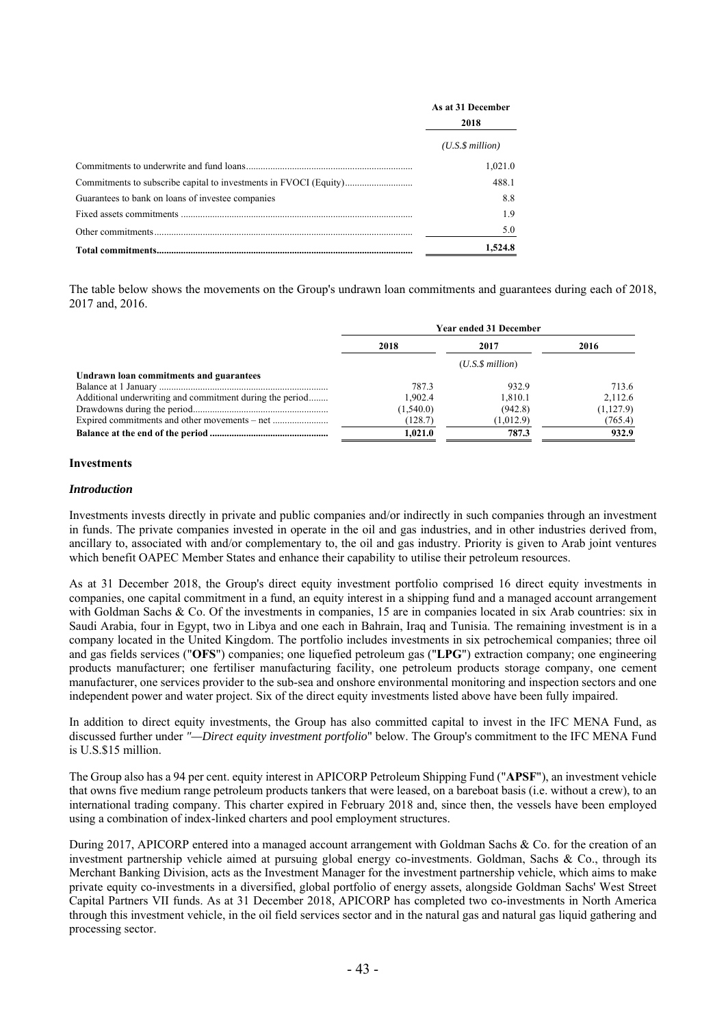| | As at 31 December |
|---|---|
| | 2018 |
| | *(U.S.$ million)* |
| Commitments to underwrite and fund loans | 1,021.0 |
| Commitments to subscribe capital to investments in FVOCI (Equity) | 488.1 |
| Guarantees to bank on loans of investee companies | 8.8 |
| Fixed assets commitments | 1.9 |
| Other commitments | 5.0 |
| **Total commitments** | **1,524.8** |

The table below shows the movements on the Group's undrawn loan commitments and guarantees during each of 2018, 2017 and, 2016.

| | Year ended 31 December | | |
|---|---|---|---|
| | 2018 | 2017 | 2016 |
| | | *(U.S.$ million)* | |
| **Undrawn loan commitments and guarantees** | | | |
| Balance at 1 January | 787.3 | 932.9 | 713.6 |
| Additional underwriting and commitment during the period | 1,902.4 | 1,810.1 | 2,112.6 |
| Drawdowns during the period | (1,540.0) | (942.8) | (1,127.9) |
| Expired commitments and other movements – net | (128.7) | (1,012.9) | (765.4) |
| **Balance at the end of the period** | **1,021.0** | **787.3** | **932.9** |

### Investments

#### *Introduction*

Investments invests directly in private and public companies and/or indirectly in such companies through an investment in funds. The private companies invested in operate in the oil and gas industries, and in other industries derived from, ancillary to, associated with and/or complementary to, the oil and gas industry. Priority is given to Arab joint ventures which benefit OAPEC Member States and enhance their capability to utilise their petroleum resources.

As at 31 December 2018, the Group's direct equity investment portfolio comprised 16 direct equity investments in companies, one capital commitment in a fund, an equity interest in a shipping fund and a managed account arrangement with Goldman Sachs & Co. Of the investments in companies, 15 are in companies located in six Arab countries: six in Saudi Arabia, four in Egypt, two in Libya and one each in Bahrain, Iraq and Tunisia. The remaining investment is in a company located in the United Kingdom. The portfolio includes investments in six petrochemical companies; three oil and gas fields services ("**OFS**") companies; one liquefied petroleum gas ("**LPG**") extraction company; one engineering products manufacturer; one fertiliser manufacturing facility, one petroleum products storage company, one cement manufacturer, one services provider to the sub-sea and onshore environmental monitoring and inspection sectors and one independent power and water project. Six of the direct equity investments listed above have been fully impaired.

In addition to direct equity investments, the Group has also committed capital to invest in the IFC MENA Fund, as discussed further under *"—Direct equity investment portfolio"* below. The Group's commitment to the IFC MENA Fund is U.S.$15 million.

The Group also has a 94 per cent. equity interest in APICORP Petroleum Shipping Fund ("**APSF**"), an investment vehicle that owns five medium range petroleum products tankers that were leased, on a bareboat basis (i.e. without a crew), to an international trading company. This charter expired in February 2018 and, since then, the vessels have been employed using a combination of index-linked charters and pool employment structures.

During 2017, APICORP entered into a managed account arrangement with Goldman Sachs & Co. for the creation of an investment partnership vehicle aimed at pursuing global energy co-investments. Goldman, Sachs & Co., through its Merchant Banking Division, acts as the Investment Manager for the investment partnership vehicle, which aims to make private equity co-investments in a diversified, global portfolio of energy assets, alongside Goldman Sachs' West Street Capital Partners VII funds. As at 31 December 2018, APICORP has completed two co-investments in North America through this investment vehicle, in the oil field services sector and in the natural gas and natural gas liquid gathering and processing sector.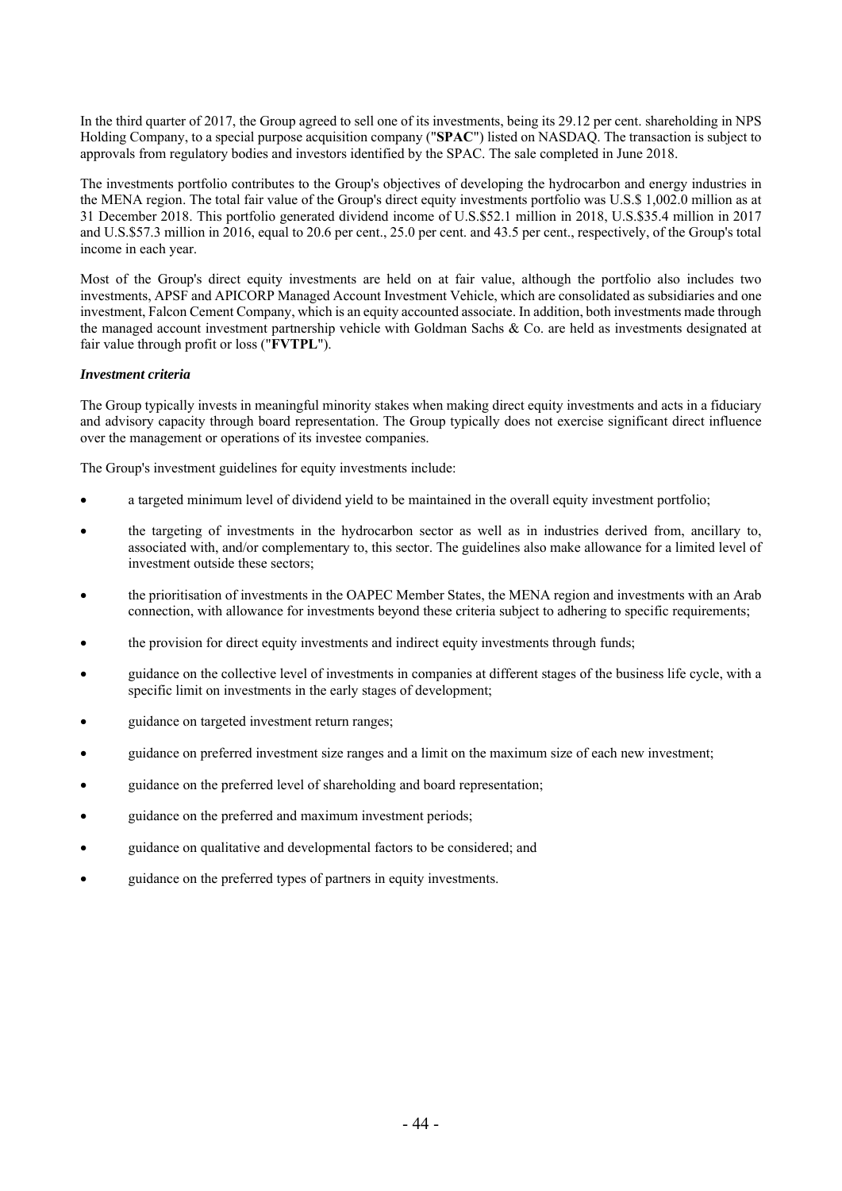In the third quarter of 2017, the Group agreed to sell one of its investments, being its 29.12 per cent. shareholding in NPS Holding Company, to a special purpose acquisition company ("**SPAC**") listed on NASDAQ. The transaction is subject to approvals from regulatory bodies and investors identified by the SPAC. The sale completed in June 2018.

The investments portfolio contributes to the Group's objectives of developing the hydrocarbon and energy industries in the MENA region. The total fair value of the Group's direct equity investments portfolio was U.S.$ 1,002.0 million as at 31 December 2018. This portfolio generated dividend income of U.S.$52.1 million in 2018, U.S.$35.4 million in 2017 and U.S.$57.3 million in 2016, equal to 20.6 per cent., 25.0 per cent. and 43.5 per cent., respectively, of the Group's total income in each year.

Most of the Group's direct equity investments are held on at fair value, although the portfolio also includes two investments, APSF and APICORP Managed Account Investment Vehicle, which are consolidated as subsidiaries and one investment, Falcon Cement Company, which is an equity accounted associate. In addition, both investments made through the managed account investment partnership vehicle with Goldman Sachs & Co. are held as investments designated at fair value through profit or loss ("**FVTPL**").

***Investment criteria***

The Group typically invests in meaningful minority stakes when making direct equity investments and acts in a fiduciary and advisory capacity through board representation. The Group typically does not exercise significant direct influence over the management or operations of its investee companies.

The Group's investment guidelines for equity investments include:

- a targeted minimum level of dividend yield to be maintained in the overall equity investment portfolio;
- the targeting of investments in the hydrocarbon sector as well as in industries derived from, ancillary to, associated with, and/or complementary to, this sector. The guidelines also make allowance for a limited level of investment outside these sectors;
- the prioritisation of investments in the OAPEC Member States, the MENA region and investments with an Arab connection, with allowance for investments beyond these criteria subject to adhering to specific requirements;
- the provision for direct equity investments and indirect equity investments through funds;
- guidance on the collective level of investments in companies at different stages of the business life cycle, with a specific limit on investments in the early stages of development;
- guidance on targeted investment return ranges;
- guidance on preferred investment size ranges and a limit on the maximum size of each new investment;
- guidance on the preferred level of shareholding and board representation;
- guidance on the preferred and maximum investment periods;
- guidance on qualitative and developmental factors to be considered; and
- guidance on the preferred types of partners in equity investments.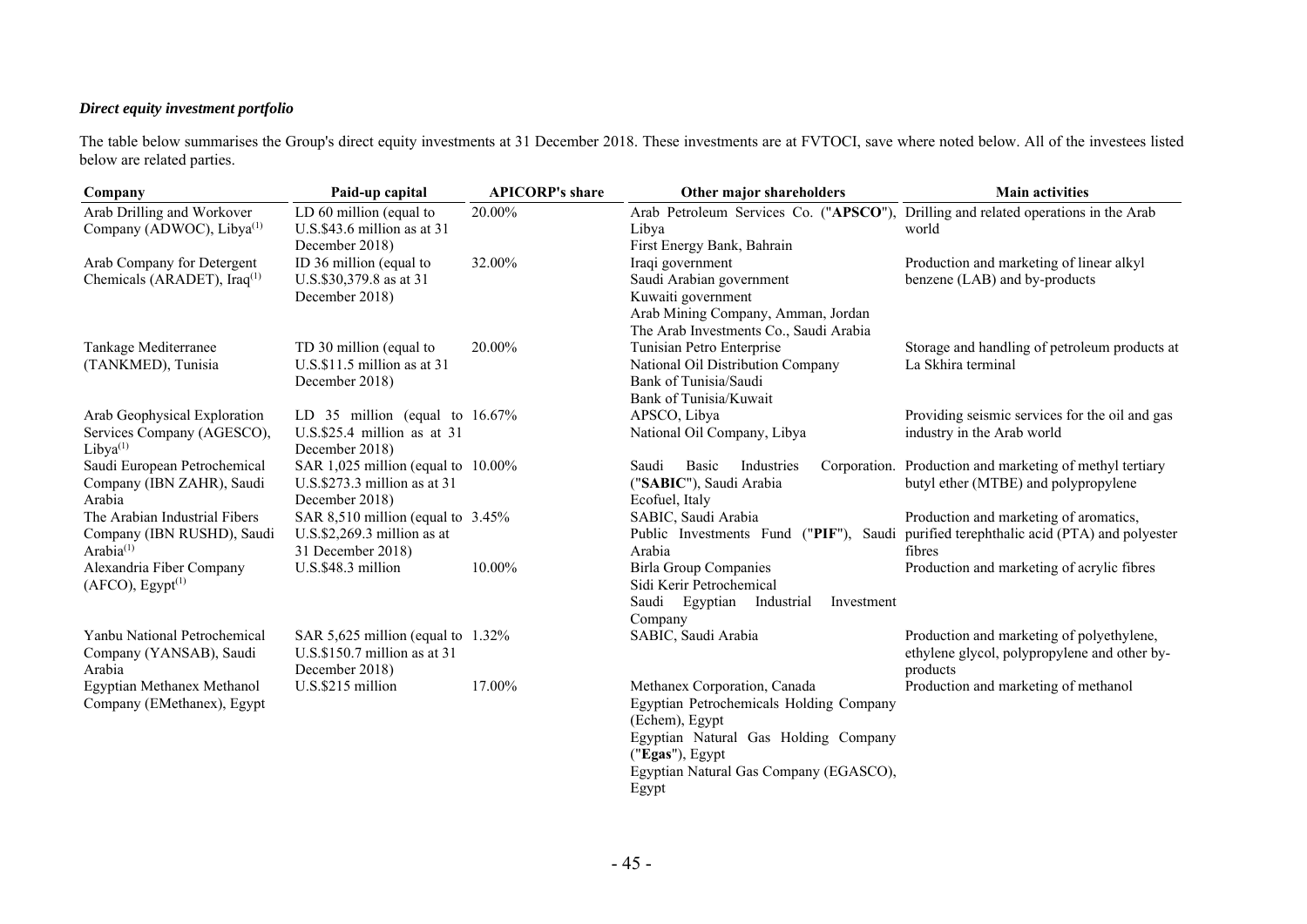***Direct equity investment portfolio***

The table below summarises the Group's direct equity investments at 31 December 2018. These investments are at FVTOCI, save where noted below. All of the investees listed below are related parties.

| Company | Paid-up capital | APICORP's share | Other major shareholders | Main activities |
|---|---|---|---|---|
| Arab Drilling and Workover Company (ADWOC), Libya[(1)] | LD 60 million (equal to U.S.$43.6 million as at 31 December 2018) | 20.00% | Arab Petroleum Services Co. ("**APSCO**"), Libya<br>First Energy Bank, Bahrain | Drilling and related operations in the Arab world |
| Arab Company for Detergent Chemicals (ARADET), Iraq[(1)] | ID 36 million (equal to U.S.$30,379.8 as at 31 December 2018) | 32.00% | Iraqi government<br>Saudi Arabian government<br>Kuwaiti government<br>Arab Mining Company, Amman, Jordan<br>The Arab Investments Co., Saudi Arabia | Production and marketing of linear alkyl benzene (LAB) and by-products |
| Tankage Mediterranee (TANKMED), Tunisia | TD 30 million (equal to U.S.$11.5 million as at 31 December 2018) | 20.00% | Tunisian Petro Enterprise<br>National Oil Distribution Company<br>Bank of Tunisia/Saudi<br>Bank of Tunisia/Kuwait | Storage and handling of petroleum products at La Skhira terminal |
| Arab Geophysical Exploration Services Company (AGESCO), Libya[(1)] | LD 35 million (equal to U.S.$25.4 million as at 31 December 2018) | 16.67% | APSCO, Libya<br>National Oil Company, Libya | Providing seismic services for the oil and gas industry in the Arab world |
| Saudi European Petrochemical Company (IBN ZAHR), Saudi Arabia | SAR 1,025 million (equal to U.S.$273.3 million as at 31 December 2018) | 10.00% | Saudi Basic Industries Corporation. ("**SABIC**"), Saudi Arabia<br>Ecofuel, Italy | Production and marketing of methyl tertiary butyl ether (MTBE) and polypropylene |
| The Arabian Industrial Fibers Company (IBN RUSHD), Saudi Arabia[(1)] | SAR 8,510 million (equal to U.S.$2,269.3 million as at 31 December 2018) | 3.45% | SABIC, Saudi Arabia<br>Public Investments Fund ("**PIF**"), Saudi Arabia | Production and marketing of aromatics, purified terephthalic acid (PTA) and polyester fibres |
| Alexandria Fiber Company (AFCO), Egypt[(1)] | U.S.$48.3 million | 10.00% | Birla Group Companies<br>Sidi Kerir Petrochemical<br>Saudi Egyptian Industrial Investment Company | Production and marketing of acrylic fibres |
| Yanbu National Petrochemical Company (YANSAB), Saudi Arabia | SAR 5,625 million (equal to U.S.$150.7 million as at 31 December 2018) | 1.32% | SABIC, Saudi Arabia | Production and marketing of polyethylene, ethylene glycol, polypropylene and other by-products |
| Egyptian Methanex Methanol Company (EMethanex), Egypt | U.S.$215 million | 17.00% | Methanex Corporation, Canada<br>Egyptian Petrochemicals Holding Company (Echem), Egypt<br>Egyptian Natural Gas Holding Company ("**Egas**"), Egypt<br>Egyptian Natural Gas Company (EGASCO), Egypt | Production and marketing of methanol |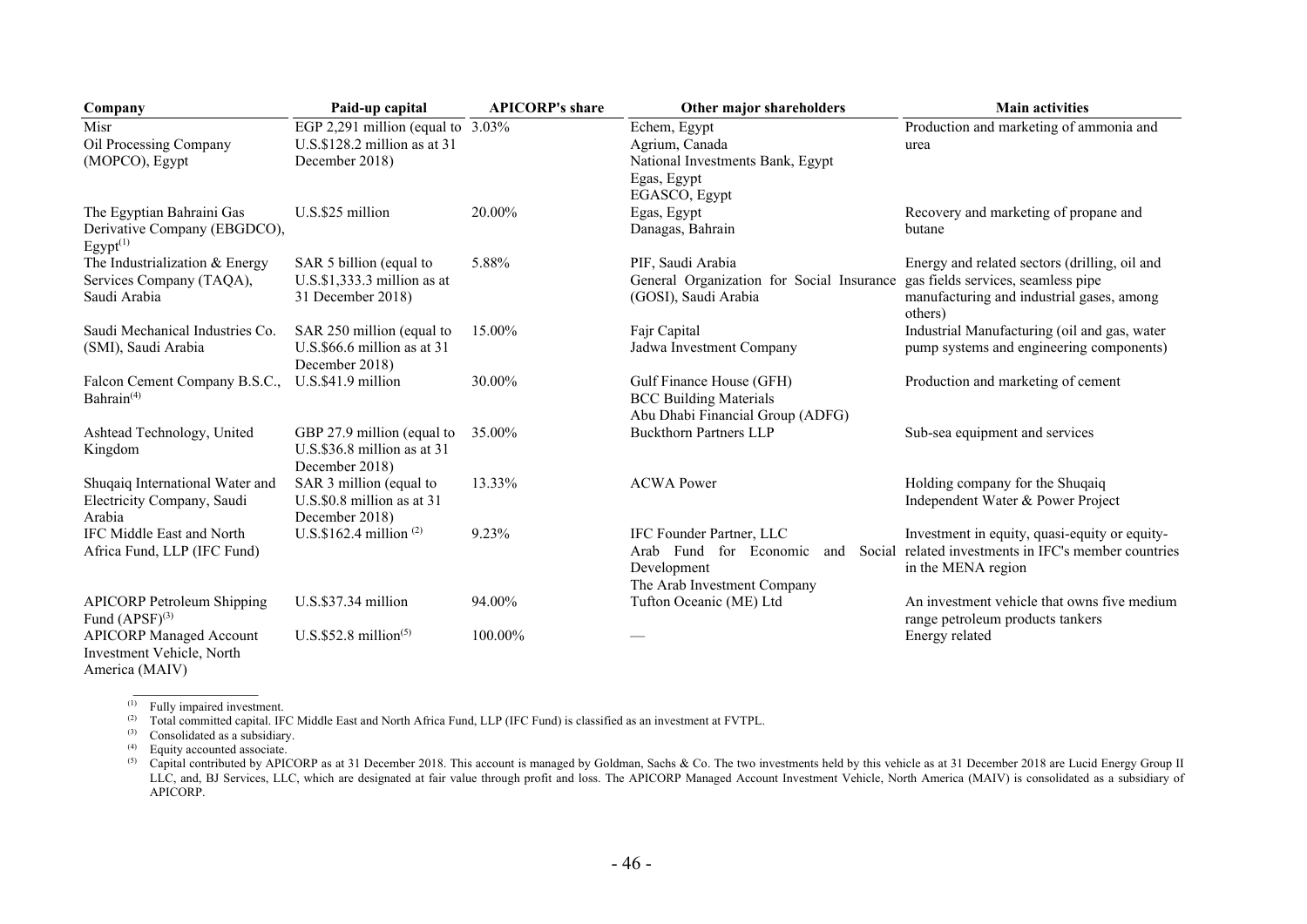| Company | Paid-up capital | APICORP's share | Other major shareholders | Main activities |
|---|---|---|---|---|
| Misr Oil Processing Company (MOPCO), Egypt | EGP 2,291 million (equal to U.S.$128.2 million as at 31 December 2018) | 3.03% | Echem, Egypt<br>Agrium, Canada<br>National Investments Bank, Egypt<br>Egas, Egypt<br>EGASCO, Egypt | Production and marketing of ammonia and urea |
| The Egyptian Bahraini Gas Derivative Company (EBGDCO), Egypt[(1)] | U.S.$25 million | 20.00% | Egas, Egypt<br>Danagas, Bahrain | Recovery and marketing of propane and butane |
| The Industrialization & Energy Services Company (TAQA), Saudi Arabia | SAR 5 billion (equal to U.S.$1,333.3 million as at 31 December 2018) | 5.88% | PIF, Saudi Arabia<br>General Organization for Social Insurance (GOSI), Saudi Arabia | Energy and related sectors (drilling, oil and gas fields services, seamless pipe manufacturing and industrial gases, among others) |
| Saudi Mechanical Industries Co. (SMI), Saudi Arabia | SAR 250 million (equal to U.S.$66.6 million as at 31 December 2018) | 15.00% | Fajr Capital<br>Jadwa Investment Company | Industrial Manufacturing (oil and gas, water pump systems and engineering components) |
| Falcon Cement Company B.S.C., Bahrain[(4)] | U.S.$41.9 million | 30.00% | Gulf Finance House (GFH)<br>BCC Building Materials<br>Abu Dhabi Financial Group (ADFG) | Production and marketing of cement |
| Ashtead Technology, United Kingdom | GBP 27.9 million (equal to U.S.$36.8 million as at 31 December 2018) | 35.00% | Buckthorn Partners LLP | Sub-sea equipment and services |
| Shuqaiq International Water and Electricity Company, Saudi Arabia | SAR 3 million (equal to U.S.$0.8 million as at 31 December 2018) | 13.33% | ACWA Power | Holding company for the Shuqaiq Independent Water & Power Project |
| IFC Middle East and North Africa Fund, LLP (IFC Fund) | U.S.$162.4 million [(2)] | 9.23% | IFC Founder Partner, LLC<br>Arab Fund for Economic and Social Development<br>The Arab Investment Company | Investment in equity, quasi-equity or equity-related investments in IFC's member countries in the MENA region |
| APICORP Petroleum Shipping Fund (APSF)[(3)] | U.S.$37.34 million | 94.00% | Tufton Oceanic (ME) Ltd | An investment vehicle that owns five medium range petroleum products tankers |
| APICORP Managed Account Investment Vehicle, North America (MAIV) | U.S.$52.8 million[(5)] | 100.00% | — | Energy related |

(1) Fully impaired investment.

(2) Total committed capital. IFC Middle East and North Africa Fund, LLP (IFC Fund) is classified as an investment at FVTPL.

(3) Consolidated as a subsidiary.

(4) Equity accounted associate.

(5) Capital contributed by APICORP as at 31 December 2018. This account is managed by Goldman, Sachs & Co. The two investments held by this vehicle as at 31 December 2018 are Lucid Energy Group II LLC, and, BJ Services, LLC, which are designated at fair value through profit and loss. The APICORP Managed Account Investment Vehicle, North America (MAIV) is consolidated as a subsidiary of APICORP.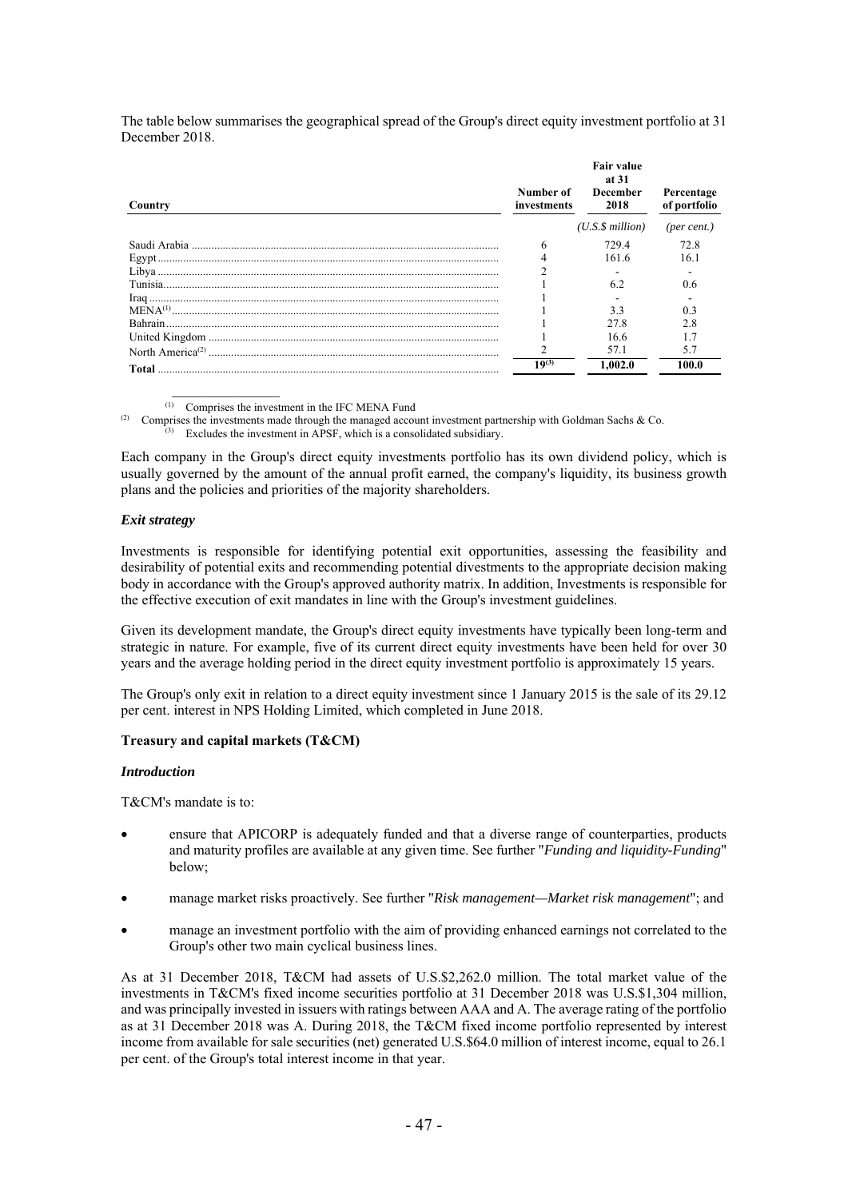The table below summarises the geographical spread of the Group's direct equity investment portfolio at 31 December 2018.

| Country | Number of investments | Fair value at 31 December 2018 | Percentage of portfolio |
|---|---|---|---|
| | | *(U.S.$ million)* | *(per cent.)* |
| Saudi Arabia | 6 | 729.4 | 72.8 |
| Egypt | 4 | 161.6 | 16.1 |
| Libya | 2 | - | - |
| Tunisia | 1 | 6.2 | 0.6 |
| Iraq | 1 | - | - |
| MENA[(1)] | 1 | 3.3 | 0.3 |
| Bahrain | 1 | 27.8 | 2.8 |
| United Kingdom | 1 | 16.6 | 1.7 |
| North America[(2)] | 2 | 57.1 | 5.7 |
| **Total** | **19[(3)]** | **1,002.0** | **100.0** |

(1) Comprises the investment in the IFC MENA Fund

(2) Comprises the investments made through the managed account investment partnership with Goldman Sachs & Co.

(3) Excludes the investment in APSF, which is a consolidated subsidiary.

Each company in the Group's direct equity investments portfolio has its own dividend policy, which is usually governed by the amount of the annual profit earned, the company's liquidity, its business growth plans and the policies and priorities of the majority shareholders.

### *Exit strategy*

Investments is responsible for identifying potential exit opportunities, assessing the feasibility and desirability of potential exits and recommending potential divestments to the appropriate decision making body in accordance with the Group's approved authority matrix. In addition, Investments is responsible for the effective execution of exit mandates in line with the Group's investment guidelines.

Given its development mandate, the Group's direct equity investments have typically been long-term and strategic in nature. For example, five of its current direct equity investments have been held for over 30 years and the average holding period in the direct equity investment portfolio is approximately 15 years.

The Group's only exit in relation to a direct equity investment since 1 January 2015 is the sale of its 29.12 per cent. interest in NPS Holding Limited, which completed in June 2018.

## **Treasury and capital markets (T&CM)**

### *Introduction*

T&CM's mandate is to:

- ensure that APICORP is adequately funded and that a diverse range of counterparties, products and maturity profiles are available at any given time. See further "*Funding and liquidity-Funding*" below;
- manage market risks proactively. See further "*Risk management—Market risk management*"; and
- manage an investment portfolio with the aim of providing enhanced earnings not correlated to the Group's other two main cyclical business lines.

As at 31 December 2018, T&CM had assets of U.S.$2,262.0 million. The total market value of the investments in T&CM's fixed income securities portfolio at 31 December 2018 was U.S.$1,304 million, and was principally invested in issuers with ratings between AAA and A. The average rating of the portfolio as at 31 December 2018 was A. During 2018, the T&CM fixed income portfolio represented by interest income from available for sale securities (net) generated U.S.$64.0 million of interest income, equal to 26.1 per cent. of the Group's total interest income in that year.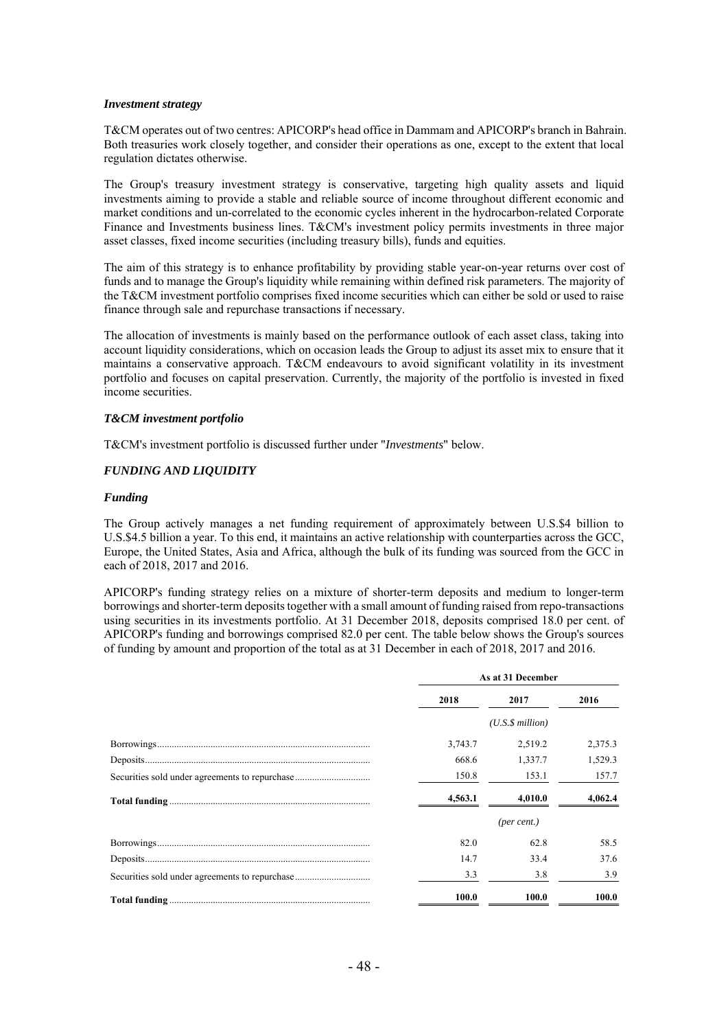### *Investment strategy*

T&CM operates out of two centres: APICORP's head office in Dammam and APICORP's branch in Bahrain. Both treasuries work closely together, and consider their operations as one, except to the extent that local regulation dictates otherwise.

The Group's treasury investment strategy is conservative, targeting high quality assets and liquid investments aiming to provide a stable and reliable source of income throughout different economic and market conditions and un-correlated to the economic cycles inherent in the hydrocarbon-related Corporate Finance and Investments business lines. T&CM's investment policy permits investments in three major asset classes, fixed income securities (including treasury bills), funds and equities.

The aim of this strategy is to enhance profitability by providing stable year-on-year returns over cost of funds and to manage the Group's liquidity while remaining within defined risk parameters. The majority of the T&CM investment portfolio comprises fixed income securities which can either be sold or used to raise finance through sale and repurchase transactions if necessary.

The allocation of investments is mainly based on the performance outlook of each asset class, taking into account liquidity considerations, which on occasion leads the Group to adjust its asset mix to ensure that it maintains a conservative approach. T&CM endeavours to avoid significant volatility in its investment portfolio and focuses on capital preservation. Currently, the majority of the portfolio is invested in fixed income securities.

### *T&CM investment portfolio*

T&CM's investment portfolio is discussed further under "*Investments*" below.

## *FUNDING AND LIQUIDITY*

### *Funding*

The Group actively manages a net funding requirement of approximately between U.S.$4 billion to U.S.$4.5 billion a year. To this end, it maintains an active relationship with counterparties across the GCC, Europe, the United States, Asia and Africa, although the bulk of its funding was sourced from the GCC in each of 2018, 2017 and 2016.

APICORP's funding strategy relies on a mixture of shorter-term deposits and medium to longer-term borrowings and shorter-term deposits together with a small amount of funding raised from repo-transactions using securities in its investments portfolio. At 31 December 2018, deposits comprised 18.0 per cent. of APICORP's funding and borrowings comprised 82.0 per cent. The table below shows the Group's sources of funding by amount and proportion of the total as at 31 December in each of 2018, 2017 and 2016.

| | As at 31 December | | |
|---|---|---|---|
| | 2018 | 2017 | 2016 |
| | | *(U.S.$ million)* | |
| Borrowings | 3,743.7 | 2,519.2 | 2,375.3 |
| Deposits | 668.6 | 1,337.7 | 1,529.3 |
| Securities sold under agreements to repurchase | 150.8 | 153.1 | 157.7 |
| **Total funding** | **4,563.1** | **4,010.0** | **4,062.4** |
| | | *(per cent.)* | |
| Borrowings | 82.0 | 62.8 | 58.5 |
| Deposits | 14.7 | 33.4 | 37.6 |
| Securities sold under agreements to repurchase | 3.3 | 3.8 | 3.9 |
| **Total funding** | **100.0** | **100.0** | **100.0** |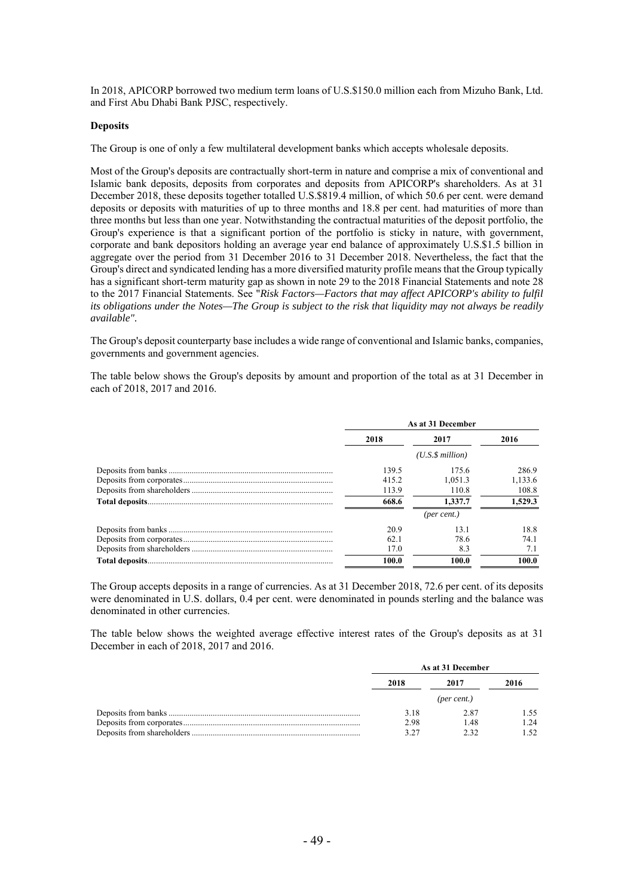In 2018, APICORP borrowed two medium term loans of U.S.$150.0 million each from Mizuho Bank, Ltd. and First Abu Dhabi Bank PJSC, respectively.

**Deposits**

The Group is one of only a few multilateral development banks which accepts wholesale deposits.

Most of the Group's deposits are contractually short-term in nature and comprise a mix of conventional and Islamic bank deposits, deposits from corporates and deposits from APICORP's shareholders. As at 31 December 2018, these deposits together totalled U.S.$819.4 million, of which 50.6 per cent. were demand deposits or deposits with maturities of up to three months and 18.8 per cent. had maturities of more than three months but less than one year. Notwithstanding the contractual maturities of the deposit portfolio, the Group's experience is that a significant portion of the portfolio is sticky in nature, with government, corporate and bank depositors holding an average year end balance of approximately U.S.$1.5 billion in aggregate over the period from 31 December 2016 to 31 December 2018. Nevertheless, the fact that the Group's direct and syndicated lending has a more diversified maturity profile means that the Group typically has a significant short-term maturity gap as shown in note 29 to the 2018 Financial Statements and note 28 to the 2017 Financial Statements. See "*Risk Factors—Factors that may affect APICORP's ability to fulfil its obligations under the Notes—The Group is subject to the risk that liquidity may not always be readily available"*.

The Group's deposit counterparty base includes a wide range of conventional and Islamic banks, companies, governments and government agencies.

The table below shows the Group's deposits by amount and proportion of the total as at 31 December in each of 2018, 2017 and 2016.

| | As at 31 December | | |
|---|---|---|---|
| | 2018 | 2017 | 2016 |
| | | *(U.S.$ million)* | |
| Deposits from banks | 139.5 | 175.6 | 286.9 |
| Deposits from corporates | 415.2 | 1,051.3 | 1,133.6 |
| Deposits from shareholders | 113.9 | 110.8 | 108.8 |
| **Total deposits** | **668.6** | **1,337.7** | **1,529.3** |
| | | *(per cent.)* | |
| Deposits from banks | 20.9 | 13.1 | 18.8 |
| Deposits from corporates | 62.1 | 78.6 | 74.1 |
| Deposits from shareholders | 17.0 | 8.3 | 7.1 |
| **Total deposits** | **100.0** | **100.0** | **100.0** |

The Group accepts deposits in a range of currencies. As at 31 December 2018, 72.6 per cent. of its deposits were denominated in U.S. dollars, 0.4 per cent. were denominated in pounds sterling and the balance was denominated in other currencies.

The table below shows the weighted average effective interest rates of the Group's deposits as at 31 December in each of 2018, 2017 and 2016.

| | As at 31 December | | |
|---|---|---|---|
| | 2018 | 2017 | 2016 |
| | | *(per cent.)* | |
| Deposits from banks | 3.18 | 2.87 | 1.55 |
| Deposits from corporates | 2.98 | 1.48 | 1.24 |
| Deposits from shareholders | 3.27 | 2.32 | 1.52 |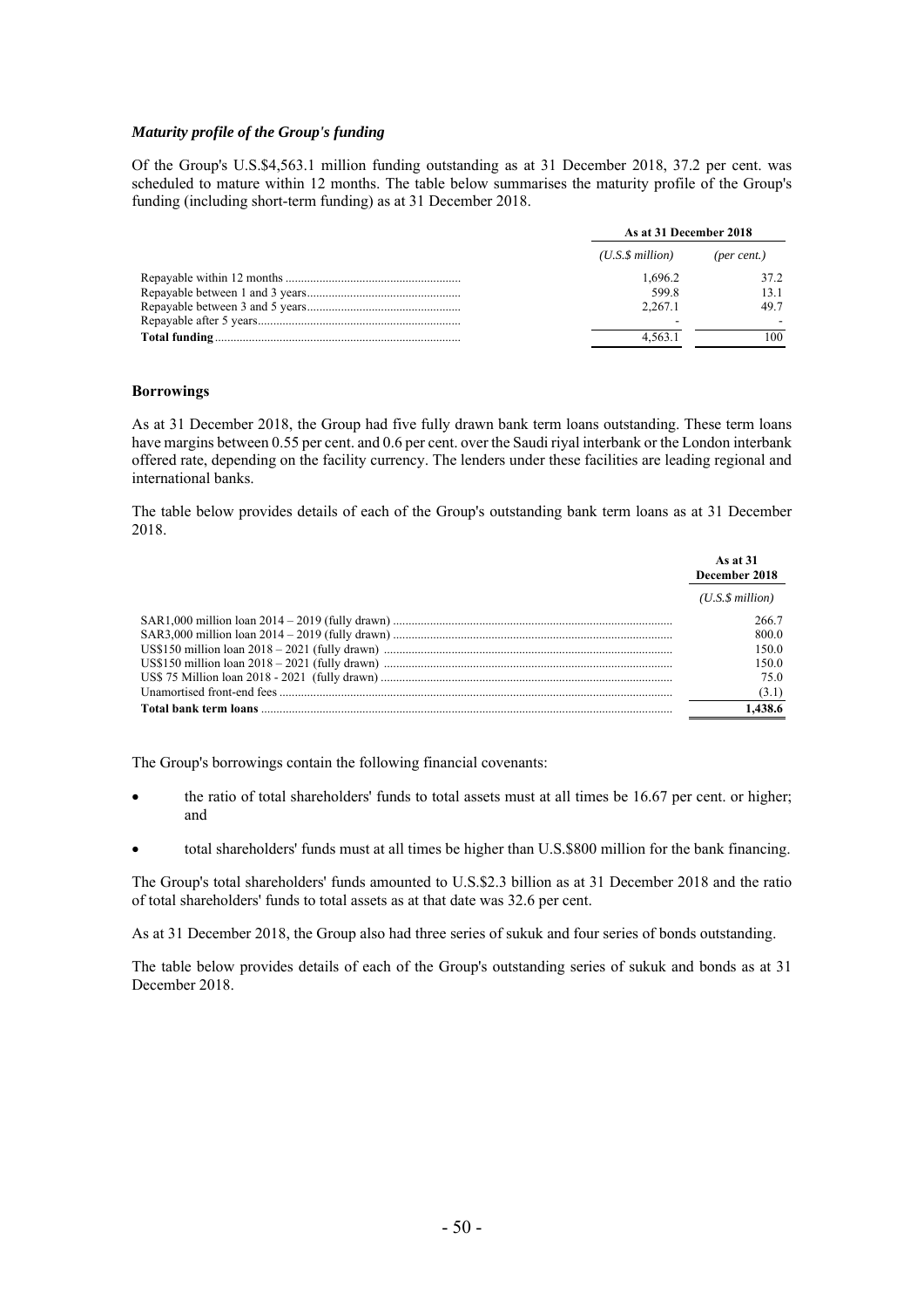***Maturity profile of the Group's funding***

Of the Group's U.S.$4,563.1 million funding outstanding as at 31 December 2018, 37.2 per cent. was scheduled to mature within 12 months. The table below summarises the maturity profile of the Group's funding (including short-term funding) as at 31 December 2018.

| | As at 31 December 2018 | |
|---|---|---|
| | *(U.S.$ million)* | *(per cent.)* |
| Repayable within 12 months | 1,696.2 | 37.2 |
| Repayable between 1 and 3 years | 599.8 | 13.1 |
| Repayable between 3 and 5 years | 2,267.1 | 49.7 |
| Repayable after 5 years | - | - |
| **Total funding** | 4,563.1 | 100 |

**Borrowings**

As at 31 December 2018, the Group had five fully drawn bank term loans outstanding. These term loans have margins between 0.55 per cent. and 0.6 per cent. over the Saudi riyal interbank or the London interbank offered rate, depending on the facility currency. The lenders under these facilities are leading regional and international banks.

The table below provides details of each of the Group's outstanding bank term loans as at 31 December 2018.

| | As at 31 December 2018 |
|---|---|
| | *(U.S.$ million)* |
| SAR1,000 million loan 2014 – 2019 (fully drawn) | 266.7 |
| SAR3,000 million loan 2014 – 2019 (fully drawn) | 800.0 |
| US$150 million loan 2018 – 2021 (fully drawn) | 150.0 |
| US$150 million loan 2018 – 2021 (fully drawn) | 150.0 |
| US$ 75 Million loan 2018 - 2021 (fully drawn) | 75.0 |
| Unamortised front-end fees | (3.1) |
| **Total bank term loans** | **1,438.6** |

The Group's borrowings contain the following financial covenants:

- the ratio of total shareholders' funds to total assets must at all times be 16.67 per cent. or higher; and
- total shareholders' funds must at all times be higher than U.S.$800 million for the bank financing.

The Group's total shareholders' funds amounted to U.S.$2.3 billion as at 31 December 2018 and the ratio of total shareholders' funds to total assets as at that date was 32.6 per cent.

As at 31 December 2018, the Group also had three series of sukuk and four series of bonds outstanding.

The table below provides details of each of the Group's outstanding series of sukuk and bonds as at 31 December 2018.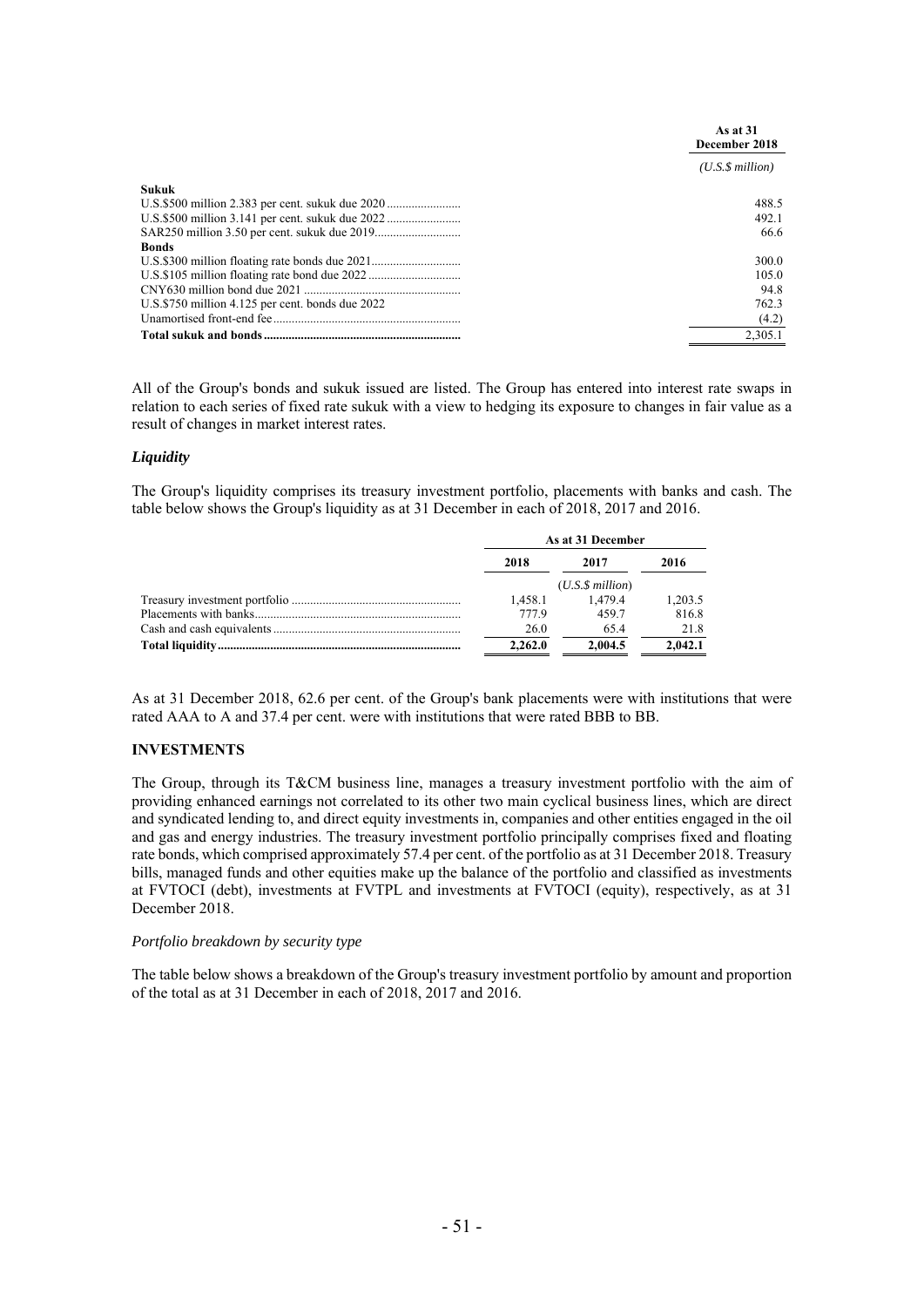| | As at 31 December 2018 |
|---|---|
| | *(U.S.$ million)* |
| **Sukuk** | |
| U.S.$500 million 2.383 per cent. sukuk due 2020 | 488.5 |
| U.S.$500 million 3.141 per cent. sukuk due 2022 | 492.1 |
| SAR250 million 3.50 per cent. sukuk due 2019 | 66.6 |
| **Bonds** | |
| U.S.$300 million floating rate bonds due 2021 | 300.0 |
| U.S.$105 million floating rate bond due 2022 | 105.0 |
| CNY630 million bond due 2021 | 94.8 |
| U.S.$750 million 4.125 per cent. bonds due 2022 | 762.3 |
| Unamortised front-end fee | (4.2) |
| **Total sukuk and bonds** | 2,305.1 |

All of the Group's bonds and sukuk issued are listed. The Group has entered into interest rate swaps in relation to each series of fixed rate sukuk with a view to hedging its exposure to changes in fair value as a result of changes in market interest rates.

### *Liquidity*

The Group's liquidity comprises its treasury investment portfolio, placements with banks and cash. The table below shows the Group's liquidity as at 31 December in each of 2018, 2017 and 2016.

| | As at 31 December | | |
|---|---|---|---|
| | 2018 | 2017 | 2016 |
| | | *(U.S.$ million)* | |
| Treasury investment portfolio | 1,458.1 | 1,479.4 | 1,203.5 |
| Placements with banks | 777.9 | 459.7 | 816.8 |
| Cash and cash equivalents | 26.0 | 65.4 | 21.8 |
| **Total liquidity** | **2,262.0** | **2,004.5** | **2,042.1** |

As at 31 December 2018, 62.6 per cent. of the Group's bank placements were with institutions that were rated AAA to A and 37.4 per cent. were with institutions that were rated BBB to BB.

## INVESTMENTS

The Group, through its T&CM business line, manages a treasury investment portfolio with the aim of providing enhanced earnings not correlated to its other two main cyclical business lines, which are direct and syndicated lending to, and direct equity investments in, companies and other entities engaged in the oil and gas and energy industries. The treasury investment portfolio principally comprises fixed and floating rate bonds, which comprised approximately 57.4 per cent. of the portfolio as at 31 December 2018. Treasury bills, managed funds and other equities make up the balance of the portfolio and classified as investments at FVTOCI (debt), investments at FVTPL and investments at FVTOCI (equity), respectively, as at 31 December 2018.

*Portfolio breakdown by security type*

The table below shows a breakdown of the Group's treasury investment portfolio by amount and proportion of the total as at 31 December in each of 2018, 2017 and 2016.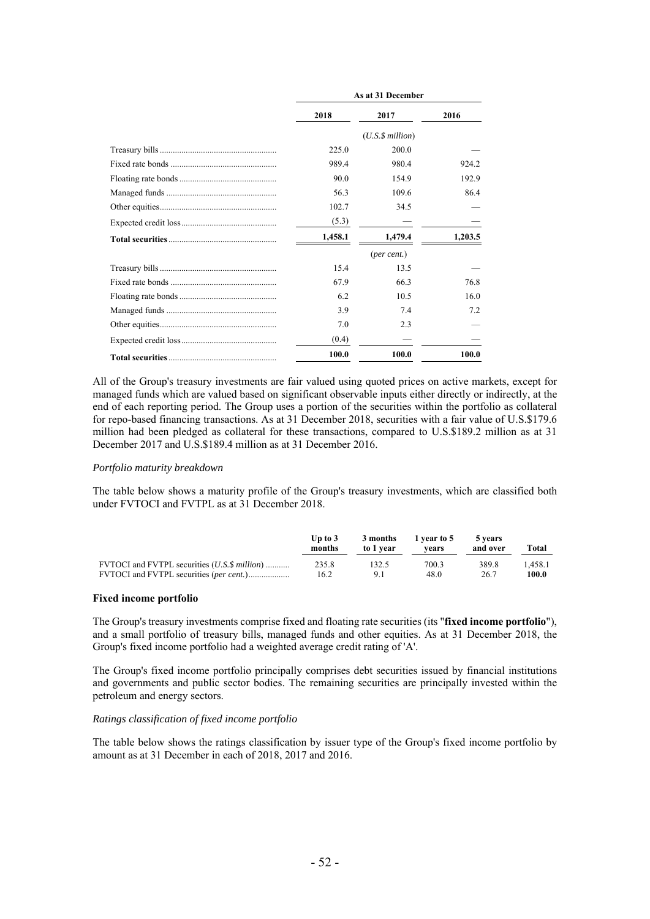| | As at 31 December | | |
|---|---|---|---|
| | 2018 | 2017 | 2016 |
| | (*U.S.$ million*) | | |
| Treasury bills | 225.0 | 200.0 | — |
| Fixed rate bonds | 989.4 | 980.4 | 924.2 |
| Floating rate bonds | 90.0 | 154.9 | 192.9 |
| Managed funds | 56.3 | 109.6 | 86.4 |
| Other equities | 102.7 | 34.5 | — |
| Expected credit loss | (5.3) | — | — |
| **Total securities** | **1,458.1** | **1,479.4** | **1,203.5** |
| | (*per cent.*) | | |
| Treasury bills | 15.4 | 13.5 | — |
| Fixed rate bonds | 67.9 | 66.3 | 76.8 |
| Floating rate bonds | 6.2 | 10.5 | 16.0 |
| Managed funds | 3.9 | 7.4 | 7.2 |
| Other equities | 7.0 | 2.3 | — |
| Expected credit loss | (0.4) | — | — |
| **Total securities** | **100.0** | **100.0** | **100.0** |

All of the Group's treasury investments are fair valued using quoted prices on active markets, except for managed funds which are valued based on significant observable inputs either directly or indirectly, at the end of each reporting period. The Group uses a portion of the securities within the portfolio as collateral for repo-based financing transactions. As at 31 December 2018, securities with a fair value of U.S.$179.6 million had been pledged as collateral for these transactions, compared to U.S.$189.2 million as at 31 December 2017 and U.S.$189.4 million as at 31 December 2016.

*Portfolio maturity breakdown*

The table below shows a maturity profile of the Group's treasury investments, which are classified both under FVTOCI and FVTPL as at 31 December 2018.

| | Up to 3 months | 3 months to 1 year | 1 year to 5 years | 5 years and over | Total |
|---|---|---|---|---|---|
| FVTOCI and FVTPL securities (*U.S.$ million*) | 235.8 | 132.5 | 700.3 | 389.8 | 1,458.1 |
| FVTOCI and FVTPL securities (*per cent.*) | 16.2 | 9.1 | 48.0 | 26.7 | **100.0** |

**Fixed income portfolio**

The Group's treasury investments comprise fixed and floating rate securities (its "**fixed income portfolio**"), and a small portfolio of treasury bills, managed funds and other equities. As at 31 December 2018, the Group's fixed income portfolio had a weighted average credit rating of 'A'.

The Group's fixed income portfolio principally comprises debt securities issued by financial institutions and governments and public sector bodies. The remaining securities are principally invested within the petroleum and energy sectors.

*Ratings classification of fixed income portfolio*

The table below shows the ratings classification by issuer type of the Group's fixed income portfolio by amount as at 31 December in each of 2018, 2017 and 2016.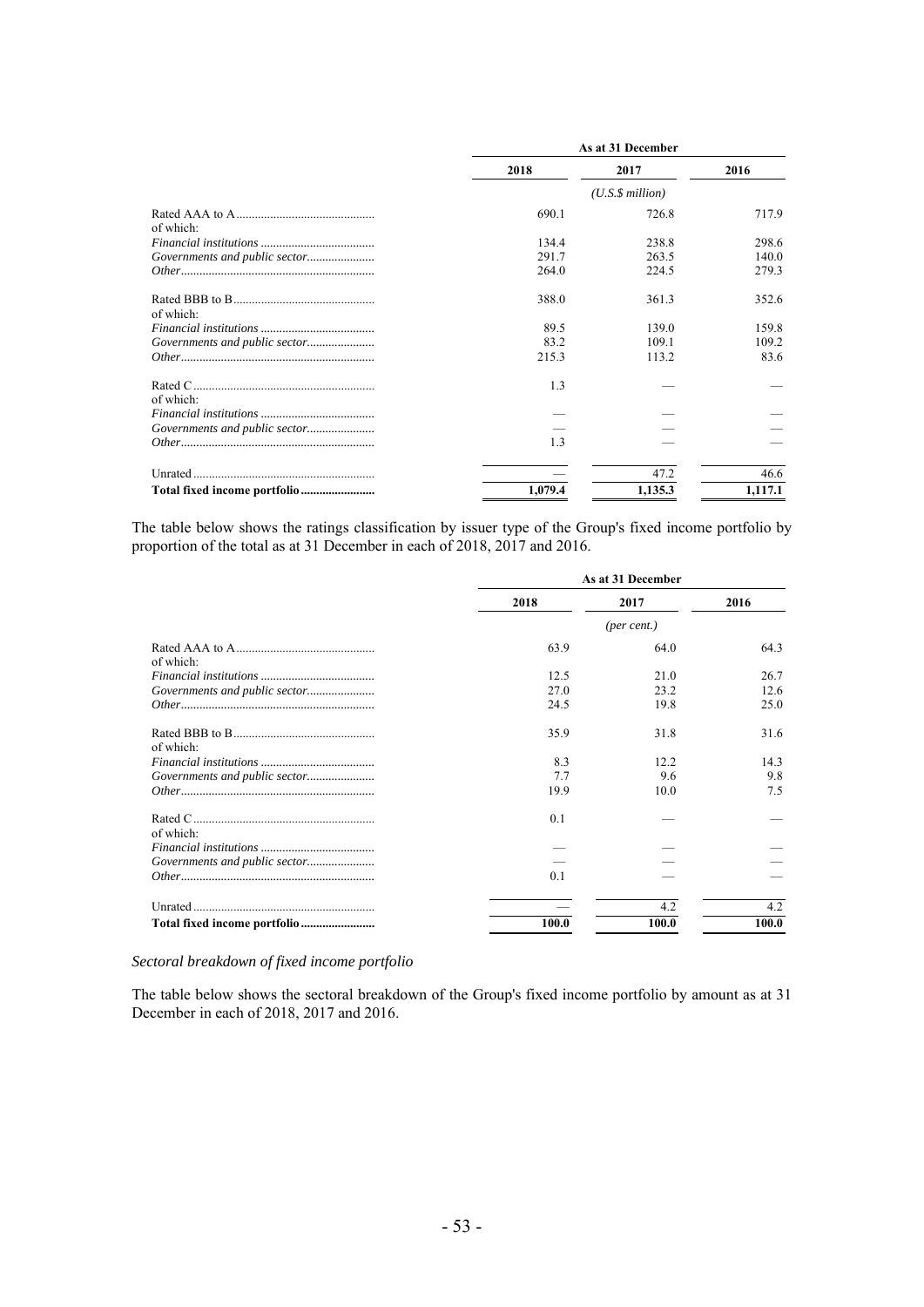| | As at 31 December | | |
|---|---|---|---|
| | 2018 | 2017 | 2016 |
| | | *(U.S.$ million)* | |
| Rated AAA to A | 690.1 | 726.8 | 717.9 |
| of which: | | | |
| *Financial institutions* | 134.4 | 238.8 | 298.6 |
| *Governments and public sector* | 291.7 | 263.5 | 140.0 |
| *Other* | 264.0 | 224.5 | 279.3 |
| Rated BBB to B | 388.0 | 361.3 | 352.6 |
| of which: | | | |
| *Financial institutions* | 89.5 | 139.0 | 159.8 |
| *Governments and public sector* | 83.2 | 109.1 | 109.2 |
| *Other* | 215.3 | 113.2 | 83.6 |
| Rated C | 1.3 | — | — |
| of which: | | | |
| *Financial institutions* | — | — | — |
| *Governments and public sector* | — | — | — |
| *Other* | 1.3 | — | — |
| Unrated | — | 47.2 | 46.6 |
| **Total fixed income portfolio** | **1,079.4** | **1,135.3** | **1,117.1** |

The table below shows the ratings classification by issuer type of the Group's fixed income portfolio by proportion of the total as at 31 December in each of 2018, 2017 and 2016.

| | As at 31 December | | |
|---|---|---|---|
| | 2018 | 2017 | 2016 |
| | | *(per cent.)* | |
| Rated AAA to A | 63.9 | 64.0 | 64.3 |
| of which: | | | |
| *Financial institutions* | 12.5 | 21.0 | 26.7 |
| *Governments and public sector* | 27.0 | 23.2 | 12.6 |
| *Other* | 24.5 | 19.8 | 25.0 |
| Rated BBB to B | 35.9 | 31.8 | 31.6 |
| of which: | | | |
| *Financial institutions* | 8.3 | 12.2 | 14.3 |
| *Governments and public sector* | 7.7 | 9.6 | 9.8 |
| *Other* | 19.9 | 10.0 | 7.5 |
| Rated C | 0.1 | — | — |
| of which: | | | |
| *Financial institutions* | — | — | — |
| *Governments and public sector* | — | — | — |
| *Other* | 0.1 | — | — |
| Unrated | — | 4.2 | 4.2 |
| **Total fixed income portfolio** | **100.0** | **100.0** | **100.0** |

*Sectoral breakdown of fixed income portfolio*

The table below shows the sectoral breakdown of the Group's fixed income portfolio by amount as at 31 December in each of 2018, 2017 and 2016.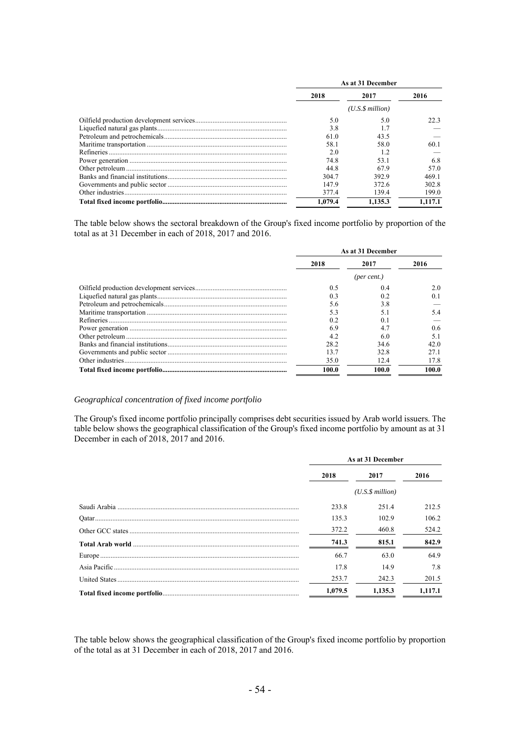| | As at 31 December | | |
|---|---|---|---|
| | 2018 | 2017 | 2016 |
| | | *(U.S.$ million)* | |
| Oilfield production development services | 5.0 | 5.0 | 22.3 |
| Liquefied natural gas plants | 3.8 | 1.7 | — |
| Petroleum and petrochemicals | 61.0 | 43.5 | — |
| Maritime transportation | 58.1 | 58.0 | 60.1 |
| Refineries | 2.0 | 1.2 | — |
| Power generation | 74.8 | 53.1 | 6.8 |
| Other petroleum | 44.8 | 67.9 | 57.0 |
| Banks and financial institutions | 304.7 | 392.9 | 469.1 |
| Governments and public sector | 147.9 | 372.6 | 302.8 |
| Other industries | 377.4 | 139.4 | 199.0 |
| **Total fixed income portfolio** | **1,079.4** | **1,135.3** | **1,117.1** |

The table below shows the sectoral breakdown of the Group's fixed income portfolio by proportion of the total as at 31 December in each of 2018, 2017 and 2016.

| | As at 31 December | | |
|---|---|---|---|
| | 2018 | 2017 | 2016 |
| | | *(per cent.)* | |
| Oilfield production development services | 0.5 | 0.4 | 2.0 |
| Liquefied natural gas plants | 0.3 | 0.2 | 0.1 |
| Petroleum and petrochemicals | 5.6 | 3.8 | — |
| Maritime transportation | 5.3 | 5.1 | 5.4 |
| Refineries | 0.2 | 0.1 | — |
| Power generation | 6.9 | 4.7 | 0.6 |
| Other petroleum | 4.2 | 6.0 | 5.1 |
| Banks and financial institutions | 28.2 | 34.6 | 42.0 |
| Governments and public sector | 13.7 | 32.8 | 27.1 |
| Other industries | 35.0 | 12.4 | 17.8 |
| **Total fixed income portfolio** | **100.0** | **100.0** | **100.0** |

*Geographical concentration of fixed income portfolio*

The Group's fixed income portfolio principally comprises debt securities issued by Arab world issuers. The table below shows the geographical classification of the Group's fixed income portfolio by amount as at 31 December in each of 2018, 2017 and 2016.

| | As at 31 December | | |
|---|---|---|---|
| | 2018 | 2017 | 2016 |
| | | *(U.S.$ million)* | |
| Saudi Arabia | 233.8 | 251.4 | 212.5 |
| Qatar | 135.3 | 102.9 | 106.2 |
| Other GCC states | 372.2 | 460.8 | 524.2 |
| **Total Arab world** | **741.3** | **815.1** | **842.9** |
| Europe | 66.7 | 63.0 | 64.9 |
| Asia Pacific | 17.8 | 14.9 | 7.8 |
| United States | 253.7 | 242.3 | 201.5 |
| **Total fixed income portfolio** | **1,079.5** | **1,135.3** | **1,117.1** |

The table below shows the geographical classification of the Group's fixed income portfolio by proportion of the total as at 31 December in each of 2018, 2017 and 2016.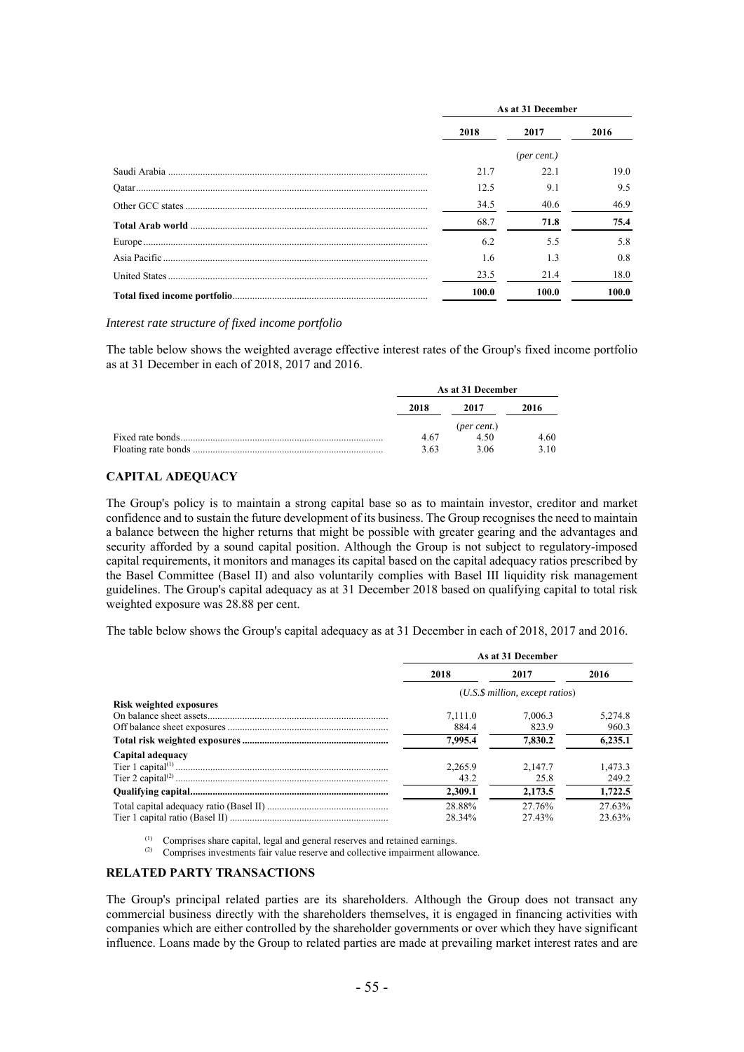| | As at 31 December | | |
|---|---|---|---|
| | 2018 | 2017 | 2016 |
| | | (*per cent.*) | |
| Saudi Arabia | 21.7 | 22.1 | 19.0 |
| Qatar | 12.5 | 9.1 | 9.5 |
| Other GCC states | 34.5 | 40.6 | 46.9 |
| **Total Arab world** | 68.7 | **71.8** | **75.4** |
| Europe | 6.2 | 5.5 | 5.8 |
| Asia Pacific | 1.6 | 1.3 | 0.8 |
| United States | 23.5 | 21.4 | 18.0 |
| **Total fixed income portfolio** | **100.0** | **100.0** | **100.0** |

*Interest rate structure of fixed income portfolio*

The table below shows the weighted average effective interest rates of the Group's fixed income portfolio as at 31 December in each of 2018, 2017 and 2016.

| | As at 31 December | | |
|---|---|---|---|
| | 2018 | 2017 | 2016 |
| | | (*per cent.*) | |
| Fixed rate bonds | 4.67 | 4.50 | 4.60 |
| Floating rate bonds | 3.63 | 3.06 | 3.10 |

## CAPITAL ADEQUACY

The Group's policy is to maintain a strong capital base so as to maintain investor, creditor and market confidence and to sustain the future development of its business. The Group recognises the need to maintain a balance between the higher returns that might be possible with greater gearing and the advantages and security afforded by a sound capital position. Although the Group is not subject to regulatory-imposed capital requirements, it monitors and manages its capital based on the capital adequacy ratios prescribed by the Basel Committee (Basel II) and also voluntarily complies with Basel III liquidity risk management guidelines. The Group's capital adequacy as at 31 December 2018 based on qualifying capital to total risk weighted exposure was 28.88 per cent.

The table below shows the Group's capital adequacy as at 31 December in each of 2018, 2017 and 2016.

| | As at 31 December | | |
|---|---|---|---|
| | 2018 | 2017 | 2016 |
| | (*U.S.$ million, except ratios*) | | |
| **Risk weighted exposures** | | | |
| On balance sheet assets | 7,111.0 | 7,006.3 | 5,274.8 |
| Off balance sheet exposures | 884.4 | 823.9 | 960.3 |
| **Total risk weighted exposures** | **7,995.4** | **7,830.2** | **6,235.1** |
| **Capital adequacy** | | | |
| Tier 1 capital[(1)] | 2,265.9 | 2,147.7 | 1,473.3 |
| Tier 2 capital[(2)] | 43.2 | 25.8 | 249.2 |
| **Qualifying capital** | **2,309.1** | **2,173.5** | **1,722.5** |
| Total capital adequacy ratio (Basel II) | 28.88% | 27.76% | 27.63% |
| Tier 1 capital ratio (Basel II) | 28.34% | 27.43% | 23.63% |

(1) Comprises share capital, legal and general reserves and retained earnings.
(2) Comprises investments fair value reserve and collective impairment allowance.

## RELATED PARTY TRANSACTIONS

The Group's principal related parties are its shareholders. Although the Group does not transact any commercial business directly with the shareholders themselves, it is engaged in financing activities with companies which are either controlled by the shareholder governments or over which they have significant influence. Loans made by the Group to related parties are made at prevailing market interest rates and are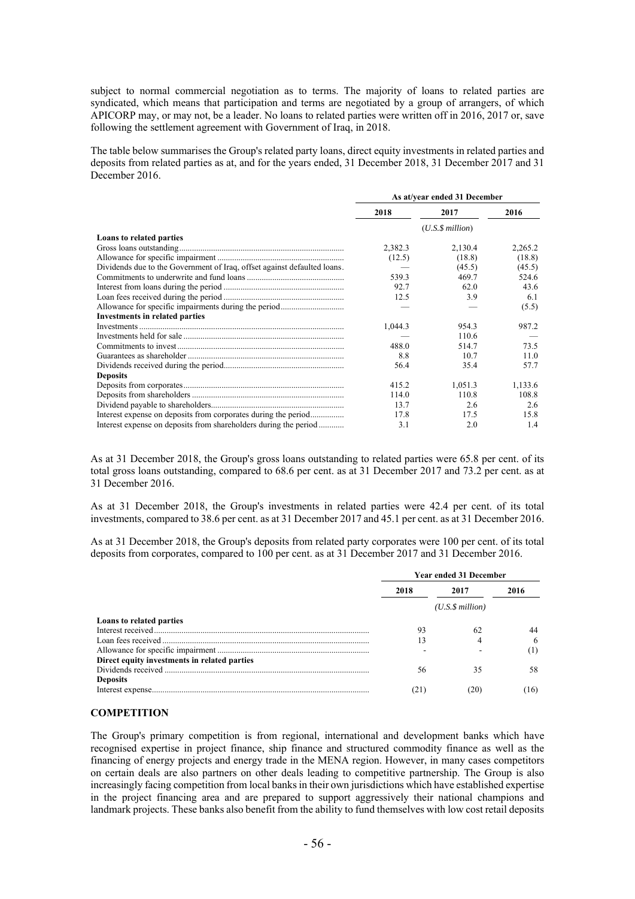subject to normal commercial negotiation as to terms. The majority of loans to related parties are syndicated, which means that participation and terms are negotiated by a group of arrangers, of which APICORP may, or may not, be a leader. No loans to related parties were written off in 2016, 2017 or, save following the settlement agreement with Government of Iraq, in 2018.

The table below summarises the Group's related party loans, direct equity investments in related parties and deposits from related parties as at, and for the years ended, 31 December 2018, 31 December 2017 and 31 December 2016.

| | As at/year ended 31 December | | |
|---|---|---|---|
| | 2018 | 2017 | 2016 |
| | | *(U.S.$ million)* | |
| **Loans to related parties** | | | |
| Gross loans outstanding | 2,382.3 | 2,130.4 | 2,265.2 |
| Allowance for specific impairment | (12.5) | (18.8) | (18.8) |
| Dividends due to the Government of Iraq, offset against defaulted loans | — | (45.5) | (45.5) |
| Commitments to underwrite and fund loans | 539.3 | 469.7 | 524.6 |
| Interest from loans during the period | 92.7 | 62.0 | 43.6 |
| Loan fees received during the period | 12.5 | 3.9 | 6.1 |
| Allowance for specific impairments during the period | — | — | (5.5) |
| **Investments in related parties** | | | |
| Investments | 1,044.3 | 954.3 | 987.2 |
| Investments held for sale | — | 110.6 | — |
| Commitments to invest | 488.0 | 514.7 | 73.5 |
| Guarantees as shareholder | 8.8 | 10.7 | 11.0 |
| Dividends received during the period | 56.4 | 35.4 | 57.7 |
| **Deposits** | | | |
| Deposits from corporates | 415.2 | 1,051.3 | 1,133.6 |
| Deposits from shareholders | 114.0 | 110.8 | 108.8 |
| Dividend payable to shareholders | 13.7 | 2.6 | 2.6 |
| Interest expense on deposits from corporates during the period | 17.8 | 17.5 | 15.8 |
| Interest expense on deposits from shareholders during the period | 3.1 | 2.0 | 1.4 |

As at 31 December 2018, the Group's gross loans outstanding to related parties were 65.8 per cent. of its total gross loans outstanding, compared to 68.6 per cent. as at 31 December 2017 and 73.2 per cent. as at 31 December 2016.

As at 31 December 2018, the Group's investments in related parties were 42.4 per cent. of its total investments, compared to 38.6 per cent. as at 31 December 2017 and 45.1 per cent. as at 31 December 2016.

As at 31 December 2018, the Group's deposits from related party corporates were 100 per cent. of its total deposits from corporates, compared to 100 per cent. as at 31 December 2017 and 31 December 2016.

| | Year ended 31 December | | |
|---|---|---|---|
| | 2018 | 2017 | 2016 |
| | | *(U.S.$ million)* | |
| **Loans to related parties** | | | |
| Interest received | 93 | 62 | 44 |
| Loan fees received | 13 | 4 | 6 |
| Allowance for specific impairment | - | - | (1) |
| **Direct equity investments in related parties** | | | |
| Dividends received | 56 | 35 | 58 |
| **Deposits** | | | |
| Interest expense | (21) | (20) | (16) |

## COMPETITION

The Group's primary competition is from regional, international and development banks which have recognised expertise in project finance, ship finance and structured commodity finance as well as the financing of energy projects and energy trade in the MENA region. However, in many cases competitors on certain deals are also partners on other deals leading to competitive partnership. The Group is also increasingly facing competition from local banks in their own jurisdictions which have established expertise in the project financing area and are prepared to support aggressively their national champions and landmark projects. These banks also benefit from the ability to fund themselves with low cost retail deposits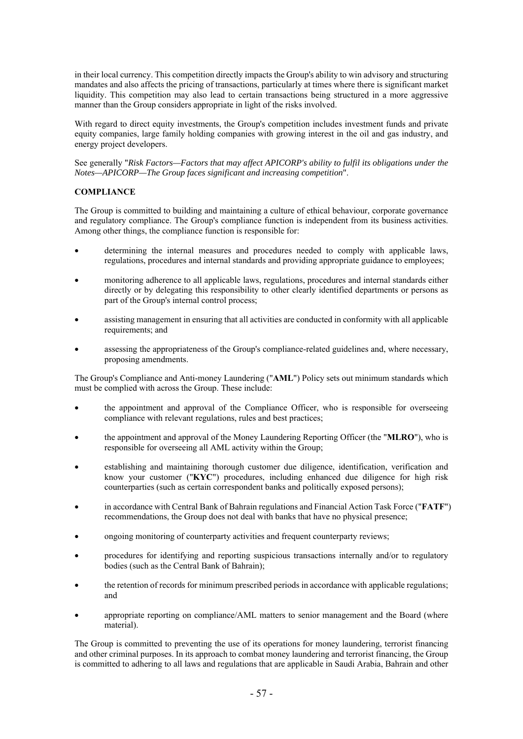in their local currency. This competition directly impacts the Group's ability to win advisory and structuring mandates and also affects the pricing of transactions, particularly at times where there is significant market liquidity. This competition may also lead to certain transactions being structured in a more aggressive manner than the Group considers appropriate in light of the risks involved.

With regard to direct equity investments, the Group's competition includes investment funds and private equity companies, large family holding companies with growing interest in the oil and gas industry, and energy project developers.

See generally "*Risk Factors—Factors that may affect APICORP's ability to fulfil its obligations under the Notes—APICORP—The Group faces significant and increasing competition*".

**COMPLIANCE**

The Group is committed to building and maintaining a culture of ethical behaviour, corporate governance and regulatory compliance. The Group's compliance function is independent from its business activities. Among other things, the compliance function is responsible for:

- determining the internal measures and procedures needed to comply with applicable laws, regulations, procedures and internal standards and providing appropriate guidance to employees;
- monitoring adherence to all applicable laws, regulations, procedures and internal standards either directly or by delegating this responsibility to other clearly identified departments or persons as part of the Group's internal control process;
- assisting management in ensuring that all activities are conducted in conformity with all applicable requirements; and
- assessing the appropriateness of the Group's compliance-related guidelines and, where necessary, proposing amendments.

The Group's Compliance and Anti-money Laundering ("**AML**") Policy sets out minimum standards which must be complied with across the Group. These include:

- the appointment and approval of the Compliance Officer, who is responsible for overseeing compliance with relevant regulations, rules and best practices;
- the appointment and approval of the Money Laundering Reporting Officer (the "**MLRO**"), who is responsible for overseeing all AML activity within the Group;
- establishing and maintaining thorough customer due diligence, identification, verification and know your customer ("**KYC**") procedures, including enhanced due diligence for high risk counterparties (such as certain correspondent banks and politically exposed persons);
- in accordance with Central Bank of Bahrain regulations and Financial Action Task Force ("**FATF**") recommendations, the Group does not deal with banks that have no physical presence;
- ongoing monitoring of counterparty activities and frequent counterparty reviews;
- procedures for identifying and reporting suspicious transactions internally and/or to regulatory bodies (such as the Central Bank of Bahrain);
- the retention of records for minimum prescribed periods in accordance with applicable regulations; and
- appropriate reporting on compliance/AML matters to senior management and the Board (where material).

The Group is committed to preventing the use of its operations for money laundering, terrorist financing and other criminal purposes. In its approach to combat money laundering and terrorist financing, the Group is committed to adhering to all laws and regulations that are applicable in Saudi Arabia, Bahrain and other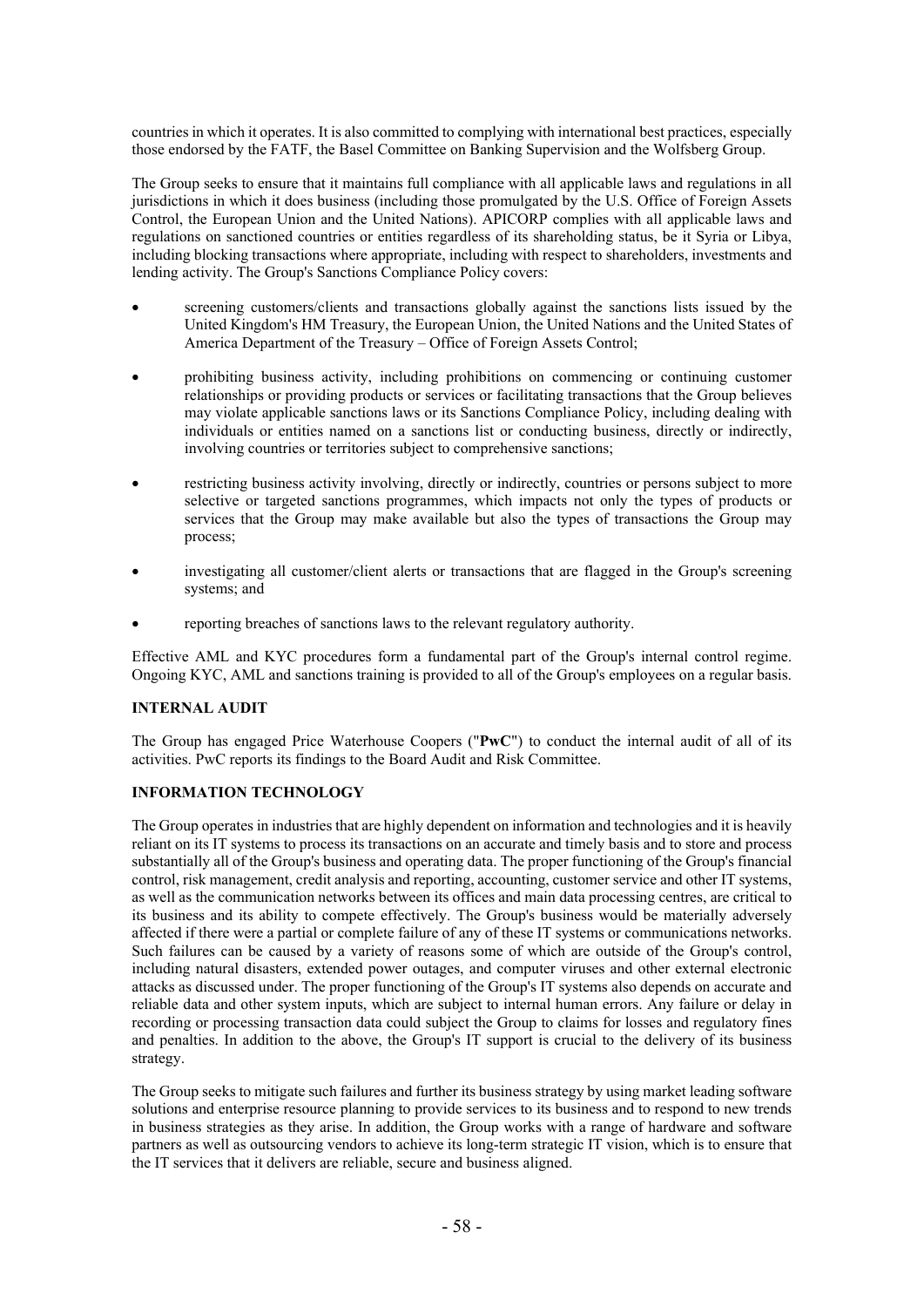countries in which it operates. It is also committed to complying with international best practices, especially those endorsed by the FATF, the Basel Committee on Banking Supervision and the Wolfsberg Group.

The Group seeks to ensure that it maintains full compliance with all applicable laws and regulations in all jurisdictions in which it does business (including those promulgated by the U.S. Office of Foreign Assets Control, the European Union and the United Nations). APICORP complies with all applicable laws and regulations on sanctioned countries or entities regardless of its shareholding status, be it Syria or Libya, including blocking transactions where appropriate, including with respect to shareholders, investments and lending activity. The Group's Sanctions Compliance Policy covers:

- screening customers/clients and transactions globally against the sanctions lists issued by the United Kingdom's HM Treasury, the European Union, the United Nations and the United States of America Department of the Treasury – Office of Foreign Assets Control;
- prohibiting business activity, including prohibitions on commencing or continuing customer relationships or providing products or services or facilitating transactions that the Group believes may violate applicable sanctions laws or its Sanctions Compliance Policy, including dealing with individuals or entities named on a sanctions list or conducting business, directly or indirectly, involving countries or territories subject to comprehensive sanctions;
- restricting business activity involving, directly or indirectly, countries or persons subject to more selective or targeted sanctions programmes, which impacts not only the types of products or services that the Group may make available but also the types of transactions the Group may process;
- investigating all customer/client alerts or transactions that are flagged in the Group's screening systems; and
- reporting breaches of sanctions laws to the relevant regulatory authority.

Effective AML and KYC procedures form a fundamental part of the Group's internal control regime. Ongoing KYC, AML and sanctions training is provided to all of the Group's employees on a regular basis.

## INTERNAL AUDIT

The Group has engaged Price Waterhouse Coopers ("**PwC**") to conduct the internal audit of all of its activities. PwC reports its findings to the Board Audit and Risk Committee.

## INFORMATION TECHNOLOGY

The Group operates in industries that are highly dependent on information and technologies and it is heavily reliant on its IT systems to process its transactions on an accurate and timely basis and to store and process substantially all of the Group's business and operating data. The proper functioning of the Group's financial control, risk management, credit analysis and reporting, accounting, customer service and other IT systems, as well as the communication networks between its offices and main data processing centres, are critical to its business and its ability to compete effectively. The Group's business would be materially adversely affected if there were a partial or complete failure of any of these IT systems or communications networks. Such failures can be caused by a variety of reasons some of which are outside of the Group's control, including natural disasters, extended power outages, and computer viruses and other external electronic attacks as discussed under. The proper functioning of the Group's IT systems also depends on accurate and reliable data and other system inputs, which are subject to internal human errors. Any failure or delay in recording or processing transaction data could subject the Group to claims for losses and regulatory fines and penalties. In addition to the above, the Group's IT support is crucial to the delivery of its business strategy.

The Group seeks to mitigate such failures and further its business strategy by using market leading software solutions and enterprise resource planning to provide services to its business and to respond to new trends in business strategies as they arise. In addition, the Group works with a range of hardware and software partners as well as outsourcing vendors to achieve its long-term strategic IT vision, which is to ensure that the IT services that it delivers are reliable, secure and business aligned.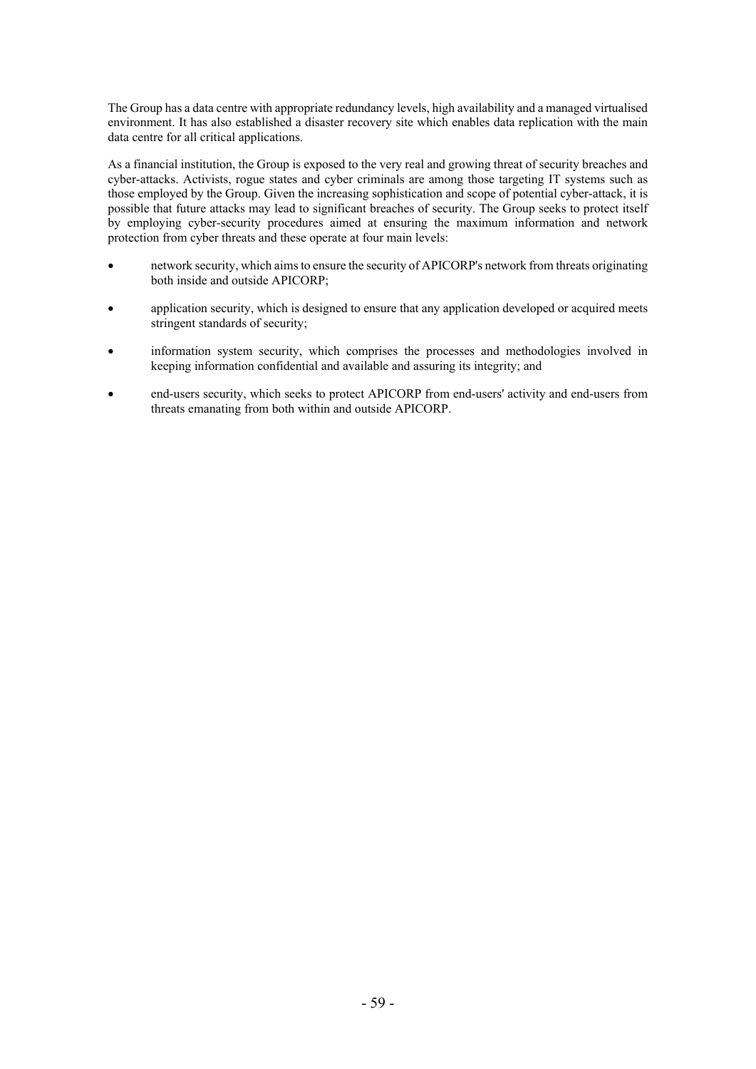The Group has a data centre with appropriate redundancy levels, high availability and a managed virtualised environment. It has also established a disaster recovery site which enables data replication with the main data centre for all critical applications.

As a financial institution, the Group is exposed to the very real and growing threat of security breaches and cyber-attacks. Activists, rogue states and cyber criminals are among those targeting IT systems such as those employed by the Group. Given the increasing sophistication and scope of potential cyber-attack, it is possible that future attacks may lead to significant breaches of security. The Group seeks to protect itself by employing cyber-security procedures aimed at ensuring the maximum information and network protection from cyber threats and these operate at four main levels:

- network security, which aims to ensure the security of APICORP's network from threats originating both inside and outside APICORP;
- application security, which is designed to ensure that any application developed or acquired meets stringent standards of security;
- information system security, which comprises the processes and methodologies involved in keeping information confidential and available and assuring its integrity; and
- end-users security, which seeks to protect APICORP from end-users' activity and end-users from threats emanating from both within and outside APICORP.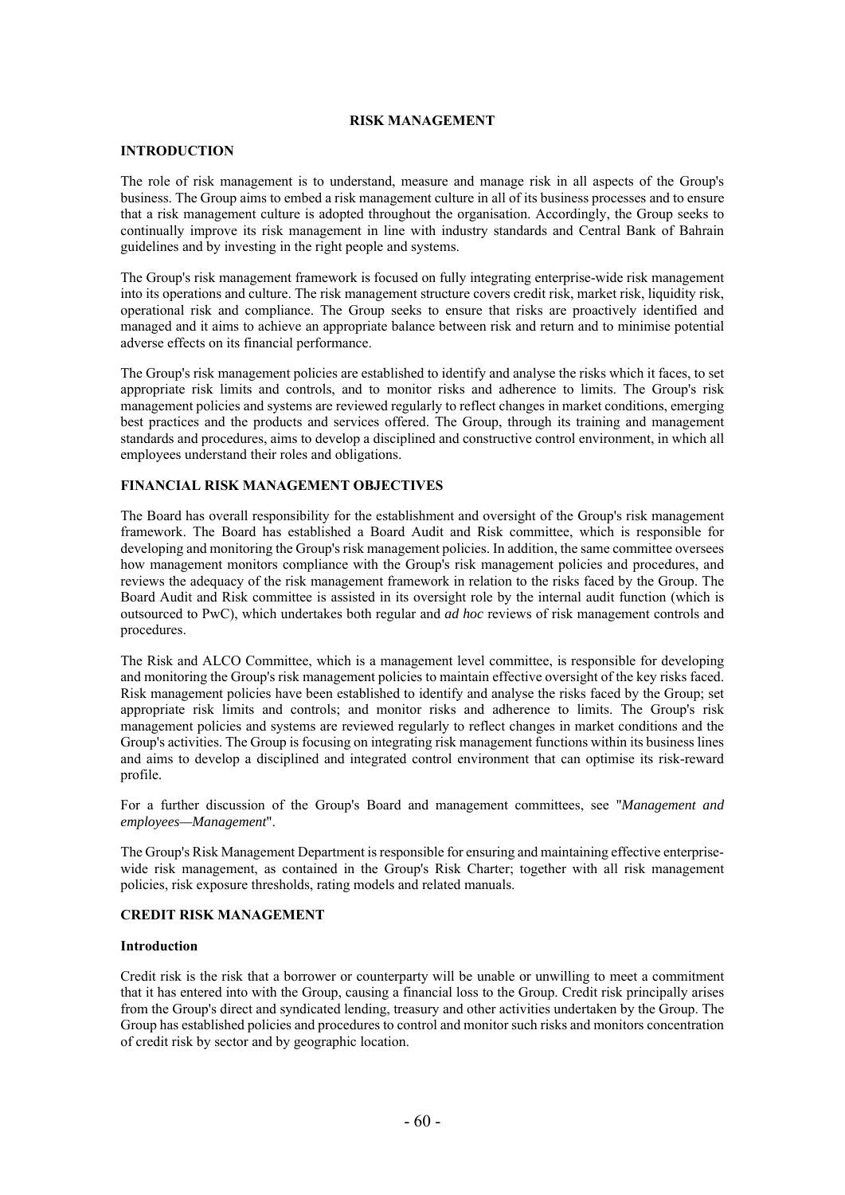# RISK MANAGEMENT

## INTRODUCTION

The role of risk management is to understand, measure and manage risk in all aspects of the Group's business. The Group aims to embed a risk management culture in all of its business processes and to ensure that a risk management culture is adopted throughout the organisation. Accordingly, the Group seeks to continually improve its risk management in line with industry standards and Central Bank of Bahrain guidelines and by investing in the right people and systems.

The Group's risk management framework is focused on fully integrating enterprise-wide risk management into its operations and culture. The risk management structure covers credit risk, market risk, liquidity risk, operational risk and compliance. The Group seeks to ensure that risks are proactively identified and managed and it aims to achieve an appropriate balance between risk and return and to minimise potential adverse effects on its financial performance.

The Group's risk management policies are established to identify and analyse the risks which it faces, to set appropriate risk limits and controls, and to monitor risks and adherence to limits. The Group's risk management policies and systems are reviewed regularly to reflect changes in market conditions, emerging best practices and the products and services offered. The Group, through its training and management standards and procedures, aims to develop a disciplined and constructive control environment, in which all employees understand their roles and obligations.

## FINANCIAL RISK MANAGEMENT OBJECTIVES

The Board has overall responsibility for the establishment and oversight of the Group's risk management framework. The Board has established a Board Audit and Risk committee, which is responsible for developing and monitoring the Group's risk management policies. In addition, the same committee oversees how management monitors compliance with the Group's risk management policies and procedures, and reviews the adequacy of the risk management framework in relation to the risks faced by the Group. The Board Audit and Risk committee is assisted in its oversight role by the internal audit function (which is outsourced to PwC), which undertakes both regular and *ad hoc* reviews of risk management controls and procedures.

The Risk and ALCO Committee, which is a management level committee, is responsible for developing and monitoring the Group's risk management policies to maintain effective oversight of the key risks faced. Risk management policies have been established to identify and analyse the risks faced by the Group; set appropriate risk limits and controls; and monitor risks and adherence to limits. The Group's risk management policies and systems are reviewed regularly to reflect changes in market conditions and the Group's activities. The Group is focusing on integrating risk management functions within its business lines and aims to develop a disciplined and integrated control environment that can optimise its risk-reward profile.

For a further discussion of the Group's Board and management committees, see "*Management and employees—Management*".

The Group's Risk Management Department is responsible for ensuring and maintaining effective enterprise-wide risk management, as contained in the Group's Risk Charter; together with all risk management policies, risk exposure thresholds, rating models and related manuals.

## CREDIT RISK MANAGEMENT

### Introduction

Credit risk is the risk that a borrower or counterparty will be unable or unwilling to meet a commitment that it has entered into with the Group, causing a financial loss to the Group. Credit risk principally arises from the Group's direct and syndicated lending, treasury and other activities undertaken by the Group. The Group has established policies and procedures to control and monitor such risks and monitors concentration of credit risk by sector and by geographic location.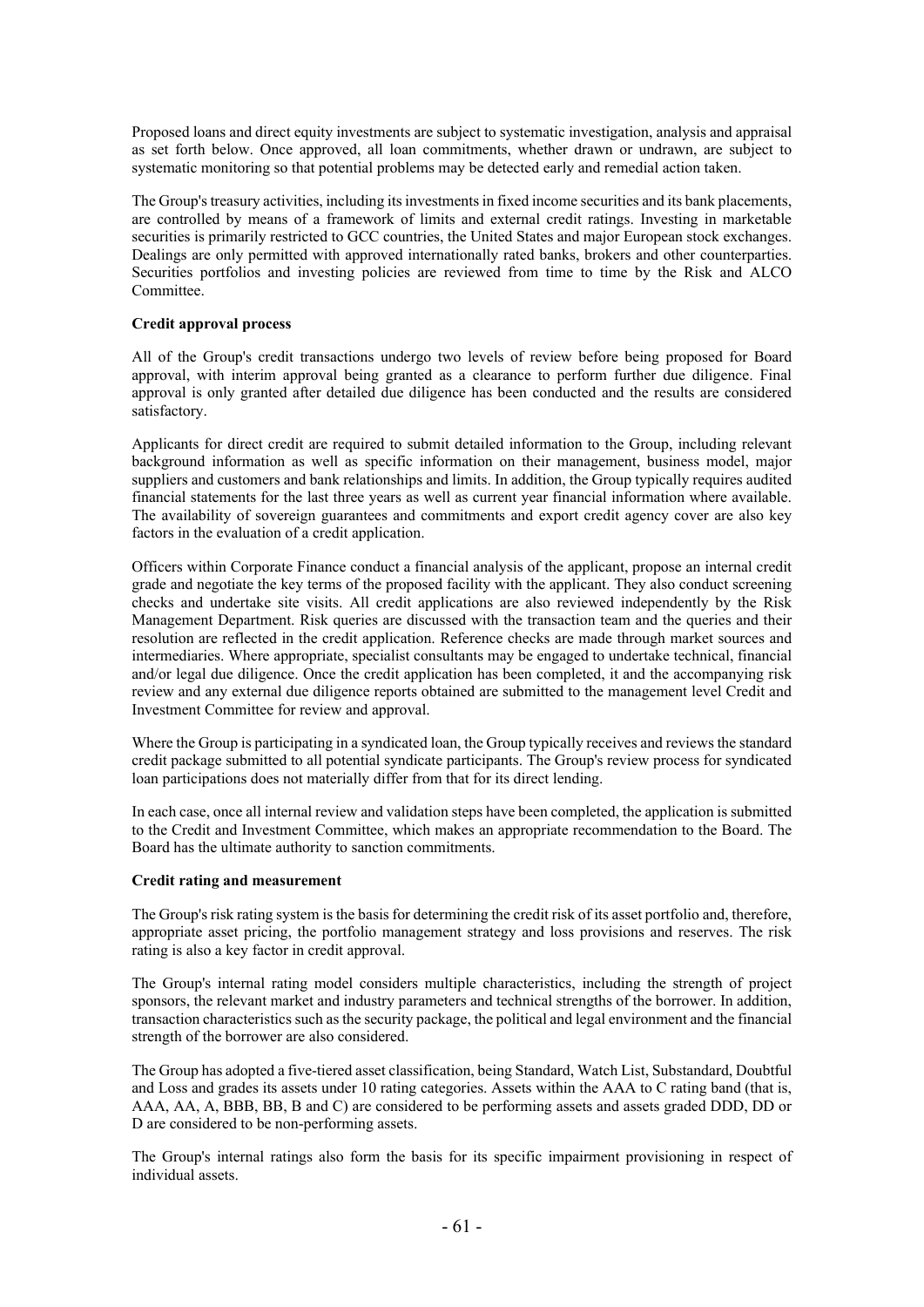Proposed loans and direct equity investments are subject to systematic investigation, analysis and appraisal as set forth below. Once approved, all loan commitments, whether drawn or undrawn, are subject to systematic monitoring so that potential problems may be detected early and remedial action taken.

The Group's treasury activities, including its investments in fixed income securities and its bank placements, are controlled by means of a framework of limits and external credit ratings. Investing in marketable securities is primarily restricted to GCC countries, the United States and major European stock exchanges. Dealings are only permitted with approved internationally rated banks, brokers and other counterparties. Securities portfolios and investing policies are reviewed from time to time by the Risk and ALCO Committee.

**Credit approval process**

All of the Group's credit transactions undergo two levels of review before being proposed for Board approval, with interim approval being granted as a clearance to perform further due diligence. Final approval is only granted after detailed due diligence has been conducted and the results are considered satisfactory.

Applicants for direct credit are required to submit detailed information to the Group, including relevant background information as well as specific information on their management, business model, major suppliers and customers and bank relationships and limits. In addition, the Group typically requires audited financial statements for the last three years as well as current year financial information where available. The availability of sovereign guarantees and commitments and export credit agency cover are also key factors in the evaluation of a credit application.

Officers within Corporate Finance conduct a financial analysis of the applicant, propose an internal credit grade and negotiate the key terms of the proposed facility with the applicant. They also conduct screening checks and undertake site visits. All credit applications are also reviewed independently by the Risk Management Department. Risk queries are discussed with the transaction team and the queries and their resolution are reflected in the credit application. Reference checks are made through market sources and intermediaries. Where appropriate, specialist consultants may be engaged to undertake technical, financial and/or legal due diligence. Once the credit application has been completed, it and the accompanying risk review and any external due diligence reports obtained are submitted to the management level Credit and Investment Committee for review and approval.

Where the Group is participating in a syndicated loan, the Group typically receives and reviews the standard credit package submitted to all potential syndicate participants. The Group's review process for syndicated loan participations does not materially differ from that for its direct lending.

In each case, once all internal review and validation steps have been completed, the application is submitted to the Credit and Investment Committee, which makes an appropriate recommendation to the Board. The Board has the ultimate authority to sanction commitments.

**Credit rating and measurement**

The Group's risk rating system is the basis for determining the credit risk of its asset portfolio and, therefore, appropriate asset pricing, the portfolio management strategy and loss provisions and reserves. The risk rating is also a key factor in credit approval.

The Group's internal rating model considers multiple characteristics, including the strength of project sponsors, the relevant market and industry parameters and technical strengths of the borrower. In addition, transaction characteristics such as the security package, the political and legal environment and the financial strength of the borrower are also considered.

The Group has adopted a five-tiered asset classification, being Standard, Watch List, Substandard, Doubtful and Loss and grades its assets under 10 rating categories. Assets within the AAA to C rating band (that is, AAA, AA, A, BBB, BB, B and C) are considered to be performing assets and assets graded DDD, DD or D are considered to be non-performing assets.

The Group's internal ratings also form the basis for its specific impairment provisioning in respect of individual assets.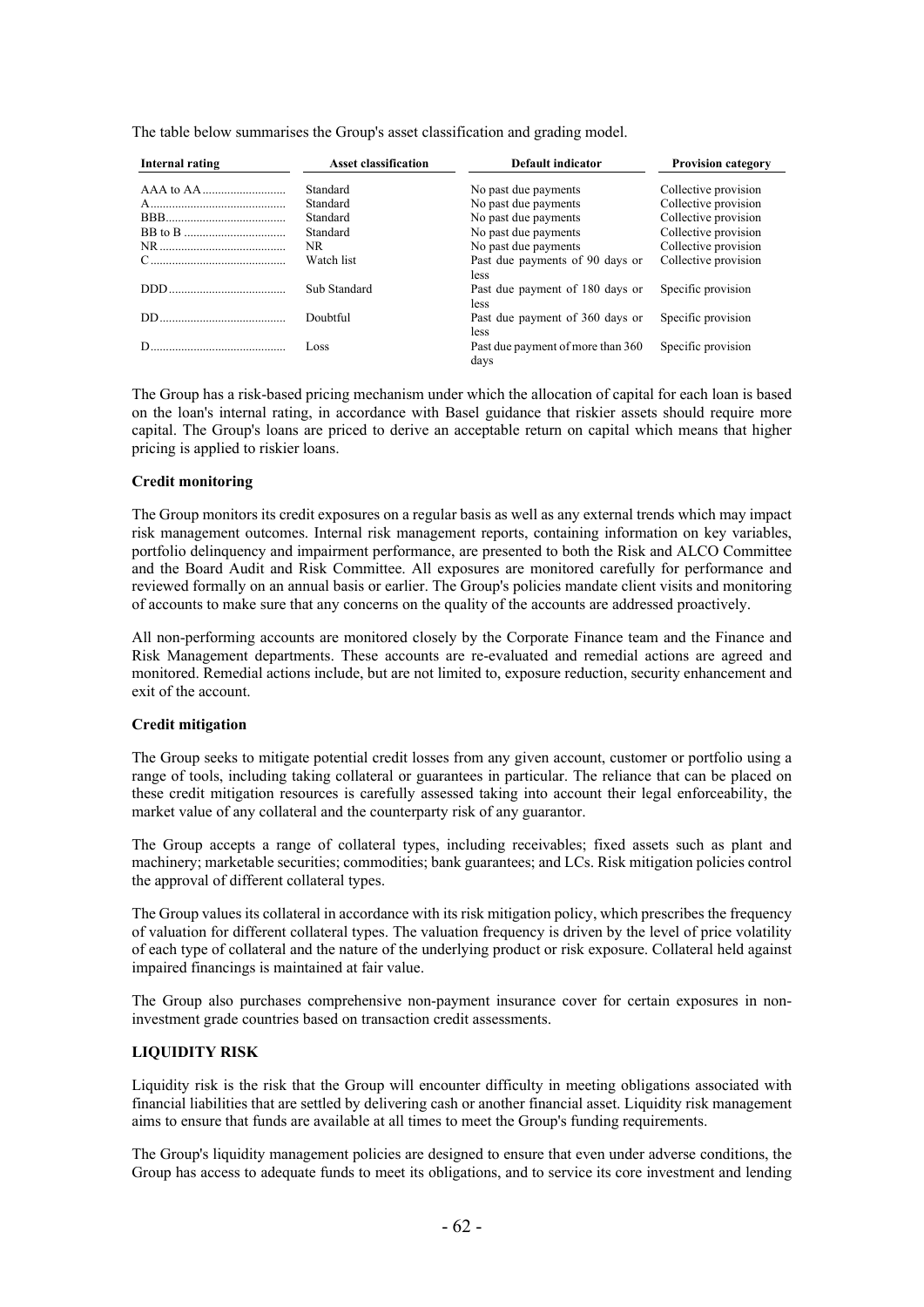The table below summarises the Group's asset classification and grading model.

| Internal rating | Asset classification | Default indicator | Provision category |
|---|---|---|---|
| AAA to AA | Standard | No past due payments | Collective provision |
| A | Standard | No past due payments | Collective provision |
| BBB | Standard | No past due payments | Collective provision |
| BB to B | Standard | No past due payments | Collective provision |
| NR | NR | No past due payments | Collective provision |
| C | Watch list | Past due payments of 90 days or less | Collective provision |
| DDD | Sub Standard | Past due payment of 180 days or less | Specific provision |
| DD | Doubtful | Past due payment of 360 days or less | Specific provision |
| D | Loss | Past due payment of more than 360 days | Specific provision |

The Group has a risk-based pricing mechanism under which the allocation of capital for each loan is based on the loan's internal rating, in accordance with Basel guidance that riskier assets should require more capital. The Group's loans are priced to derive an acceptable return on capital which means that higher pricing is applied to riskier loans.

**Credit monitoring**

The Group monitors its credit exposures on a regular basis as well as any external trends which may impact risk management outcomes. Internal risk management reports, containing information on key variables, portfolio delinquency and impairment performance, are presented to both the Risk and ALCO Committee and the Board Audit and Risk Committee. All exposures are monitored carefully for performance and reviewed formally on an annual basis or earlier. The Group's policies mandate client visits and monitoring of accounts to make sure that any concerns on the quality of the accounts are addressed proactively.

All non-performing accounts are monitored closely by the Corporate Finance team and the Finance and Risk Management departments. These accounts are re-evaluated and remedial actions are agreed and monitored. Remedial actions include, but are not limited to, exposure reduction, security enhancement and exit of the account.

**Credit mitigation**

The Group seeks to mitigate potential credit losses from any given account, customer or portfolio using a range of tools, including taking collateral or guarantees in particular. The reliance that can be placed on these credit mitigation resources is carefully assessed taking into account their legal enforceability, the market value of any collateral and the counterparty risk of any guarantor.

The Group accepts a range of collateral types, including receivables; fixed assets such as plant and machinery; marketable securities; commodities; bank guarantees; and LCs. Risk mitigation policies control the approval of different collateral types.

The Group values its collateral in accordance with its risk mitigation policy, which prescribes the frequency of valuation for different collateral types. The valuation frequency is driven by the level of price volatility of each type of collateral and the nature of the underlying product or risk exposure. Collateral held against impaired financings is maintained at fair value.

The Group also purchases comprehensive non-payment insurance cover for certain exposures in non-investment grade countries based on transaction credit assessments.

**LIQUIDITY RISK**

Liquidity risk is the risk that the Group will encounter difficulty in meeting obligations associated with financial liabilities that are settled by delivering cash or another financial asset. Liquidity risk management aims to ensure that funds are available at all times to meet the Group's funding requirements.

The Group's liquidity management policies are designed to ensure that even under adverse conditions, the Group has access to adequate funds to meet its obligations, and to service its core investment and lending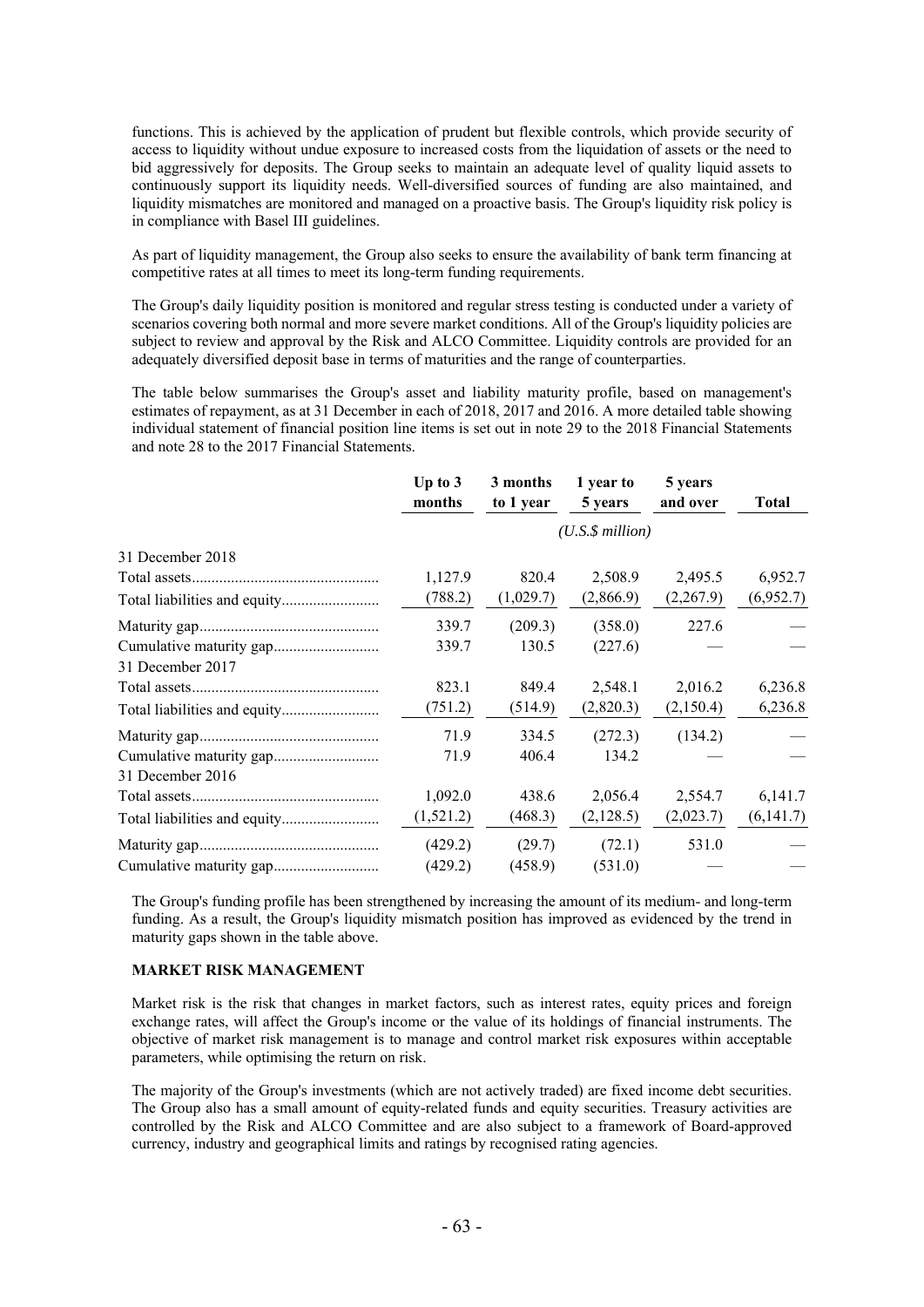functions. This is achieved by the application of prudent but flexible controls, which provide security of access to liquidity without undue exposure to increased costs from the liquidation of assets or the need to bid aggressively for deposits. The Group seeks to maintain an adequate level of quality liquid assets to continuously support its liquidity needs. Well-diversified sources of funding are also maintained, and liquidity mismatches are monitored and managed on a proactive basis. The Group's liquidity risk policy is in compliance with Basel III guidelines.

As part of liquidity management, the Group also seeks to ensure the availability of bank term financing at competitive rates at all times to meet its long-term funding requirements.

The Group's daily liquidity position is monitored and regular stress testing is conducted under a variety of scenarios covering both normal and more severe market conditions. All of the Group's liquidity policies are subject to review and approval by the Risk and ALCO Committee. Liquidity controls are provided for an adequately diversified deposit base in terms of maturities and the range of counterparties.

The table below summarises the Group's asset and liability maturity profile, based on management's estimates of repayment, as at 31 December in each of 2018, 2017 and 2016. A more detailed table showing individual statement of financial position line items is set out in note 29 to the 2018 Financial Statements and note 28 to the 2017 Financial Statements.

| | Up to 3 months | 3 months to 1 year | 1 year to 5 years | 5 years and over | Total |
|---|---|---|---|---|---|
| | *(U.S.$ million)* | | | | |
| 31 December 2018 | | | | | |
| Total assets | 1,127.9 | 820.4 | 2,508.9 | 2,495.5 | 6,952.7 |
| Total liabilities and equity | (788.2) | (1,029.7) | (2,866.9) | (2,267.9) | (6,952.7) |
| Maturity gap | 339.7 | (209.3) | (358.0) | 227.6 | — |
| Cumulative maturity gap | 339.7 | 130.5 | (227.6) | — | — |
| 31 December 2017 | | | | | |
| Total assets | 823.1 | 849.4 | 2,548.1 | 2,016.2 | 6,236.8 |
| Total liabilities and equity | (751.2) | (514.9) | (2,820.3) | (2,150.4) | 6,236.8 |
| Maturity gap | 71.9 | 334.5 | (272.3) | (134.2) | — |
| Cumulative maturity gap | 71.9 | 406.4 | 134.2 | — | — |
| 31 December 2016 | | | | | |
| Total assets | 1,092.0 | 438.6 | 2,056.4 | 2,554.7 | 6,141.7 |
| Total liabilities and equity | (1,521.2) | (468.3) | (2,128.5) | (2,023.7) | (6,141.7) |
| Maturity gap | (429.2) | (29.7) | (72.1) | 531.0 | — |
| Cumulative maturity gap | (429.2) | (458.9) | (531.0) | — | — |

The Group's funding profile has been strengthened by increasing the amount of its medium- and long-term funding. As a result, the Group's liquidity mismatch position has improved as evidenced by the trend in maturity gaps shown in the table above.

**MARKET RISK MANAGEMENT**

Market risk is the risk that changes in market factors, such as interest rates, equity prices and foreign exchange rates, will affect the Group's income or the value of its holdings of financial instruments. The objective of market risk management is to manage and control market risk exposures within acceptable parameters, while optimising the return on risk.

The majority of the Group's investments (which are not actively traded) are fixed income debt securities. The Group also has a small amount of equity-related funds and equity securities. Treasury activities are controlled by the Risk and ALCO Committee and are also subject to a framework of Board-approved currency, industry and geographical limits and ratings by recognised rating agencies.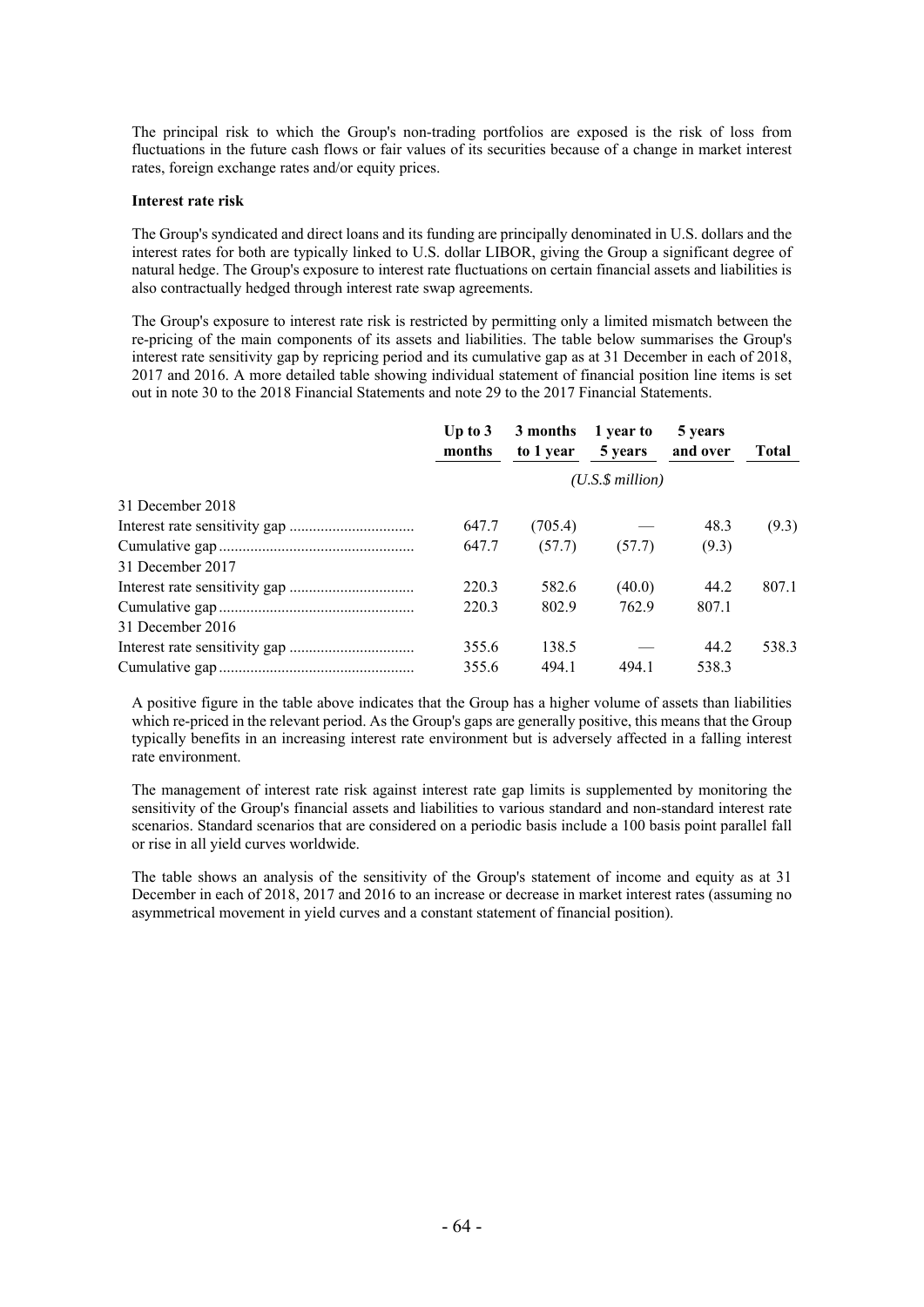The principal risk to which the Group's non-trading portfolios are exposed is the risk of loss from fluctuations in the future cash flows or fair values of its securities because of a change in market interest rates, foreign exchange rates and/or equity prices.

**Interest rate risk**

The Group's syndicated and direct loans and its funding are principally denominated in U.S. dollars and the interest rates for both are typically linked to U.S. dollar LIBOR, giving the Group a significant degree of natural hedge. The Group's exposure to interest rate fluctuations on certain financial assets and liabilities is also contractually hedged through interest rate swap agreements.

The Group's exposure to interest rate risk is restricted by permitting only a limited mismatch between the re-pricing of the main components of its assets and liabilities. The table below summarises the Group's interest rate sensitivity gap by repricing period and its cumulative gap as at 31 December in each of 2018, 2017 and 2016. A more detailed table showing individual statement of financial position line items is set out in note 30 to the 2018 Financial Statements and note 29 to the 2017 Financial Statements.

| | Up to 3 months | 3 months to 1 year | 1 year to 5 years | 5 years and over | Total |
|---|---|---|---|---|---|
| | | | *(U.S.$ million)* | | |
| 31 December 2018 | | | | | |
| Interest rate sensitivity gap | 647.7 | (705.4) | — | 48.3 | (9.3) |
| Cumulative gap | 647.7 | (57.7) | (57.7) | (9.3) | |
| 31 December 2017 | | | | | |
| Interest rate sensitivity gap | 220.3 | 582.6 | (40.0) | 44.2 | 807.1 |
| Cumulative gap | 220.3 | 802.9 | 762.9 | 807.1 | |
| 31 December 2016 | | | | | |
| Interest rate sensitivity gap | 355.6 | 138.5 | — | 44.2 | 538.3 |
| Cumulative gap | 355.6 | 494.1 | 494.1 | 538.3 | |

A positive figure in the table above indicates that the Group has a higher volume of assets than liabilities which re-priced in the relevant period. As the Group's gaps are generally positive, this means that the Group typically benefits in an increasing interest rate environment but is adversely affected in a falling interest rate environment.

The management of interest rate risk against interest rate gap limits is supplemented by monitoring the sensitivity of the Group's financial assets and liabilities to various standard and non-standard interest rate scenarios. Standard scenarios that are considered on a periodic basis include a 100 basis point parallel fall or rise in all yield curves worldwide.

The table shows an analysis of the sensitivity of the Group's statement of income and equity as at 31 December in each of 2018, 2017 and 2016 to an increase or decrease in market interest rates (assuming no asymmetrical movement in yield curves and a constant statement of financial position).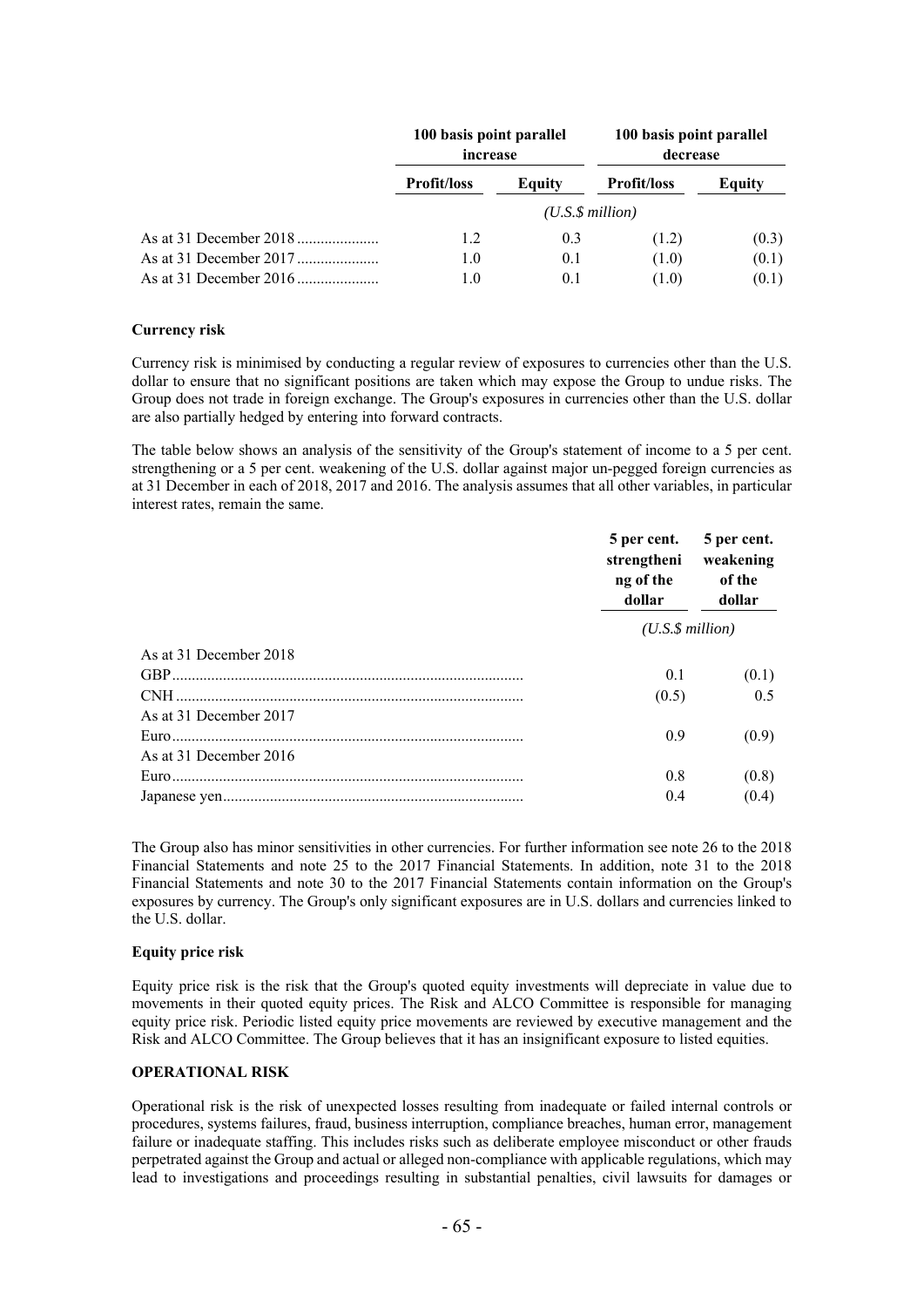| | 100 basis point parallel increase | | 100 basis point parallel decrease | |
|---|---|---|---|---|
| | **Profit/loss** | **Equity** | **Profit/loss** | **Equity** |
| | *(U.S.$ million)* | | | |
| As at 31 December 2018 | 1.2 | 0.3 | (1.2) | (0.3) |
| As at 31 December 2017 | 1.0 | 0.1 | (1.0) | (0.1) |
| As at 31 December 2016 | 1.0 | 0.1 | (1.0) | (0.1) |

**Currency risk**

Currency risk is minimised by conducting a regular review of exposures to currencies other than the U.S. dollar to ensure that no significant positions are taken which may expose the Group to undue risks. The Group does not trade in foreign exchange. The Group's exposures in currencies other than the U.S. dollar are also partially hedged by entering into forward contracts.

The table below shows an analysis of the sensitivity of the Group's statement of income to a 5 per cent. strengthening or a 5 per cent. weakening of the U.S. dollar against major un-pegged foreign currencies as at 31 December in each of 2018, 2017 and 2016. The analysis assumes that all other variables, in particular interest rates, remain the same.

| | 5 per cent. strengthening of the dollar | 5 per cent. weakening of the dollar |
|---|---|---|
| | *(U.S.$ million)* | |
| As at 31 December 2018 | | |
| GBP | 0.1 | (0.1) |
| CNH | (0.5) | 0.5 |
| As at 31 December 2017 | | |
| Euro | 0.9 | (0.9) |
| As at 31 December 2016 | | |
| Euro | 0.8 | (0.8) |
| Japanese yen | 0.4 | (0.4) |

The Group also has minor sensitivities in other currencies. For further information see note 26 to the 2018 Financial Statements and note 25 to the 2017 Financial Statements. In addition, note 31 to the 2018 Financial Statements and note 30 to the 2017 Financial Statements contain information on the Group's exposures by currency. The Group's only significant exposures are in U.S. dollars and currencies linked to the U.S. dollar.

**Equity price risk**

Equity price risk is the risk that the Group's quoted equity investments will depreciate in value due to movements in their quoted equity prices. The Risk and ALCO Committee is responsible for managing equity price risk. Periodic listed equity price movements are reviewed by executive management and the Risk and ALCO Committee. The Group believes that it has an insignificant exposure to listed equities.

**OPERATIONAL RISK**

Operational risk is the risk of unexpected losses resulting from inadequate or failed internal controls or procedures, systems failures, fraud, business interruption, compliance breaches, human error, management failure or inadequate staffing. This includes risks such as deliberate employee misconduct or other frauds perpetrated against the Group and actual or alleged non-compliance with applicable regulations, which may lead to investigations and proceedings resulting in substantial penalties, civil lawsuits for damages or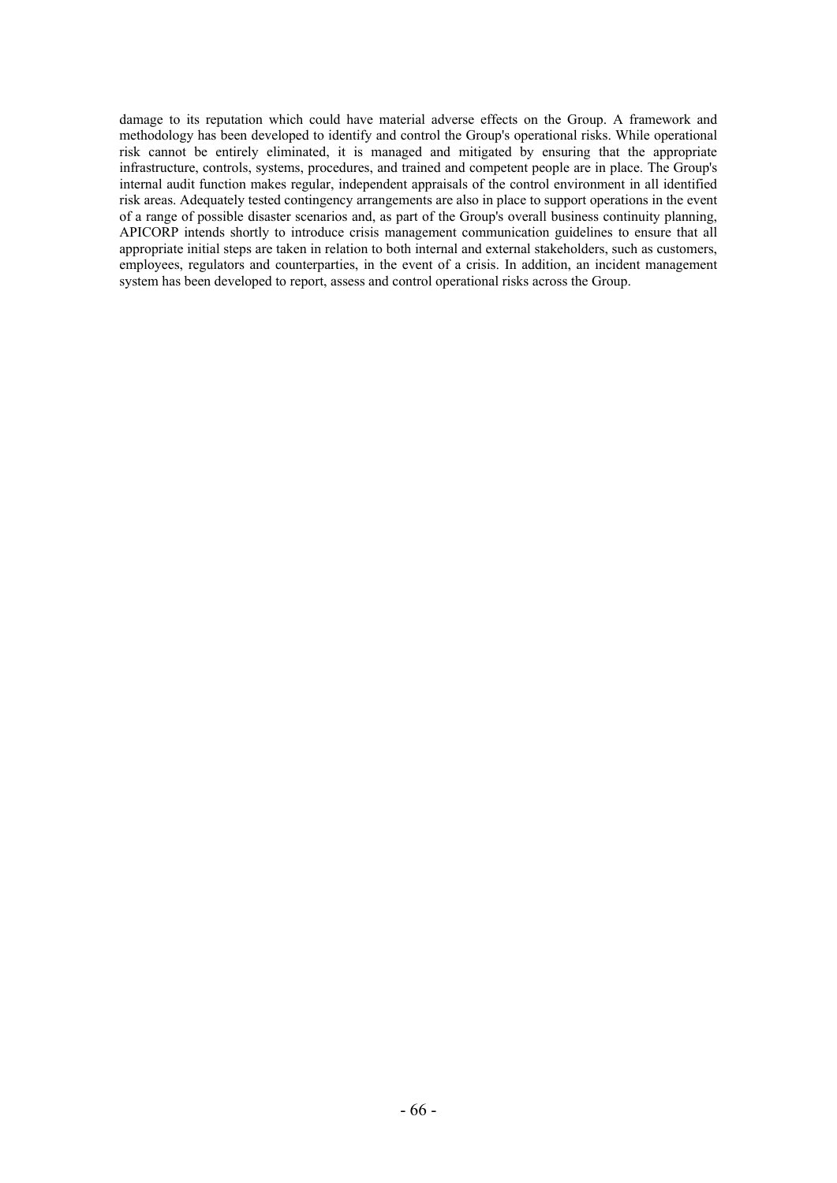damage to its reputation which could have material adverse effects on the Group. A framework and methodology has been developed to identify and control the Group's operational risks. While operational risk cannot be entirely eliminated, it is managed and mitigated by ensuring that the appropriate infrastructure, controls, systems, procedures, and trained and competent people are in place. The Group's internal audit function makes regular, independent appraisals of the control environment in all identified risk areas. Adequately tested contingency arrangements are also in place to support operations in the event of a range of possible disaster scenarios and, as part of the Group's overall business continuity planning, APICORP intends shortly to introduce crisis management communication guidelines to ensure that all appropriate initial steps are taken in relation to both internal and external stakeholders, such as customers, employees, regulators and counterparties, in the event of a crisis. In addition, an incident management system has been developed to report, assess and control operational risks across the Group.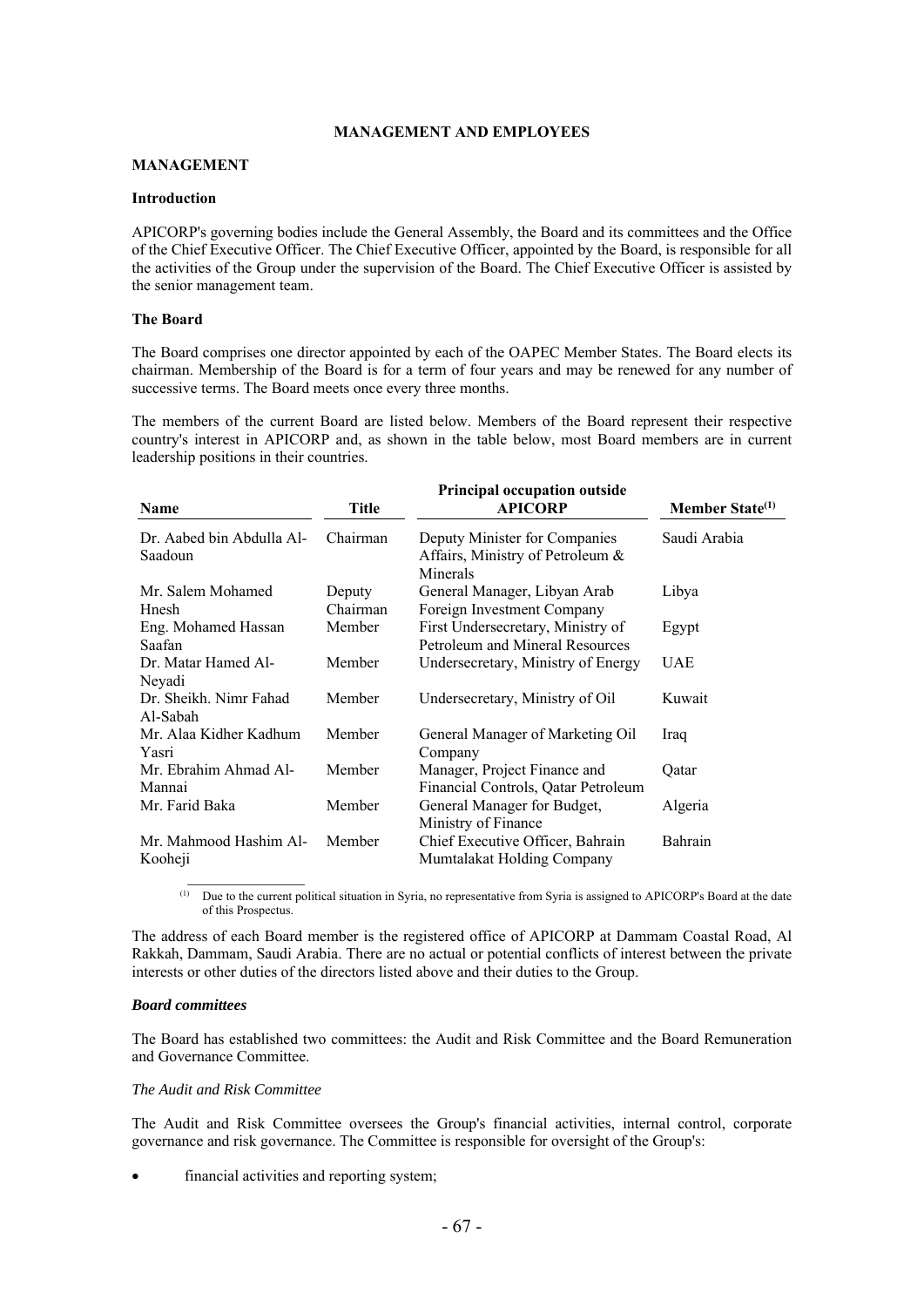# MANAGEMENT AND EMPLOYEES

## MANAGEMENT

### Introduction

APICORP's governing bodies include the General Assembly, the Board and its committees and the Office of the Chief Executive Officer. The Chief Executive Officer, appointed by the Board, is responsible for all the activities of the Group under the supervision of the Board. The Chief Executive Officer is assisted by the senior management team.

### The Board

The Board comprises one director appointed by each of the OAPEC Member States. The Board elects its chairman. Membership of the Board is for a term of four years and may be renewed for any number of successive terms. The Board meets once every three months.

The members of the current Board are listed below. Members of the Board represent their respective country's interest in APICORP and, as shown in the table below, most Board members are in current leadership positions in their countries.

| Name | Title | Principal occupation outside APICORP | Member State[(1)] |
|---|---|---|---|
| Dr. Aabed bin Abdulla Al-Saadoun | Chairman | Deputy Minister for Companies Affairs, Ministry of Petroleum & Minerals | Saudi Arabia |
| Mr. Salem Mohamed Hnesh | Deputy Chairman | General Manager, Libyan Arab Foreign Investment Company | Libya |
| Eng. Mohamed Hassan Saafan | Member | First Undersecretary, Ministry of Petroleum and Mineral Resources | Egypt |
| Dr. Matar Hamed Al-Neyadi | Member | Undersecretary, Ministry of Energy | UAE |
| Dr. Sheikh. Nimr Fahad Al-Sabah | Member | Undersecretary, Ministry of Oil | Kuwait |
| Mr. Alaa Kidher Kadhum Yasri | Member | General Manager of Marketing Oil Company | Iraq |
| Mr. Ebrahim Ahmad Al-Mannai | Member | Manager, Project Finance and Financial Controls, Qatar Petroleum | Qatar |
| Mr. Farid Baka | Member | General Manager for Budget, Ministry of Finance | Algeria |
| Mr. Mahmood Hashim Al-Kooheji | Member | Chief Executive Officer, Bahrain Mumtalakat Holding Company | Bahrain |

(1) Due to the current political situation in Syria, no representative from Syria is assigned to APICORP's Board at the date of this Prospectus.

The address of each Board member is the registered office of APICORP at Dammam Coastal Road, Al Rakkah, Dammam, Saudi Arabia. There are no actual or potential conflicts of interest between the private interests or other duties of the directors listed above and their duties to the Group.

#### *Board committees*

The Board has established two committees: the Audit and Risk Committee and the Board Remuneration and Governance Committee.

*The Audit and Risk Committee*

The Audit and Risk Committee oversees the Group's financial activities, internal control, corporate governance and risk governance. The Committee is responsible for oversight of the Group's:

- financial activities and reporting system;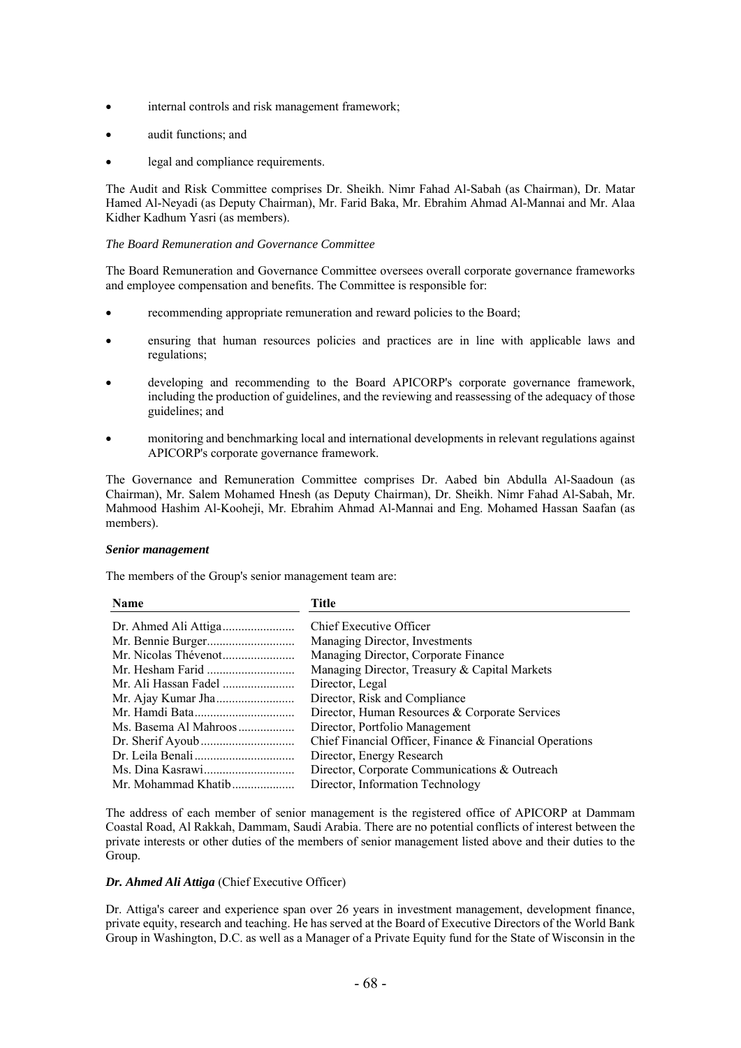- internal controls and risk management framework;
- audit functions; and
- legal and compliance requirements.

The Audit and Risk Committee comprises Dr. Sheikh. Nimr Fahad Al-Sabah (as Chairman), Dr. Matar Hamed Al-Neyadi (as Deputy Chairman), Mr. Farid Baka, Mr. Ebrahim Ahmad Al-Mannai and Mr. Alaa Kidher Kadhum Yasri (as members).

*The Board Remuneration and Governance Committee*

The Board Remuneration and Governance Committee oversees overall corporate governance frameworks and employee compensation and benefits. The Committee is responsible for:

- recommending appropriate remuneration and reward policies to the Board;
- ensuring that human resources policies and practices are in line with applicable laws and regulations;
- developing and recommending to the Board APICORP's corporate governance framework, including the production of guidelines, and the reviewing and reassessing of the adequacy of those guidelines; and
- monitoring and benchmarking local and international developments in relevant regulations against APICORP's corporate governance framework.

The Governance and Remuneration Committee comprises Dr. Aabed bin Abdulla Al-Saadoun (as Chairman), Mr. Salem Mohamed Hnesh (as Deputy Chairman), Dr. Sheikh. Nimr Fahad Al-Sabah, Mr. Mahmood Hashim Al-Kooheji, Mr. Ebrahim Ahmad Al-Mannai and Eng. Mohamed Hassan Saafan (as members).

***Senior management***

The members of the Group's senior management team are:

| Name | Title |
|---|---|
| Dr. Ahmed Ali Attiga | Chief Executive Officer |
| Mr. Bennie Burger | Managing Director, Investments |
| Mr. Nicolas Thévenot | Managing Director, Corporate Finance |
| Mr. Hesham Farid | Managing Director, Treasury & Capital Markets |
| Mr. Ali Hassan Fadel | Director, Legal |
| Mr. Ajay Kumar Jha | Director, Risk and Compliance |
| Mr. Hamdi Bata | Director, Human Resources & Corporate Services |
| Ms. Basema Al Mahroos | Director, Portfolio Management |
| Dr. Sherif Ayoub | Chief Financial Officer, Finance & Financial Operations |
| Dr. Leila Benali | Director, Energy Research |
| Ms. Dina Kasrawi | Director, Corporate Communications & Outreach |
| Mr. Mohammad Khatib | Director, Information Technology |

The address of each member of senior management is the registered office of APICORP at Dammam Coastal Road, Al Rakkah, Dammam, Saudi Arabia. There are no potential conflicts of interest between the private interests or other duties of the members of senior management listed above and their duties to the Group.

***Dr. Ahmed Ali Attiga*** (Chief Executive Officer)

Dr. Attiga's career and experience span over 26 years in investment management, development finance, private equity, research and teaching. He has served at the Board of Executive Directors of the World Bank Group in Washington, D.C. as well as a Manager of a Private Equity fund for the State of Wisconsin in the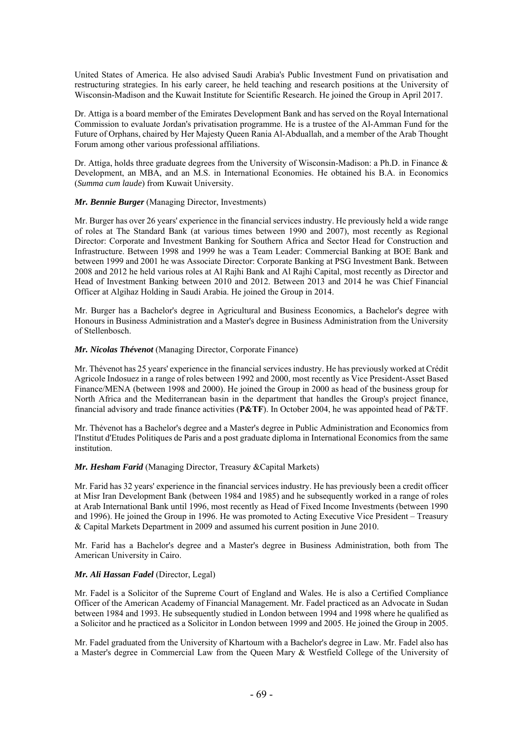United States of America. He also advised Saudi Arabia's Public Investment Fund on privatisation and restructuring strategies. In his early career, he held teaching and research positions at the University of Wisconsin-Madison and the Kuwait Institute for Scientific Research. He joined the Group in April 2017.

Dr. Attiga is a board member of the Emirates Development Bank and has served on the Royal International Commission to evaluate Jordan's privatisation programme. He is a trustee of the Al-Amman Fund for the Future of Orphans, chaired by Her Majesty Queen Rania Al-Abduallah, and a member of the Arab Thought Forum among other various professional affiliations.

Dr. Attiga, holds three graduate degrees from the University of Wisconsin-Madison: a Ph.D. in Finance & Development, an MBA, and an M.S. in International Economies. He obtained his B.A. in Economics (*Summa cum laude*) from Kuwait University.

***Mr. Bennie Burger*** (Managing Director, Investments)

Mr. Burger has over 26 years' experience in the financial services industry. He previously held a wide range of roles at The Standard Bank (at various times between 1990 and 2007), most recently as Regional Director: Corporate and Investment Banking for Southern Africa and Sector Head for Construction and Infrastructure. Between 1998 and 1999 he was a Team Leader: Commercial Banking at BOE Bank and between 1999 and 2001 he was Associate Director: Corporate Banking at PSG Investment Bank. Between 2008 and 2012 he held various roles at Al Rajhi Bank and Al Rajhi Capital, most recently as Director and Head of Investment Banking between 2010 and 2012. Between 2013 and 2014 he was Chief Financial Officer at Algihaz Holding in Saudi Arabia. He joined the Group in 2014.

Mr. Burger has a Bachelor's degree in Agricultural and Business Economics, a Bachelor's degree with Honours in Business Administration and a Master's degree in Business Administration from the University of Stellenbosch.

***Mr. Nicolas Thévenot*** (Managing Director, Corporate Finance)

Mr. Thévenot has 25 years' experience in the financial services industry. He has previously worked at Crédit Agricole Indosuez in a range of roles between 1992 and 2000, most recently as Vice President-Asset Based Finance/MENA (between 1998 and 2000). He joined the Group in 2000 as head of the business group for North Africa and the Mediterranean basin in the department that handles the Group's project finance, financial advisory and trade finance activities (**P&TF**). In October 2004, he was appointed head of P&TF.

Mr. Thévenot has a Bachelor's degree and a Master's degree in Public Administration and Economics from l'Institut d'Etudes Politiques de Paris and a post graduate diploma in International Economics from the same institution.

***Mr. Hesham Farid*** (Managing Director, Treasury &Capital Markets)

Mr. Farid has 32 years' experience in the financial services industry. He has previously been a credit officer at Misr Iran Development Bank (between 1984 and 1985) and he subsequently worked in a range of roles at Arab International Bank until 1996, most recently as Head of Fixed Income Investments (between 1990 and 1996). He joined the Group in 1996. He was promoted to Acting Executive Vice President – Treasury & Capital Markets Department in 2009 and assumed his current position in June 2010.

Mr. Farid has a Bachelor's degree and a Master's degree in Business Administration, both from The American University in Cairo.

***Mr. Ali Hassan Fadel*** (Director, Legal)

Mr. Fadel is a Solicitor of the Supreme Court of England and Wales. He is also a Certified Compliance Officer of the American Academy of Financial Management. Mr. Fadel practiced as an Advocate in Sudan between 1984 and 1993. He subsequently studied in London between 1994 and 1998 where he qualified as a Solicitor and he practiced as a Solicitor in London between 1999 and 2005. He joined the Group in 2005.

Mr. Fadel graduated from the University of Khartoum with a Bachelor's degree in Law. Mr. Fadel also has a Master's degree in Commercial Law from the Queen Mary & Westfield College of the University of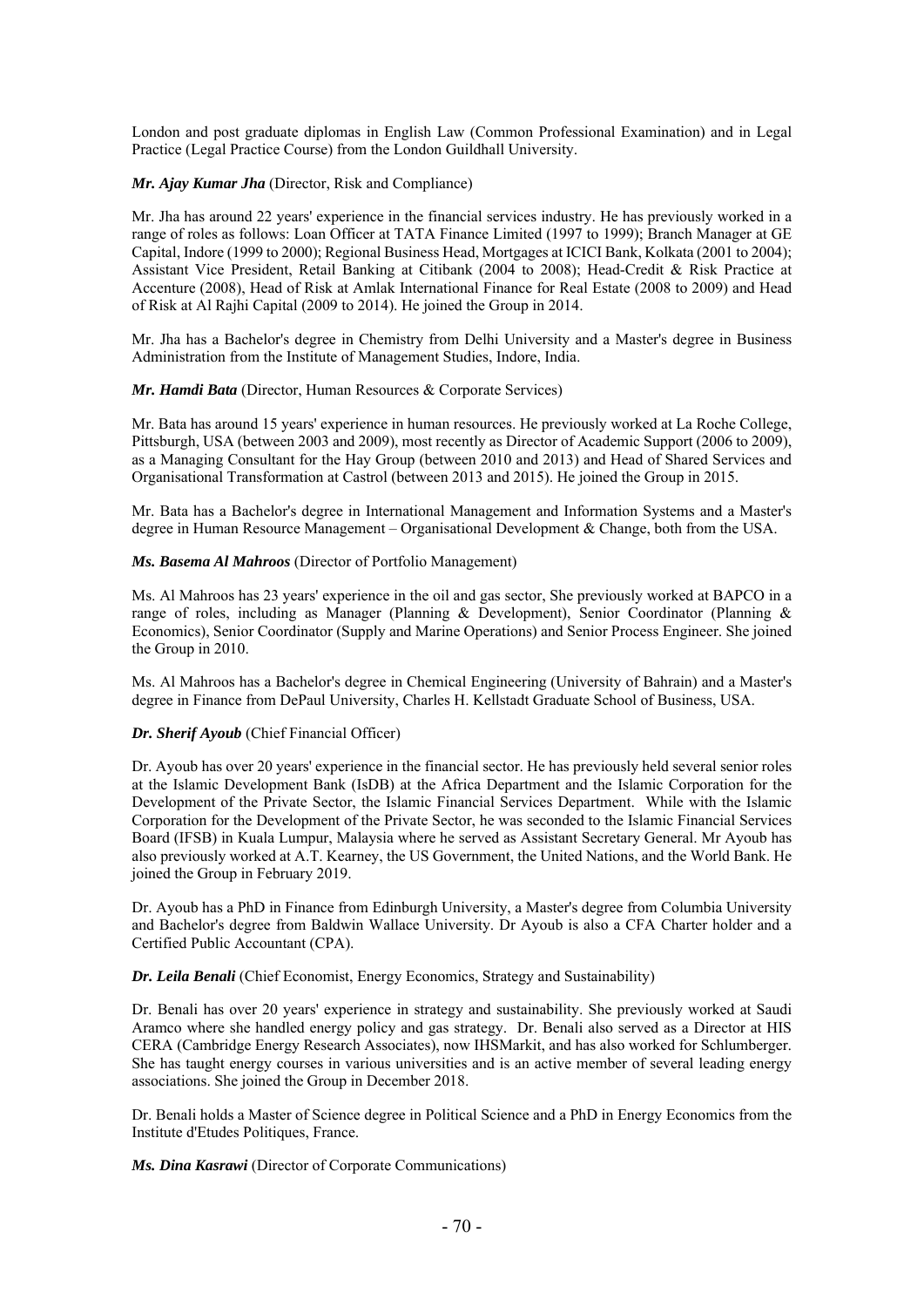London and post graduate diplomas in English Law (Common Professional Examination) and in Legal Practice (Legal Practice Course) from the London Guildhall University.

***Mr. Ajay Kumar Jha*** (Director, Risk and Compliance)

Mr. Jha has around 22 years' experience in the financial services industry. He has previously worked in a range of roles as follows: Loan Officer at TATA Finance Limited (1997 to 1999); Branch Manager at GE Capital, Indore (1999 to 2000); Regional Business Head, Mortgages at ICICI Bank, Kolkata (2001 to 2004); Assistant Vice President, Retail Banking at Citibank (2004 to 2008); Head-Credit & Risk Practice at Accenture (2008), Head of Risk at Amlak International Finance for Real Estate (2008 to 2009) and Head of Risk at Al Rajhi Capital (2009 to 2014). He joined the Group in 2014.

Mr. Jha has a Bachelor's degree in Chemistry from Delhi University and a Master's degree in Business Administration from the Institute of Management Studies, Indore, India.

***Mr. Hamdi Bata*** (Director, Human Resources & Corporate Services)

Mr. Bata has around 15 years' experience in human resources. He previously worked at La Roche College, Pittsburgh, USA (between 2003 and 2009), most recently as Director of Academic Support (2006 to 2009), as a Managing Consultant for the Hay Group (between 2010 and 2013) and Head of Shared Services and Organisational Transformation at Castrol (between 2013 and 2015). He joined the Group in 2015.

Mr. Bata has a Bachelor's degree in International Management and Information Systems and a Master's degree in Human Resource Management – Organisational Development & Change, both from the USA.

***Ms. Basema Al Mahroos*** (Director of Portfolio Management)

Ms. Al Mahroos has 23 years' experience in the oil and gas sector, She previously worked at BAPCO in a range of roles, including as Manager (Planning & Development), Senior Coordinator (Planning & Economics), Senior Coordinator (Supply and Marine Operations) and Senior Process Engineer. She joined the Group in 2010.

Ms. Al Mahroos has a Bachelor's degree in Chemical Engineering (University of Bahrain) and a Master's degree in Finance from DePaul University, Charles H. Kellstadt Graduate School of Business, USA.

***Dr. Sherif Ayoub*** (Chief Financial Officer)

Dr. Ayoub has over 20 years' experience in the financial sector. He has previously held several senior roles at the Islamic Development Bank (IsDB) at the Africa Department and the Islamic Corporation for the Development of the Private Sector, the Islamic Financial Services Department. While with the Islamic Corporation for the Development of the Private Sector, he was seconded to the Islamic Financial Services Board (IFSB) in Kuala Lumpur, Malaysia where he served as Assistant Secretary General. Mr Ayoub has also previously worked at A.T. Kearney, the US Government, the United Nations, and the World Bank. He joined the Group in February 2019.

Dr. Ayoub has a PhD in Finance from Edinburgh University, a Master's degree from Columbia University and Bachelor's degree from Baldwin Wallace University. Dr Ayoub is also a CFA Charter holder and a Certified Public Accountant (CPA).

***Dr. Leila Benali*** (Chief Economist, Energy Economics, Strategy and Sustainability)

Dr. Benali has over 20 years' experience in strategy and sustainability. She previously worked at Saudi Aramco where she handled energy policy and gas strategy. Dr. Benali also served as a Director at HIS CERA (Cambridge Energy Research Associates), now IHSMarkit, and has also worked for Schlumberger. She has taught energy courses in various universities and is an active member of several leading energy associations. She joined the Group in December 2018.

Dr. Benali holds a Master of Science degree in Political Science and a PhD in Energy Economics from the Institute d'Etudes Politiques, France.

***Ms. Dina Kasrawi*** (Director of Corporate Communications)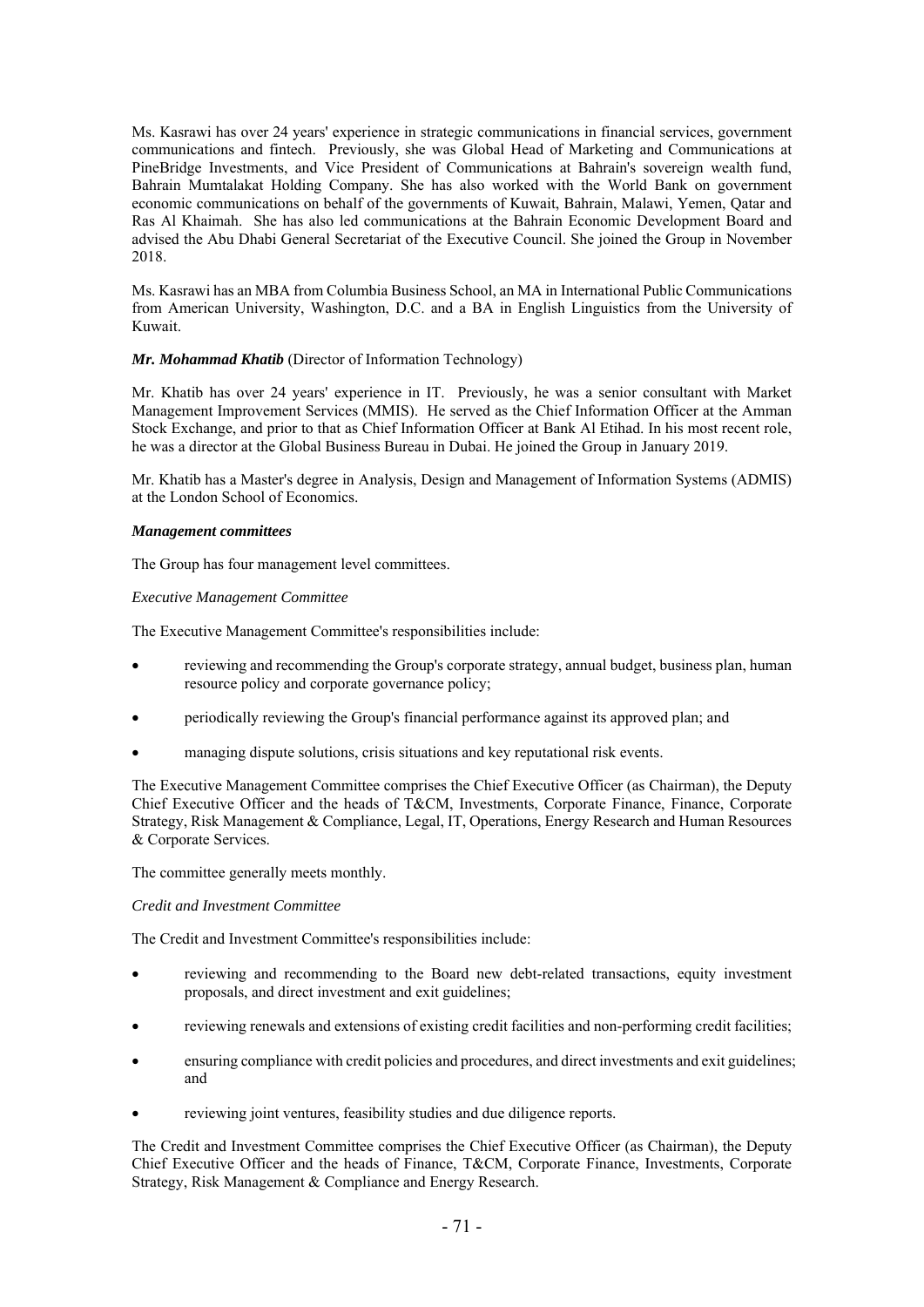Ms. Kasrawi has over 24 years' experience in strategic communications in financial services, government communications and fintech. Previously, she was Global Head of Marketing and Communications at PineBridge Investments, and Vice President of Communications at Bahrain's sovereign wealth fund, Bahrain Mumtalakat Holding Company. She has also worked with the World Bank on government economic communications on behalf of the governments of Kuwait, Bahrain, Malawi, Yemen, Qatar and Ras Al Khaimah. She has also led communications at the Bahrain Economic Development Board and advised the Abu Dhabi General Secretariat of the Executive Council. She joined the Group in November 2018.

Ms. Kasrawi has an MBA from Columbia Business School, an MA in International Public Communications from American University, Washington, D.C. and a BA in English Linguistics from the University of Kuwait.

***Mr. Mohammad Khatib*** (Director of Information Technology)

Mr. Khatib has over 24 years' experience in IT. Previously, he was a senior consultant with Market Management Improvement Services (MMIS). He served as the Chief Information Officer at the Amman Stock Exchange, and prior to that as Chief Information Officer at Bank Al Etihad. In his most recent role, he was a director at the Global Business Bureau in Dubai. He joined the Group in January 2019.

Mr. Khatib has a Master's degree in Analysis, Design and Management of Information Systems (ADMIS) at the London School of Economics.

***Management committees***

The Group has four management level committees.

*Executive Management Committee*

The Executive Management Committee's responsibilities include:

- reviewing and recommending the Group's corporate strategy, annual budget, business plan, human resource policy and corporate governance policy;
- periodically reviewing the Group's financial performance against its approved plan; and
- managing dispute solutions, crisis situations and key reputational risk events.

The Executive Management Committee comprises the Chief Executive Officer (as Chairman), the Deputy Chief Executive Officer and the heads of T&CM, Investments, Corporate Finance, Finance, Corporate Strategy, Risk Management & Compliance, Legal, IT, Operations, Energy Research and Human Resources & Corporate Services.

The committee generally meets monthly.

*Credit and Investment Committee*

The Credit and Investment Committee's responsibilities include:

- reviewing and recommending to the Board new debt-related transactions, equity investment proposals, and direct investment and exit guidelines;
- reviewing renewals and extensions of existing credit facilities and non-performing credit facilities;
- ensuring compliance with credit policies and procedures, and direct investments and exit guidelines; and
- reviewing joint ventures, feasibility studies and due diligence reports.

The Credit and Investment Committee comprises the Chief Executive Officer (as Chairman), the Deputy Chief Executive Officer and the heads of Finance, T&CM, Corporate Finance, Investments, Corporate Strategy, Risk Management & Compliance and Energy Research.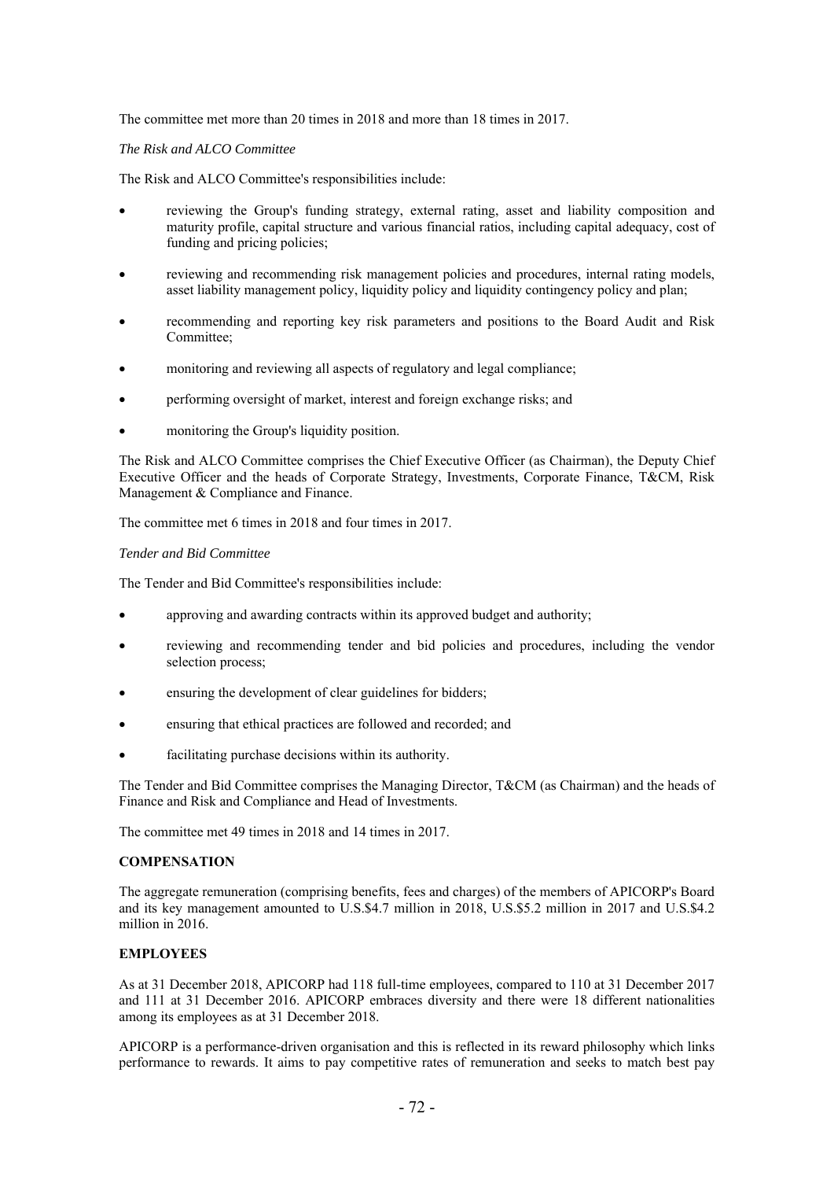The committee met more than 20 times in 2018 and more than 18 times in 2017.

*The Risk and ALCO Committee*

The Risk and ALCO Committee's responsibilities include:

- reviewing the Group's funding strategy, external rating, asset and liability composition and maturity profile, capital structure and various financial ratios, including capital adequacy, cost of funding and pricing policies;
- reviewing and recommending risk management policies and procedures, internal rating models, asset liability management policy, liquidity policy and liquidity contingency policy and plan;
- recommending and reporting key risk parameters and positions to the Board Audit and Risk Committee;
- monitoring and reviewing all aspects of regulatory and legal compliance;
- performing oversight of market, interest and foreign exchange risks; and
- monitoring the Group's liquidity position.

The Risk and ALCO Committee comprises the Chief Executive Officer (as Chairman), the Deputy Chief Executive Officer and the heads of Corporate Strategy, Investments, Corporate Finance, T&CM, Risk Management & Compliance and Finance.

The committee met 6 times in 2018 and four times in 2017.

*Tender and Bid Committee*

The Tender and Bid Committee's responsibilities include:

- approving and awarding contracts within its approved budget and authority;
- reviewing and recommending tender and bid policies and procedures, including the vendor selection process;
- ensuring the development of clear guidelines for bidders;
- ensuring that ethical practices are followed and recorded; and
- facilitating purchase decisions within its authority.

The Tender and Bid Committee comprises the Managing Director, T&CM (as Chairman) and the heads of Finance and Risk and Compliance and Head of Investments.

The committee met 49 times in 2018 and 14 times in 2017.

**COMPENSATION**

The aggregate remuneration (comprising benefits, fees and charges) of the members of APICORP's Board and its key management amounted to U.S.$4.7 million in 2018, U.S.$5.2 million in 2017 and U.S.$4.2 million in 2016.

**EMPLOYEES**

As at 31 December 2018, APICORP had 118 full-time employees, compared to 110 at 31 December 2017 and 111 at 31 December 2016. APICORP embraces diversity and there were 18 different nationalities among its employees as at 31 December 2018.

APICORP is a performance-driven organisation and this is reflected in its reward philosophy which links performance to rewards. It aims to pay competitive rates of remuneration and seeks to match best pay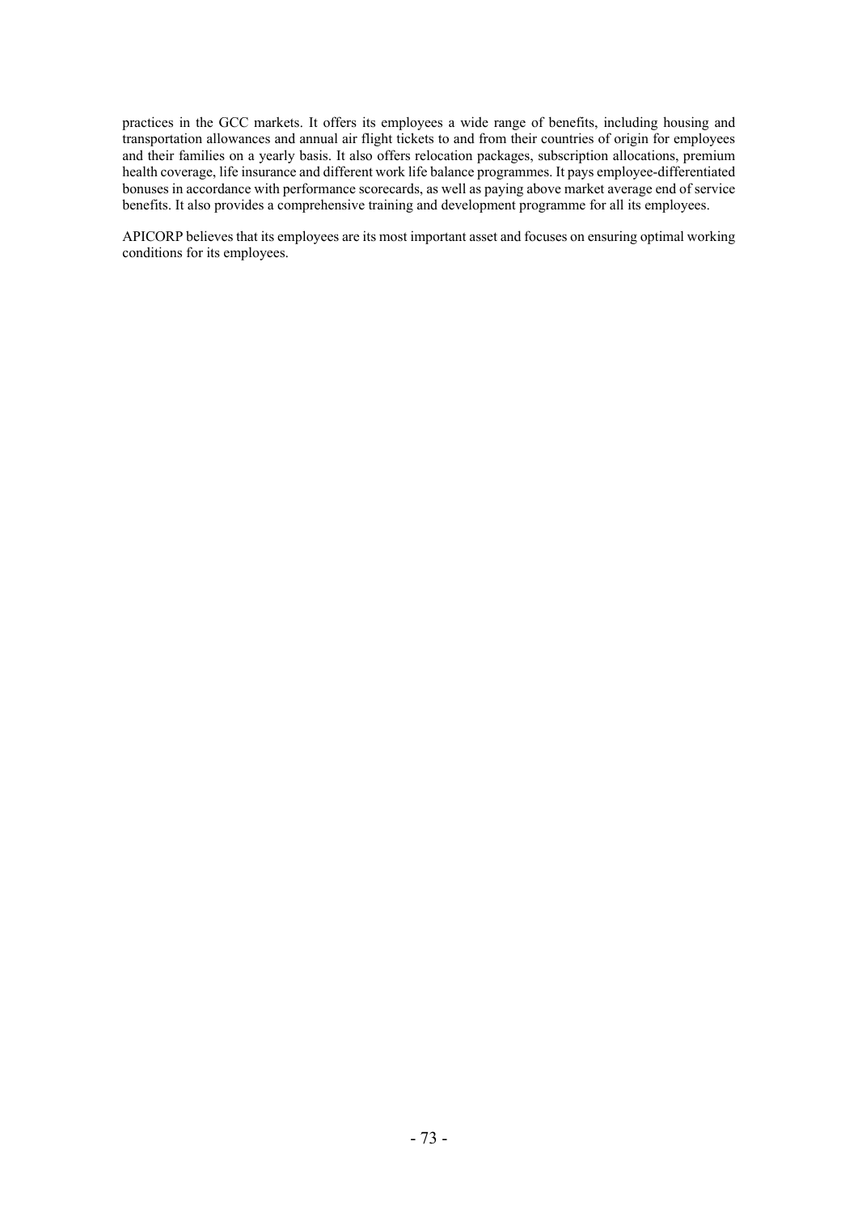practices in the GCC markets. It offers its employees a wide range of benefits, including housing and transportation allowances and annual air flight tickets to and from their countries of origin for employees and their families on a yearly basis. It also offers relocation packages, subscription allocations, premium health coverage, life insurance and different work life balance programmes. It pays employee-differentiated bonuses in accordance with performance scorecards, as well as paying above market average end of service benefits. It also provides a comprehensive training and development programme for all its employees.

APICORP believes that its employees are its most important asset and focuses on ensuring optimal working conditions for its employees.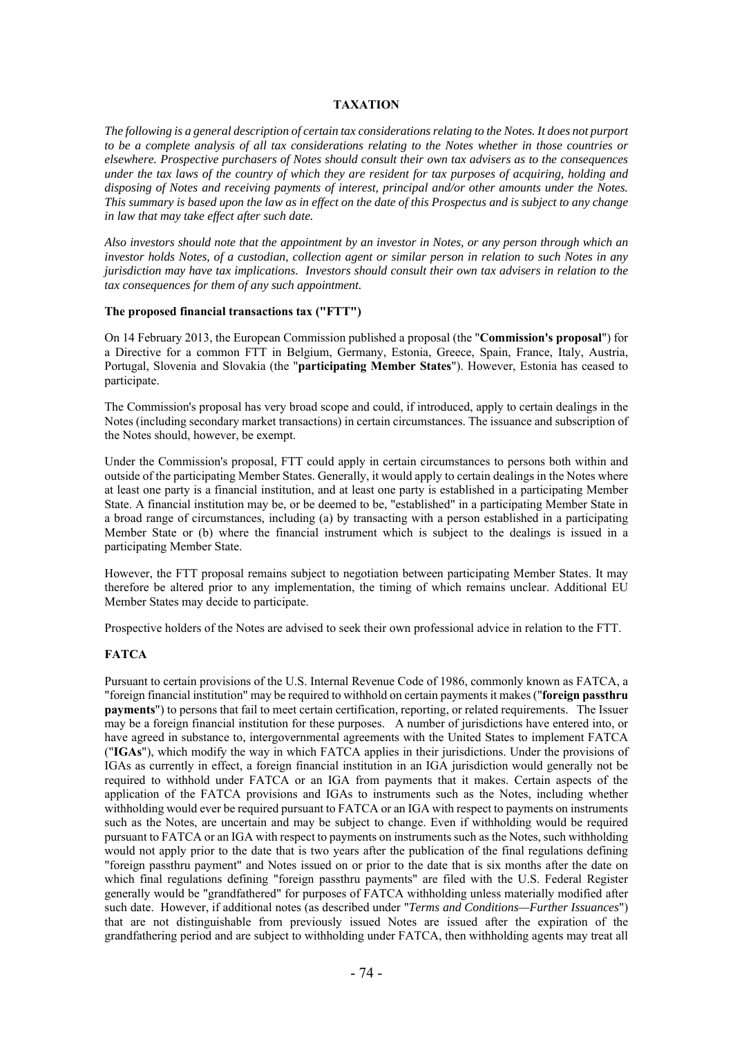## TAXATION

*The following is a general description of certain tax considerations relating to the Notes. It does not purport to be a complete analysis of all tax considerations relating to the Notes whether in those countries or elsewhere. Prospective purchasers of Notes should consult their own tax advisers as to the consequences under the tax laws of the country of which they are resident for tax purposes of acquiring, holding and disposing of Notes and receiving payments of interest, principal and/or other amounts under the Notes. This summary is based upon the law as in effect on the date of this Prospectus and is subject to any change in law that may take effect after such date.*

*Also investors should note that the appointment by an investor in Notes, or any person through which an investor holds Notes, of a custodian, collection agent or similar person in relation to such Notes in any jurisdiction may have tax implications. Investors should consult their own tax advisers in relation to the tax consequences for them of any such appointment.*

### The proposed financial transactions tax ("FTT")

On 14 February 2013, the European Commission published a proposal (the "**Commission's proposal**") for a Directive for a common FTT in Belgium, Germany, Estonia, Greece, Spain, France, Italy, Austria, Portugal, Slovenia and Slovakia (the "**participating Member States**"). However, Estonia has ceased to participate.

The Commission's proposal has very broad scope and could, if introduced, apply to certain dealings in the Notes (including secondary market transactions) in certain circumstances. The issuance and subscription of the Notes should, however, be exempt.

Under the Commission's proposal, FTT could apply in certain circumstances to persons both within and outside of the participating Member States. Generally, it would apply to certain dealings in the Notes where at least one party is a financial institution, and at least one party is established in a participating Member State. A financial institution may be, or be deemed to be, "established" in a participating Member State in a broad range of circumstances, including (a) by transacting with a person established in a participating Member State or (b) where the financial instrument which is subject to the dealings is issued in a participating Member State.

However, the FTT proposal remains subject to negotiation between participating Member States. It may therefore be altered prior to any implementation, the timing of which remains unclear. Additional EU Member States may decide to participate.

Prospective holders of the Notes are advised to seek their own professional advice in relation to the FTT.

### FATCA

Pursuant to certain provisions of the U.S. Internal Revenue Code of 1986, commonly known as FATCA, a "foreign financial institution" may be required to withhold on certain payments it makes ("**foreign passthru payments**") to persons that fail to meet certain certification, reporting, or related requirements. The Issuer may be a foreign financial institution for these purposes. A number of jurisdictions have entered into, or have agreed in substance to, intergovernmental agreements with the United States to implement FATCA ("**IGAs**"), which modify the way in which FATCA applies in their jurisdictions. Under the provisions of IGAs as currently in effect, a foreign financial institution in an IGA jurisdiction would generally not be required to withhold under FATCA or an IGA from payments that it makes. Certain aspects of the application of the FATCA provisions and IGAs to instruments such as the Notes, including whether withholding would ever be required pursuant to FATCA or an IGA with respect to payments on instruments such as the Notes, are uncertain and may be subject to change. Even if withholding would be required pursuant to FATCA or an IGA with respect to payments on instruments such as the Notes, such withholding would not apply prior to the date that is two years after the publication of the final regulations defining "foreign passthru payment" and Notes issued on or prior to the date that is six months after the date on which final regulations defining "foreign passthru payments" are filed with the U.S. Federal Register generally would be "grandfathered" for purposes of FATCA withholding unless materially modified after such date. However, if additional notes (as described under "*Terms and Conditions—Further Issuances*") that are not distinguishable from previously issued Notes are issued after the expiration of the grandfathering period and are subject to withholding under FATCA, then withholding agents may treat all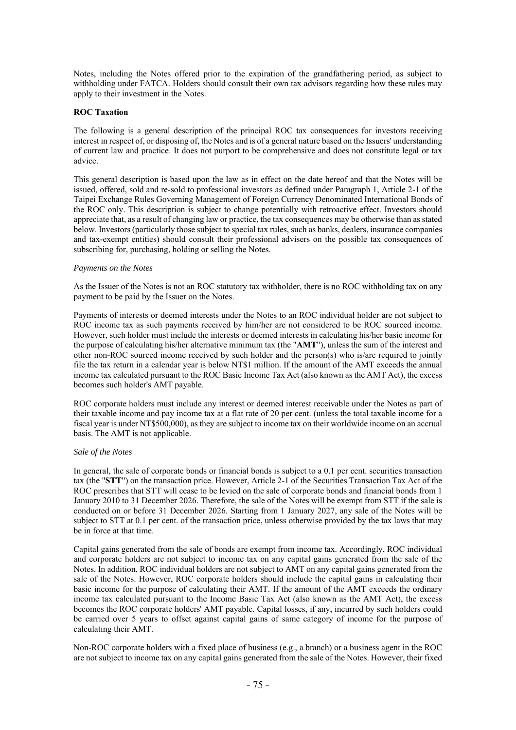Notes, including the Notes offered prior to the expiration of the grandfathering period, as subject to withholding under FATCA. Holders should consult their own tax advisors regarding how these rules may apply to their investment in the Notes.

**ROC Taxation**

The following is a general description of the principal ROC tax consequences for investors receiving interest in respect of, or disposing of, the Notes and is of a general nature based on the Issuers' understanding of current law and practice. It does not purport to be comprehensive and does not constitute legal or tax advice.

This general description is based upon the law as in effect on the date hereof and that the Notes will be issued, offered, sold and re-sold to professional investors as defined under Paragraph 1, Article 2-1 of the Taipei Exchange Rules Governing Management of Foreign Currency Denominated International Bonds of the ROC only. This description is subject to change potentially with retroactive effect. Investors should appreciate that, as a result of changing law or practice, the tax consequences may be otherwise than as stated below. Investors (particularly those subject to special tax rules, such as banks, dealers, insurance companies and tax-exempt entities) should consult their professional advisers on the possible tax consequences of subscribing for, purchasing, holding or selling the Notes.

*Payments on the Notes*

As the Issuer of the Notes is not an ROC statutory tax withholder, there is no ROC withholding tax on any payment to be paid by the Issuer on the Notes.

Payments of interests or deemed interests under the Notes to an ROC individual holder are not subject to ROC income tax as such payments received by him/her are not considered to be ROC sourced income. However, such holder must include the interests or deemed interests in calculating his/her basic income for the purpose of calculating his/her alternative minimum tax (the "**AMT**"), unless the sum of the interest and other non-ROC sourced income received by such holder and the person(s) who is/are required to jointly file the tax return in a calendar year is below NT$1 million. If the amount of the AMT exceeds the annual income tax calculated pursuant to the ROC Basic Income Tax Act (also known as the AMT Act), the excess becomes such holder's AMT payable.

ROC corporate holders must include any interest or deemed interest receivable under the Notes as part of their taxable income and pay income tax at a flat rate of 20 per cent. (unless the total taxable income for a fiscal year is under NT$500,000), as they are subject to income tax on their worldwide income on an accrual basis. The AMT is not applicable.

*Sale of the Notes*

In general, the sale of corporate bonds or financial bonds is subject to a 0.1 per cent. securities transaction tax (the "**STT**") on the transaction price. However, Article 2-1 of the Securities Transaction Tax Act of the ROC prescribes that STT will cease to be levied on the sale of corporate bonds and financial bonds from 1 January 2010 to 31 December 2026. Therefore, the sale of the Notes will be exempt from STT if the sale is conducted on or before 31 December 2026. Starting from 1 January 2027, any sale of the Notes will be subject to STT at 0.1 per cent. of the transaction price, unless otherwise provided by the tax laws that may be in force at that time.

Capital gains generated from the sale of bonds are exempt from income tax. Accordingly, ROC individual and corporate holders are not subject to income tax on any capital gains generated from the sale of the Notes. In addition, ROC individual holders are not subject to AMT on any capital gains generated from the sale of the Notes. However, ROC corporate holders should include the capital gains in calculating their basic income for the purpose of calculating their AMT. If the amount of the AMT exceeds the ordinary income tax calculated pursuant to the Income Basic Tax Act (also known as the AMT Act), the excess becomes the ROC corporate holders' AMT payable. Capital losses, if any, incurred by such holders could be carried over 5 years to offset against capital gains of same category of income for the purpose of calculating their AMT.

Non-ROC corporate holders with a fixed place of business (e.g., a branch) or a business agent in the ROC are not subject to income tax on any capital gains generated from the sale of the Notes. However, their fixed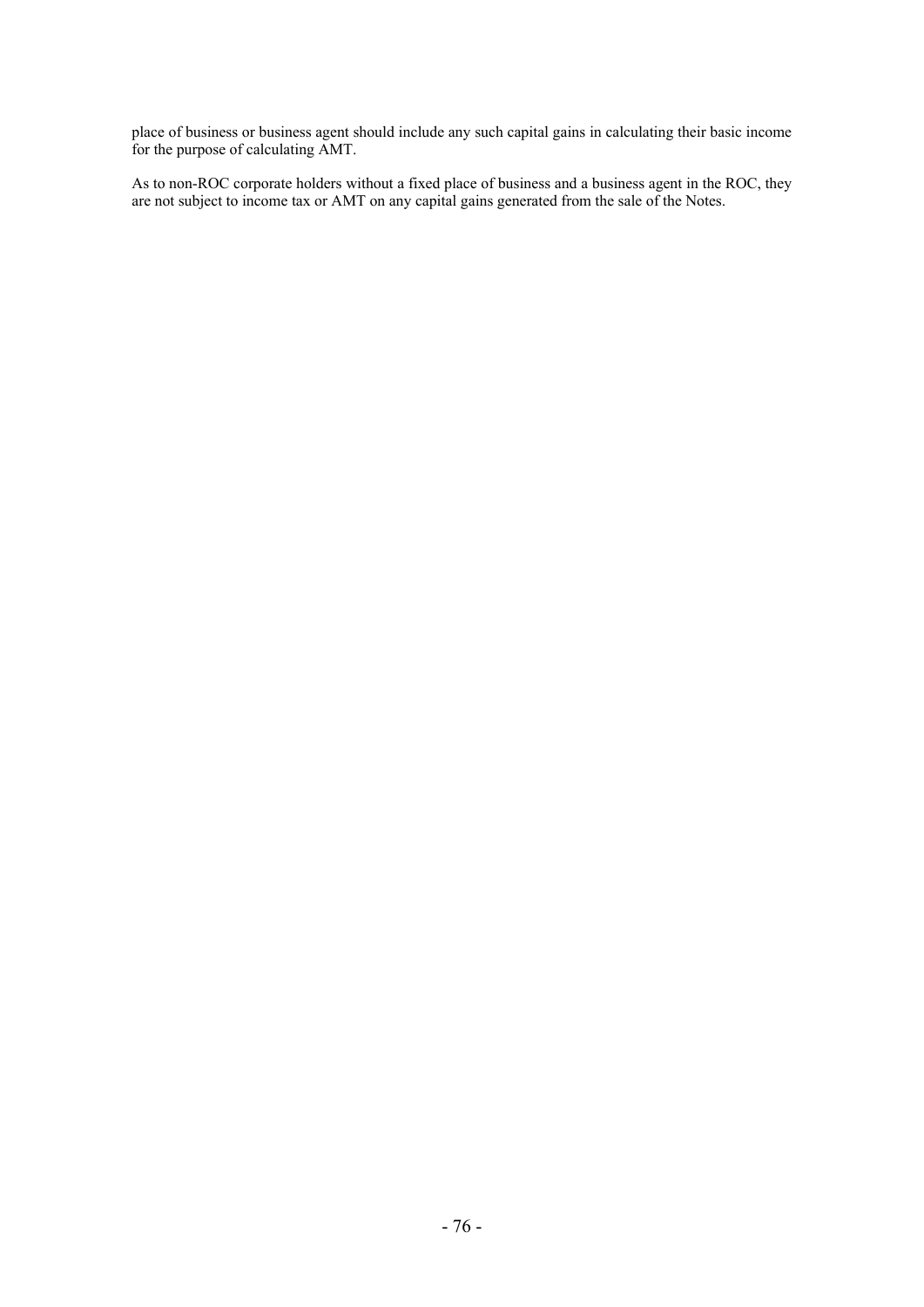place of business or business agent should include any such capital gains in calculating their basic income for the purpose of calculating AMT.

As to non-ROC corporate holders without a fixed place of business and a business agent in the ROC, they are not subject to income tax or AMT on any capital gains generated from the sale of the Notes.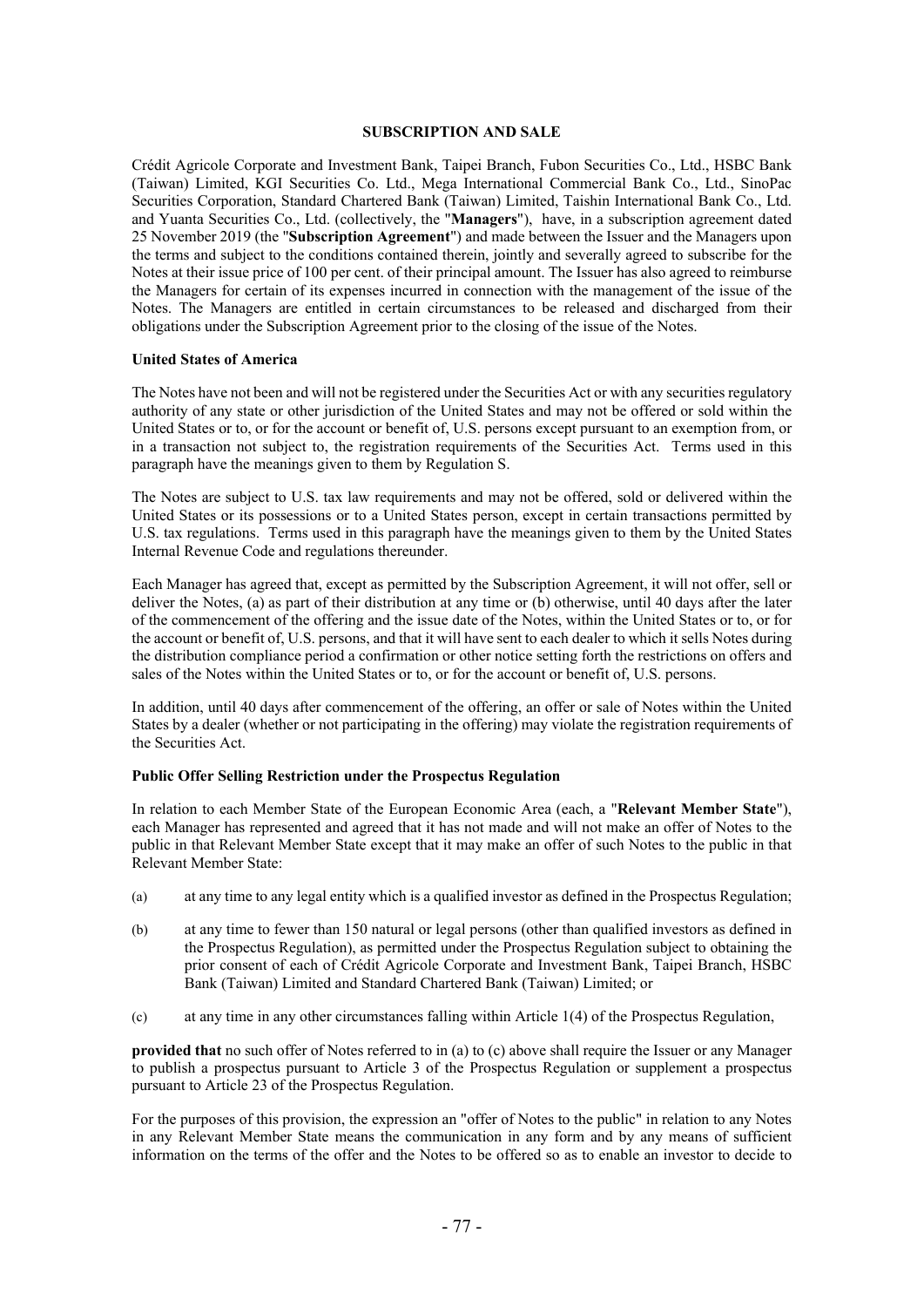## SUBSCRIPTION AND SALE

Crédit Agricole Corporate and Investment Bank, Taipei Branch, Fubon Securities Co., Ltd., HSBC Bank (Taiwan) Limited, KGI Securities Co. Ltd., Mega International Commercial Bank Co., Ltd., SinoPac Securities Corporation, Standard Chartered Bank (Taiwan) Limited, Taishin International Bank Co., Ltd. and Yuanta Securities Co., Ltd. (collectively, the "**Managers**"), have, in a subscription agreement dated 25 November 2019 (the "**Subscription Agreement**") and made between the Issuer and the Managers upon the terms and subject to the conditions contained therein, jointly and severally agreed to subscribe for the Notes at their issue price of 100 per cent. of their principal amount. The Issuer has also agreed to reimburse the Managers for certain of its expenses incurred in connection with the management of the issue of the Notes. The Managers are entitled in certain circumstances to be released and discharged from their obligations under the Subscription Agreement prior to the closing of the issue of the Notes.

### United States of America

The Notes have not been and will not be registered under the Securities Act or with any securities regulatory authority of any state or other jurisdiction of the United States and may not be offered or sold within the United States or to, or for the account or benefit of, U.S. persons except pursuant to an exemption from, or in a transaction not subject to, the registration requirements of the Securities Act. Terms used in this paragraph have the meanings given to them by Regulation S.

The Notes are subject to U.S. tax law requirements and may not be offered, sold or delivered within the United States or its possessions or to a United States person, except in certain transactions permitted by U.S. tax regulations. Terms used in this paragraph have the meanings given to them by the United States Internal Revenue Code and regulations thereunder.

Each Manager has agreed that, except as permitted by the Subscription Agreement, it will not offer, sell or deliver the Notes, (a) as part of their distribution at any time or (b) otherwise, until 40 days after the later of the commencement of the offering and the issue date of the Notes, within the United States or to, or for the account or benefit of, U.S. persons, and that it will have sent to each dealer to which it sells Notes during the distribution compliance period a confirmation or other notice setting forth the restrictions on offers and sales of the Notes within the United States or to, or for the account or benefit of, U.S. persons.

In addition, until 40 days after commencement of the offering, an offer or sale of Notes within the United States by a dealer (whether or not participating in the offering) may violate the registration requirements of the Securities Act.

### Public Offer Selling Restriction under the Prospectus Regulation

In relation to each Member State of the European Economic Area (each, a "**Relevant Member State**"), each Manager has represented and agreed that it has not made and will not make an offer of Notes to the public in that Relevant Member State except that it may make an offer of such Notes to the public in that Relevant Member State:

(a) at any time to any legal entity which is a qualified investor as defined in the Prospectus Regulation;

(b) at any time to fewer than 150 natural or legal persons (other than qualified investors as defined in the Prospectus Regulation), as permitted under the Prospectus Regulation subject to obtaining the prior consent of each of Crédit Agricole Corporate and Investment Bank, Taipei Branch, HSBC Bank (Taiwan) Limited and Standard Chartered Bank (Taiwan) Limited; or

(c) at any time in any other circumstances falling within Article 1(4) of the Prospectus Regulation,

**provided that** no such offer of Notes referred to in (a) to (c) above shall require the Issuer or any Manager to publish a prospectus pursuant to Article 3 of the Prospectus Regulation or supplement a prospectus pursuant to Article 23 of the Prospectus Regulation.

For the purposes of this provision, the expression an "offer of Notes to the public" in relation to any Notes in any Relevant Member State means the communication in any form and by any means of sufficient information on the terms of the offer and the Notes to be offered so as to enable an investor to decide to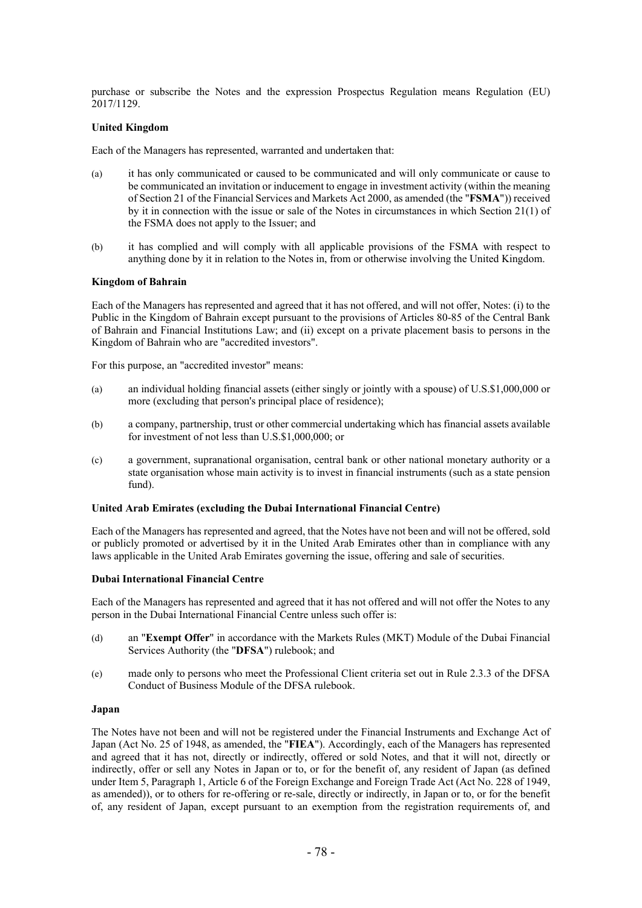purchase or subscribe the Notes and the expression Prospectus Regulation means Regulation (EU) 2017/1129.

**United Kingdom**

Each of the Managers has represented, warranted and undertaken that:

(a) it has only communicated or caused to be communicated and will only communicate or cause to be communicated an invitation or inducement to engage in investment activity (within the meaning of Section 21 of the Financial Services and Markets Act 2000, as amended (the "**FSMA**")) received by it in connection with the issue or sale of the Notes in circumstances in which Section 21(1) of the FSMA does not apply to the Issuer; and

(b) it has complied and will comply with all applicable provisions of the FSMA with respect to anything done by it in relation to the Notes in, from or otherwise involving the United Kingdom.

**Kingdom of Bahrain**

Each of the Managers has represented and agreed that it has not offered, and will not offer, Notes: (i) to the Public in the Kingdom of Bahrain except pursuant to the provisions of Articles 80-85 of the Central Bank of Bahrain and Financial Institutions Law; and (ii) except on a private placement basis to persons in the Kingdom of Bahrain who are "accredited investors".

For this purpose, an "accredited investor" means:

(a) an individual holding financial assets (either singly or jointly with a spouse) of U.S.$1,000,000 or more (excluding that person's principal place of residence);

(b) a company, partnership, trust or other commercial undertaking which has financial assets available for investment of not less than U.S.$1,000,000; or

(c) a government, supranational organisation, central bank or other national monetary authority or a state organisation whose main activity is to invest in financial instruments (such as a state pension fund).

**United Arab Emirates (excluding the Dubai International Financial Centre)**

Each of the Managers has represented and agreed, that the Notes have not been and will not be offered, sold or publicly promoted or advertised by it in the United Arab Emirates other than in compliance with any laws applicable in the United Arab Emirates governing the issue, offering and sale of securities.

**Dubai International Financial Centre**

Each of the Managers has represented and agreed that it has not offered and will not offer the Notes to any person in the Dubai International Financial Centre unless such offer is:

(d) an "**Exempt Offer**" in accordance with the Markets Rules (MKT) Module of the Dubai Financial Services Authority (the "**DFSA**") rulebook; and

(e) made only to persons who meet the Professional Client criteria set out in Rule 2.3.3 of the DFSA Conduct of Business Module of the DFSA rulebook.

**Japan**

The Notes have not been and will not be registered under the Financial Instruments and Exchange Act of Japan (Act No. 25 of 1948, as amended, the "**FIEA**"). Accordingly, each of the Managers has represented and agreed that it has not, directly or indirectly, offered or sold Notes, and that it will not, directly or indirectly, offer or sell any Notes in Japan or to, or for the benefit of, any resident of Japan (as defined under Item 5, Paragraph 1, Article 6 of the Foreign Exchange and Foreign Trade Act (Act No. 228 of 1949, as amended)), or to others for re-offering or re-sale, directly or indirectly, in Japan or to, or for the benefit of, any resident of Japan, except pursuant to an exemption from the registration requirements of, and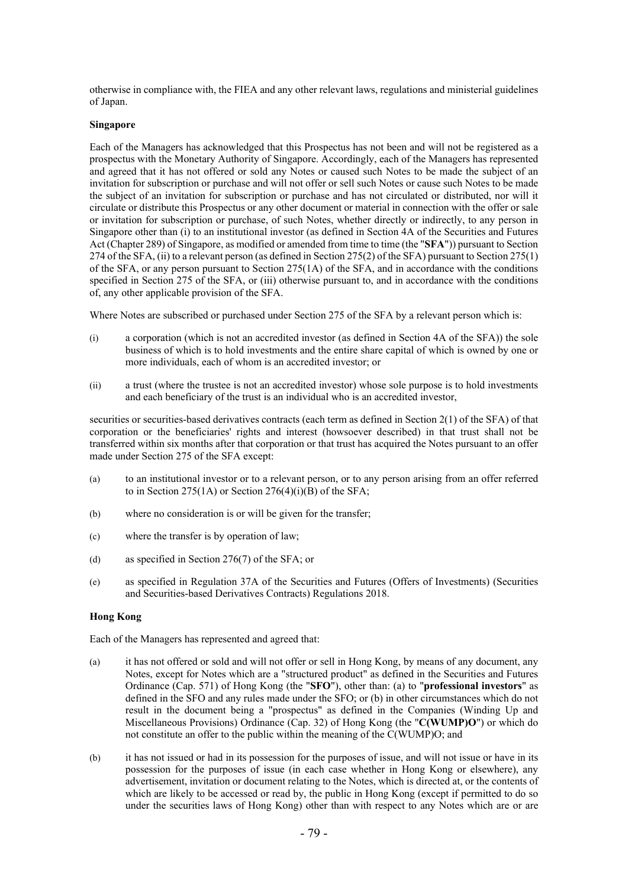otherwise in compliance with, the FIEA and any other relevant laws, regulations and ministerial guidelines of Japan.

**Singapore**

Each of the Managers has acknowledged that this Prospectus has not been and will not be registered as a prospectus with the Monetary Authority of Singapore. Accordingly, each of the Managers has represented and agreed that it has not offered or sold any Notes or caused such Notes to be made the subject of an invitation for subscription or purchase and will not offer or sell such Notes or cause such Notes to be made the subject of an invitation for subscription or purchase and has not circulated or distributed, nor will it circulate or distribute this Prospectus or any other document or material in connection with the offer or sale or invitation for subscription or purchase, of such Notes, whether directly or indirectly, to any person in Singapore other than (i) to an institutional investor (as defined in Section 4A of the Securities and Futures Act (Chapter 289) of Singapore, as modified or amended from time to time (the "**SFA**")) pursuant to Section 274 of the SFA, (ii) to a relevant person (as defined in Section 275(2) of the SFA) pursuant to Section 275(1) of the SFA, or any person pursuant to Section 275(1A) of the SFA, and in accordance with the conditions specified in Section 275 of the SFA, or (iii) otherwise pursuant to, and in accordance with the conditions of, any other applicable provision of the SFA.

Where Notes are subscribed or purchased under Section 275 of the SFA by a relevant person which is:

(i) a corporation (which is not an accredited investor (as defined in Section 4A of the SFA)) the sole business of which is to hold investments and the entire share capital of which is owned by one or more individuals, each of whom is an accredited investor; or

(ii) a trust (where the trustee is not an accredited investor) whose sole purpose is to hold investments and each beneficiary of the trust is an individual who is an accredited investor,

securities or securities-based derivatives contracts (each term as defined in Section 2(1) of the SFA) of that corporation or the beneficiaries' rights and interest (howsoever described) in that trust shall not be transferred within six months after that corporation or that trust has acquired the Notes pursuant to an offer made under Section 275 of the SFA except:

(a) to an institutional investor or to a relevant person, or to any person arising from an offer referred to in Section 275(1A) or Section 276(4)(i)(B) of the SFA;

(b) where no consideration is or will be given for the transfer;

(c) where the transfer is by operation of law;

(d) as specified in Section 276(7) of the SFA; or

(e) as specified in Regulation 37A of the Securities and Futures (Offers of Investments) (Securities and Securities-based Derivatives Contracts) Regulations 2018.

**Hong Kong**

Each of the Managers has represented and agreed that:

(a) it has not offered or sold and will not offer or sell in Hong Kong, by means of any document, any Notes, except for Notes which are a "structured product" as defined in the Securities and Futures Ordinance (Cap. 571) of Hong Kong (the "**SFO**"), other than: (a) to "**professional investors**" as defined in the SFO and any rules made under the SFO; or (b) in other circumstances which do not result in the document being a "prospectus" as defined in the Companies (Winding Up and Miscellaneous Provisions) Ordinance (Cap. 32) of Hong Kong (the "**C(WUMP)O**") or which do not constitute an offer to the public within the meaning of the C(WUMP)O; and

(b) it has not issued or had in its possession for the purposes of issue, and will not issue or have in its possession for the purposes of issue (in each case whether in Hong Kong or elsewhere), any advertisement, invitation or document relating to the Notes, which is directed at, or the contents of which are likely to be accessed or read by, the public in Hong Kong (except if permitted to do so under the securities laws of Hong Kong) other than with respect to any Notes which are or are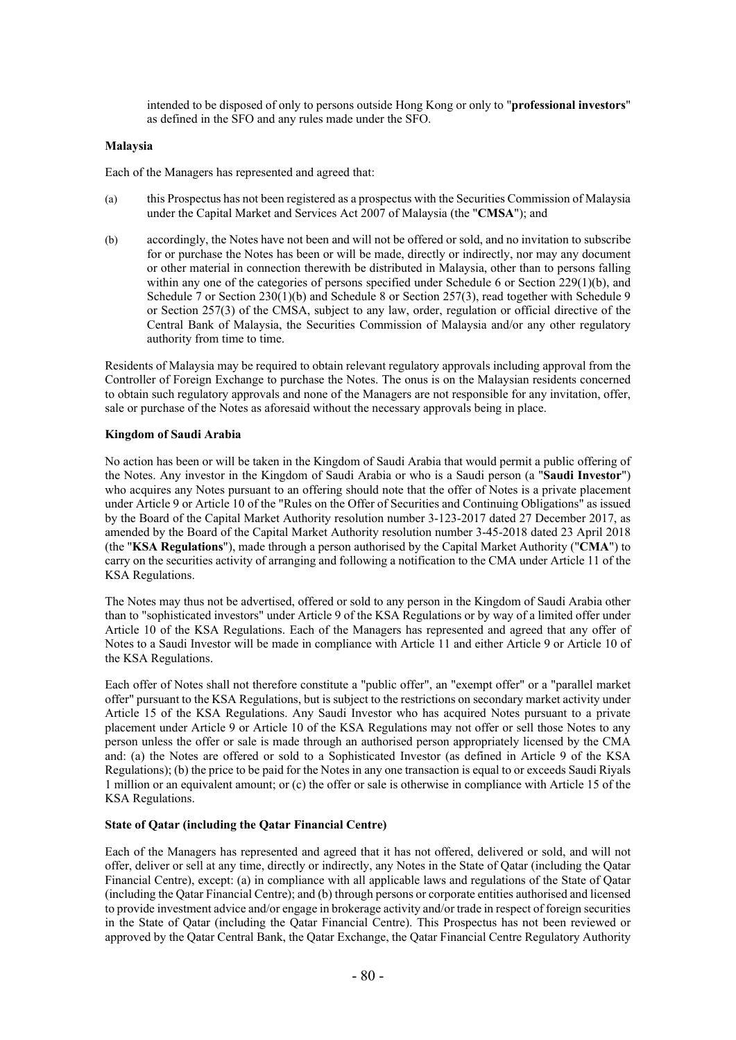intended to be disposed of only to persons outside Hong Kong or only to "**professional investors**" as defined in the SFO and any rules made under the SFO.

**Malaysia**

Each of the Managers has represented and agreed that:

(a) this Prospectus has not been registered as a prospectus with the Securities Commission of Malaysia under the Capital Market and Services Act 2007 of Malaysia (the "**CMSA**"); and

(b) accordingly, the Notes have not been and will not be offered or sold, and no invitation to subscribe for or purchase the Notes has been or will be made, directly or indirectly, nor may any document or other material in connection therewith be distributed in Malaysia, other than to persons falling within any one of the categories of persons specified under Schedule 6 or Section 229(1)(b), and Schedule 7 or Section 230(1)(b) and Schedule 8 or Section 257(3), read together with Schedule 9 or Section 257(3) of the CMSA, subject to any law, order, regulation or official directive of the Central Bank of Malaysia, the Securities Commission of Malaysia and/or any other regulatory authority from time to time.

Residents of Malaysia may be required to obtain relevant regulatory approvals including approval from the Controller of Foreign Exchange to purchase the Notes. The onus is on the Malaysian residents concerned to obtain such regulatory approvals and none of the Managers are not responsible for any invitation, offer, sale or purchase of the Notes as aforesaid without the necessary approvals being in place.

**Kingdom of Saudi Arabia**

No action has been or will be taken in the Kingdom of Saudi Arabia that would permit a public offering of the Notes. Any investor in the Kingdom of Saudi Arabia or who is a Saudi person (a "**Saudi Investor**") who acquires any Notes pursuant to an offering should note that the offer of Notes is a private placement under Article 9 or Article 10 of the "Rules on the Offer of Securities and Continuing Obligations" as issued by the Board of the Capital Market Authority resolution number 3-123-2017 dated 27 December 2017, as amended by the Board of the Capital Market Authority resolution number 3-45-2018 dated 23 April 2018 (the "**KSA Regulations**"), made through a person authorised by the Capital Market Authority ("**CMA**") to carry on the securities activity of arranging and following a notification to the CMA under Article 11 of the KSA Regulations.

The Notes may thus not be advertised, offered or sold to any person in the Kingdom of Saudi Arabia other than to "sophisticated investors" under Article 9 of the KSA Regulations or by way of a limited offer under Article 10 of the KSA Regulations. Each of the Managers has represented and agreed that any offer of Notes to a Saudi Investor will be made in compliance with Article 11 and either Article 9 or Article 10 of the KSA Regulations.

Each offer of Notes shall not therefore constitute a "public offer", an "exempt offer" or a "parallel market offer" pursuant to the KSA Regulations, but is subject to the restrictions on secondary market activity under Article 15 of the KSA Regulations. Any Saudi Investor who has acquired Notes pursuant to a private placement under Article 9 or Article 10 of the KSA Regulations may not offer or sell those Notes to any person unless the offer or sale is made through an authorised person appropriately licensed by the CMA and: (a) the Notes are offered or sold to a Sophisticated Investor (as defined in Article 9 of the KSA Regulations); (b) the price to be paid for the Notes in any one transaction is equal to or exceeds Saudi Riyals 1 million or an equivalent amount; or (c) the offer or sale is otherwise in compliance with Article 15 of the KSA Regulations.

**State of Qatar (including the Qatar Financial Centre)**

Each of the Managers has represented and agreed that it has not offered, delivered or sold, and will not offer, deliver or sell at any time, directly or indirectly, any Notes in the State of Qatar (including the Qatar Financial Centre), except: (a) in compliance with all applicable laws and regulations of the State of Qatar (including the Qatar Financial Centre); and (b) through persons or corporate entities authorised and licensed to provide investment advice and/or engage in brokerage activity and/or trade in respect of foreign securities in the State of Qatar (including the Qatar Financial Centre). This Prospectus has not been reviewed or approved by the Qatar Central Bank, the Qatar Exchange, the Qatar Financial Centre Regulatory Authority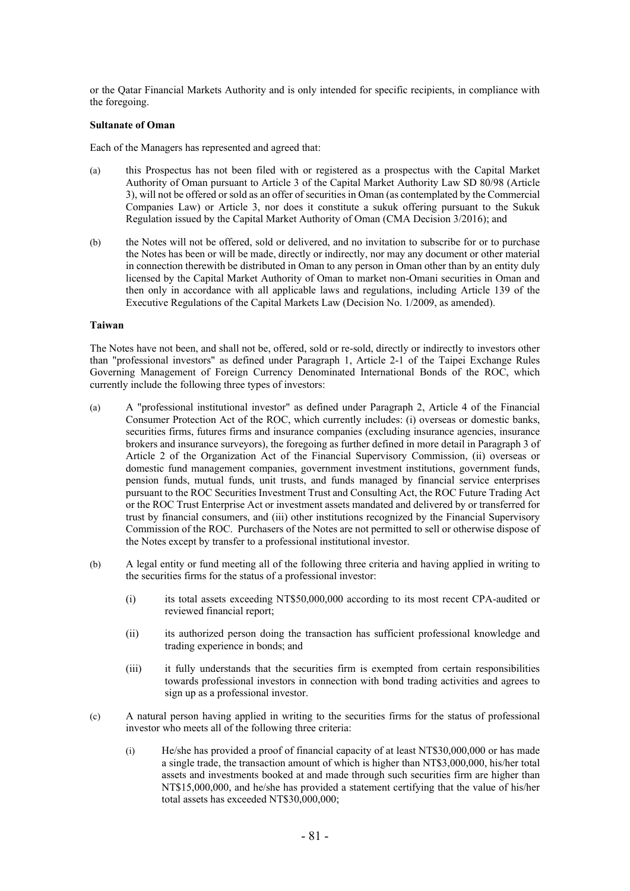or the Qatar Financial Markets Authority and is only intended for specific recipients, in compliance with the foregoing.

**Sultanate of Oman**

Each of the Managers has represented and agreed that:

(a) this Prospectus has not been filed with or registered as a prospectus with the Capital Market Authority of Oman pursuant to Article 3 of the Capital Market Authority Law SD 80/98 (Article 3), will not be offered or sold as an offer of securities in Oman (as contemplated by the Commercial Companies Law) or Article 3, nor does it constitute a sukuk offering pursuant to the Sukuk Regulation issued by the Capital Market Authority of Oman (CMA Decision 3/2016); and

(b) the Notes will not be offered, sold or delivered, and no invitation to subscribe for or to purchase the Notes has been or will be made, directly or indirectly, nor may any document or other material in connection therewith be distributed in Oman to any person in Oman other than by an entity duly licensed by the Capital Market Authority of Oman to market non-Omani securities in Oman and then only in accordance with all applicable laws and regulations, including Article 139 of the Executive Regulations of the Capital Markets Law (Decision No. 1/2009, as amended).

**Taiwan**

The Notes have not been, and shall not be, offered, sold or re-sold, directly or indirectly to investors other than "professional investors" as defined under Paragraph 1, Article 2-1 of the Taipei Exchange Rules Governing Management of Foreign Currency Denominated International Bonds of the ROC, which currently include the following three types of investors:

(a) A "professional institutional investor" as defined under Paragraph 2, Article 4 of the Financial Consumer Protection Act of the ROC, which currently includes: (i) overseas or domestic banks, securities firms, futures firms and insurance companies (excluding insurance agencies, insurance brokers and insurance surveyors), the foregoing as further defined in more detail in Paragraph 3 of Article 2 of the Organization Act of the Financial Supervisory Commission, (ii) overseas or domestic fund management companies, government investment institutions, government funds, pension funds, mutual funds, unit trusts, and funds managed by financial service enterprises pursuant to the ROC Securities Investment Trust and Consulting Act, the ROC Future Trading Act or the ROC Trust Enterprise Act or investment assets mandated and delivered by or transferred for trust by financial consumers, and (iii) other institutions recognized by the Financial Supervisory Commission of the ROC. Purchasers of the Notes are not permitted to sell or otherwise dispose of the Notes except by transfer to a professional institutional investor.

(b) A legal entity or fund meeting all of the following three criteria and having applied in writing to the securities firms for the status of a professional investor:

 (i) its total assets exceeding NT$50,000,000 according to its most recent CPA-audited or reviewed financial report;

 (ii) its authorized person doing the transaction has sufficient professional knowledge and trading experience in bonds; and

 (iii) it fully understands that the securities firm is exempted from certain responsibilities towards professional investors in connection with bond trading activities and agrees to sign up as a professional investor.

(c) A natural person having applied in writing to the securities firms for the status of professional investor who meets all of the following three criteria:

 (i) He/she has provided a proof of financial capacity of at least NT$30,000,000 or has made a single trade, the transaction amount of which is higher than NT$3,000,000, his/her total assets and investments booked at and made through such securities firm are higher than NT$15,000,000, and he/she has provided a statement certifying that the value of his/her total assets has exceeded NT$30,000,000;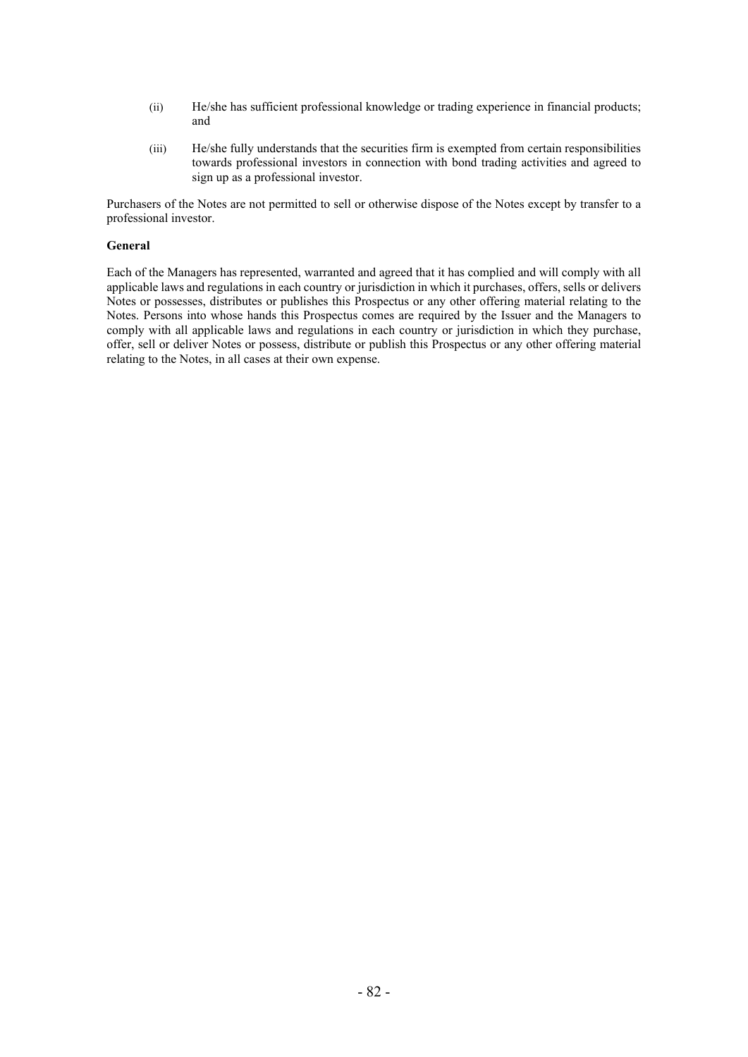(ii) He/she has sufficient professional knowledge or trading experience in financial products; and

(iii) He/she fully understands that the securities firm is exempted from certain responsibilities towards professional investors in connection with bond trading activities and agreed to sign up as a professional investor.

Purchasers of the Notes are not permitted to sell or otherwise dispose of the Notes except by transfer to a professional investor.

**General**

Each of the Managers has represented, warranted and agreed that it has complied and will comply with all applicable laws and regulations in each country or jurisdiction in which it purchases, offers, sells or delivers Notes or possesses, distributes or publishes this Prospectus or any other offering material relating to the Notes. Persons into whose hands this Prospectus comes are required by the Issuer and the Managers to comply with all applicable laws and regulations in each country or jurisdiction in which they purchase, offer, sell or deliver Notes or possess, distribute or publish this Prospectus or any other offering material relating to the Notes, in all cases at their own expense.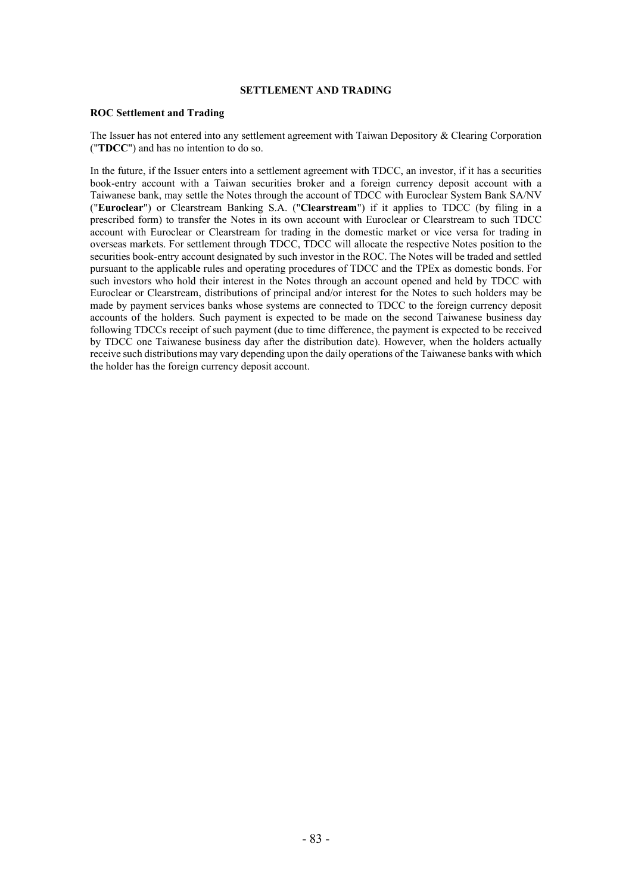## SETTLEMENT AND TRADING

### ROC Settlement and Trading

The Issuer has not entered into any settlement agreement with Taiwan Depository & Clearing Corporation ("**TDCC**") and has no intention to do so.

In the future, if the Issuer enters into a settlement agreement with TDCC, an investor, if it has a securities book-entry account with a Taiwan securities broker and a foreign currency deposit account with a Taiwanese bank, may settle the Notes through the account of TDCC with Euroclear System Bank SA/NV ("**Euroclear**") or Clearstream Banking S.A. ("**Clearstream**") if it applies to TDCC (by filing in a prescribed form) to transfer the Notes in its own account with Euroclear or Clearstream to such TDCC account with Euroclear or Clearstream for trading in the domestic market or vice versa for trading in overseas markets. For settlement through TDCC, TDCC will allocate the respective Notes position to the securities book-entry account designated by such investor in the ROC. The Notes will be traded and settled pursuant to the applicable rules and operating procedures of TDCC and the TPEx as domestic bonds. For such investors who hold their interest in the Notes through an account opened and held by TDCC with Euroclear or Clearstream, distributions of principal and/or interest for the Notes to such holders may be made by payment services banks whose systems are connected to TDCC to the foreign currency deposit accounts of the holders. Such payment is expected to be made on the second Taiwanese business day following TDCCs receipt of such payment (due to time difference, the payment is expected to be received by TDCC one Taiwanese business day after the distribution date). However, when the holders actually receive such distributions may vary depending upon the daily operations of the Taiwanese banks with which the holder has the foreign currency deposit account.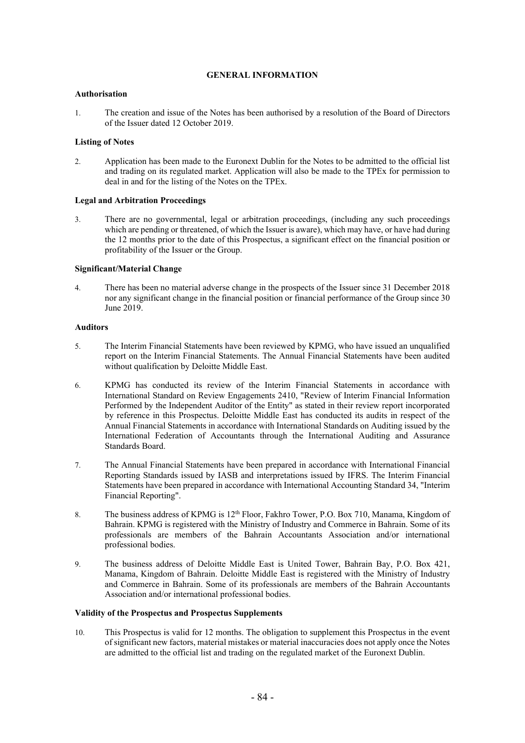# GENERAL INFORMATION

### Authorisation

1. The creation and issue of the Notes has been authorised by a resolution of the Board of Directors of the Issuer dated 12 October 2019.

### Listing of Notes

2. Application has been made to the Euronext Dublin for the Notes to be admitted to the official list and trading on its regulated market. Application will also be made to the TPEx for permission to deal in and for the listing of the Notes on the TPEx.

### Legal and Arbitration Proceedings

3. There are no governmental, legal or arbitration proceedings, (including any such proceedings which are pending or threatened, of which the Issuer is aware), which may have, or have had during the 12 months prior to the date of this Prospectus, a significant effect on the financial position or profitability of the Issuer or the Group.

### Significant/Material Change

4. There has been no material adverse change in the prospects of the Issuer since 31 December 2018 nor any significant change in the financial position or financial performance of the Group since 30 June 2019.

### Auditors

5. The Interim Financial Statements have been reviewed by KPMG, who have issued an unqualified report on the Interim Financial Statements. The Annual Financial Statements have been audited without qualification by Deloitte Middle East.

6. KPMG has conducted its review of the Interim Financial Statements in accordance with International Standard on Review Engagements 2410, "Review of Interim Financial Information Performed by the Independent Auditor of the Entity" as stated in their review report incorporated by reference in this Prospectus. Deloitte Middle East has conducted its audits in respect of the Annual Financial Statements in accordance with International Standards on Auditing issued by the International Federation of Accountants through the International Auditing and Assurance Standards Board.

7. The Annual Financial Statements have been prepared in accordance with International Financial Reporting Standards issued by IASB and interpretations issued by IFRS. The Interim Financial Statements have been prepared in accordance with International Accounting Standard 34, "Interim Financial Reporting".

8. The business address of KPMG is 12th Floor, Fakhro Tower, P.O. Box 710, Manama, Kingdom of Bahrain. KPMG is registered with the Ministry of Industry and Commerce in Bahrain. Some of its professionals are members of the Bahrain Accountants Association and/or international professional bodies.

9. The business address of Deloitte Middle East is United Tower, Bahrain Bay, P.O. Box 421, Manama, Kingdom of Bahrain. Deloitte Middle East is registered with the Ministry of Industry and Commerce in Bahrain. Some of its professionals are members of the Bahrain Accountants Association and/or international professional bodies.

### Validity of the Prospectus and Prospectus Supplements

10. This Prospectus is valid for 12 months. The obligation to supplement this Prospectus in the event of significant new factors, material mistakes or material inaccuracies does not apply once the Notes are admitted to the official list and trading on the regulated market of the Euronext Dublin.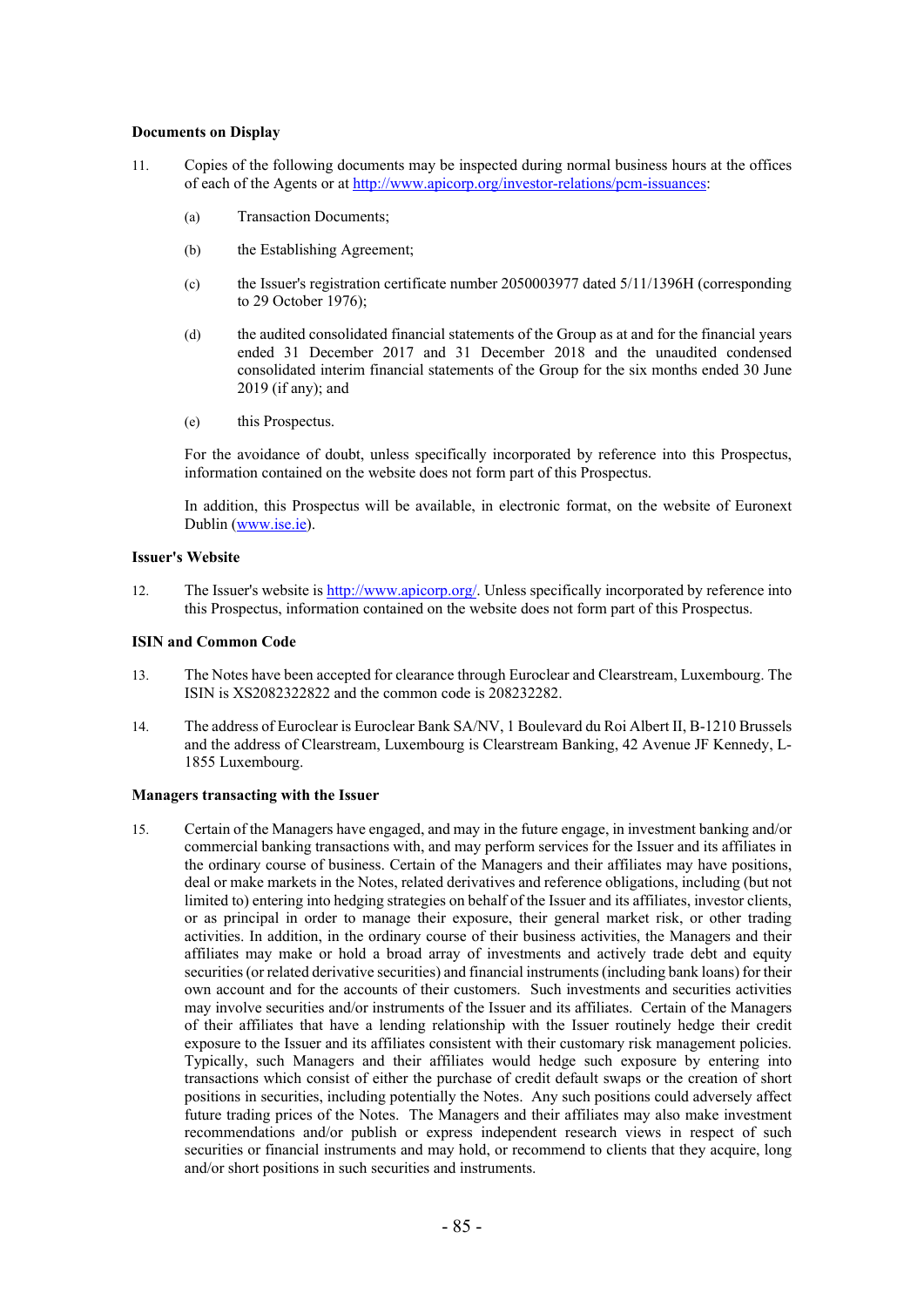**Documents on Display**

11. Copies of the following documents may be inspected during normal business hours at the offices of each of the Agents or at http://www.apicorp.org/investor-relations/pcm-issuances:

    (a) Transaction Documents;

    (b) the Establishing Agreement;

    (c) the Issuer's registration certificate number 2050003977 dated 5/11/1396H (corresponding to 29 October 1976);

    (d) the audited consolidated financial statements of the Group as at and for the financial years ended 31 December 2017 and 31 December 2018 and the unaudited condensed consolidated interim financial statements of the Group for the six months ended 30 June 2019 (if any); and

    (e) this Prospectus.

    For the avoidance of doubt, unless specifically incorporated by reference into this Prospectus, information contained on the website does not form part of this Prospectus.

    In addition, this Prospectus will be available, in electronic format, on the website of Euronext Dublin (www.ise.ie).

**Issuer's Website**

12. The Issuer's website is http://www.apicorp.org/. Unless specifically incorporated by reference into this Prospectus, information contained on the website does not form part of this Prospectus.

**ISIN and Common Code**

13. The Notes have been accepted for clearance through Euroclear and Clearstream, Luxembourg. The ISIN is XS2082322822 and the common code is 208232282.

14. The address of Euroclear is Euroclear Bank SA/NV, 1 Boulevard du Roi Albert II, B-1210 Brussels and the address of Clearstream, Luxembourg is Clearstream Banking, 42 Avenue JF Kennedy, L-1855 Luxembourg.

**Managers transacting with the Issuer**

15. Certain of the Managers have engaged, and may in the future engage, in investment banking and/or commercial banking transactions with, and may perform services for the Issuer and its affiliates in the ordinary course of business. Certain of the Managers and their affiliates may have positions, deal or make markets in the Notes, related derivatives and reference obligations, including (but not limited to) entering into hedging strategies on behalf of the Issuer and its affiliates, investor clients, or as principal in order to manage their exposure, their general market risk, or other trading activities. In addition, in the ordinary course of their business activities, the Managers and their affiliates may make or hold a broad array of investments and actively trade debt and equity securities (or related derivative securities) and financial instruments (including bank loans) for their own account and for the accounts of their customers. Such investments and securities activities may involve securities and/or instruments of the Issuer and its affiliates. Certain of the Managers of their affiliates that have a lending relationship with the Issuer routinely hedge their credit exposure to the Issuer and its affiliates consistent with their customary risk management policies. Typically, such Managers and their affiliates would hedge such exposure by entering into transactions which consist of either the purchase of credit default swaps or the creation of short positions in securities, including potentially the Notes. Any such positions could adversely affect future trading prices of the Notes. The Managers and their affiliates may also make investment recommendations and/or publish or express independent research views in respect of such securities or financial instruments and may hold, or recommend to clients that they acquire, long and/or short positions in such securities and instruments.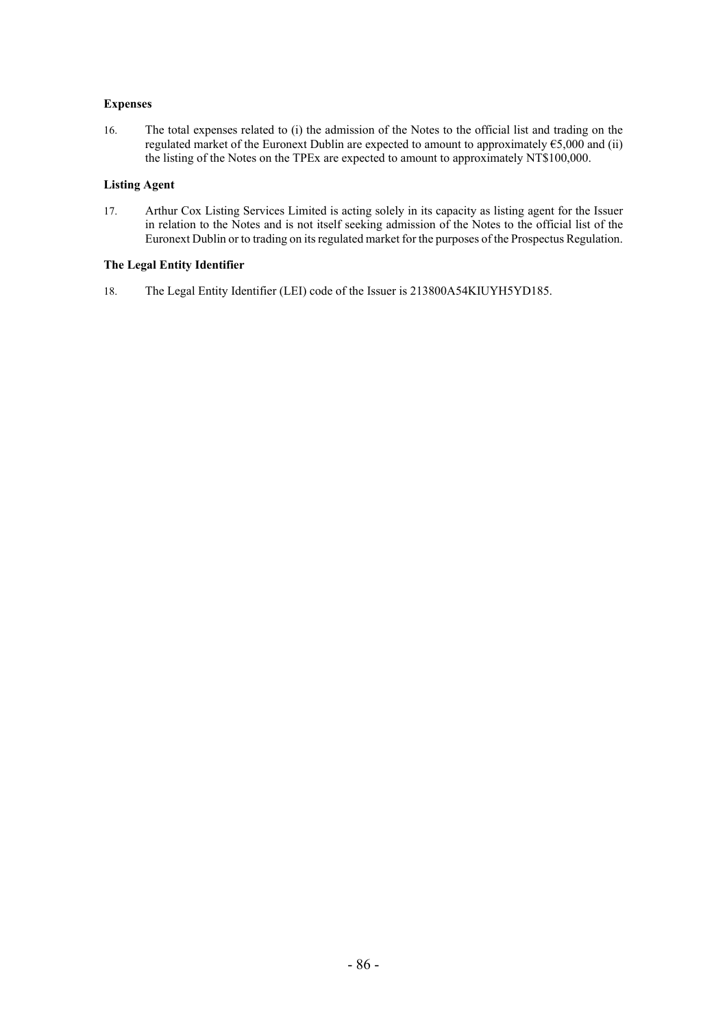**Expenses**

16. The total expenses related to (i) the admission of the Notes to the official list and trading on the regulated market of the Euronext Dublin are expected to amount to approximately €5,000 and (ii) the listing of the Notes on the TPEx are expected to amount to approximately NT$100,000.

**Listing Agent**

17. Arthur Cox Listing Services Limited is acting solely in its capacity as listing agent for the Issuer in relation to the Notes and is not itself seeking admission of the Notes to the official list of the Euronext Dublin or to trading on its regulated market for the purposes of the Prospectus Regulation.

**The Legal Entity Identifier**

18. The Legal Entity Identifier (LEI) code of the Issuer is 213800A54KIUYH5YD185.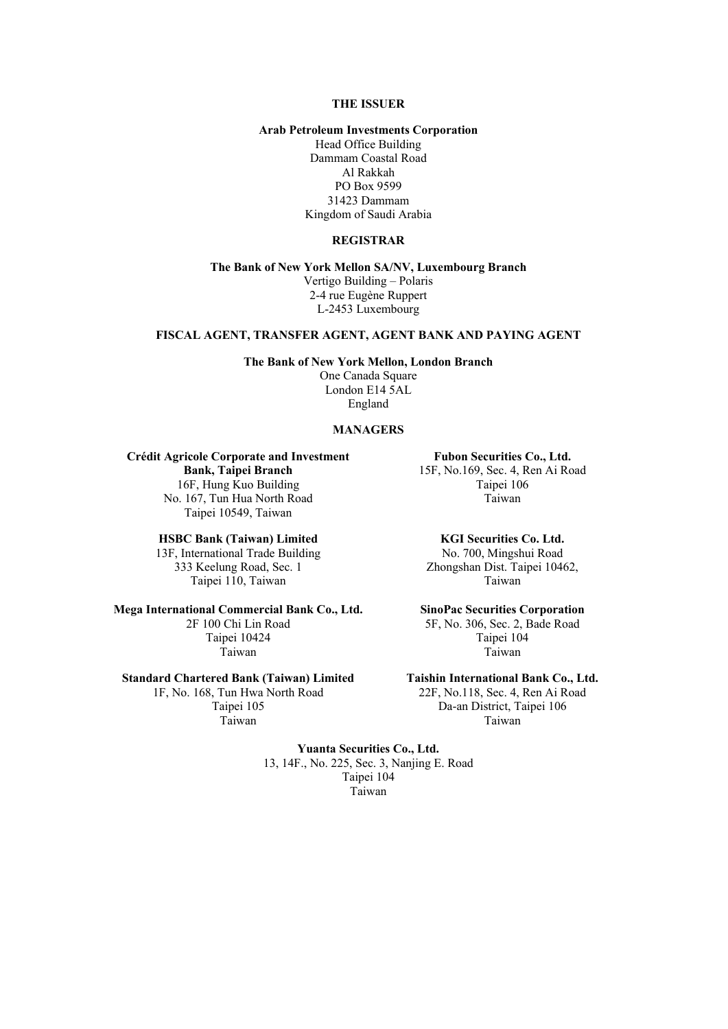**THE ISSUER**

**Arab Petroleum Investments Corporation**
Head Office Building
Dammam Coastal Road
Al Rakkah
PO Box 9599
31423 Dammam
Kingdom of Saudi Arabia

**REGISTRAR**

**The Bank of New York Mellon SA/NV, Luxembourg Branch**
Vertigo Building – Polaris
2-4 rue Eugène Ruppert
L-2453 Luxembourg

**FISCAL AGENT, TRANSFER AGENT, AGENT BANK AND PAYING AGENT**

**The Bank of New York Mellon, London Branch**
One Canada Square
London E14 5AL
England

**MANAGERS**

**Crédit Agricole Corporate and Investment Bank, Taipei Branch**
16F, Hung Kuo Building
No. 167, Tun Hua North Road
Taipei 10549, Taiwan

**Fubon Securities Co., Ltd.**
15F, No.169, Sec. 4, Ren Ai Road
Taipei 106
Taiwan

**HSBC Bank (Taiwan) Limited**
13F, International Trade Building
333 Keelung Road, Sec. 1
Taipei 110, Taiwan

**KGI Securities Co. Ltd.**
No. 700, Mingshui Road
Zhongshan Dist. Taipei 10462,
Taiwan

**Mega International Commercial Bank Co., Ltd.**
2F 100 Chi Lin Road
Taipei 10424
Taiwan

**SinoPac Securities Corporation**
5F, No. 306, Sec. 2, Bade Road
Taipei 104
Taiwan

**Standard Chartered Bank (Taiwan) Limited**
1F, No. 168, Tun Hwa North Road
Taipei 105
Taiwan

**Taishin International Bank Co., Ltd.**
22F, No.118, Sec. 4, Ren Ai Road
Da-an District, Taipei 106
Taiwan

**Yuanta Securities Co., Ltd.**
13, 14F., No. 225, Sec. 3, Nanjing E. Road
Taipei 104
Taiwan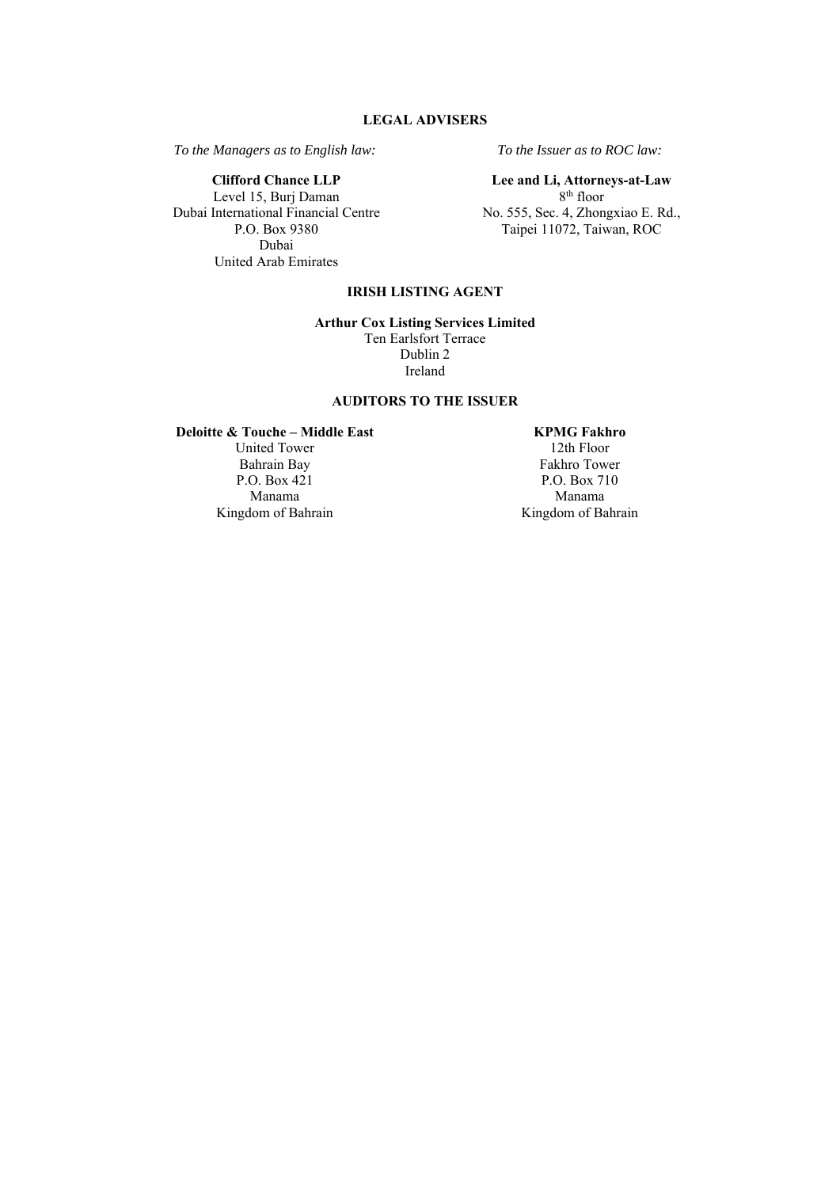## LEGAL ADVISERS

*To the Managers as to English law:*

**Clifford Chance LLP**
Level 15, Burj Daman
Dubai International Financial Centre
P.O. Box 9380
Dubai
United Arab Emirates

*To the Issuer as to ROC law:*

**Lee and Li, Attorneys-at-Law**
8th floor
No. 555, Sec. 4, Zhongxiao E. Rd.,
Taipei 11072, Taiwan, ROC

## IRISH LISTING AGENT

**Arthur Cox Listing Services Limited**
Ten Earlsfort Terrace
Dublin 2
Ireland

## AUDITORS TO THE ISSUER

**Deloitte & Touche – Middle East**
United Tower
Bahrain Bay
P.O. Box 421
Manama
Kingdom of Bahrain

**KPMG Fakhro**
12th Floor
Fakhro Tower
P.O. Box 710
Manama
Kingdom of Bahrain